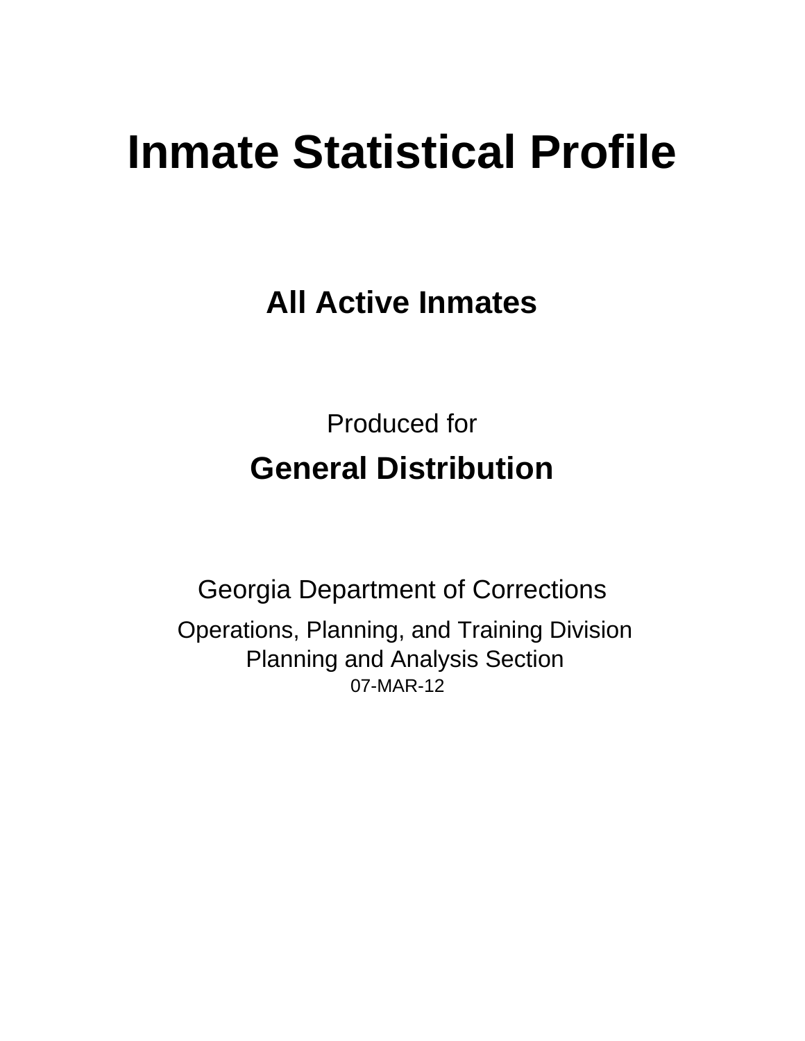# Inmate Statistical Profile

## All Active Inmates

Produced for

## General Distribution

Georgia Department of Corrections

Operations, Planning, and Training Division
Planning and Analysis Section
07-MAR-12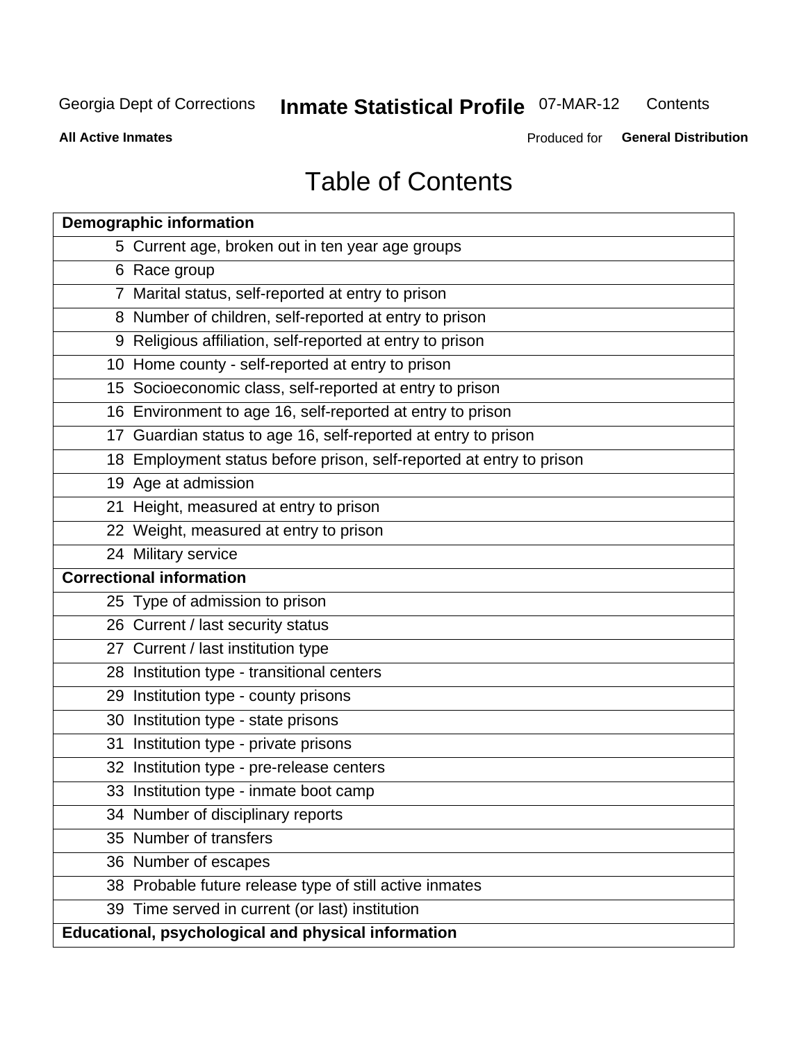Georgia Dept of Corrections **Inmate Statistical Profile** 07-MAR-12 Contents

**All Active Inmates** Produced for **General Distribution**

# Table of Contents

| | |
|---|---|
| **Demographic information** | |
| 5 | Current age, broken out in ten year age groups |
| 6 | Race group |
| 7 | Marital status, self-reported at entry to prison |
| 8 | Number of children, self-reported at entry to prison |
| 9 | Religious affiliation, self-reported at entry to prison |
| 10 | Home county - self-reported at entry to prison |
| 15 | Socioeconomic class, self-reported at entry to prison |
| 16 | Environment to age 16, self-reported at entry to prison |
| 17 | Guardian status to age 16, self-reported at entry to prison |
| 18 | Employment status before prison, self-reported at entry to prison |
| 19 | Age at admission |
| 21 | Height, measured at entry to prison |
| 22 | Weight, measured at entry to prison |
| 24 | Military service |
| **Correctional information** | |
| 25 | Type of admission to prison |
| 26 | Current / last security status |
| 27 | Current / last institution type |
| 28 | Institution type - transitional centers |
| 29 | Institution type - county prisons |
| 30 | Institution type - state prisons |
| 31 | Institution type - private prisons |
| 32 | Institution type - pre-release centers |
| 33 | Institution type - inmate boot camp |
| 34 | Number of disciplinary reports |
| 35 | Number of transfers |
| 36 | Number of escapes |
| 38 | Probable future release type of still active inmates |
| 39 | Time served in current (or last) institution |
| **Educational, psychological and physical information** | |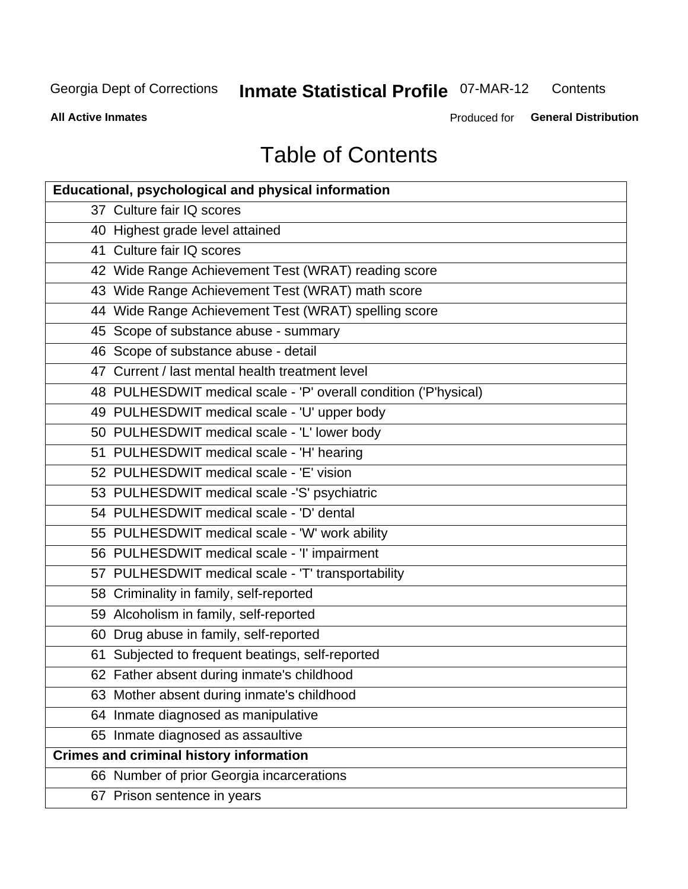Georgia Dept of Corrections **Inmate Statistical Profile** 07-MAR-12 Contents

**All Active Inmates** Produced for **General Distribution**

# Table of Contents

| **Educational, psychological and physical information** |
|---|
| 37 Culture fair IQ scores |
| 40 Highest grade level attained |
| 41 Culture fair IQ scores |
| 42 Wide Range Achievement Test (WRAT) reading score |
| 43 Wide Range Achievement Test (WRAT) math score |
| 44 Wide Range Achievement Test (WRAT) spelling score |
| 45 Scope of substance abuse - summary |
| 46 Scope of substance abuse - detail |
| 47 Current / last mental health treatment level |
| 48 PULHESDWIT medical scale - 'P' overall condition ('P'hysical) |
| 49 PULHESDWIT medical scale - 'U' upper body |
| 50 PULHESDWIT medical scale - 'L' lower body |
| 51 PULHESDWIT medical scale - 'H' hearing |
| 52 PULHESDWIT medical scale - 'E' vision |
| 53 PULHESDWIT medical scale -'S' psychiatric |
| 54 PULHESDWIT medical scale - 'D' dental |
| 55 PULHESDWIT medical scale - 'W' work ability |
| 56 PULHESDWIT medical scale - 'I' impairment |
| 57 PULHESDWIT medical scale - 'T' transportability |
| 58 Criminality in family, self-reported |
| 59 Alcoholism in family, self-reported |
| 60 Drug abuse in family, self-reported |
| 61 Subjected to frequent beatings, self-reported |
| 62 Father absent during inmate's childhood |
| 63 Mother absent during inmate's childhood |
| 64 Inmate diagnosed as manipulative |
| 65 Inmate diagnosed as assaultive |
| **Crimes and criminal history information** |
| 66 Number of prior Georgia incarcerations |
| 67 Prison sentence in years |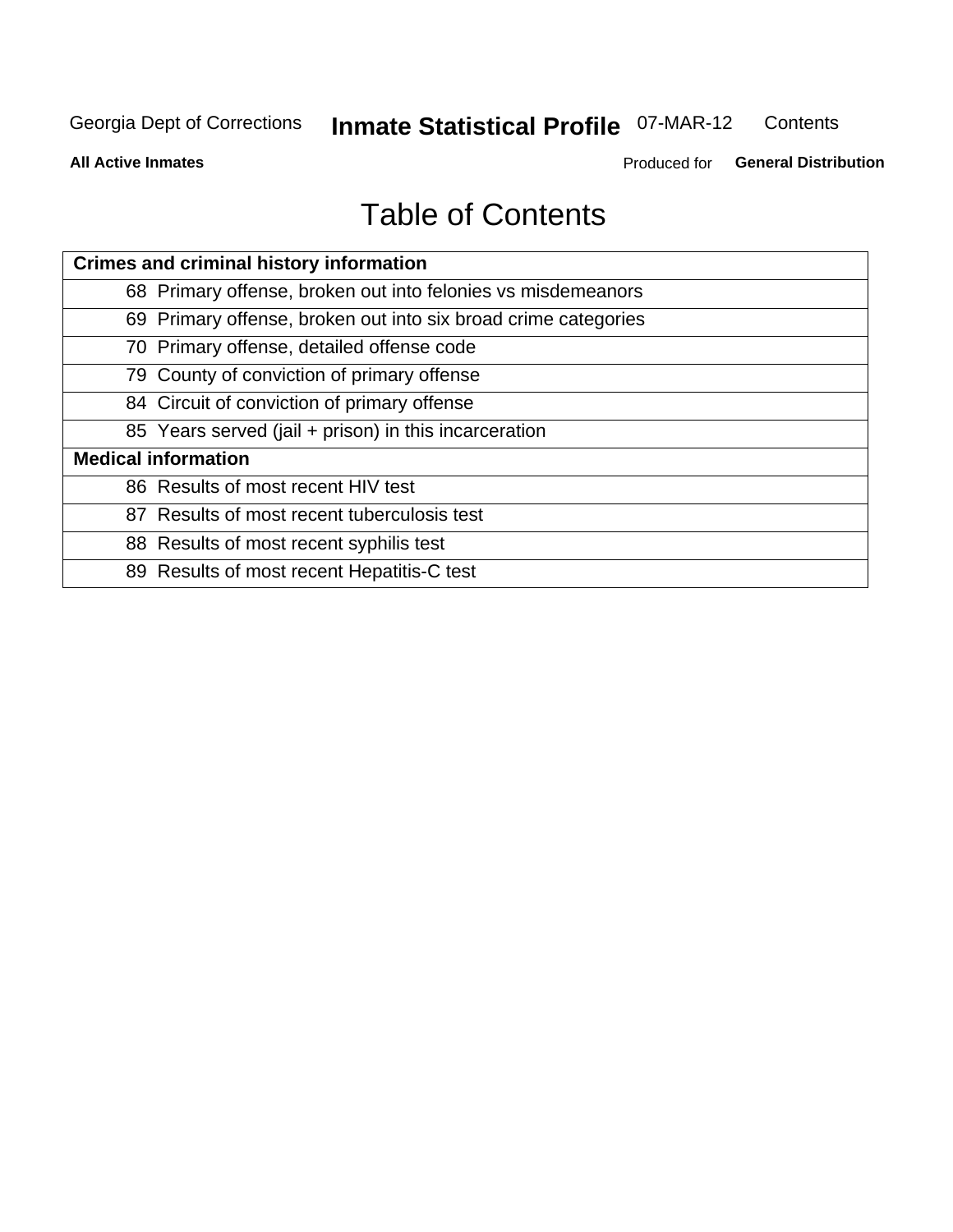# Table of Contents

| Crimes and criminal history information |  |
|---|---|
| 68 | Primary offense, broken out into felonies vs misdemeanors |
| 69 | Primary offense, broken out into six broad crime categories |
| 70 | Primary offense, detailed offense code |
| 79 | County of conviction of primary offense |
| 84 | Circuit of conviction of primary offense |
| 85 | Years served (jail + prison) in this incarceration |
| **Medical information** |  |
| 86 | Results of most recent HIV test |
| 87 | Results of most recent tuberculosis test |
| 88 | Results of most recent syphilis test |
| 89 | Results of most recent Hepatitis-C test |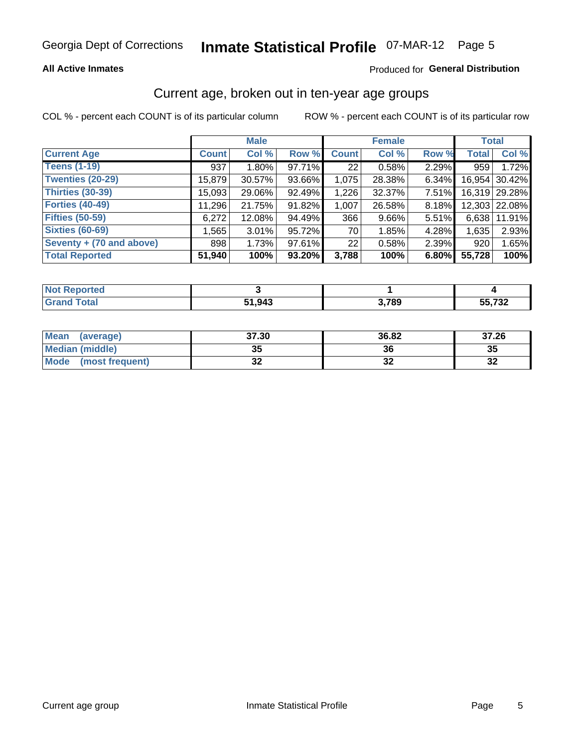Georgia Dept of Corrections **Inmate Statistical Profile** 07-MAR-12

**All Active Inmates**

Produced for **General Distribution**

## Current age, broken out in ten-year age groups

COL % - percent each COUNT is of its particular column ROW % - percent each COUNT is of its particular row

| | Male | | | Female | | | Total | |
|---|---|---|---|---|---|---|---|---|
| **Current Age** | **Count** | **Col %** | **Row %** | **Count** | **Col %** | **Row %** | **Total** | **Col %** |
| Teens (1-19) | 937 | 1.80% | 97.71% | 22 | 0.58% | 2.29% | 959 | 1.72% |
| Twenties (20-29) | 15,879 | 30.57% | 93.66% | 1,075 | 28.38% | 6.34% | 16,954 | 30.42% |
| Thirties (30-39) | 15,093 | 29.06% | 92.49% | 1,226 | 32.37% | 7.51% | 16,319 | 29.28% |
| Forties (40-49) | 11,296 | 21.75% | 91.82% | 1,007 | 26.58% | 8.18% | 12,303 | 22.08% |
| Fifties (50-59) | 6,272 | 12.08% | 94.49% | 366 | 9.66% | 5.51% | 6,638 | 11.91% |
| Sixties (60-69) | 1,565 | 3.01% | 95.72% | 70 | 1.85% | 4.28% | 1,635 | 2.93% |
| Seventy + (70 and above) | 898 | 1.73% | 97.61% | 22 | 0.58% | 2.39% | 920 | 1.65% |
| **Total Reported** | **51,940** | **100%** | **93.20%** | **3,788** | **100%** | **6.80%** | **55,728** | **100%** |

| | Male | Female | Total |
|---|---|---|---|
| Not Reported | 3 | 1 | 4 |
| Grand Total | 51,943 | 3,789 | 55,732 |

| | Male | Female | Total |
|---|---|---|---|
| Mean (average) | 37.30 | 36.82 | 37.26 |
| Median (middle) | 35 | 36 | 35 |
| Mode (most frequent) | 32 | 32 | 32 |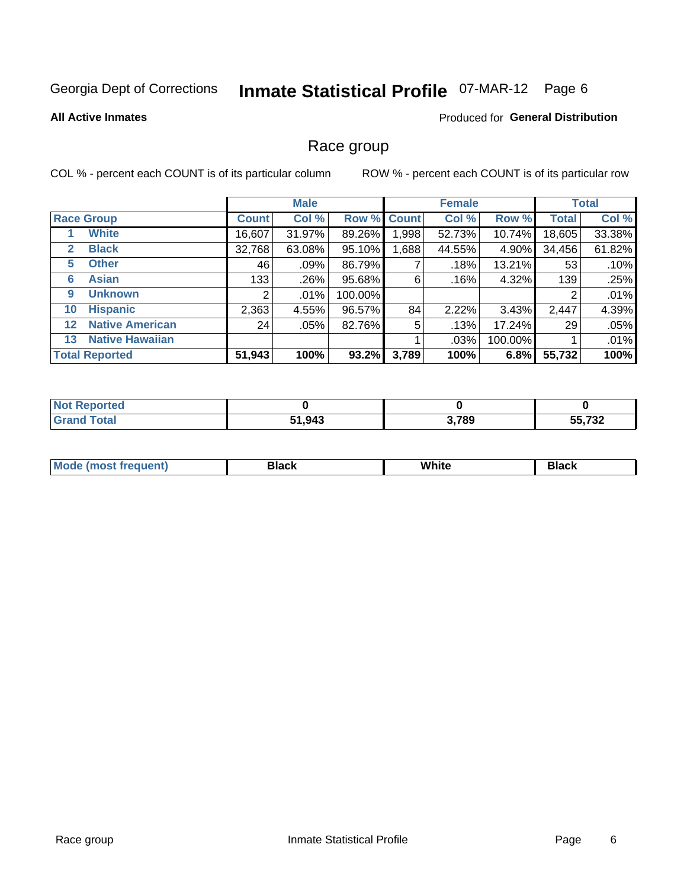Georgia Dept of Corrections **Inmate Statistical Profile** 07-MAR-12 Page 6

**All Active Inmates**

Produced for **General Distribution**

## Race group

COL % - percent each COUNT is of its particular column ROW % - percent each COUNT is of its particular row

| | | Male | | | Female | | | Total | |
|---|---|---|---|---|---|---|---|---|---|
| **Race Group** | | **Count** | **Col %** | **Row %** | **Count** | **Col %** | **Row %** | **Total** | **Col %** |
| 1 | **White** | 16,607 | 31.97% | 89.26% | 1,998 | 52.73% | 10.74% | 18,605 | 33.38% |
| 2 | **Black** | 32,768 | 63.08% | 95.10% | 1,688 | 44.55% | 4.90% | 34,456 | 61.82% |
| 5 | **Other** | 46 | .09% | 86.79% | 7 | .18% | 13.21% | 53 | .10% |
| 6 | **Asian** | 133 | .26% | 95.68% | 6 | .16% | 4.32% | 139 | .25% |
| 9 | **Unknown** | 2 | .01% | 100.00% | | | | 2 | .01% |
| 10 | **Hispanic** | 2,363 | 4.55% | 96.57% | 84 | 2.22% | 3.43% | 2,447 | 4.39% |
| 12 | **Native American** | 24 | .05% | 82.76% | 5 | .13% | 17.24% | 29 | .05% |
| 13 | **Native Hawaiian** | | | | 1 | .03% | 100.00% | 1 | .01% |
| **Total Reported** | | **51,943** | **100%** | **93.2%** | **3,789** | **100%** | **6.8%** | **55,732** | **100%** |

| | Male | Female | Total |
|---|---|---|---|
| **Not Reported** | **0** | **0** | **0** |
| **Grand Total** | **51,943** | **3,789** | **55,732** |

| | Male | Female | Total |
|---|---|---|---|
| **Mode (most frequent)** | **Black** | **White** | **Black** |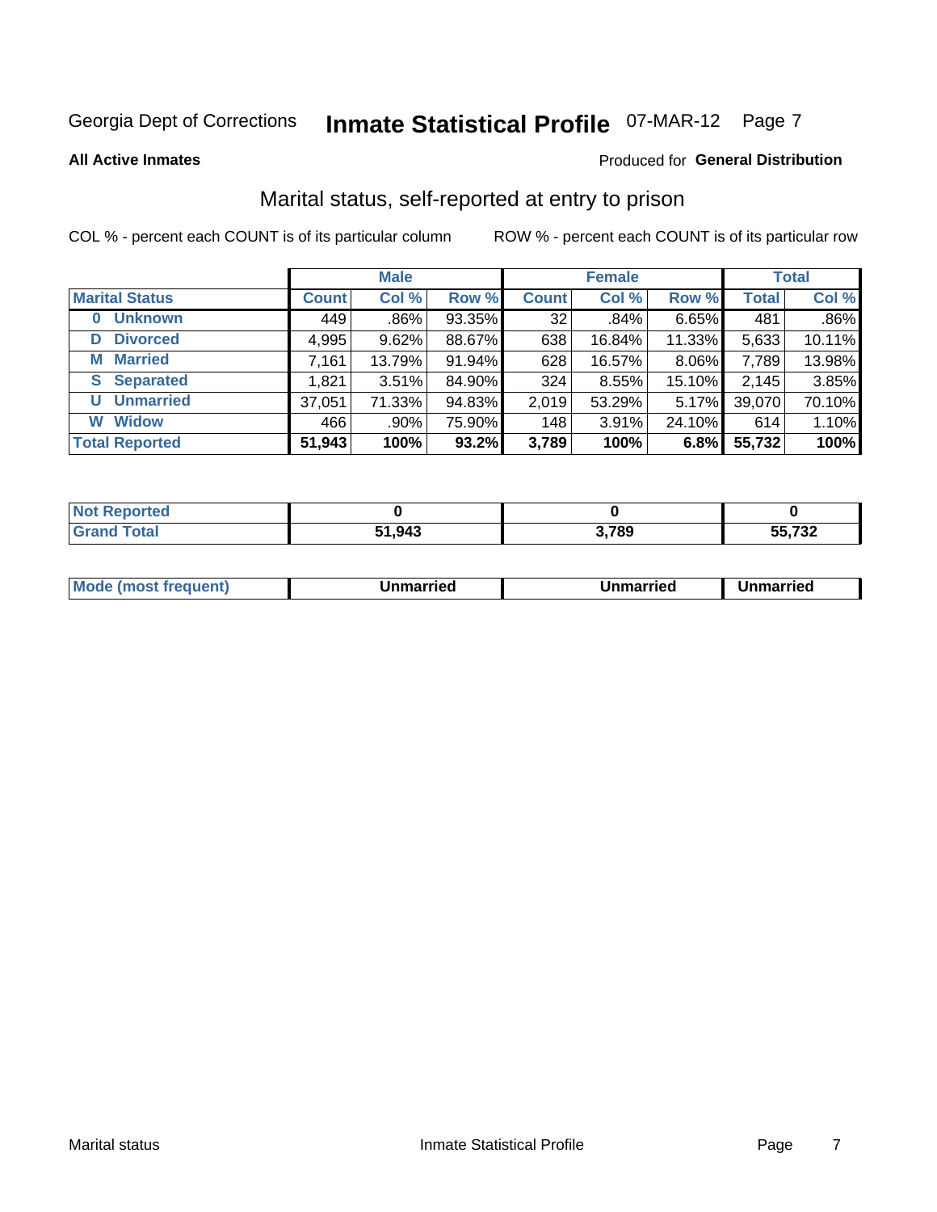Georgia Dept of Corrections **Inmate Statistical Profile** 07-MAR-12 Page 7

**All Active Inmates**

Produced for **General Distribution**

## Marital status, self-reported at entry to prison

COL % - percent each COUNT is of its particular column

ROW % - percent each COUNT is of its particular row

| Marital Status | Male | | | Female | | | Total | |
|---|---|---|---|---|---|---|---|---|
| | Count | Col % | Row % | Count | Col % | Row % | Total | Col % |
| 0 Unknown | 449 | .86% | 93.35% | 32 | .84% | 6.65% | 481 | .86% |
| D Divorced | 4,995 | 9.62% | 88.67% | 638 | 16.84% | 11.33% | 5,633 | 10.11% |
| M Married | 7,161 | 13.79% | 91.94% | 628 | 16.57% | 8.06% | 7,789 | 13.98% |
| S Separated | 1,821 | 3.51% | 84.90% | 324 | 8.55% | 15.10% | 2,145 | 3.85% |
| U Unmarried | 37,051 | 71.33% | 94.83% | 2,019 | 53.29% | 5.17% | 39,070 | 70.10% |
| W Widow | 466 | .90% | 75.90% | 148 | 3.91% | 24.10% | 614 | 1.10% |
| **Total Reported** | **51,943** | **100%** | **93.2%** | **3,789** | **100%** | **6.8%** | **55,732** | **100%** |

| | Male | Female | Total |
|---|---|---|---|
| Not Reported | 0 | 0 | 0 |
| Grand Total | 51,943 | 3,789 | 55,732 |

| | Male | Female | Total |
|---|---|---|---|
| Mode (most frequent) | Unmarried | Unmarried | Unmarried |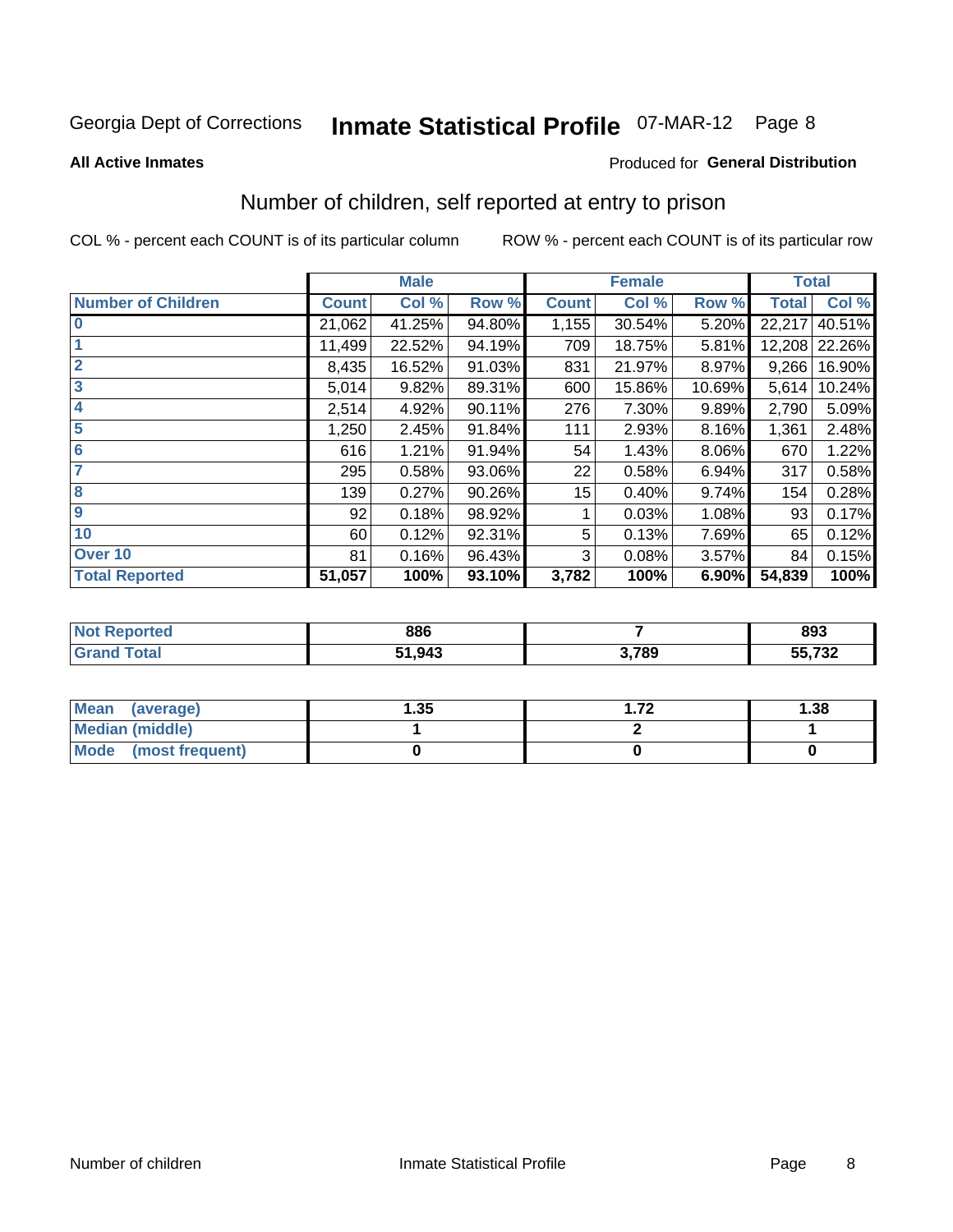Georgia Dept of Corrections **Inmate Statistical Profile** 07-MAR-12

**All Active Inmates**

Produced for **General Distribution**

## Number of children, self reported at entry to prison

COL % - percent each COUNT is of its particular column ROW % - percent each COUNT is of its particular row

| | Male | | | Female | | | Total | |
|---|---|---|---|---|---|---|---|---|
| **Number of Children** | **Count** | **Col %** | **Row %** | **Count** | **Col %** | **Row %** | **Total** | **Col %** |
| **0** | 21,062 | 41.25% | 94.80% | 1,155 | 30.54% | 5.20% | 22,217 | 40.51% |
| **1** | 11,499 | 22.52% | 94.19% | 709 | 18.75% | 5.81% | 12,208 | 22.26% |
| **2** | 8,435 | 16.52% | 91.03% | 831 | 21.97% | 8.97% | 9,266 | 16.90% |
| **3** | 5,014 | 9.82% | 89.31% | 600 | 15.86% | 10.69% | 5,614 | 10.24% |
| **4** | 2,514 | 4.92% | 90.11% | 276 | 7.30% | 9.89% | 2,790 | 5.09% |
| **5** | 1,250 | 2.45% | 91.84% | 111 | 2.93% | 8.16% | 1,361 | 2.48% |
| **6** | 616 | 1.21% | 91.94% | 54 | 1.43% | 8.06% | 670 | 1.22% |
| **7** | 295 | 0.58% | 93.06% | 22 | 0.58% | 6.94% | 317 | 0.58% |
| **8** | 139 | 0.27% | 90.26% | 15 | 0.40% | 9.74% | 154 | 0.28% |
| **9** | 92 | 0.18% | 98.92% | 1 | 0.03% | 1.08% | 93 | 0.17% |
| **10** | 60 | 0.12% | 92.31% | 5 | 0.13% | 7.69% | 65 | 0.12% |
| **Over 10** | 81 | 0.16% | 96.43% | 3 | 0.08% | 3.57% | 84 | 0.15% |
| **Total Reported** | **51,057** | **100%** | **93.10%** | **3,782** | **100%** | **6.90%** | **54,839** | **100%** |

| | Male | Female | Total |
|---|---|---|---|
| **Not Reported** | **886** | **7** | **893** |
| **Grand Total** | **51,943** | **3,789** | **55,732** |

| | Male | Female | Total |
|---|---|---|---|
| **Mean (average)** | **1.35** | **1.72** | **1.38** |
| **Median (middle)** | **1** | **2** | **1** |
| **Mode (most frequent)** | **0** | **0** | **0** |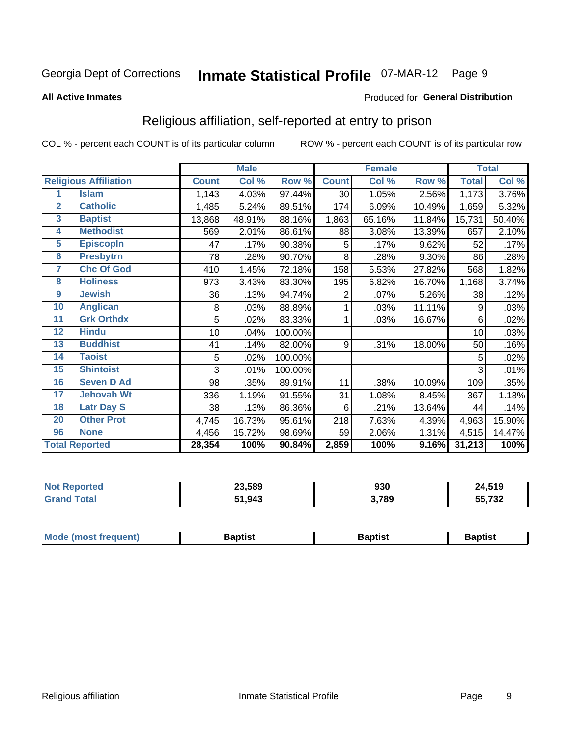Georgia Dept of Corrections **Inmate Statistical Profile** 07-MAR-12 Page 9

**All Active Inmates**

Produced for **General Distribution**

## Religious affiliation, self-reported at entry to prison

COL % - percent each COUNT is of its particular column ROW % - percent each COUNT is of its particular row

| | | Male | | | Female | | | Total | |
|---|---|---|---|---|---|---|---|---|---|
| **Religious Affiliation** | | **Count** | **Col %** | **Row %** | **Count** | **Col %** | **Row %** | **Total** | **Col %** |
| 1 | Islam | 1,143 | 4.03% | 97.44% | 30 | 1.05% | 2.56% | 1,173 | 3.76% |
| 2 | Catholic | 1,485 | 5.24% | 89.51% | 174 | 6.09% | 10.49% | 1,659 | 5.32% |
| 3 | Baptist | 13,868 | 48.91% | 88.16% | 1,863 | 65.16% | 11.84% | 15,731 | 50.40% |
| 4 | Methodist | 569 | 2.01% | 86.61% | 88 | 3.08% | 13.39% | 657 | 2.10% |
| 5 | Episcopln | 47 | .17% | 90.38% | 5 | .17% | 9.62% | 52 | .17% |
| 6 | Presbytrn | 78 | .28% | 90.70% | 8 | .28% | 9.30% | 86 | .28% |
| 7 | Chc Of God | 410 | 1.45% | 72.18% | 158 | 5.53% | 27.82% | 568 | 1.82% |
| 8 | Holiness | 973 | 3.43% | 83.30% | 195 | 6.82% | 16.70% | 1,168 | 3.74% |
| 9 | Jewish | 36 | .13% | 94.74% | 2 | .07% | 5.26% | 38 | .12% |
| 10 | Anglican | 8 | .03% | 88.89% | 1 | .03% | 11.11% | 9 | .03% |
| 11 | Grk Orthdx | 5 | .02% | 83.33% | 1 | .03% | 16.67% | 6 | .02% |
| 12 | Hindu | 10 | .04% | 100.00% | | | | 10 | .03% |
| 13 | Buddhist | 41 | .14% | 82.00% | 9 | .31% | 18.00% | 50 | .16% |
| 14 | Taoist | 5 | .02% | 100.00% | | | | 5 | .02% |
| 15 | Shintoist | 3 | .01% | 100.00% | | | | 3 | .01% |
| 16 | Seven D Ad | 98 | .35% | 89.91% | 11 | .38% | 10.09% | 109 | .35% |
| 17 | Jehovah Wt | 336 | 1.19% | 91.55% | 31 | 1.08% | 8.45% | 367 | 1.18% |
| 18 | Latr Day S | 38 | .13% | 86.36% | 6 | .21% | 13.64% | 44 | .14% |
| 20 | Other Prot | 4,745 | 16.73% | 95.61% | 218 | 7.63% | 4.39% | 4,963 | 15.90% |
| 96 | None | 4,456 | 15.72% | 98.69% | 59 | 2.06% | 1.31% | 4,515 | 14.47% |
| **Total Reported** | | **28,354** | **100%** | **90.84%** | **2,859** | **100%** | **9.16%** | **31,213** | **100%** |

| | Male | Female | Total |
|---|---|---|---|
| Not Reported | **23,589** | **930** | **24,519** |
| Grand Total | **51,943** | **3,789** | **55,732** |

| | Male | Female | Total |
|---|---|---|---|
| Mode (most frequent) | **Baptist** | **Baptist** | **Baptist** |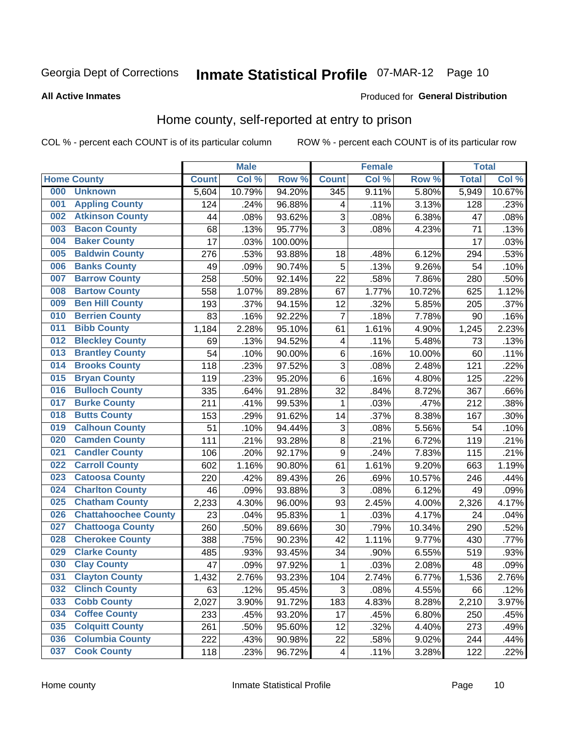Georgia Dept of Corrections **Inmate Statistical Profile** 07-MAR-12

**All Active Inmates**

Produced for **General Distribution**

## Home county, self-reported at entry to prison

COL % - percent each COUNT is of its particular column ROW % - percent each COUNT is of its particular row

| Home County | | Male | | | Female | | | Total | |
|---|---|---|---|---|---|---|---|---|---|
| | | Count | Col % | Row % | Count | Col % | Row % | Total | Col % |
| 000 | Unknown | 5,604 | 10.79% | 94.20% | 345 | 9.11% | 5.80% | 5,949 | 10.67% |
| 001 | Appling County | 124 | .24% | 96.88% | 4 | .11% | 3.13% | 128 | .23% |
| 002 | Atkinson County | 44 | .08% | 93.62% | 3 | .08% | 6.38% | 47 | .08% |
| 003 | Bacon County | 68 | .13% | 95.77% | 3 | .08% | 4.23% | 71 | .13% |
| 004 | Baker County | 17 | .03% | 100.00% | | | | 17 | .03% |
| 005 | Baldwin County | 276 | .53% | 93.88% | 18 | .48% | 6.12% | 294 | .53% |
| 006 | Banks County | 49 | .09% | 90.74% | 5 | .13% | 9.26% | 54 | .10% |
| 007 | Barrow County | 258 | .50% | 92.14% | 22 | .58% | 7.86% | 280 | .50% |
| 008 | Bartow County | 558 | 1.07% | 89.28% | 67 | 1.77% | 10.72% | 625 | 1.12% |
| 009 | Ben Hill County | 193 | .37% | 94.15% | 12 | .32% | 5.85% | 205 | .37% |
| 010 | Berrien County | 83 | .16% | 92.22% | 7 | .18% | 7.78% | 90 | .16% |
| 011 | Bibb County | 1,184 | 2.28% | 95.10% | 61 | 1.61% | 4.90% | 1,245 | 2.23% |
| 012 | Bleckley County | 69 | .13% | 94.52% | 4 | .11% | 5.48% | 73 | .13% |
| 013 | Brantley County | 54 | .10% | 90.00% | 6 | .16% | 10.00% | 60 | .11% |
| 014 | Brooks County | 118 | .23% | 97.52% | 3 | .08% | 2.48% | 121 | .22% |
| 015 | Bryan County | 119 | .23% | 95.20% | 6 | .16% | 4.80% | 125 | .22% |
| 016 | Bulloch County | 335 | .64% | 91.28% | 32 | .84% | 8.72% | 367 | .66% |
| 017 | Burke County | 211 | .41% | 99.53% | 1 | .03% | .47% | 212 | .38% |
| 018 | Butts County | 153 | .29% | 91.62% | 14 | .37% | 8.38% | 167 | .30% |
| 019 | Calhoun County | 51 | .10% | 94.44% | 3 | .08% | 5.56% | 54 | .10% |
| 020 | Camden County | 111 | .21% | 93.28% | 8 | .21% | 6.72% | 119 | .21% |
| 021 | Candler County | 106 | .20% | 92.17% | 9 | .24% | 7.83% | 115 | .21% |
| 022 | Carroll County | 602 | 1.16% | 90.80% | 61 | 1.61% | 9.20% | 663 | 1.19% |
| 023 | Catoosa County | 220 | .42% | 89.43% | 26 | .69% | 10.57% | 246 | .44% |
| 024 | Charlton County | 46 | .09% | 93.88% | 3 | .08% | 6.12% | 49 | .09% |
| 025 | Chatham County | 2,233 | 4.30% | 96.00% | 93 | 2.45% | 4.00% | 2,326 | 4.17% |
| 026 | Chattahoochee County | 23 | .04% | 95.83% | 1 | .03% | 4.17% | 24 | .04% |
| 027 | Chattooga County | 260 | .50% | 89.66% | 30 | .79% | 10.34% | 290 | .52% |
| 028 | Cherokee County | 388 | .75% | 90.23% | 42 | 1.11% | 9.77% | 430 | .77% |
| 029 | Clarke County | 485 | .93% | 93.45% | 34 | .90% | 6.55% | 519 | .93% |
| 030 | Clay County | 47 | .09% | 97.92% | 1 | .03% | 2.08% | 48 | .09% |
| 031 | Clayton County | 1,432 | 2.76% | 93.23% | 104 | 2.74% | 6.77% | 1,536 | 2.76% |
| 032 | Clinch County | 63 | .12% | 95.45% | 3 | .08% | 4.55% | 66 | .12% |
| 033 | Cobb County | 2,027 | 3.90% | 91.72% | 183 | 4.83% | 8.28% | 2,210 | 3.97% |
| 034 | Coffee County | 233 | .45% | 93.20% | 17 | .45% | 6.80% | 250 | .45% |
| 035 | Colquitt County | 261 | .50% | 95.60% | 12 | .32% | 4.40% | 273 | .49% |
| 036 | Columbia County | 222 | .43% | 90.98% | 22 | .58% | 9.02% | 244 | .44% |
| 037 | Cook County | 118 | .23% | 96.72% | 4 | .11% | 3.28% | 122 | .22% |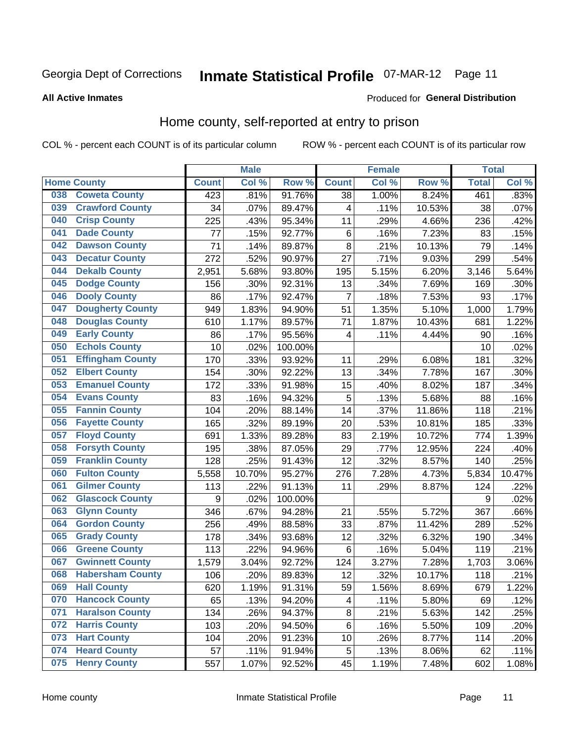Georgia Dept of Corrections **Inmate Statistical Profile** 07-MAR-12 Page 11

**All Active Inmates**

Produced for **General Distribution**

## Home county, self-reported at entry to prison

COL % - percent each COUNT is of its particular column ROW % - percent each COUNT is of its particular row

| Home County | | Male | | | Female | | | Total | |
|---|---|---|---|---|---|---|---|---|---|
| | | Count | Col % | Row % | Count | Col % | Row % | Total | Col % |
| 038 | Coweta County | 423 | .81% | 91.76% | 38 | 1.00% | 8.24% | 461 | .83% |
| 039 | Crawford County | 34 | .07% | 89.47% | 4 | .11% | 10.53% | 38 | .07% |
| 040 | Crisp County | 225 | .43% | 95.34% | 11 | .29% | 4.66% | 236 | .42% |
| 041 | Dade County | 77 | .15% | 92.77% | 6 | .16% | 7.23% | 83 | .15% |
| 042 | Dawson County | 71 | .14% | 89.87% | 8 | .21% | 10.13% | 79 | .14% |
| 043 | Decatur County | 272 | .52% | 90.97% | 27 | .71% | 9.03% | 299 | .54% |
| 044 | Dekalb County | 2,951 | 5.68% | 93.80% | 195 | 5.15% | 6.20% | 3,146 | 5.64% |
| 045 | Dodge County | 156 | .30% | 92.31% | 13 | .34% | 7.69% | 169 | .30% |
| 046 | Dooly County | 86 | .17% | 92.47% | 7 | .18% | 7.53% | 93 | .17% |
| 047 | Dougherty County | 949 | 1.83% | 94.90% | 51 | 1.35% | 5.10% | 1,000 | 1.79% |
| 048 | Douglas County | 610 | 1.17% | 89.57% | 71 | 1.87% | 10.43% | 681 | 1.22% |
| 049 | Early County | 86 | .17% | 95.56% | 4 | .11% | 4.44% | 90 | .16% |
| 050 | Echols County | 10 | .02% | 100.00% | | | | 10 | .02% |
| 051 | Effingham County | 170 | .33% | 93.92% | 11 | .29% | 6.08% | 181 | .32% |
| 052 | Elbert County | 154 | .30% | 92.22% | 13 | .34% | 7.78% | 167 | .30% |
| 053 | Emanuel County | 172 | .33% | 91.98% | 15 | .40% | 8.02% | 187 | .34% |
| 054 | Evans County | 83 | .16% | 94.32% | 5 | .13% | 5.68% | 88 | .16% |
| 055 | Fannin County | 104 | .20% | 88.14% | 14 | .37% | 11.86% | 118 | .21% |
| 056 | Fayette County | 165 | .32% | 89.19% | 20 | .53% | 10.81% | 185 | .33% |
| 057 | Floyd County | 691 | 1.33% | 89.28% | 83 | 2.19% | 10.72% | 774 | 1.39% |
| 058 | Forsyth County | 195 | .38% | 87.05% | 29 | .77% | 12.95% | 224 | .40% |
| 059 | Franklin County | 128 | .25% | 91.43% | 12 | .32% | 8.57% | 140 | .25% |
| 060 | Fulton County | 5,558 | 10.70% | 95.27% | 276 | 7.28% | 4.73% | 5,834 | 10.47% |
| 061 | Gilmer County | 113 | .22% | 91.13% | 11 | .29% | 8.87% | 124 | .22% |
| 062 | Glascock County | 9 | .02% | 100.00% | | | | 9 | .02% |
| 063 | Glynn County | 346 | .67% | 94.28% | 21 | .55% | 5.72% | 367 | .66% |
| 064 | Gordon County | 256 | .49% | 88.58% | 33 | .87% | 11.42% | 289 | .52% |
| 065 | Grady County | 178 | .34% | 93.68% | 12 | .32% | 6.32% | 190 | .34% |
| 066 | Greene County | 113 | .22% | 94.96% | 6 | .16% | 5.04% | 119 | .21% |
| 067 | Gwinnett County | 1,579 | 3.04% | 92.72% | 124 | 3.27% | 7.28% | 1,703 | 3.06% |
| 068 | Habersham County | 106 | .20% | 89.83% | 12 | .32% | 10.17% | 118 | .21% |
| 069 | Hall County | 620 | 1.19% | 91.31% | 59 | 1.56% | 8.69% | 679 | 1.22% |
| 070 | Hancock County | 65 | .13% | 94.20% | 4 | .11% | 5.80% | 69 | .12% |
| 071 | Haralson County | 134 | .26% | 94.37% | 8 | .21% | 5.63% | 142 | .25% |
| 072 | Harris County | 103 | .20% | 94.50% | 6 | .16% | 5.50% | 109 | .20% |
| 073 | Hart County | 104 | .20% | 91.23% | 10 | .26% | 8.77% | 114 | .20% |
| 074 | Heard County | 57 | .11% | 91.94% | 5 | .13% | 8.06% | 62 | .11% |
| 075 | Henry County | 557 | 1.07% | 92.52% | 45 | 1.19% | 7.48% | 602 | 1.08% |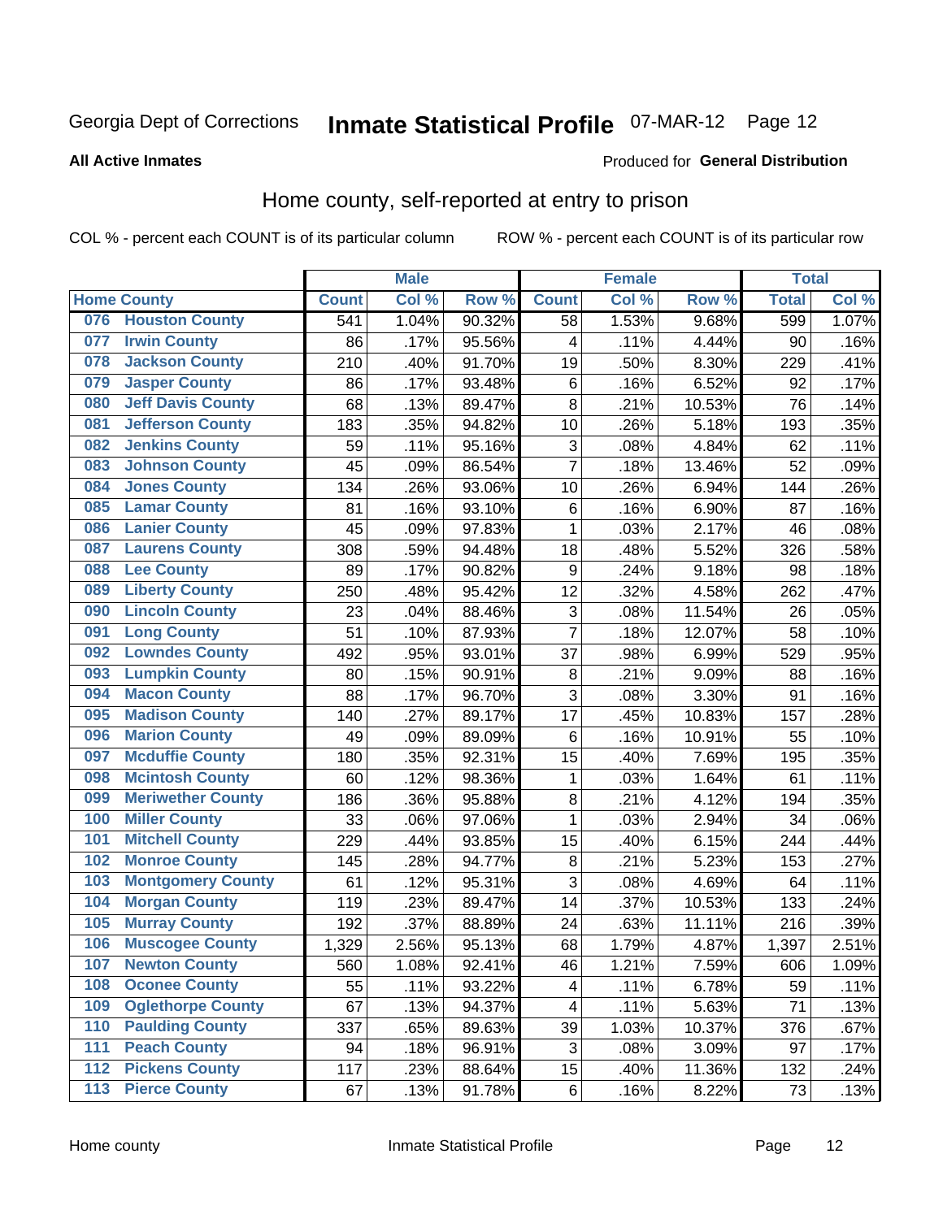Georgia Dept of Corrections **Inmate Statistical Profile** 07-MAR-12

**All Active Inmates**

Produced for **General Distribution**

## Home county, self-reported at entry to prison

COL % - percent each COUNT is of its particular column     ROW % - percent each COUNT is of its particular row

| Home County | | Male | | | Female | | | Total | |
|---|---|---|---|---|---|---|---|---|---|
| | | Count | Col % | Row % | Count | Col % | Row % | Total | Col % |
| 076 | Houston County | 541 | 1.04% | 90.32% | 58 | 1.53% | 9.68% | 599 | 1.07% |
| 077 | Irwin County | 86 | .17% | 95.56% | 4 | .11% | 4.44% | 90 | .16% |
| 078 | Jackson County | 210 | .40% | 91.70% | 19 | .50% | 8.30% | 229 | .41% |
| 079 | Jasper County | 86 | .17% | 93.48% | 6 | .16% | 6.52% | 92 | .17% |
| 080 | Jeff Davis County | 68 | .13% | 89.47% | 8 | .21% | 10.53% | 76 | .14% |
| 081 | Jefferson County | 183 | .35% | 94.82% | 10 | .26% | 5.18% | 193 | .35% |
| 082 | Jenkins County | 59 | .11% | 95.16% | 3 | .08% | 4.84% | 62 | .11% |
| 083 | Johnson County | 45 | .09% | 86.54% | 7 | .18% | 13.46% | 52 | .09% |
| 084 | Jones County | 134 | .26% | 93.06% | 10 | .26% | 6.94% | 144 | .26% |
| 085 | Lamar County | 81 | .16% | 93.10% | 6 | .16% | 6.90% | 87 | .16% |
| 086 | Lanier County | 45 | .09% | 97.83% | 1 | .03% | 2.17% | 46 | .08% |
| 087 | Laurens County | 308 | .59% | 94.48% | 18 | .48% | 5.52% | 326 | .58% |
| 088 | Lee County | 89 | .17% | 90.82% | 9 | .24% | 9.18% | 98 | .18% |
| 089 | Liberty County | 250 | .48% | 95.42% | 12 | .32% | 4.58% | 262 | .47% |
| 090 | Lincoln County | 23 | .04% | 88.46% | 3 | .08% | 11.54% | 26 | .05% |
| 091 | Long County | 51 | .10% | 87.93% | 7 | .18% | 12.07% | 58 | .10% |
| 092 | Lowndes County | 492 | .95% | 93.01% | 37 | .98% | 6.99% | 529 | .95% |
| 093 | Lumpkin County | 80 | .15% | 90.91% | 8 | .21% | 9.09% | 88 | .16% |
| 094 | Macon County | 88 | .17% | 96.70% | 3 | .08% | 3.30% | 91 | .16% |
| 095 | Madison County | 140 | .27% | 89.17% | 17 | .45% | 10.83% | 157 | .28% |
| 096 | Marion County | 49 | .09% | 89.09% | 6 | .16% | 10.91% | 55 | .10% |
| 097 | Mcduffie County | 180 | .35% | 92.31% | 15 | .40% | 7.69% | 195 | .35% |
| 098 | Mcintosh County | 60 | .12% | 98.36% | 1 | .03% | 1.64% | 61 | .11% |
| 099 | Meriwether County | 186 | .36% | 95.88% | 8 | .21% | 4.12% | 194 | .35% |
| 100 | Miller County | 33 | .06% | 97.06% | 1 | .03% | 2.94% | 34 | .06% |
| 101 | Mitchell County | 229 | .44% | 93.85% | 15 | .40% | 6.15% | 244 | .44% |
| 102 | Monroe County | 145 | .28% | 94.77% | 8 | .21% | 5.23% | 153 | .27% |
| 103 | Montgomery County | 61 | .12% | 95.31% | 3 | .08% | 4.69% | 64 | .11% |
| 104 | Morgan County | 119 | .23% | 89.47% | 14 | .37% | 10.53% | 133 | .24% |
| 105 | Murray County | 192 | .37% | 88.89% | 24 | .63% | 11.11% | 216 | .39% |
| 106 | Muscogee County | 1,329 | 2.56% | 95.13% | 68 | 1.79% | 4.87% | 1,397 | 2.51% |
| 107 | Newton County | 560 | 1.08% | 92.41% | 46 | 1.21% | 7.59% | 606 | 1.09% |
| 108 | Oconee County | 55 | .11% | 93.22% | 4 | .11% | 6.78% | 59 | .11% |
| 109 | Oglethorpe County | 67 | .13% | 94.37% | 4 | .11% | 5.63% | 71 | .13% |
| 110 | Paulding County | 337 | .65% | 89.63% | 39 | 1.03% | 10.37% | 376 | .67% |
| 111 | Peach County | 94 | .18% | 96.91% | 3 | .08% | 3.09% | 97 | .17% |
| 112 | Pickens County | 117 | .23% | 88.64% | 15 | .40% | 11.36% | 132 | .24% |
| 113 | Pierce County | 67 | .13% | 91.78% | 6 | .16% | 8.22% | 73 | .13% |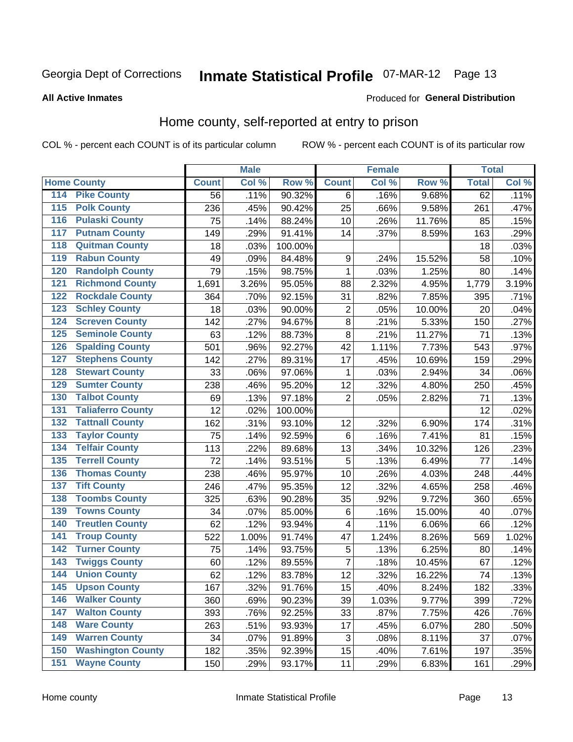Georgia Dept of Corrections **Inmate Statistical Profile** 07-MAR-12

**All Active Inmates**

Produced for **General Distribution**

## Home county, self-reported at entry to prison

COL % - percent each COUNT is of its particular column ROW % - percent each COUNT is of its particular row

| Home County | | Male | | | Female | | | Total | |
|---|---|---|---|---|---|---|---|---|---|
| | | Count | Col % | Row % | Count | Col % | Row % | Total | Col % |
| 114 | Pike County | 56 | .11% | 90.32% | 6 | .16% | 9.68% | 62 | .11% |
| 115 | Polk County | 236 | .45% | 90.42% | 25 | .66% | 9.58% | 261 | .47% |
| 116 | Pulaski County | 75 | .14% | 88.24% | 10 | .26% | 11.76% | 85 | .15% |
| 117 | Putnam County | 149 | .29% | 91.41% | 14 | .37% | 8.59% | 163 | .29% |
| 118 | Quitman County | 18 | .03% | 100.00% | | | | 18 | .03% |
| 119 | Rabun County | 49 | .09% | 84.48% | 9 | .24% | 15.52% | 58 | .10% |
| 120 | Randolph County | 79 | .15% | 98.75% | 1 | .03% | 1.25% | 80 | .14% |
| 121 | Richmond County | 1,691 | 3.26% | 95.05% | 88 | 2.32% | 4.95% | 1,779 | 3.19% |
| 122 | Rockdale County | 364 | .70% | 92.15% | 31 | .82% | 7.85% | 395 | .71% |
| 123 | Schley County | 18 | .03% | 90.00% | 2 | .05% | 10.00% | 20 | .04% |
| 124 | Screven County | 142 | .27% | 94.67% | 8 | .21% | 5.33% | 150 | .27% |
| 125 | Seminole County | 63 | .12% | 88.73% | 8 | .21% | 11.27% | 71 | .13% |
| 126 | Spalding County | 501 | .96% | 92.27% | 42 | 1.11% | 7.73% | 543 | .97% |
| 127 | Stephens County | 142 | .27% | 89.31% | 17 | .45% | 10.69% | 159 | .29% |
| 128 | Stewart County | 33 | .06% | 97.06% | 1 | .03% | 2.94% | 34 | .06% |
| 129 | Sumter County | 238 | .46% | 95.20% | 12 | .32% | 4.80% | 250 | .45% |
| 130 | Talbot County | 69 | .13% | 97.18% | 2 | .05% | 2.82% | 71 | .13% |
| 131 | Taliaferro County | 12 | .02% | 100.00% | | | | 12 | .02% |
| 132 | Tattnall County | 162 | .31% | 93.10% | 12 | .32% | 6.90% | 174 | .31% |
| 133 | Taylor County | 75 | .14% | 92.59% | 6 | .16% | 7.41% | 81 | .15% |
| 134 | Telfair County | 113 | .22% | 89.68% | 13 | .34% | 10.32% | 126 | .23% |
| 135 | Terrell County | 72 | .14% | 93.51% | 5 | .13% | 6.49% | 77 | .14% |
| 136 | Thomas County | 238 | .46% | 95.97% | 10 | .26% | 4.03% | 248 | .44% |
| 137 | Tift County | 246 | .47% | 95.35% | 12 | .32% | 4.65% | 258 | .46% |
| 138 | Toombs County | 325 | .63% | 90.28% | 35 | .92% | 9.72% | 360 | .65% |
| 139 | Towns County | 34 | .07% | 85.00% | 6 | .16% | 15.00% | 40 | .07% |
| 140 | Treutlen County | 62 | .12% | 93.94% | 4 | .11% | 6.06% | 66 | .12% |
| 141 | Troup County | 522 | 1.00% | 91.74% | 47 | 1.24% | 8.26% | 569 | 1.02% |
| 142 | Turner County | 75 | .14% | 93.75% | 5 | .13% | 6.25% | 80 | .14% |
| 143 | Twiggs County | 60 | .12% | 89.55% | 7 | .18% | 10.45% | 67 | .12% |
| 144 | Union County | 62 | .12% | 83.78% | 12 | .32% | 16.22% | 74 | .13% |
| 145 | Upson County | 167 | .32% | 91.76% | 15 | .40% | 8.24% | 182 | .33% |
| 146 | Walker County | 360 | .69% | 90.23% | 39 | 1.03% | 9.77% | 399 | .72% |
| 147 | Walton County | 393 | .76% | 92.25% | 33 | .87% | 7.75% | 426 | .76% |
| 148 | Ware County | 263 | .51% | 93.93% | 17 | .45% | 6.07% | 280 | .50% |
| 149 | Warren County | 34 | .07% | 91.89% | 3 | .08% | 8.11% | 37 | .07% |
| 150 | Washington County | 182 | .35% | 92.39% | 15 | .40% | 7.61% | 197 | .35% |
| 151 | Wayne County | 150 | .29% | 93.17% | 11 | .29% | 6.83% | 161 | .29% |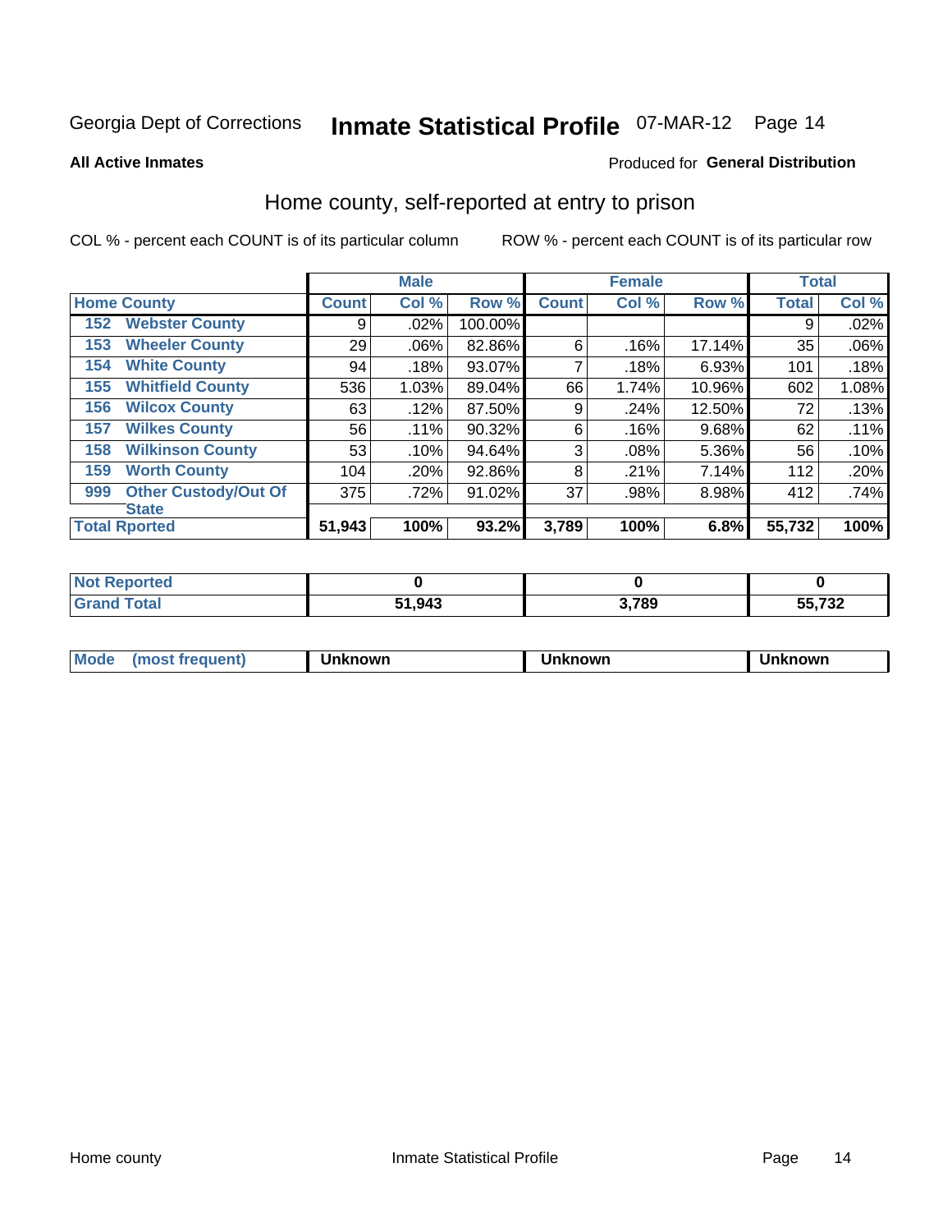Georgia Dept of Corrections **Inmate Statistical Profile** 07-MAR-12 Page 14

**All Active Inmates**

Produced for **General Distribution**

## Home county, self-reported at entry to prison

COL % - percent each COUNT is of its particular column ROW % - percent each COUNT is of its particular row

| Home County | | Male | | | Female | | | Total | |
|---|---|---|---|---|---|---|---|---|---|
| | | Count | Col % | Row % | Count | Col % | Row % | Total | Col % |
| 152 | Webster County | 9 | .02% | 100.00% | | | | 9 | .02% |
| 153 | Wheeler County | 29 | .06% | 82.86% | 6 | .16% | 17.14% | 35 | .06% |
| 154 | White County | 94 | .18% | 93.07% | 7 | .18% | 6.93% | 101 | .18% |
| 155 | Whitfield County | 536 | 1.03% | 89.04% | 66 | 1.74% | 10.96% | 602 | 1.08% |
| 156 | Wilcox County | 63 | .12% | 87.50% | 9 | .24% | 12.50% | 72 | .13% |
| 157 | Wilkes County | 56 | .11% | 90.32% | 6 | .16% | 9.68% | 62 | .11% |
| 158 | Wilkinson County | 53 | .10% | 94.64% | 3 | .08% | 5.36% | 56 | .10% |
| 159 | Worth County | 104 | .20% | 92.86% | 8 | .21% | 7.14% | 112 | .20% |
| 999 | Other Custody/Out Of State | 375 | .72% | 91.02% | 37 | .98% | 8.98% | 412 | .74% |
| **Total Rported** | | **51,943** | **100%** | **93.2%** | **3,789** | **100%** | **6.8%** | **55,732** | **100%** |

| | Male | Female | Total |
|---|---|---|---|
| Not Reported | 0 | 0 | 0 |
| Grand Total | 51,943 | 3,789 | 55,732 |

| Mode (most frequent) | Unknown | Unknown | Unknown |
|---|---|---|---|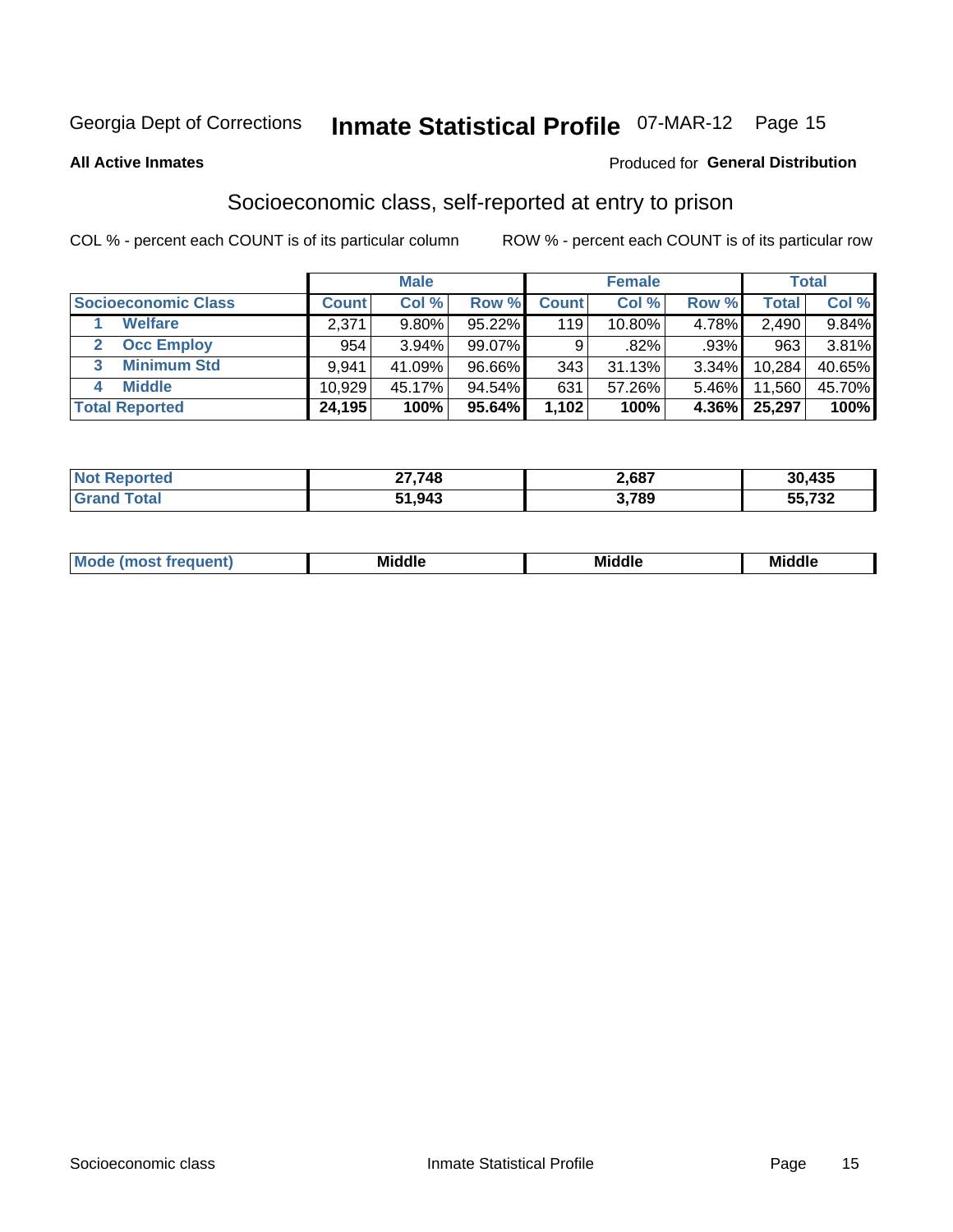Georgia Dept of Corrections **Inmate Statistical Profile** 07-MAR-12

**All Active Inmates**

Produced for **General Distribution**

## Socioeconomic class, self-reported at entry to prison

COL % - percent each COUNT is of its particular column

ROW % - percent each COUNT is of its particular row

| | Male | | | Female | | | Total | |
|---|---|---|---|---|---|---|---|---|
| **Socioeconomic Class** | **Count** | **Col %** | **Row %** | **Count** | **Col %** | **Row %** | **Total** | **Col %** |
| 1 Welfare | 2,371 | 9.80% | 95.22% | 119 | 10.80% | 4.78% | 2,490 | 9.84% |
| 2 Occ Employ | 954 | 3.94% | 99.07% | 9 | .82% | .93% | 963 | 3.81% |
| 3 Minimum Std | 9,941 | 41.09% | 96.66% | 343 | 31.13% | 3.34% | 10,284 | 40.65% |
| 4 Middle | 10,929 | 45.17% | 94.54% | 631 | 57.26% | 5.46% | 11,560 | 45.70% |
| **Total Reported** | **24,195** | **100%** | **95.64%** | **1,102** | **100%** | **4.36%** | **25,297** | **100%** |

| | Male | Female | Total |
|---|---|---|---|
| **Not Reported** | **27,748** | **2,687** | **30,435** |
| **Grand Total** | **51,943** | **3,789** | **55,732** |

| | Male | Female | Total |
|---|---|---|---|
| **Mode (most frequent)** | **Middle** | **Middle** | **Middle** |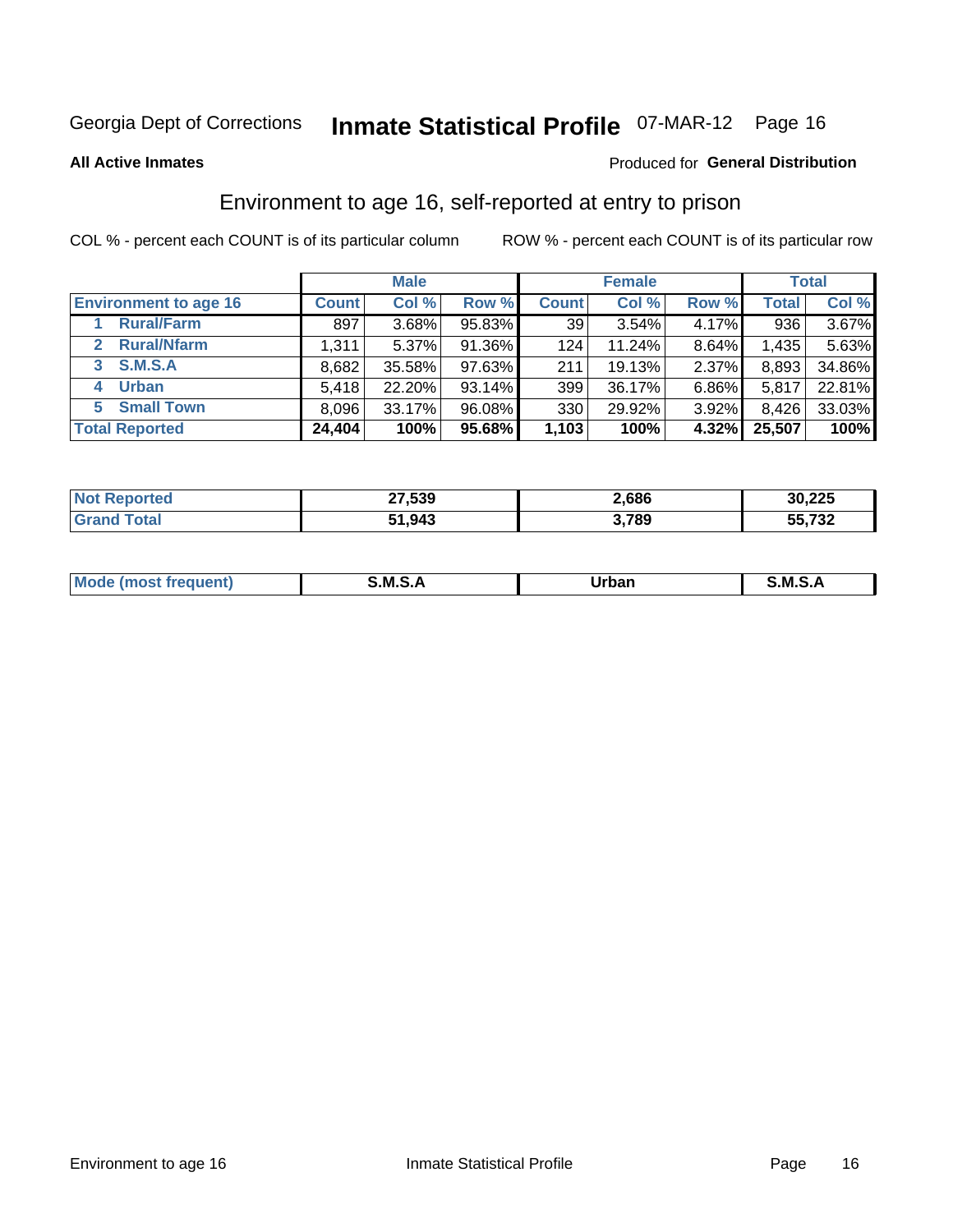Georgia Dept of Corrections **Inmate Statistical Profile** 07-MAR-12

**All Active Inmates**

Produced for **General Distribution**

## Environment to age 16, self-reported at entry to prison

COL % - percent each COUNT is of its particular column

ROW % - percent each COUNT is of its particular row

| | Male | | | Female | | | Total | |
|---|---|---|---|---|---|---|---|---|
| **Environment to age 16** | **Count** | **Col %** | **Row %** | **Count** | **Col %** | **Row %** | **Total** | **Col %** |
| **1 Rural/Farm** | 897 | 3.68% | 95.83% | 39 | 3.54% | 4.17% | 936 | 3.67% |
| **2 Rural/Nfarm** | 1,311 | 5.37% | 91.36% | 124 | 11.24% | 8.64% | 1,435 | 5.63% |
| **3 S.M.S.A** | 8,682 | 35.58% | 97.63% | 211 | 19.13% | 2.37% | 8,893 | 34.86% |
| **4 Urban** | 5,418 | 22.20% | 93.14% | 399 | 36.17% | 6.86% | 5,817 | 22.81% |
| **5 Small Town** | 8,096 | 33.17% | 96.08% | 330 | 29.92% | 3.92% | 8,426 | 33.03% |
| **Total Reported** | **24,404** | **100%** | **95.68%** | **1,103** | **100%** | **4.32%** | **25,507** | **100%** |

| | Male | Female | Total |
|---|---|---|---|
| **Not Reported** | **27,539** | **2,686** | **30,225** |
| **Grand Total** | **51,943** | **3,789** | **55,732** |

| | Male | Female | Total |
|---|---|---|---|
| **Mode (most frequent)** | **S.M.S.A** | **Urban** | **S.M.S.A** |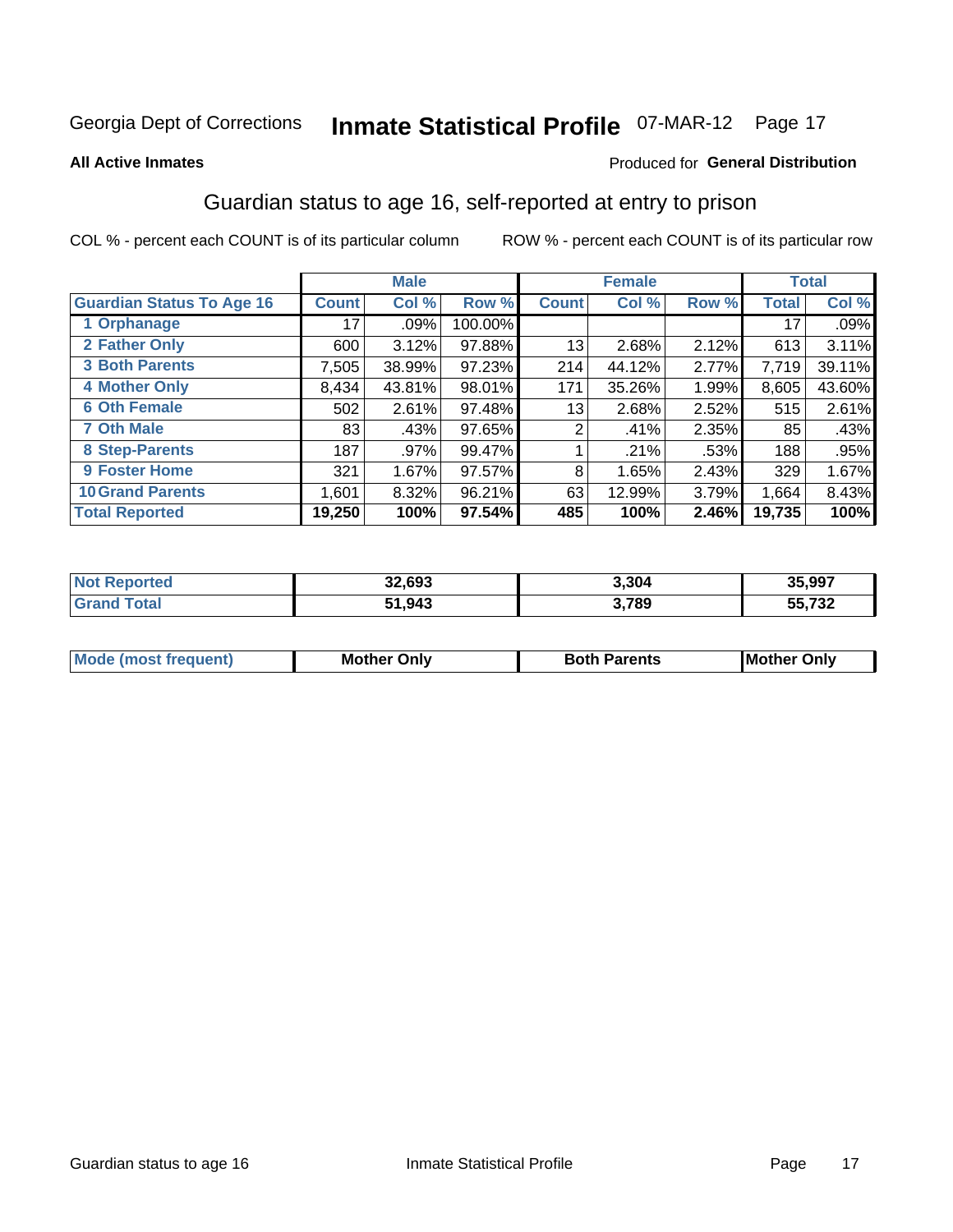Georgia Dept of Corrections **Inmate Statistical Profile** 07-MAR-12

**All Active Inmates**

Produced for **General Distribution**

## Guardian status to age 16, self-reported at entry to prison

COL % - percent each COUNT is of its particular column ROW % - percent each COUNT is of its particular row

| | Male | | | Female | | | Total | |
|---|---|---|---|---|---|---|---|---|
| **Guardian Status To Age 16** | **Count** | **Col %** | **Row %** | **Count** | **Col %** | **Row %** | **Total** | **Col %** |
| 1 Orphanage | 17 | .09% | 100.00% | | | | 17 | .09% |
| 2 Father Only | 600 | 3.12% | 97.88% | 13 | 2.68% | 2.12% | 613 | 3.11% |
| 3 Both Parents | 7,505 | 38.99% | 97.23% | 214 | 44.12% | 2.77% | 7,719 | 39.11% |
| 4 Mother Only | 8,434 | 43.81% | 98.01% | 171 | 35.26% | 1.99% | 8,605 | 43.60% |
| 6 Oth Female | 502 | 2.61% | 97.48% | 13 | 2.68% | 2.52% | 515 | 2.61% |
| 7 Oth Male | 83 | .43% | 97.65% | 2 | .41% | 2.35% | 85 | .43% |
| 8 Step-Parents | 187 | .97% | 99.47% | 1 | .21% | .53% | 188 | .95% |
| 9 Foster Home | 321 | 1.67% | 97.57% | 8 | 1.65% | 2.43% | 329 | 1.67% |
| 10 Grand Parents | 1,601 | 8.32% | 96.21% | 63 | 12.99% | 3.79% | 1,664 | 8.43% |
| **Total Reported** | **19,250** | **100%** | **97.54%** | **485** | **100%** | **2.46%** | **19,735** | **100%** |

| | Male | Female | Total |
|---|---|---|---|
| Not Reported | 32,693 | 3,304 | 35,997 |
| Grand Total | 51,943 | 3,789 | 55,732 |

| | Male | Female | Total |
|---|---|---|---|
| Mode (most frequent) | Mother Only | Both Parents | Mother Only |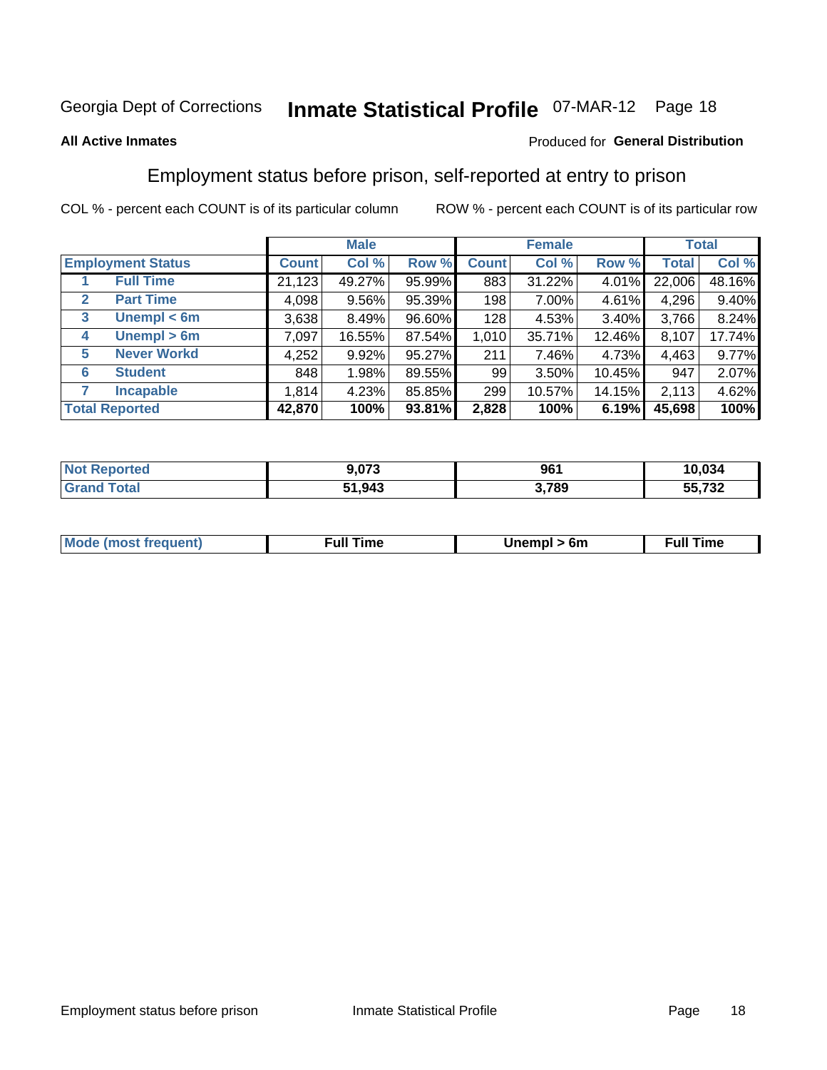Georgia Dept of Corrections **Inmate Statistical Profile** 07-MAR-12 Page 18

**All Active Inmates**

Produced for **General Distribution**

## Employment status before prison, self-reported at entry to prison

COL % - percent each COUNT is of its particular column

ROW % - percent each COUNT is of its particular row

| | | Male | | | Female | | | Total | |
|---|---|---|---|---|---|---|---|---|---|
| **Employment Status** | | **Count** | **Col %** | **Row %** | **Count** | **Col %** | **Row %** | **Total** | **Col %** |
| 1 | **Full Time** | 21,123 | 49.27% | 95.99% | 883 | 31.22% | 4.01% | 22,006 | 48.16% |
| 2 | **Part Time** | 4,098 | 9.56% | 95.39% | 198 | 7.00% | 4.61% | 4,296 | 9.40% |
| 3 | **Unempl < 6m** | 3,638 | 8.49% | 96.60% | 128 | 4.53% | 3.40% | 3,766 | 8.24% |
| 4 | **Unempl > 6m** | 7,097 | 16.55% | 87.54% | 1,010 | 35.71% | 12.46% | 8,107 | 17.74% |
| 5 | **Never Workd** | 4,252 | 9.92% | 95.27% | 211 | 7.46% | 4.73% | 4,463 | 9.77% |
| 6 | **Student** | 848 | 1.98% | 89.55% | 99 | 3.50% | 10.45% | 947 | 2.07% |
| 7 | **Incapable** | 1,814 | 4.23% | 85.85% | 299 | 10.57% | 14.15% | 2,113 | 4.62% |
| **Total Reported** | | **42,870** | **100%** | **93.81%** | **2,828** | **100%** | **6.19%** | **45,698** | **100%** |

| | Male | Female | Total |
|---|---|---|---|
| **Not Reported** | **9,073** | **961** | **10,034** |
| **Grand Total** | **51,943** | **3,789** | **55,732** |

| | Male | Female | Total |
|---|---|---|---|
| **Mode (most frequent)** | **Full Time** | **Unempl > 6m** | **Full Time** |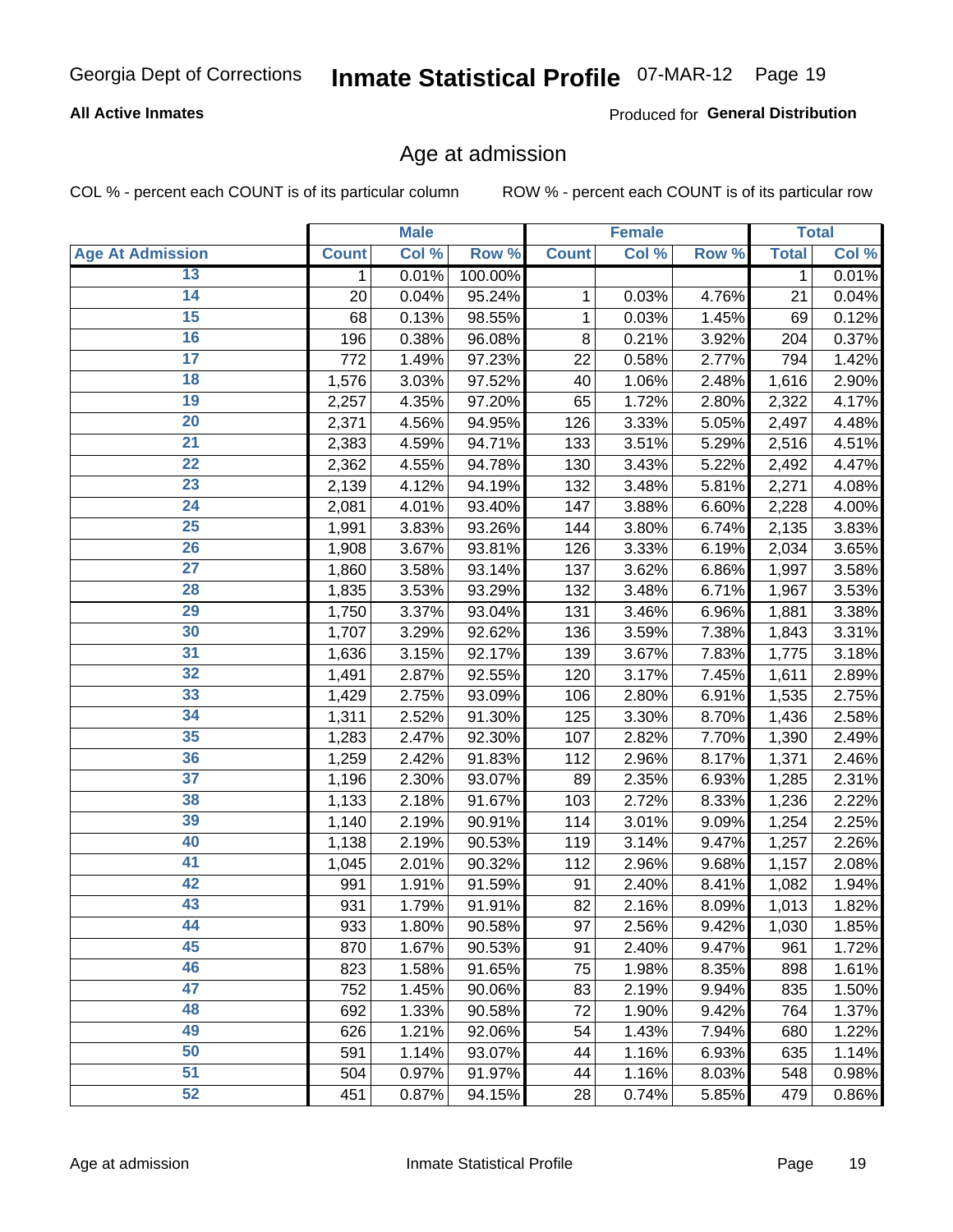Georgia Dept of Corrections **Inmate Statistical Profile** 07-MAR-12

**All Active Inmates**

Produced for **General Distribution**

## Age at admission

COL % - percent each COUNT is of its particular column

ROW % - percent each COUNT is of its particular row

| | Male | | | Female | | | Total | |
|---|---|---|---|---|---|---|---|---|
| **Age At Admission** | **Count** | **Col %** | **Row %** | **Count** | **Col %** | **Row %** | **Total** | **Col %** |
| 13 | 1 | 0.01% | 100.00% | | | | 1 | 0.01% |
| 14 | 20 | 0.04% | 95.24% | 1 | 0.03% | 4.76% | 21 | 0.04% |
| 15 | 68 | 0.13% | 98.55% | 1 | 0.03% | 1.45% | 69 | 0.12% |
| 16 | 196 | 0.38% | 96.08% | 8 | 0.21% | 3.92% | 204 | 0.37% |
| 17 | 772 | 1.49% | 97.23% | 22 | 0.58% | 2.77% | 794 | 1.42% |
| 18 | 1,576 | 3.03% | 97.52% | 40 | 1.06% | 2.48% | 1,616 | 2.90% |
| 19 | 2,257 | 4.35% | 97.20% | 65 | 1.72% | 2.80% | 2,322 | 4.17% |
| 20 | 2,371 | 4.56% | 94.95% | 126 | 3.33% | 5.05% | 2,497 | 4.48% |
| 21 | 2,383 | 4.59% | 94.71% | 133 | 3.51% | 5.29% | 2,516 | 4.51% |
| 22 | 2,362 | 4.55% | 94.78% | 130 | 3.43% | 5.22% | 2,492 | 4.47% |
| 23 | 2,139 | 4.12% | 94.19% | 132 | 3.48% | 5.81% | 2,271 | 4.08% |
| 24 | 2,081 | 4.01% | 93.40% | 147 | 3.88% | 6.60% | 2,228 | 4.00% |
| 25 | 1,991 | 3.83% | 93.26% | 144 | 3.80% | 6.74% | 2,135 | 3.83% |
| 26 | 1,908 | 3.67% | 93.81% | 126 | 3.33% | 6.19% | 2,034 | 3.65% |
| 27 | 1,860 | 3.58% | 93.14% | 137 | 3.62% | 6.86% | 1,997 | 3.58% |
| 28 | 1,835 | 3.53% | 93.29% | 132 | 3.48% | 6.71% | 1,967 | 3.53% |
| 29 | 1,750 | 3.37% | 93.04% | 131 | 3.46% | 6.96% | 1,881 | 3.38% |
| 30 | 1,707 | 3.29% | 92.62% | 136 | 3.59% | 7.38% | 1,843 | 3.31% |
| 31 | 1,636 | 3.15% | 92.17% | 139 | 3.67% | 7.83% | 1,775 | 3.18% |
| 32 | 1,491 | 2.87% | 92.55% | 120 | 3.17% | 7.45% | 1,611 | 2.89% |
| 33 | 1,429 | 2.75% | 93.09% | 106 | 2.80% | 6.91% | 1,535 | 2.75% |
| 34 | 1,311 | 2.52% | 91.30% | 125 | 3.30% | 8.70% | 1,436 | 2.58% |
| 35 | 1,283 | 2.47% | 92.30% | 107 | 2.82% | 7.70% | 1,390 | 2.49% |
| 36 | 1,259 | 2.42% | 91.83% | 112 | 2.96% | 8.17% | 1,371 | 2.46% |
| 37 | 1,196 | 2.30% | 93.07% | 89 | 2.35% | 6.93% | 1,285 | 2.31% |
| 38 | 1,133 | 2.18% | 91.67% | 103 | 2.72% | 8.33% | 1,236 | 2.22% |
| 39 | 1,140 | 2.19% | 90.91% | 114 | 3.01% | 9.09% | 1,254 | 2.25% |
| 40 | 1,138 | 2.19% | 90.53% | 119 | 3.14% | 9.47% | 1,257 | 2.26% |
| 41 | 1,045 | 2.01% | 90.32% | 112 | 2.96% | 9.68% | 1,157 | 2.08% |
| 42 | 991 | 1.91% | 91.59% | 91 | 2.40% | 8.41% | 1,082 | 1.94% |
| 43 | 931 | 1.79% | 91.91% | 82 | 2.16% | 8.09% | 1,013 | 1.82% |
| 44 | 933 | 1.80% | 90.58% | 97 | 2.56% | 9.42% | 1,030 | 1.85% |
| 45 | 870 | 1.67% | 90.53% | 91 | 2.40% | 9.47% | 961 | 1.72% |
| 46 | 823 | 1.58% | 91.65% | 75 | 1.98% | 8.35% | 898 | 1.61% |
| 47 | 752 | 1.45% | 90.06% | 83 | 2.19% | 9.94% | 835 | 1.50% |
| 48 | 692 | 1.33% | 90.58% | 72 | 1.90% | 9.42% | 764 | 1.37% |
| 49 | 626 | 1.21% | 92.06% | 54 | 1.43% | 7.94% | 680 | 1.22% |
| 50 | 591 | 1.14% | 93.07% | 44 | 1.16% | 6.93% | 635 | 1.14% |
| 51 | 504 | 0.97% | 91.97% | 44 | 1.16% | 8.03% | 548 | 0.98% |
| 52 | 451 | 0.87% | 94.15% | 28 | 0.74% | 5.85% | 479 | 0.86% |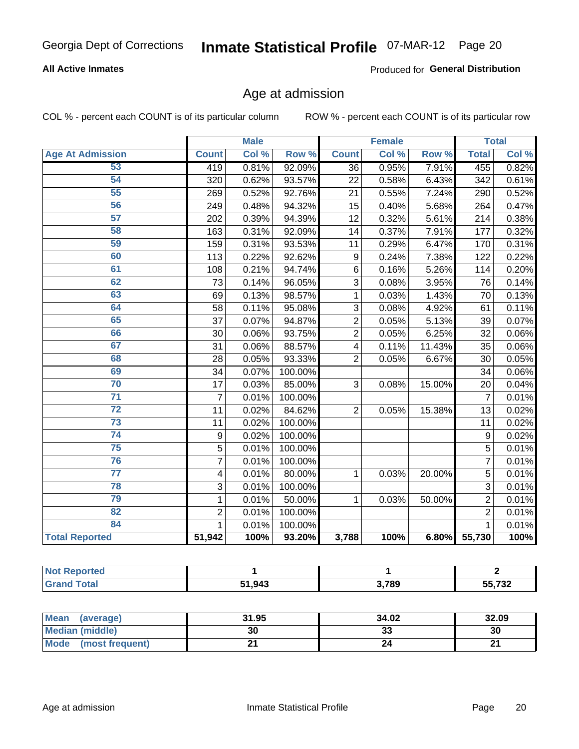Georgia Dept of Corrections **Inmate Statistical Profile** 07-MAR-12

**All Active Inmates**

Produced for **General Distribution**

## Age at admission

COL % - percent each COUNT is of its particular column

ROW % - percent each COUNT is of its particular row

| | Male | | | Female | | | Total | |
|---|---|---|---|---|---|---|---|---|
| **Age At Admission** | **Count** | **Col %** | **Row %** | **Count** | **Col %** | **Row %** | **Total** | **Col %** |
| 53 | 419 | 0.81% | 92.09% | 36 | 0.95% | 7.91% | 455 | 0.82% |
| 54 | 320 | 0.62% | 93.57% | 22 | 0.58% | 6.43% | 342 | 0.61% |
| 55 | 269 | 0.52% | 92.76% | 21 | 0.55% | 7.24% | 290 | 0.52% |
| 56 | 249 | 0.48% | 94.32% | 15 | 0.40% | 5.68% | 264 | 0.47% |
| 57 | 202 | 0.39% | 94.39% | 12 | 0.32% | 5.61% | 214 | 0.38% |
| 58 | 163 | 0.31% | 92.09% | 14 | 0.37% | 7.91% | 177 | 0.32% |
| 59 | 159 | 0.31% | 93.53% | 11 | 0.29% | 6.47% | 170 | 0.31% |
| 60 | 113 | 0.22% | 92.62% | 9 | 0.24% | 7.38% | 122 | 0.22% |
| 61 | 108 | 0.21% | 94.74% | 6 | 0.16% | 5.26% | 114 | 0.20% |
| 62 | 73 | 0.14% | 96.05% | 3 | 0.08% | 3.95% | 76 | 0.14% |
| 63 | 69 | 0.13% | 98.57% | 1 | 0.03% | 1.43% | 70 | 0.13% |
| 64 | 58 | 0.11% | 95.08% | 3 | 0.08% | 4.92% | 61 | 0.11% |
| 65 | 37 | 0.07% | 94.87% | 2 | 0.05% | 5.13% | 39 | 0.07% |
| 66 | 30 | 0.06% | 93.75% | 2 | 0.05% | 6.25% | 32 | 0.06% |
| 67 | 31 | 0.06% | 88.57% | 4 | 0.11% | 11.43% | 35 | 0.06% |
| 68 | 28 | 0.05% | 93.33% | 2 | 0.05% | 6.67% | 30 | 0.05% |
| 69 | 34 | 0.07% | 100.00% | | | | 34 | 0.06% |
| 70 | 17 | 0.03% | 85.00% | 3 | 0.08% | 15.00% | 20 | 0.04% |
| 71 | 7 | 0.01% | 100.00% | | | | 7 | 0.01% |
| 72 | 11 | 0.02% | 84.62% | 2 | 0.05% | 15.38% | 13 | 0.02% |
| 73 | 11 | 0.02% | 100.00% | | | | 11 | 0.02% |
| 74 | 9 | 0.02% | 100.00% | | | | 9 | 0.02% |
| 75 | 5 | 0.01% | 100.00% | | | | 5 | 0.01% |
| 76 | 7 | 0.01% | 100.00% | | | | 7 | 0.01% |
| 77 | 4 | 0.01% | 80.00% | 1 | 0.03% | 20.00% | 5 | 0.01% |
| 78 | 3 | 0.01% | 100.00% | | | | 3 | 0.01% |
| 79 | 1 | 0.01% | 50.00% | 1 | 0.03% | 50.00% | 2 | 0.01% |
| 82 | 2 | 0.01% | 100.00% | | | | 2 | 0.01% |
| 84 | 1 | 0.01% | 100.00% | | | | 1 | 0.01% |
| **Total Reported** | **51,942** | **100%** | **93.20%** | **3,788** | **100%** | **6.80%** | **55,730** | **100%** |

| | Male | Female | Total |
|---|---|---|---|
| **Not Reported** | **1** | **1** | **2** |
| **Grand Total** | **51,943** | **3,789** | **55,732** |

| | Male | Female | Total |
|---|---|---|---|
| **Mean (average)** | **31.95** | **34.02** | **32.09** |
| **Median (middle)** | **30** | **33** | **30** |
| **Mode (most frequent)** | **21** | **24** | **21** |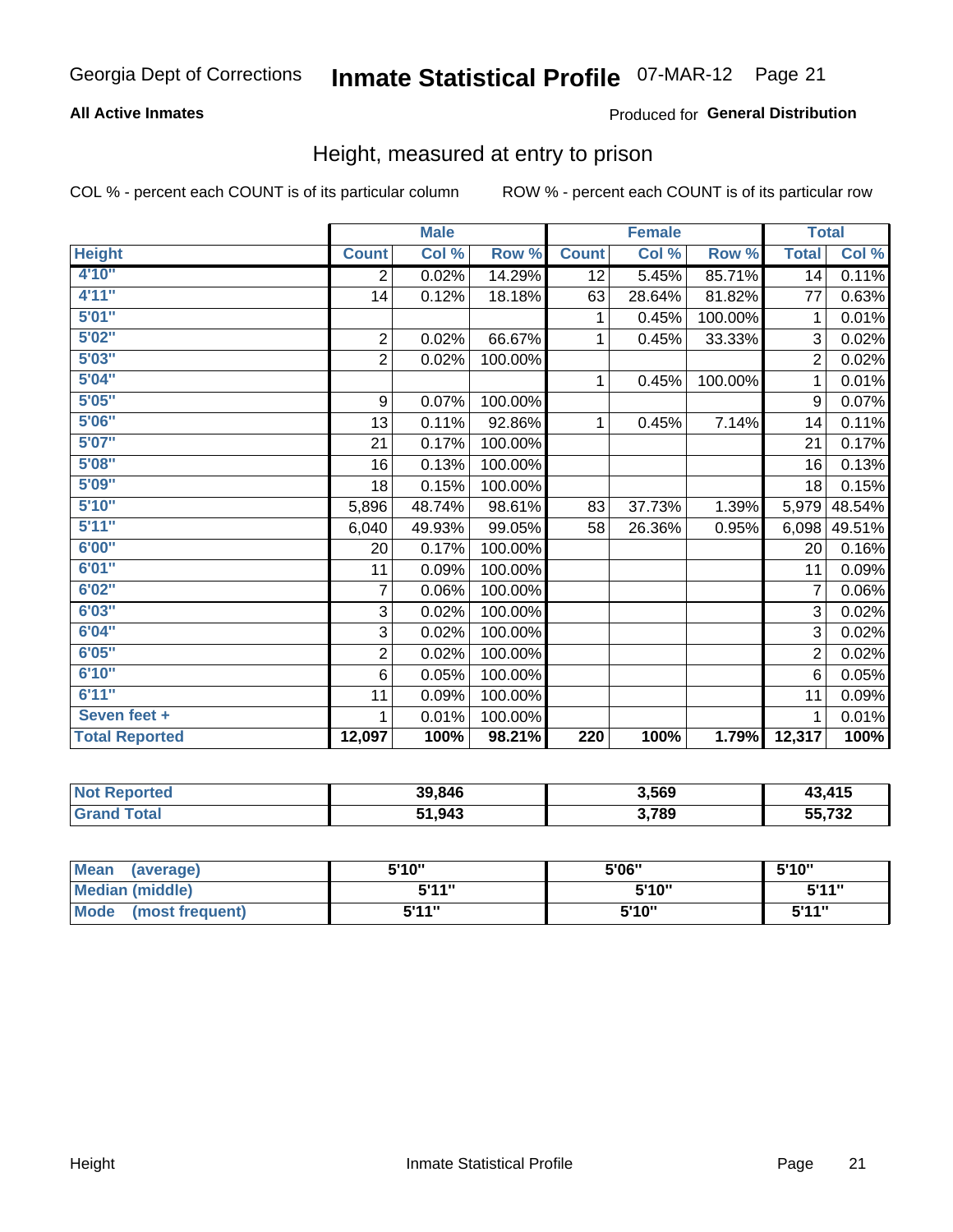Georgia Dept of Corrections **Inmate Statistical Profile** 07-MAR-12

**All Active Inmates**

Produced for **General Distribution**

## Height, measured at entry to prison

COL % - percent each COUNT is of its particular column

ROW % - percent each COUNT is of its particular row

| | Male | | | Female | | | Total | |
|---|---|---|---|---|---|---|---|---|
| **Height** | **Count** | **Col %** | **Row %** | **Count** | **Col %** | **Row %** | **Total** | **Col %** |
| 4'10" | 2 | 0.02% | 14.29% | 12 | 5.45% | 85.71% | 14 | 0.11% |
| 4'11" | 14 | 0.12% | 18.18% | 63 | 28.64% | 81.82% | 77 | 0.63% |
| 5'01" | | | | 1 | 0.45% | 100.00% | 1 | 0.01% |
| 5'02" | 2 | 0.02% | 66.67% | 1 | 0.45% | 33.33% | 3 | 0.02% |
| 5'03" | 2 | 0.02% | 100.00% | | | | 2 | 0.02% |
| 5'04" | | | | 1 | 0.45% | 100.00% | 1 | 0.01% |
| 5'05" | 9 | 0.07% | 100.00% | | | | 9 | 0.07% |
| 5'06" | 13 | 0.11% | 92.86% | 1 | 0.45% | 7.14% | 14 | 0.11% |
| 5'07" | 21 | 0.17% | 100.00% | | | | 21 | 0.17% |
| 5'08" | 16 | 0.13% | 100.00% | | | | 16 | 0.13% |
| 5'09" | 18 | 0.15% | 100.00% | | | | 18 | 0.15% |
| 5'10" | 5,896 | 48.74% | 98.61% | 83 | 37.73% | 1.39% | 5,979 | 48.54% |
| 5'11" | 6,040 | 49.93% | 99.05% | 58 | 26.36% | 0.95% | 6,098 | 49.51% |
| 6'00" | 20 | 0.17% | 100.00% | | | | 20 | 0.16% |
| 6'01" | 11 | 0.09% | 100.00% | | | | 11 | 0.09% |
| 6'02" | 7 | 0.06% | 100.00% | | | | 7 | 0.06% |
| 6'03" | 3 | 0.02% | 100.00% | | | | 3 | 0.02% |
| 6'04" | 3 | 0.02% | 100.00% | | | | 3 | 0.02% |
| 6'05" | 2 | 0.02% | 100.00% | | | | 2 | 0.02% |
| 6'10" | 6 | 0.05% | 100.00% | | | | 6 | 0.05% |
| 6'11" | 11 | 0.09% | 100.00% | | | | 11 | 0.09% |
| Seven feet + | 1 | 0.01% | 100.00% | | | | 1 | 0.01% |
| **Total Reported** | **12,097** | **100%** | **98.21%** | **220** | **100%** | **1.79%** | **12,317** | **100%** |

| | Male | Female | Total |
|---|---|---|---|
| Not Reported | 39,846 | 3,569 | 43,415 |
| Grand Total | 51,943 | 3,789 | 55,732 |

| | Male | Female | Total |
|---|---|---|---|
| Mean (average) | 5'10" | 5'06" | 5'10" |
| Median (middle) | 5'11" | 5'10" | 5'11" |
| Mode (most frequent) | 5'11" | 5'10" | 5'11" |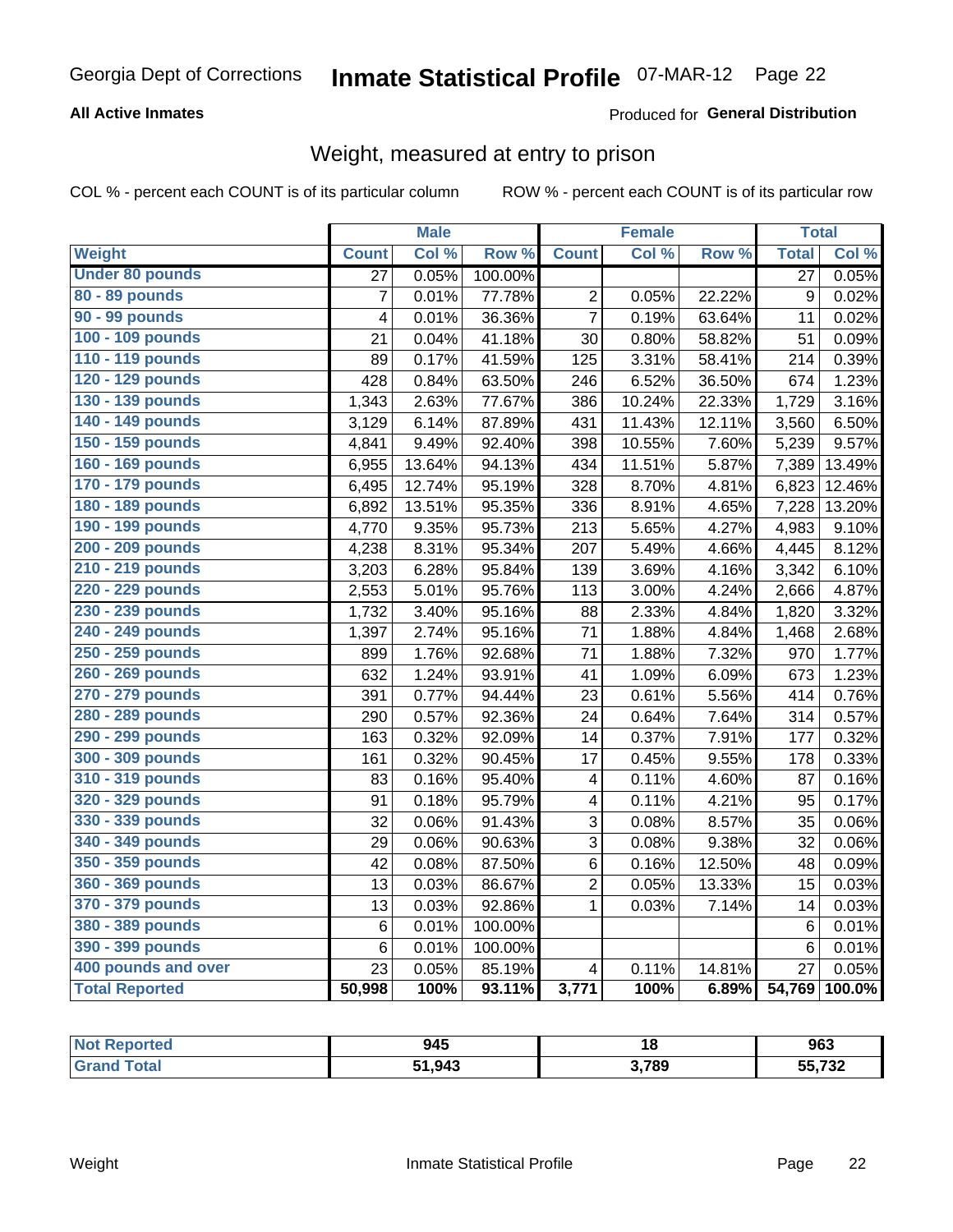Georgia Dept of Corrections **Inmate Statistical Profile** 07-MAR-12 Page 22

**All Active Inmates**

Produced for **General Distribution**

## Weight, measured at entry to prison

COL % - percent each COUNT is of its particular column    ROW % - percent each COUNT is of its particular row

| | Male | | | Female | | | Total | |
|---|---|---|---|---|---|---|---|---|
| **Weight** | **Count** | **Col %** | **Row %** | **Count** | **Col %** | **Row %** | **Total** | **Col %** |
| **Under 80 pounds** | 27 | 0.05% | 100.00% | | | | 27 | 0.05% |
| **80 - 89 pounds** | 7 | 0.01% | 77.78% | 2 | 0.05% | 22.22% | 9 | 0.02% |
| **90 - 99 pounds** | 4 | 0.01% | 36.36% | 7 | 0.19% | 63.64% | 11 | 0.02% |
| **100 - 109 pounds** | 21 | 0.04% | 41.18% | 30 | 0.80% | 58.82% | 51 | 0.09% |
| **110 - 119 pounds** | 89 | 0.17% | 41.59% | 125 | 3.31% | 58.41% | 214 | 0.39% |
| **120 - 129 pounds** | 428 | 0.84% | 63.50% | 246 | 6.52% | 36.50% | 674 | 1.23% |
| **130 - 139 pounds** | 1,343 | 2.63% | 77.67% | 386 | 10.24% | 22.33% | 1,729 | 3.16% |
| **140 - 149 pounds** | 3,129 | 6.14% | 87.89% | 431 | 11.43% | 12.11% | 3,560 | 6.50% |
| **150 - 159 pounds** | 4,841 | 9.49% | 92.40% | 398 | 10.55% | 7.60% | 5,239 | 9.57% |
| **160 - 169 pounds** | 6,955 | 13.64% | 94.13% | 434 | 11.51% | 5.87% | 7,389 | 13.49% |
| **170 - 179 pounds** | 6,495 | 12.74% | 95.19% | 328 | 8.70% | 4.81% | 6,823 | 12.46% |
| **180 - 189 pounds** | 6,892 | 13.51% | 95.35% | 336 | 8.91% | 4.65% | 7,228 | 13.20% |
| **190 - 199 pounds** | 4,770 | 9.35% | 95.73% | 213 | 5.65% | 4.27% | 4,983 | 9.10% |
| **200 - 209 pounds** | 4,238 | 8.31% | 95.34% | 207 | 5.49% | 4.66% | 4,445 | 8.12% |
| **210 - 219 pounds** | 3,203 | 6.28% | 95.84% | 139 | 3.69% | 4.16% | 3,342 | 6.10% |
| **220 - 229 pounds** | 2,553 | 5.01% | 95.76% | 113 | 3.00% | 4.24% | 2,666 | 4.87% |
| **230 - 239 pounds** | 1,732 | 3.40% | 95.16% | 88 | 2.33% | 4.84% | 1,820 | 3.32% |
| **240 - 249 pounds** | 1,397 | 2.74% | 95.16% | 71 | 1.88% | 4.84% | 1,468 | 2.68% |
| **250 - 259 pounds** | 899 | 1.76% | 92.68% | 71 | 1.88% | 7.32% | 970 | 1.77% |
| **260 - 269 pounds** | 632 | 1.24% | 93.91% | 41 | 1.09% | 6.09% | 673 | 1.23% |
| **270 - 279 pounds** | 391 | 0.77% | 94.44% | 23 | 0.61% | 5.56% | 414 | 0.76% |
| **280 - 289 pounds** | 290 | 0.57% | 92.36% | 24 | 0.64% | 7.64% | 314 | 0.57% |
| **290 - 299 pounds** | 163 | 0.32% | 92.09% | 14 | 0.37% | 7.91% | 177 | 0.32% |
| **300 - 309 pounds** | 161 | 0.32% | 90.45% | 17 | 0.45% | 9.55% | 178 | 0.33% |
| **310 - 319 pounds** | 83 | 0.16% | 95.40% | 4 | 0.11% | 4.60% | 87 | 0.16% |
| **320 - 329 pounds** | 91 | 0.18% | 95.79% | 4 | 0.11% | 4.21% | 95 | 0.17% |
| **330 - 339 pounds** | 32 | 0.06% | 91.43% | 3 | 0.08% | 8.57% | 35 | 0.06% |
| **340 - 349 pounds** | 29 | 0.06% | 90.63% | 3 | 0.08% | 9.38% | 32 | 0.06% |
| **350 - 359 pounds** | 42 | 0.08% | 87.50% | 6 | 0.16% | 12.50% | 48 | 0.09% |
| **360 - 369 pounds** | 13 | 0.03% | 86.67% | 2 | 0.05% | 13.33% | 15 | 0.03% |
| **370 - 379 pounds** | 13 | 0.03% | 92.86% | 1 | 0.03% | 7.14% | 14 | 0.03% |
| **380 - 389 pounds** | 6 | 0.01% | 100.00% | | | | 6 | 0.01% |
| **390 - 399 pounds** | 6 | 0.01% | 100.00% | | | | 6 | 0.01% |
| **400 pounds and over** | 23 | 0.05% | 85.19% | 4 | 0.11% | 14.81% | 27 | 0.05% |
| **Total Reported** | **50,998** | **100%** | **93.11%** | **3,771** | **100%** | **6.89%** | **54,769** | **100.0%** |

| | Male | Female | Total |
|---|---|---|---|
| **Not Reported** | **945** | **18** | **963** |
| **Grand Total** | **51,943** | **3,789** | **55,732** |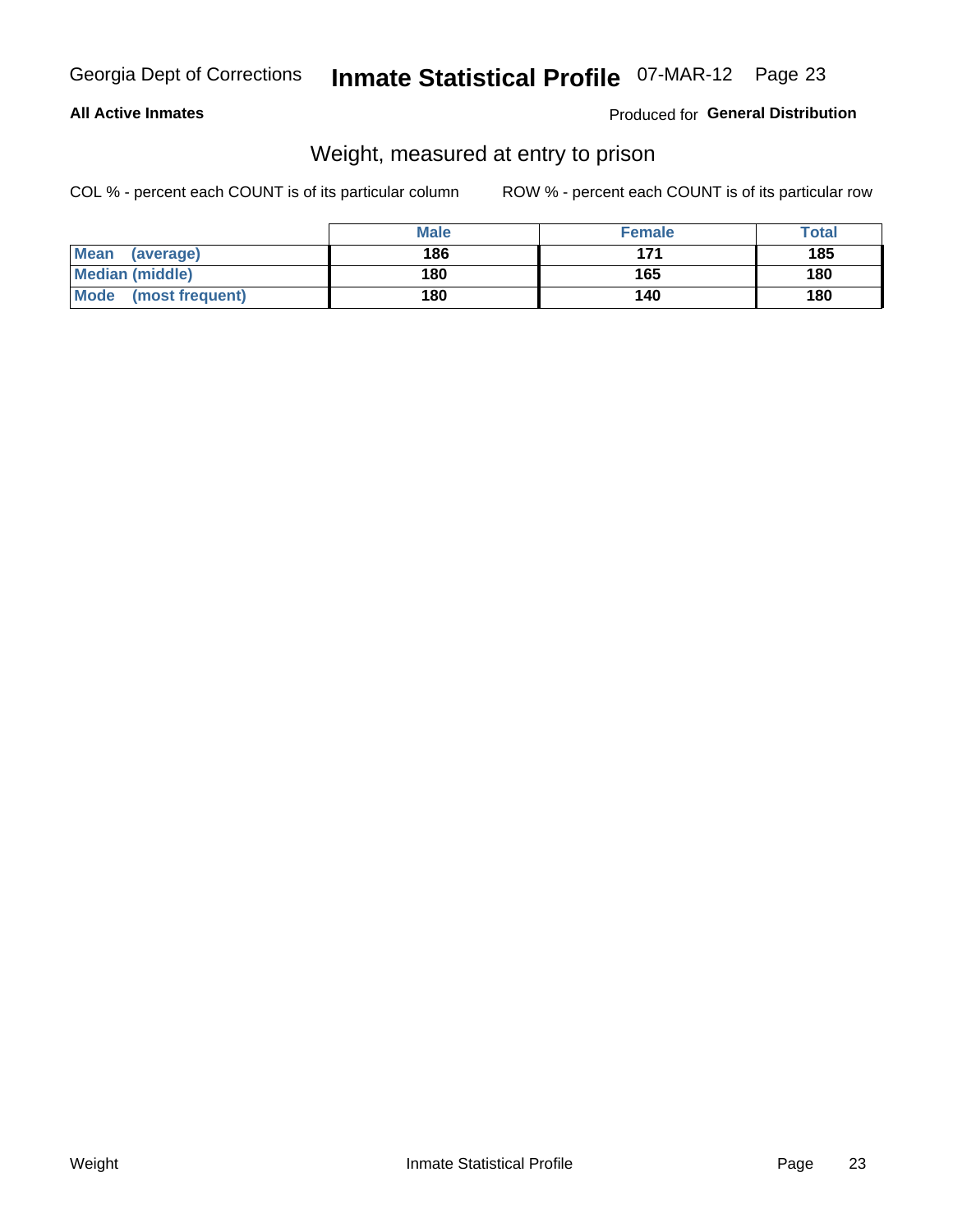Georgia Dept of Corrections **Inmate Statistical Profile** 07-MAR-12

**All Active Inmates**

Produced for **General Distribution**

## Weight, measured at entry to prison

COL % - percent each COUNT is of its particular column

ROW % - percent each COUNT is of its particular row

| | Male | Female | Total |
|---|---|---|---|
| **Mean (average)** | **186** | **171** | **185** |
| **Median (middle)** | **180** | **165** | **180** |
| **Mode (most frequent)** | **180** | **140** | **180** |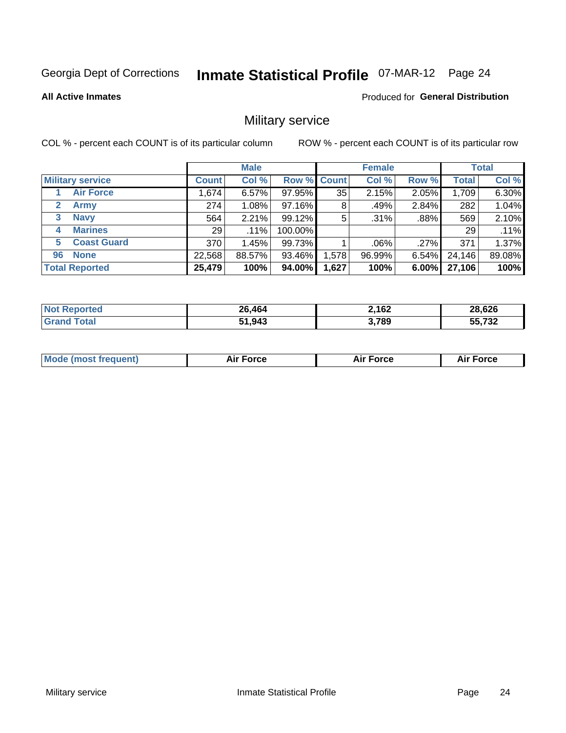Georgia Dept of Corrections **Inmate Statistical Profile** 07-MAR-12 Page 24

**All Active Inmates**

Produced for **General Distribution**

## Military service

COL % - percent each COUNT is of its particular column ROW % - percent each COUNT is of its particular row

| | | Male | | | Female | | | Total | |
|---|---|---|---|---|---|---|---|---|---|
| **Military service** | | **Count** | **Col %** | **Row %** | **Count** | **Col %** | **Row %** | **Total** | **Col %** |
| 1 | Air Force | 1,674 | 6.57% | 97.95% | 35 | 2.15% | 2.05% | 1,709 | 6.30% |
| 2 | Army | 274 | 1.08% | 97.16% | 8 | .49% | 2.84% | 282 | 1.04% |
| 3 | Navy | 564 | 2.21% | 99.12% | 5 | .31% | .88% | 569 | 2.10% |
| 4 | Marines | 29 | .11% | 100.00% | | | | 29 | .11% |
| 5 | Coast Guard | 370 | 1.45% | 99.73% | 1 | .06% | .27% | 371 | 1.37% |
| 96 | None | 22,568 | 88.57% | 93.46% | 1,578 | 96.99% | 6.54% | 24,146 | 89.08% |
| **Total Reported** | | **25,479** | **100%** | **94.00%** | **1,627** | **100%** | **6.00%** | **27,106** | **100%** |

| | Male | Female | Total |
|---|---|---|---|
| **Not Reported** | **26,464** | **2,162** | **28,626** |
| **Grand Total** | **51,943** | **3,789** | **55,732** |

| | Male | Female | Total |
|---|---|---|---|
| **Mode (most frequent)** | **Air Force** | **Air Force** | **Air Force** |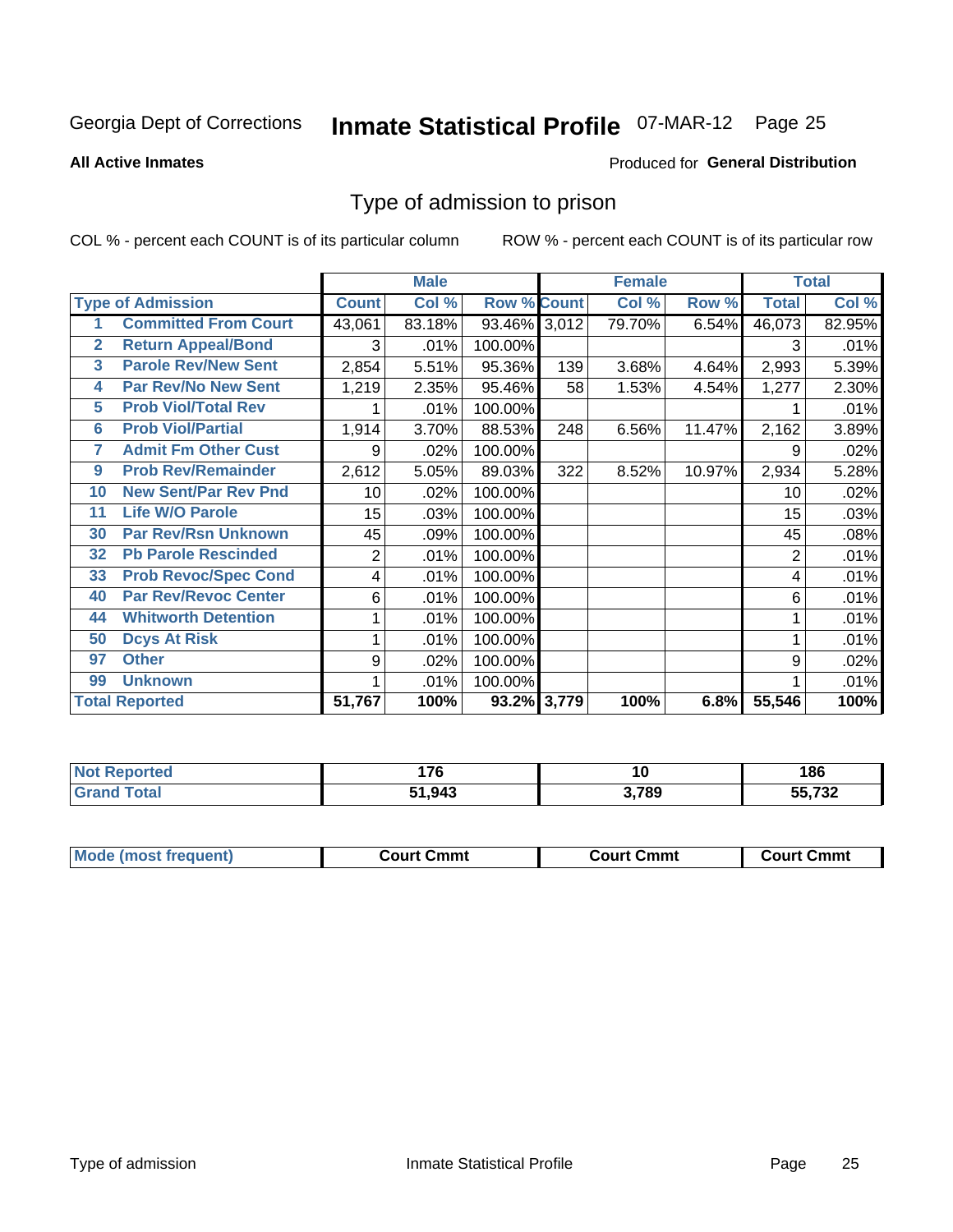Georgia Dept of Corrections **Inmate Statistical Profile** 07-MAR-12

**All Active Inmates**

Produced for **General Distribution**

## Type of admission to prison

COL % - percent each COUNT is of its particular column ROW % - percent each COUNT is of its particular row

| | | Male | | | Female | | | Total | |
|---|---|---|---|---|---|---|---|---|---|
| **Type of Admission** | | **Count** | **Col %** | **Row %** | **Count** | **Col %** | **Row %** | **Total** | **Col %** |
| 1 | Committed From Court | 43,061 | 83.18% | 93.46% | 3,012 | 79.70% | 6.54% | 46,073 | 82.95% |
| 2 | Return Appeal/Bond | 3 | .01% | 100.00% | | | | 3 | .01% |
| 3 | Parole Rev/New Sent | 2,854 | 5.51% | 95.36% | 139 | 3.68% | 4.64% | 2,993 | 5.39% |
| 4 | Par Rev/No New Sent | 1,219 | 2.35% | 95.46% | 58 | 1.53% | 4.54% | 1,277 | 2.30% |
| 5 | Prob Viol/Total Rev | 1 | .01% | 100.00% | | | | 1 | .01% |
| 6 | Prob Viol/Partial | 1,914 | 3.70% | 88.53% | 248 | 6.56% | 11.47% | 2,162 | 3.89% |
| 7 | Admit Fm Other Cust | 9 | .02% | 100.00% | | | | 9 | .02% |
| 9 | Prob Rev/Remainder | 2,612 | 5.05% | 89.03% | 322 | 8.52% | 10.97% | 2,934 | 5.28% |
| 10 | New Sent/Par Rev Pnd | 10 | .02% | 100.00% | | | | 10 | .02% |
| 11 | Life W/O Parole | 15 | .03% | 100.00% | | | | 15 | .03% |
| 30 | Par Rev/Rsn Unknown | 45 | .09% | 100.00% | | | | 45 | .08% |
| 32 | Pb Parole Rescinded | 2 | .01% | 100.00% | | | | 2 | .01% |
| 33 | Prob Revoc/Spec Cond | 4 | .01% | 100.00% | | | | 4 | .01% |
| 40 | Par Rev/Revoc Center | 6 | .01% | 100.00% | | | | 6 | .01% |
| 44 | Whitworth Detention | 1 | .01% | 100.00% | | | | 1 | .01% |
| 50 | Dcys At Risk | 1 | .01% | 100.00% | | | | 1 | .01% |
| 97 | Other | 9 | .02% | 100.00% | | | | 9 | .02% |
| 99 | Unknown | 1 | .01% | 100.00% | | | | 1 | .01% |
| **Total Reported** | | **51,767** | **100%** | **93.2%** | **3,779** | **100%** | **6.8%** | **55,546** | **100%** |

| | Male | Female | Total |
|---|---|---|---|
| **Not Reported** | **176** | **10** | **186** |
| **Grand Total** | **51,943** | **3,789** | **55,732** |

| | Male | Female | Total |
|---|---|---|---|
| **Mode (most frequent)** | **Court Cmmt** | **Court Cmmt** | **Court Cmmt** |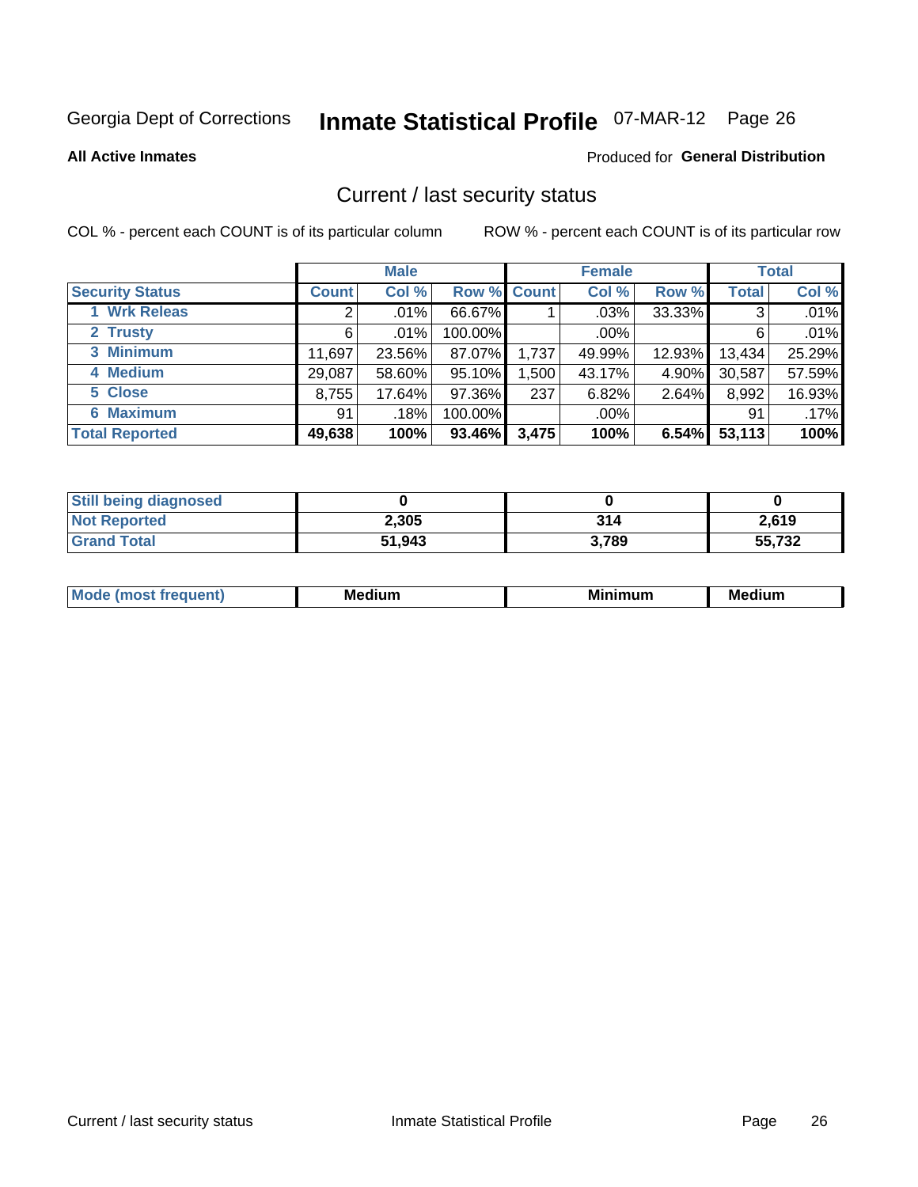Georgia Dept of Corrections **Inmate Statistical Profile** 07-MAR-12 Page 26

**All Active Inmates**

Produced for **General Distribution**

## Current / last security status

COL % - percent each COUNT is of its particular column

ROW % - percent each COUNT is of its particular row

| | Male | | | Female | | | Total | |
|---|---|---|---|---|---|---|---|---|
| **Security Status** | **Count** | **Col %** | **Row %** | **Count** | **Col %** | **Row %** | **Total** | **Col %** |
| 1 Wrk Releas | 2 | .01% | 66.67% | 1 | .03% | 33.33% | 3 | .01% |
| 2 Trusty | 6 | .01% | 100.00% | | .00% | | 6 | .01% |
| 3 Minimum | 11,697 | 23.56% | 87.07% | 1,737 | 49.99% | 12.93% | 13,434 | 25.29% |
| 4 Medium | 29,087 | 58.60% | 95.10% | 1,500 | 43.17% | 4.90% | 30,587 | 57.59% |
| 5 Close | 8,755 | 17.64% | 97.36% | 237 | 6.82% | 2.64% | 8,992 | 16.93% |
| 6 Maximum | 91 | .18% | 100.00% | | .00% | | 91 | .17% |
| **Total Reported** | **49,638** | **100%** | **93.46%** | **3,475** | **100%** | **6.54%** | **53,113** | **100%** |

| | Male | Female | Total |
|---|---|---|---|
| **Still being diagnosed** | **0** | **0** | **0** |
| **Not Reported** | **2,305** | **314** | **2,619** |
| **Grand Total** | **51,943** | **3,789** | **55,732** |

| | Male | Female | Total |
|---|---|---|---|
| **Mode (most frequent)** | **Medium** | **Minimum** | **Medium** |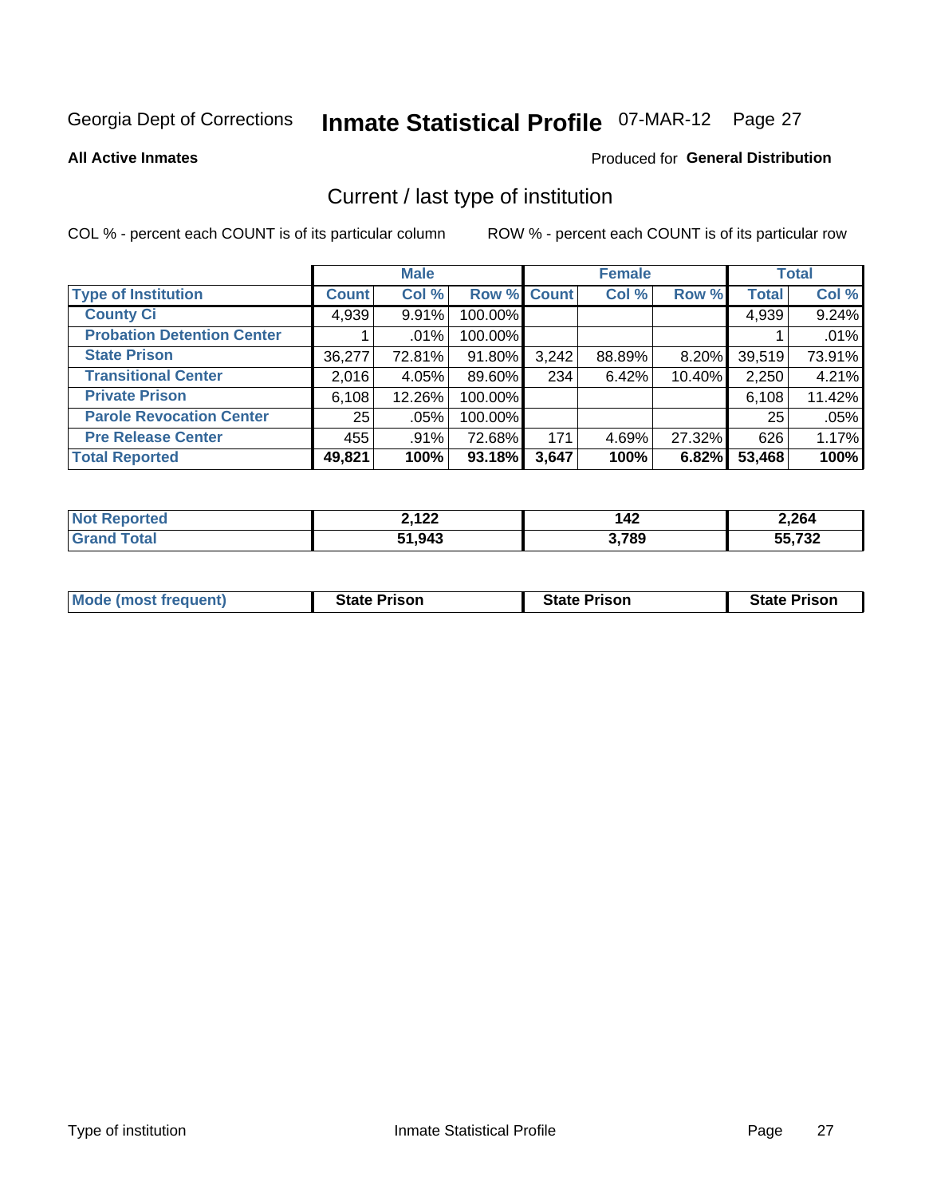Georgia Dept of Corrections **Inmate Statistical Profile** 07-MAR-12

**All Active Inmates**

Produced for **General Distribution**

## Current / last type of institution

COL % - percent each COUNT is of its particular column

ROW % - percent each COUNT is of its particular row

| | Male | | | Female | | | Total | |
|---|---|---|---|---|---|---|---|---|
| **Type of Institution** | **Count** | **Col %** | **Row %** | **Count** | **Col %** | **Row %** | **Total** | **Col %** |
| **County Ci** | 4,939 | 9.91% | 100.00% | | | | 4,939 | 9.24% |
| **Probation Detention Center** | 1 | .01% | 100.00% | | | | 1 | .01% |
| **State Prison** | 36,277 | 72.81% | 91.80% | 3,242 | 88.89% | 8.20% | 39,519 | 73.91% |
| **Transitional Center** | 2,016 | 4.05% | 89.60% | 234 | 6.42% | 10.40% | 2,250 | 4.21% |
| **Private Prison** | 6,108 | 12.26% | 100.00% | | | | 6,108 | 11.42% |
| **Parole Revocation Center** | 25 | .05% | 100.00% | | | | 25 | .05% |
| **Pre Release Center** | 455 | .91% | 72.68% | 171 | 4.69% | 27.32% | 626 | 1.17% |
| **Total Reported** | **49,821** | **100%** | **93.18%** | **3,647** | **100%** | **6.82%** | **53,468** | **100%** |

| | Male | Female | Total |
|---|---|---|---|
| **Not Reported** | **2,122** | **142** | **2,264** |
| **Grand Total** | **51,943** | **3,789** | **55,732** |

| | Male | Female | Total |
|---|---|---|---|
| **Mode (most frequent)** | **State Prison** | **State Prison** | **State Prison** |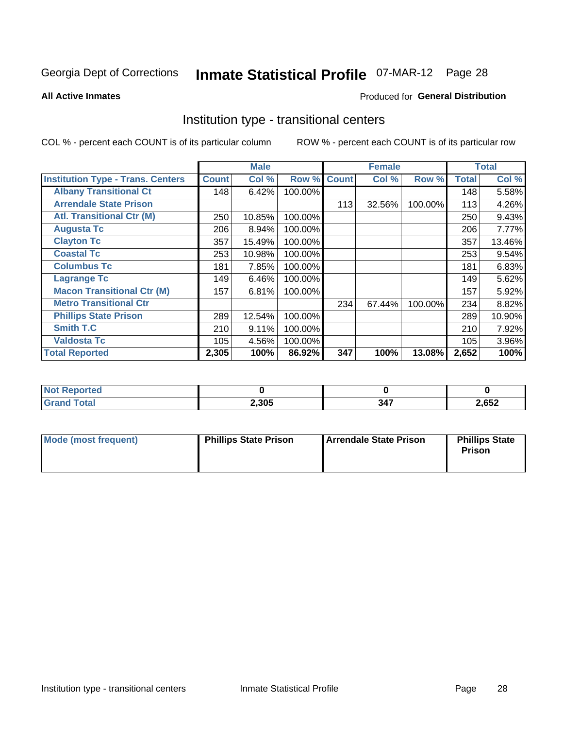Georgia Dept of Corrections **Inmate Statistical Profile** 07-MAR-12 Page 28

**All Active Inmates**

Produced for **General Distribution**

## Institution type - transitional centers

COL % - percent each COUNT is of its particular column

ROW % - percent each COUNT is of its particular row

| | Male | | | Female | | | Total | |
|---|---|---|---|---|---|---|---|---|
| **Institution Type - Trans. Centers** | **Count** | **Col %** | **Row %** | **Count** | **Col %** | **Row %** | **Total** | **Col %** |
| **Albany Transitional Ct** | 148 | 6.42% | 100.00% | | | | 148 | 5.58% |
| **Arrendale State Prison** | | | | 113 | 32.56% | 100.00% | 113 | 4.26% |
| **Atl. Transitional Ctr (M)** | 250 | 10.85% | 100.00% | | | | 250 | 9.43% |
| **Augusta Tc** | 206 | 8.94% | 100.00% | | | | 206 | 7.77% |
| **Clayton Tc** | 357 | 15.49% | 100.00% | | | | 357 | 13.46% |
| **Coastal Tc** | 253 | 10.98% | 100.00% | | | | 253 | 9.54% |
| **Columbus Tc** | 181 | 7.85% | 100.00% | | | | 181 | 6.83% |
| **Lagrange Tc** | 149 | 6.46% | 100.00% | | | | 149 | 5.62% |
| **Macon Transitional Ctr (M)** | 157 | 6.81% | 100.00% | | | | 157 | 5.92% |
| **Metro Transitional Ctr** | | | | 234 | 67.44% | 100.00% | 234 | 8.82% |
| **Phillips State Prison** | 289 | 12.54% | 100.00% | | | | 289 | 10.90% |
| **Smith T.C** | 210 | 9.11% | 100.00% | | | | 210 | 7.92% |
| **Valdosta Tc** | 105 | 4.56% | 100.00% | | | | 105 | 3.96% |
| **Total Reported** | **2,305** | **100%** | **86.92%** | **347** | **100%** | **13.08%** | **2,652** | **100%** |

| | Male | Female | Total |
|---|---|---|---|
| **Not Reported** | **0** | **0** | **0** |
| **Grand Total** | **2,305** | **347** | **2,652** |

| | Male | Female | Total |
|---|---|---|---|
| **Mode (most frequent)** | **Phillips State Prison** | **Arrendale State Prison** | **Phillips State Prison** |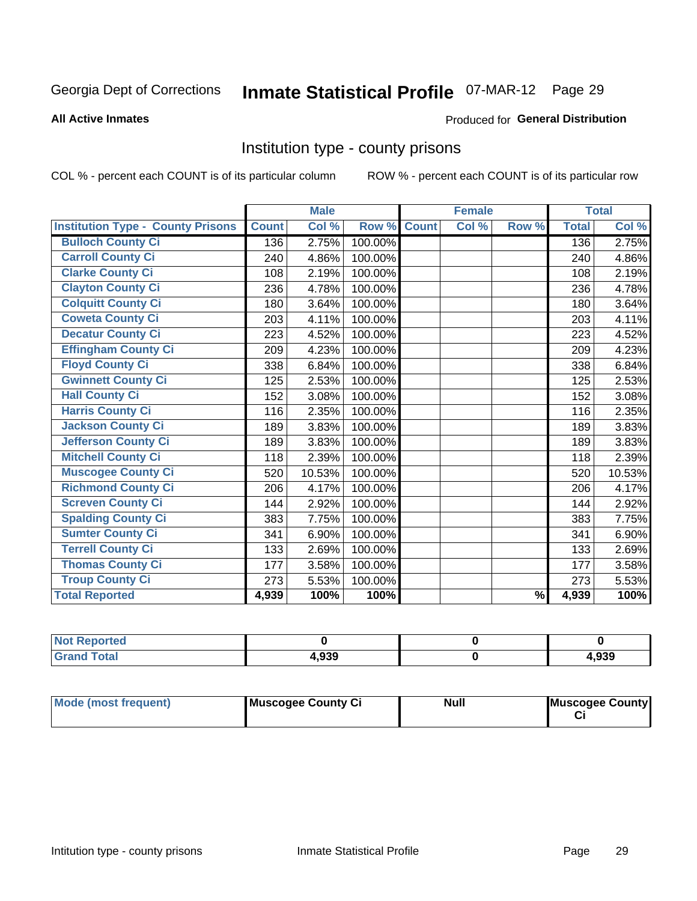Georgia Dept of Corrections **Inmate Statistical Profile** 07-MAR-12 Page 29

**All Active Inmates**

Produced for **General Distribution**

## Institution type - county prisons

COL % - percent each COUNT is of its particular column

ROW % - percent each COUNT is of its particular row

| | Male | | | Female | | | Total | |
|---|---|---|---|---|---|---|---|---|
| **Institution Type - County Prisons** | **Count** | **Col %** | **Row %** | **Count** | **Col %** | **Row %** | **Total** | **Col %** |
| Bulloch County Ci | 136 | 2.75% | 100.00% | | | | 136 | 2.75% |
| Carroll County Ci | 240 | 4.86% | 100.00% | | | | 240 | 4.86% |
| Clarke County Ci | 108 | 2.19% | 100.00% | | | | 108 | 2.19% |
| Clayton County Ci | 236 | 4.78% | 100.00% | | | | 236 | 4.78% |
| Colquitt County Ci | 180 | 3.64% | 100.00% | | | | 180 | 3.64% |
| Coweta County Ci | 203 | 4.11% | 100.00% | | | | 203 | 4.11% |
| Decatur County Ci | 223 | 4.52% | 100.00% | | | | 223 | 4.52% |
| Effingham County Ci | 209 | 4.23% | 100.00% | | | | 209 | 4.23% |
| Floyd County Ci | 338 | 6.84% | 100.00% | | | | 338 | 6.84% |
| Gwinnett County Ci | 125 | 2.53% | 100.00% | | | | 125 | 2.53% |
| Hall County Ci | 152 | 3.08% | 100.00% | | | | 152 | 3.08% |
| Harris County Ci | 116 | 2.35% | 100.00% | | | | 116 | 2.35% |
| Jackson County Ci | 189 | 3.83% | 100.00% | | | | 189 | 3.83% |
| Jefferson County Ci | 189 | 3.83% | 100.00% | | | | 189 | 3.83% |
| Mitchell County Ci | 118 | 2.39% | 100.00% | | | | 118 | 2.39% |
| Muscogee County Ci | 520 | 10.53% | 100.00% | | | | 520 | 10.53% |
| Richmond County Ci | 206 | 4.17% | 100.00% | | | | 206 | 4.17% |
| Screven County Ci | 144 | 2.92% | 100.00% | | | | 144 | 2.92% |
| Spalding County Ci | 383 | 7.75% | 100.00% | | | | 383 | 7.75% |
| Sumter County Ci | 341 | 6.90% | 100.00% | | | | 341 | 6.90% |
| Terrell County Ci | 133 | 2.69% | 100.00% | | | | 133 | 2.69% |
| Thomas County Ci | 177 | 3.58% | 100.00% | | | | 177 | 3.58% |
| Troup County Ci | 273 | 5.53% | 100.00% | | | | 273 | 5.53% |
| **Total Reported** | **4,939** | **100%** | **100%** | | | **%** | **4,939** | **100%** |

| | Male | Female | Total |
|---|---|---|---|
| Not Reported | 0 | 0 | 0 |
| Grand Total | 4,939 | 0 | 4,939 |

| | Male | Female | Total |
|---|---|---|---|
| Mode (most frequent) | Muscogee County Ci | Null | Muscogee County Ci |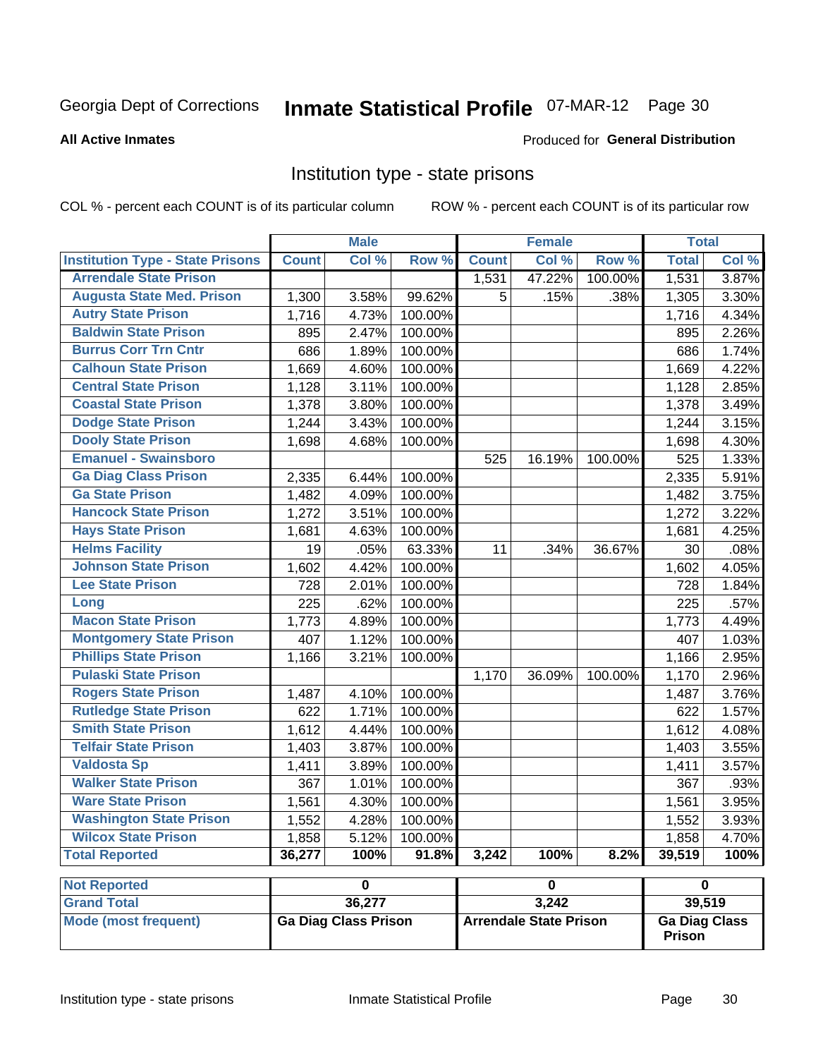Georgia Dept of Corrections **Inmate Statistical Profile** 07-MAR-12

**All Active Inmates**

Produced for **General Distribution**

## Institution type - state prisons

COL % - percent each COUNT is of its particular column

ROW % - percent each COUNT is of its particular row

| | Male | | | Female | | | Total | |
|---|---|---|---|---|---|---|---|---|
| **Institution Type - State Prisons** | **Count** | **Col %** | **Row %** | **Count** | **Col %** | **Row %** | **Total** | **Col %** |
| Arrendale State Prison | | | | 1,531 | 47.22% | 100.00% | 1,531 | 3.87% |
| Augusta State Med. Prison | 1,300 | 3.58% | 99.62% | 5 | .15% | .38% | 1,305 | 3.30% |
| Autry State Prison | 1,716 | 4.73% | 100.00% | | | | 1,716 | 4.34% |
| Baldwin State Prison | 895 | 2.47% | 100.00% | | | | 895 | 2.26% |
| Burrus Corr Trn Cntr | 686 | 1.89% | 100.00% | | | | 686 | 1.74% |
| Calhoun State Prison | 1,669 | 4.60% | 100.00% | | | | 1,669 | 4.22% |
| Central State Prison | 1,128 | 3.11% | 100.00% | | | | 1,128 | 2.85% |
| Coastal State Prison | 1,378 | 3.80% | 100.00% | | | | 1,378 | 3.49% |
| Dodge State Prison | 1,244 | 3.43% | 100.00% | | | | 1,244 | 3.15% |
| Dooly State Prison | 1,698 | 4.68% | 100.00% | | | | 1,698 | 4.30% |
| Emanuel - Swainsboro | | | | 525 | 16.19% | 100.00% | 525 | 1.33% |
| Ga Diag Class Prison | 2,335 | 6.44% | 100.00% | | | | 2,335 | 5.91% |
| Ga State Prison | 1,482 | 4.09% | 100.00% | | | | 1,482 | 3.75% |
| Hancock State Prison | 1,272 | 3.51% | 100.00% | | | | 1,272 | 3.22% |
| Hays State Prison | 1,681 | 4.63% | 100.00% | | | | 1,681 | 4.25% |
| Helms Facility | 19 | .05% | 63.33% | 11 | .34% | 36.67% | 30 | .08% |
| Johnson State Prison | 1,602 | 4.42% | 100.00% | | | | 1,602 | 4.05% |
| Lee State Prison | 728 | 2.01% | 100.00% | | | | 728 | 1.84% |
| Long | 225 | .62% | 100.00% | | | | 225 | .57% |
| Macon State Prison | 1,773 | 4.89% | 100.00% | | | | 1,773 | 4.49% |
| Montgomery State Prison | 407 | 1.12% | 100.00% | | | | 407 | 1.03% |
| Phillips State Prison | 1,166 | 3.21% | 100.00% | | | | 1,166 | 2.95% |
| Pulaski State Prison | | | | 1,170 | 36.09% | 100.00% | 1,170 | 2.96% |
| Rogers State Prison | 1,487 | 4.10% | 100.00% | | | | 1,487 | 3.76% |
| Rutledge State Prison | 622 | 1.71% | 100.00% | | | | 622 | 1.57% |
| Smith State Prison | 1,612 | 4.44% | 100.00% | | | | 1,612 | 4.08% |
| Telfair State Prison | 1,403 | 3.87% | 100.00% | | | | 1,403 | 3.55% |
| Valdosta Sp | 1,411 | 3.89% | 100.00% | | | | 1,411 | 3.57% |
| Walker State Prison | 367 | 1.01% | 100.00% | | | | 367 | .93% |
| Ware State Prison | 1,561 | 4.30% | 100.00% | | | | 1,561 | 3.95% |
| Washington State Prison | 1,552 | 4.28% | 100.00% | | | | 1,552 | 3.93% |
| Wilcox State Prison | 1,858 | 5.12% | 100.00% | | | | 1,858 | 4.70% |
| **Total Reported** | **36,277** | **100%** | **91.8%** | **3,242** | **100%** | **8.2%** | **39,519** | **100%** |

| | Male | Female | Total |
|---|---|---|---|
| **Not Reported** | 0 | 0 | 0 |
| **Grand Total** | 36,277 | 3,242 | 39,519 |
| **Mode (most frequent)** | Ga Diag Class Prison | Arrendale State Prison | Ga Diag Class Prison |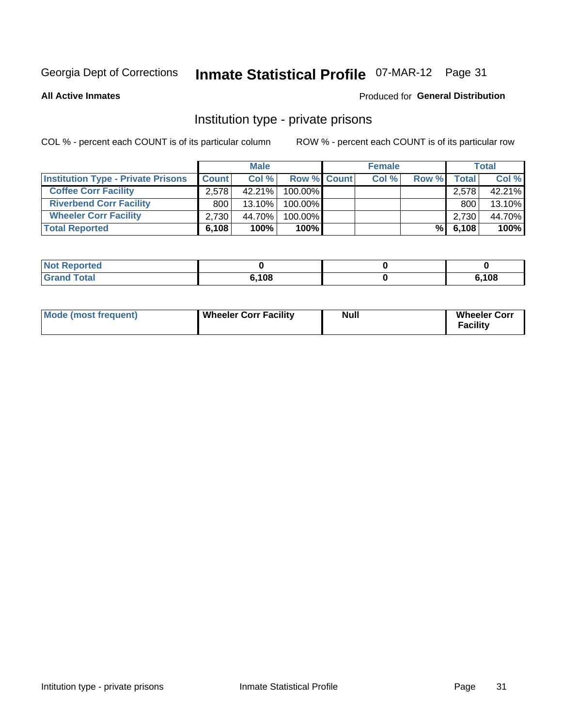Georgia Dept of Corrections **Inmate Statistical Profile** 07-MAR-12 Page 31

**All Active Inmates**

Produced for **General Distribution**

## Institution type - private prisons

COL % - percent each COUNT is of its particular column

ROW % - percent each COUNT is of its particular row

| | Male | | | Female | | | Total | |
|---|---|---|---|---|---|---|---|---|
| **Institution Type - Private Prisons** | **Count** | **Col %** | **Row %** | **Count** | **Col %** | **Row %** | **Total** | **Col %** |
| **Coffee Corr Facility** | 2,578 | 42.21% | 100.00% | | | | 2,578 | 42.21% |
| **Riverbend Corr Facility** | 800 | 13.10% | 100.00% | | | | 800 | 13.10% |
| **Wheeler Corr Facility** | 2,730 | 44.70% | 100.00% | | | | 2,730 | 44.70% |
| **Total Reported** | **6,108** | **100%** | **100%** | | | **%** | **6,108** | **100%** |

| | Male | Female | Total |
|---|---|---|---|
| **Not Reported** | **0** | **0** | **0** |
| **Grand Total** | **6,108** | **0** | **6,108** |

| | Male | Female | Total |
|---|---|---|---|
| **Mode (most frequent)** | **Wheeler Corr Facility** | **Null** | **Wheeler Corr Facility** |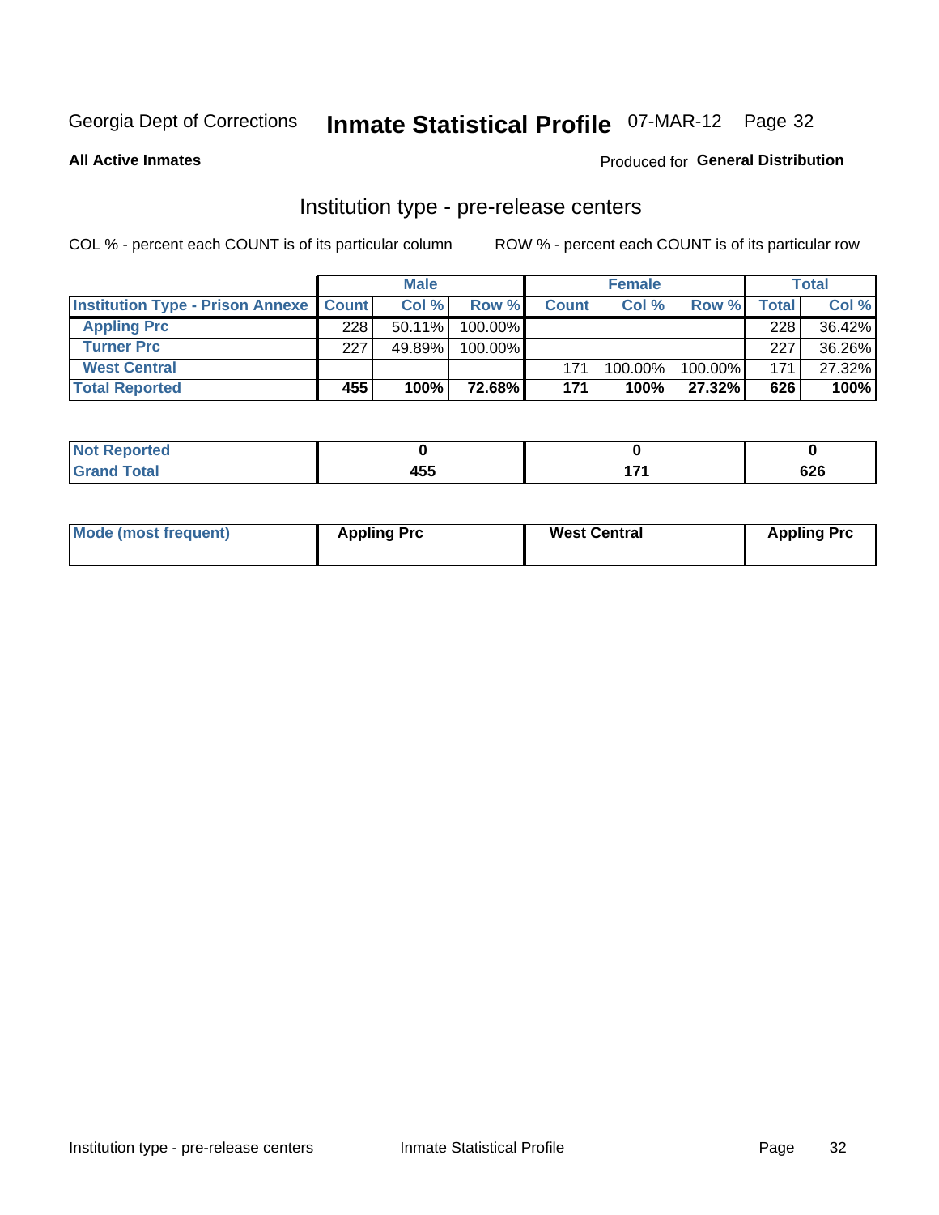Georgia Dept of Corrections **Inmate Statistical Profile** 07-MAR-12 Page 32

**All Active Inmates**

Produced for **General Distribution**

## Institution type - pre-release centers

COL % - percent each COUNT is of its particular column ROW % - percent each COUNT is of its particular row

| | Male | | | Female | | | Total | |
|---|---|---|---|---|---|---|---|---|
| **Institution Type - Prison Annexe** | **Count** | **Col %** | **Row %** | **Count** | **Col %** | **Row %** | **Total** | **Col %** |
| **Appling Prc** | 228 | 50.11% | 100.00% | | | | 228 | 36.42% |
| **Turner Prc** | 227 | 49.89% | 100.00% | | | | 227 | 36.26% |
| **West Central** | | | | 171 | 100.00% | 100.00% | 171 | 27.32% |
| **Total Reported** | **455** | **100%** | **72.68%** | **171** | **100%** | **27.32%** | **626** | **100%** |

| | Male | Female | Total |
|---|---|---|---|
| **Not Reported** | **0** | **0** | **0** |
| **Grand Total** | **455** | **171** | **626** |

| | Male | Female | Total |
|---|---|---|---|
| **Mode (most frequent)** | **Appling Prc** | **West Central** | **Appling Prc** |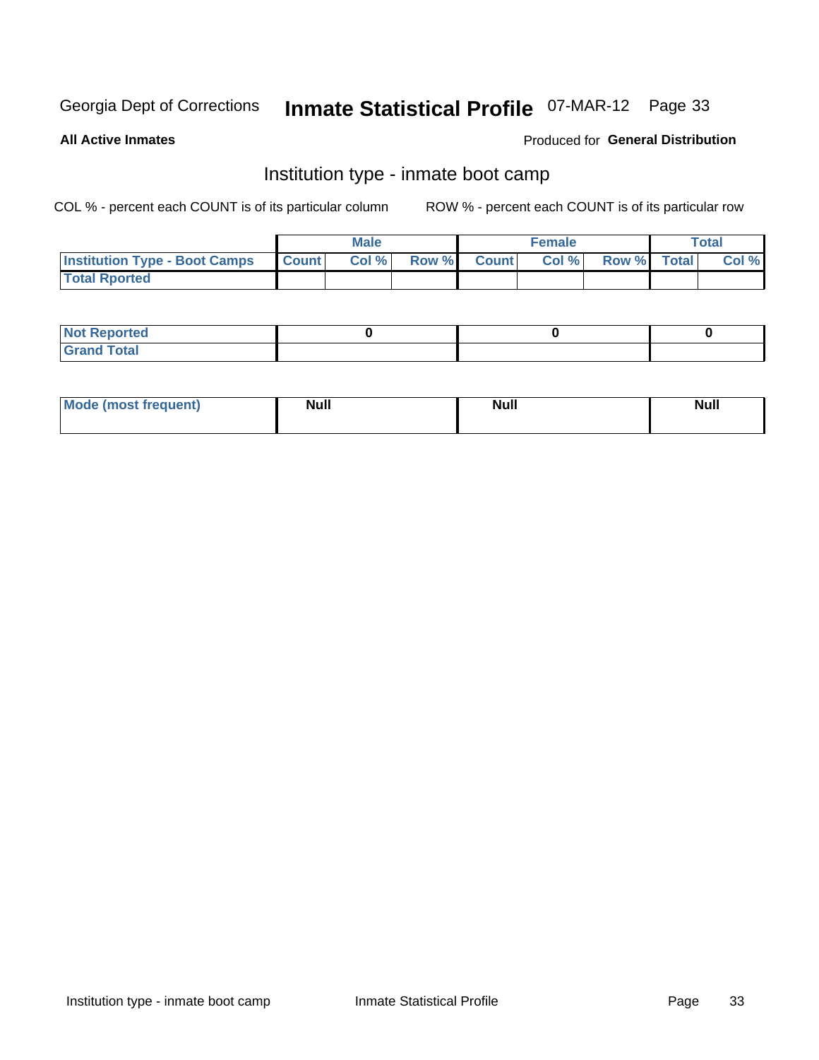Georgia Dept of Corrections **Inmate Statistical Profile** 07-MAR-12

**All Active Inmates**

Produced for **General Distribution**

## Institution type - inmate boot camp

COL % - percent each COUNT is of its particular column

ROW % - percent each COUNT is of its particular row

| | Male | | | Female | | | Total | |
|---|---|---|---|---|---|---|---|---|
| **Institution Type - Boot Camps** | **Count** | **Col %** | **Row %** | **Count** | **Col %** | **Row %** | **Total** | **Col %** |
| **Total Rported** | | | | | | | | |

| | Male | Female | Total |
|---|---|---|---|
| **Not Reported** | 0 | 0 | 0 |
| **Grand Total** | | | |

| | Male | Female | Total |
|---|---|---|---|
| **Mode (most frequent)** | Null | Null | Null |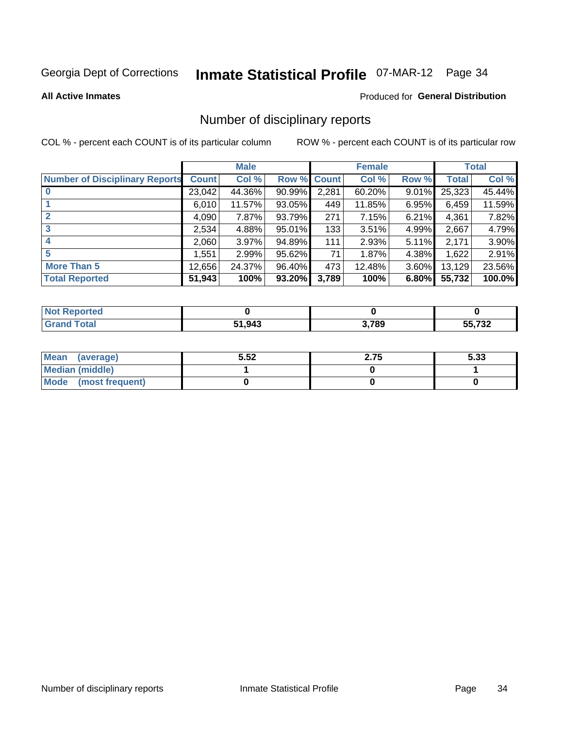Georgia Dept of Corrections **Inmate Statistical Profile** 07-MAR-12

**All Active Inmates**

Produced for **General Distribution**

## Number of disciplinary reports

COL % - percent each COUNT is of its particular column

ROW % - percent each COUNT is of its particular row

| | Male | | | Female | | | Total | |
|---|---|---|---|---|---|---|---|---|
| **Number of Disciplinary Reports** | **Count** | **Col %** | **Row %** | **Count** | **Col %** | **Row %** | **Total** | **Col %** |
| **0** | 23,042 | 44.36% | 90.99% | 2,281 | 60.20% | 9.01% | 25,323 | 45.44% |
| **1** | 6,010 | 11.57% | 93.05% | 449 | 11.85% | 6.95% | 6,459 | 11.59% |
| **2** | 4,090 | 7.87% | 93.79% | 271 | 7.15% | 6.21% | 4,361 | 7.82% |
| **3** | 2,534 | 4.88% | 95.01% | 133 | 3.51% | 4.99% | 2,667 | 4.79% |
| **4** | 2,060 | 3.97% | 94.89% | 111 | 2.93% | 5.11% | 2,171 | 3.90% |
| **5** | 1,551 | 2.99% | 95.62% | 71 | 1.87% | 4.38% | 1,622 | 2.91% |
| **More Than 5** | 12,656 | 24.37% | 96.40% | 473 | 12.48% | 3.60% | 13,129 | 23.56% |
| **Total Reported** | **51,943** | **100%** | **93.20%** | **3,789** | **100%** | **6.80%** | **55,732** | **100.0%** |

| | Male | Female | Total |
|---|---|---|---|
| **Not Reported** | **0** | **0** | **0** |
| **Grand Total** | **51,943** | **3,789** | **55,732** |

| | Male | Female | Total |
|---|---|---|---|
| **Mean (average)** | **5.52** | **2.75** | **5.33** |
| **Median (middle)** | **1** | **0** | **1** |
| **Mode (most frequent)** | **0** | **0** | **0** |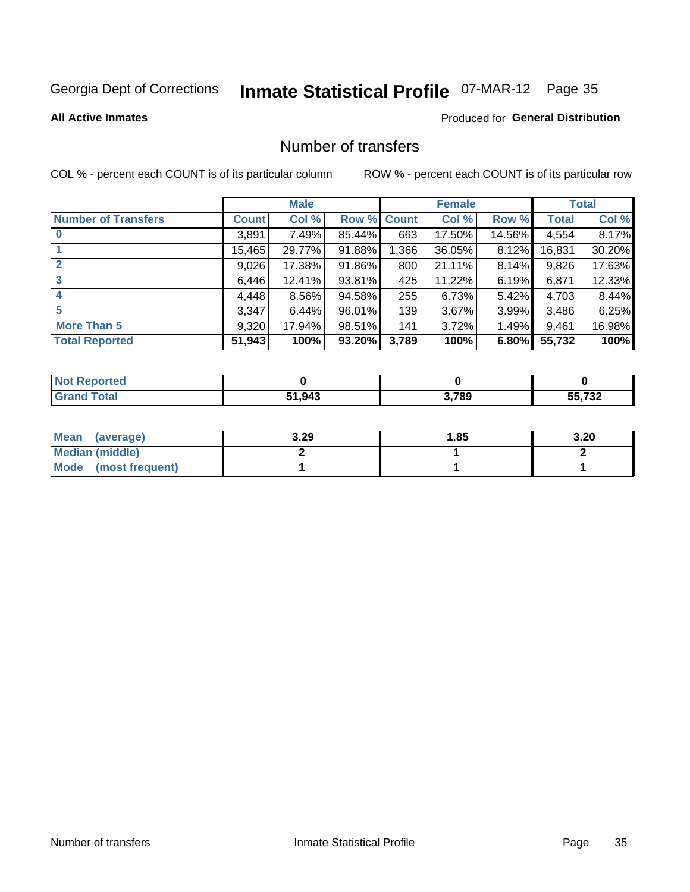Georgia Dept of Corrections **Inmate Statistical Profile** 07-MAR-12 Page 35

**All Active Inmates**

Produced for **General Distribution**

## Number of transfers

COL % - percent each COUNT is of its particular column

ROW % - percent each COUNT is of its particular row

| | Male | | | Female | | | Total | |
|---|---|---|---|---|---|---|---|---|
| **Number of Transfers** | **Count** | **Col %** | **Row %** | **Count** | **Col %** | **Row %** | **Total** | **Col %** |
| **0** | 3,891 | 7.49% | 85.44% | 663 | 17.50% | 14.56% | 4,554 | 8.17% |
| **1** | 15,465 | 29.77% | 91.88% | 1,366 | 36.05% | 8.12% | 16,831 | 30.20% |
| **2** | 9,026 | 17.38% | 91.86% | 800 | 21.11% | 8.14% | 9,826 | 17.63% |
| **3** | 6,446 | 12.41% | 93.81% | 425 | 11.22% | 6.19% | 6,871 | 12.33% |
| **4** | 4,448 | 8.56% | 94.58% | 255 | 6.73% | 5.42% | 4,703 | 8.44% |
| **5** | 3,347 | 6.44% | 96.01% | 139 | 3.67% | 3.99% | 3,486 | 6.25% |
| **More Than 5** | 9,320 | 17.94% | 98.51% | 141 | 3.72% | 1.49% | 9,461 | 16.98% |
| **Total Reported** | **51,943** | **100%** | **93.20%** | **3,789** | **100%** | **6.80%** | **55,732** | **100%** |

| | Male | Female | Total |
|---|---|---|---|
| **Not Reported** | **0** | **0** | **0** |
| **Grand Total** | **51,943** | **3,789** | **55,732** |

| | Male | Female | Total |
|---|---|---|---|
| **Mean (average)** | **3.29** | **1.85** | **3.20** |
| **Median (middle)** | **2** | **1** | **2** |
| **Mode (most frequent)** | **1** | **1** | **1** |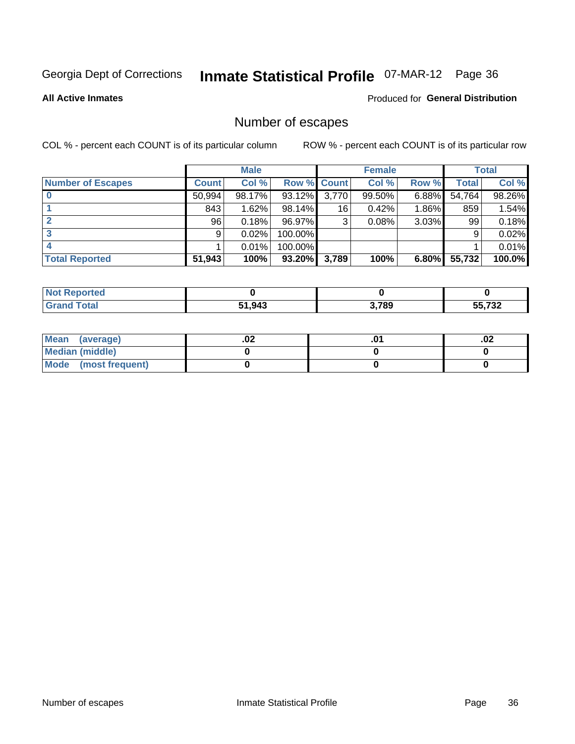Georgia Dept of Corrections **Inmate Statistical Profile** 07-MAR-12 Page 36

**All Active Inmates**

Produced for **General Distribution**

# Number of escapes

COL % - percent each COUNT is of its particular column

ROW % - percent each COUNT is of its particular row

| | Male | | | Female | | | Total | |
|---|---|---|---|---|---|---|---|---|
| **Number of Escapes** | **Count** | **Col %** | **Row %** | **Count** | **Col %** | **Row %** | **Total** | **Col %** |
| **0** | 50,994 | 98.17% | 93.12% | 3,770 | 99.50% | 6.88% | 54,764 | 98.26% |
| **1** | 843 | 1.62% | 98.14% | 16 | 0.42% | 1.86% | 859 | 1.54% |
| **2** | 96 | 0.18% | 96.97% | 3 | 0.08% | 3.03% | 99 | 0.18% |
| **3** | 9 | 0.02% | 100.00% | | | | 9 | 0.02% |
| **4** | 1 | 0.01% | 100.00% | | | | 1 | 0.01% |
| **Total Reported** | **51,943** | **100%** | **93.20%** | **3,789** | **100%** | **6.80%** | **55,732** | **100.0%** |

| | Male | Female | Total |
|---|---|---|---|
| **Not Reported** | **0** | **0** | **0** |
| **Grand Total** | **51,943** | **3,789** | **55,732** |

| | Male | Female | Total |
|---|---|---|---|
| **Mean (average)** | **.02** | **.01** | **.02** |
| **Median (middle)** | **0** | **0** | **0** |
| **Mode (most frequent)** | **0** | **0** | **0** |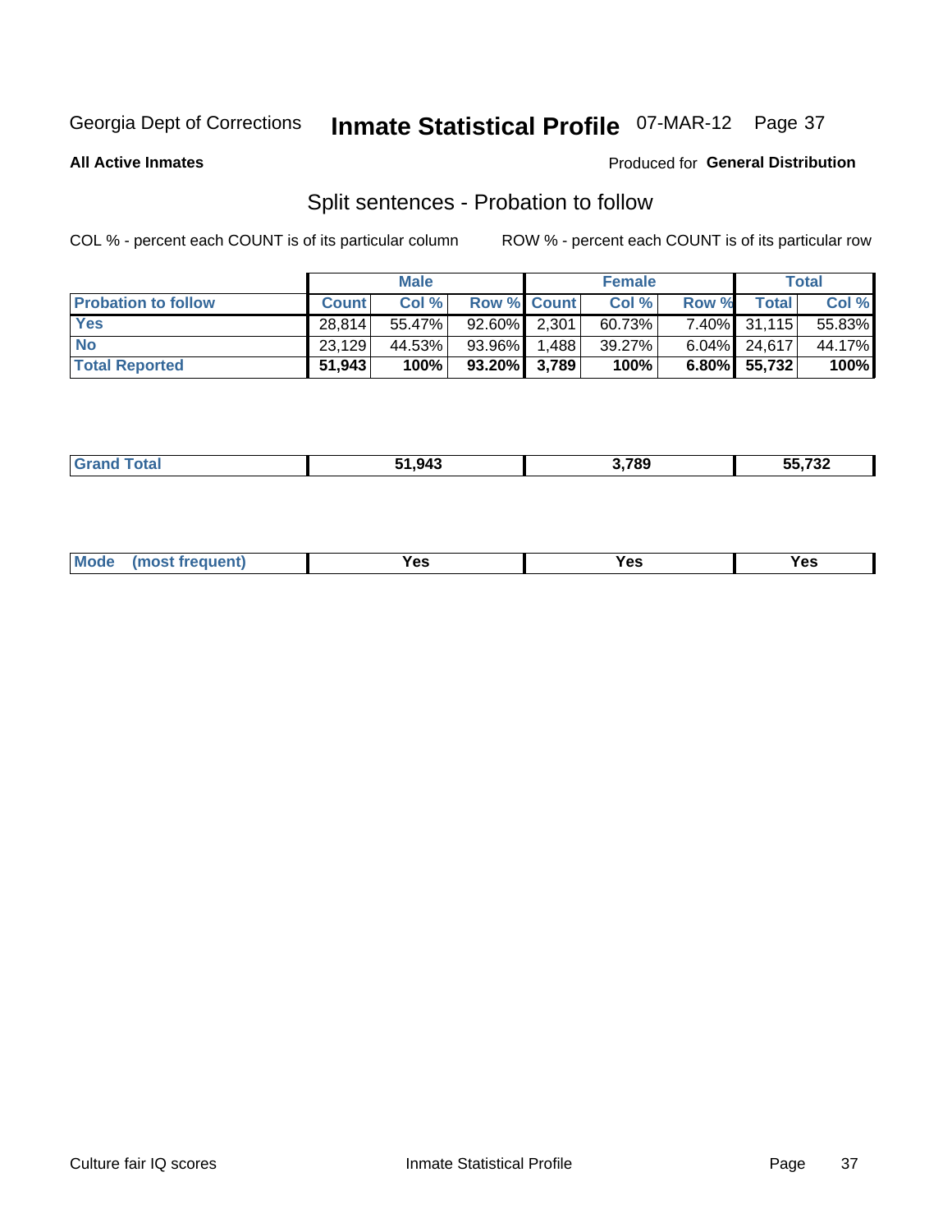Georgia Dept of Corrections **Inmate Statistical Profile** 07-MAR-12 Page 37

**All Active Inmates**

Produced for **General Distribution**

## Split sentences - Probation to follow

COL % - percent each COUNT is of its particular column ROW % - percent each COUNT is of its particular row

| | Male | | | Female | | | Total | |
|---|---|---|---|---|---|---|---|---|
| **Probation to follow** | **Count** | **Col %** | **Row %** | **Count** | **Col %** | **Row %** | **Total** | **Col %** |
| **Yes** | 28,814 | 55.47% | 92.60% | 2,301 | 60.73% | 7.40% | 31,115 | 55.83% |
| **No** | 23,129 | 44.53% | 93.96% | 1,488 | 39.27% | 6.04% | 24,617 | 44.17% |
| **Total Reported** | **51,943** | **100%** | **93.20%** | **3,789** | **100%** | **6.80%** | **55,732** | **100%** |

| | | | |
|---|---|---|---|
| **Grand Total** | **51,943** | **3,789** | **55,732** |

| | | | |
|---|---|---|---|
| **Mode (most frequent)** | **Yes** | **Yes** | **Yes** |

Culture fair IQ scores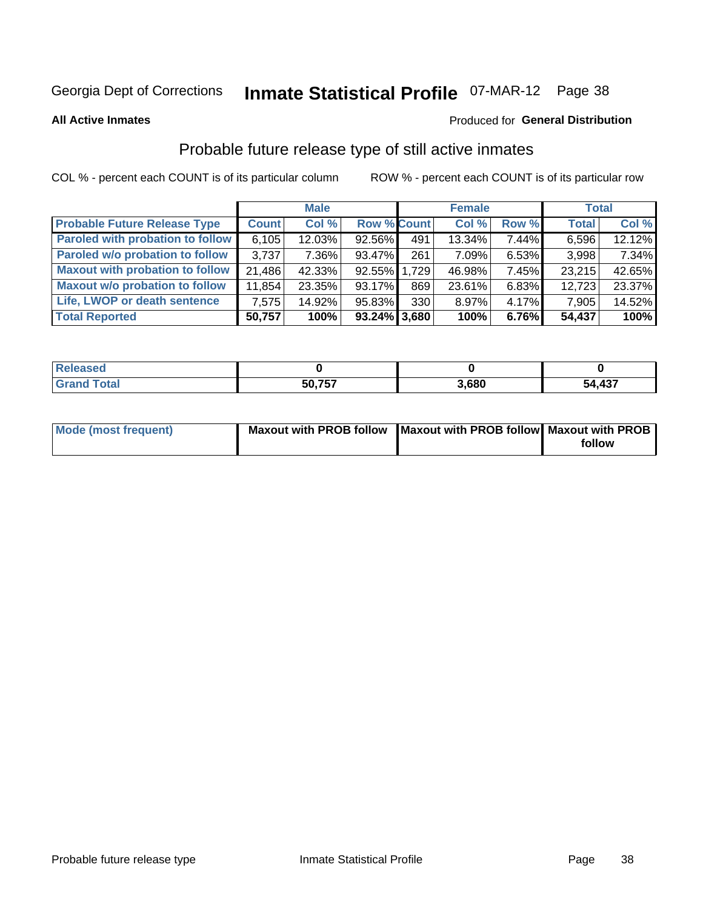Georgia Dept of Corrections **Inmate Statistical Profile** 07-MAR-12

**All Active Inmates**

Produced for **General Distribution**

## Probable future release type of still active inmates

COL % - percent each COUNT is of its particular column

ROW % - percent each COUNT is of its particular row

| | Male | | | Female | | | Total | |
|---|---|---|---|---|---|---|---|---|
| Probable Future Release Type | Count | Col % | Row % | Count | Col % | Row % | Total | Col % |
| Paroled with probation to follow | 6,105 | 12.03% | 92.56% | 491 | 13.34% | 7.44% | 6,596 | 12.12% |
| Paroled w/o probation to follow | 3,737 | 7.36% | 93.47% | 261 | 7.09% | 6.53% | 3,998 | 7.34% |
| Maxout with probation to follow | 21,486 | 42.33% | 92.55% | 1,729 | 46.98% | 7.45% | 23,215 | 42.65% |
| Maxout w/o probation to follow | 11,854 | 23.35% | 93.17% | 869 | 23.61% | 6.83% | 12,723 | 23.37% |
| Life, LWOP or death sentence | 7,575 | 14.92% | 95.83% | 330 | 8.97% | 4.17% | 7,905 | 14.52% |
| **Total Reported** | **50,757** | **100%** | **93.24%** | **3,680** | **100%** | **6.76%** | **54,437** | **100%** |

| | Male | Female | Total |
|---|---|---|---|
| Released | 0 | 0 | 0 |
| Grand Total | 50,757 | 3,680 | 54,437 |

| | Male | Female | Total |
|---|---|---|---|
| Mode (most frequent) | Maxout with PROB follow | Maxout with PROB follow | Maxout with PROB follow |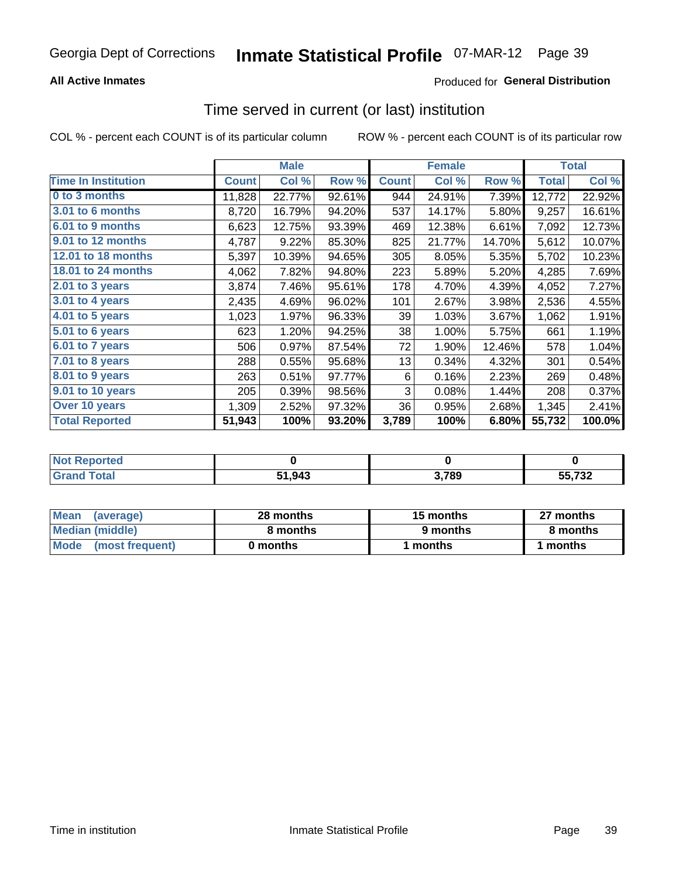# Georgia Dept of Corrections — Inmate Statistical Profile 07-MAR-12

**All Active Inmates** — Produced for **General Distribution**

## Time served in current (or last) institution

COL % - percent each COUNT is of its particular column    ROW % - percent each COUNT is of its particular row

| | Male | | | Female | | | Total | |
|---|---|---|---|---|---|---|---|---|
| **Time In Institution** | **Count** | **Col %** | **Row %** | **Count** | **Col %** | **Row %** | **Total** | **Col %** |
| 0 to 3 months | 11,828 | 22.77% | 92.61% | 944 | 24.91% | 7.39% | 12,772 | 22.92% |
| 3.01 to 6 months | 8,720 | 16.79% | 94.20% | 537 | 14.17% | 5.80% | 9,257 | 16.61% |
| 6.01 to 9 months | 6,623 | 12.75% | 93.39% | 469 | 12.38% | 6.61% | 7,092 | 12.73% |
| 9.01 to 12 months | 4,787 | 9.22% | 85.30% | 825 | 21.77% | 14.70% | 5,612 | 10.07% |
| 12.01 to 18 months | 5,397 | 10.39% | 94.65% | 305 | 8.05% | 5.35% | 5,702 | 10.23% |
| 18.01 to 24 months | 4,062 | 7.82% | 94.80% | 223 | 5.89% | 5.20% | 4,285 | 7.69% |
| 2.01 to 3 years | 3,874 | 7.46% | 95.61% | 178 | 4.70% | 4.39% | 4,052 | 7.27% |
| 3.01 to 4 years | 2,435 | 4.69% | 96.02% | 101 | 2.67% | 3.98% | 2,536 | 4.55% |
| 4.01 to 5 years | 1,023 | 1.97% | 96.33% | 39 | 1.03% | 3.67% | 1,062 | 1.91% |
| 5.01 to 6 years | 623 | 1.20% | 94.25% | 38 | 1.00% | 5.75% | 661 | 1.19% |
| 6.01 to 7 years | 506 | 0.97% | 87.54% | 72 | 1.90% | 12.46% | 578 | 1.04% |
| 7.01 to 8 years | 288 | 0.55% | 95.68% | 13 | 0.34% | 4.32% | 301 | 0.54% |
| 8.01 to 9 years | 263 | 0.51% | 97.77% | 6 | 0.16% | 2.23% | 269 | 0.48% |
| 9.01 to 10 years | 205 | 0.39% | 98.56% | 3 | 0.08% | 1.44% | 208 | 0.37% |
| Over 10 years | 1,309 | 2.52% | 97.32% | 36 | 0.95% | 2.68% | 1,345 | 2.41% |
| **Total Reported** | **51,943** | **100%** | **93.20%** | **3,789** | **100%** | **6.80%** | **55,732** | **100.0%** |

| | Male | Female | Total |
|---|---|---|---|
| Not Reported | 0 | 0 | 0 |
| Grand Total | 51,943 | 3,789 | 55,732 |

| | Male | Female | Total |
|---|---|---|---|
| Mean (average) | 28 months | 15 months | 27 months |
| Median (middle) | 8 months | 9 months | 8 months |
| Mode (most frequent) | 0 months | 1 months | 1 months |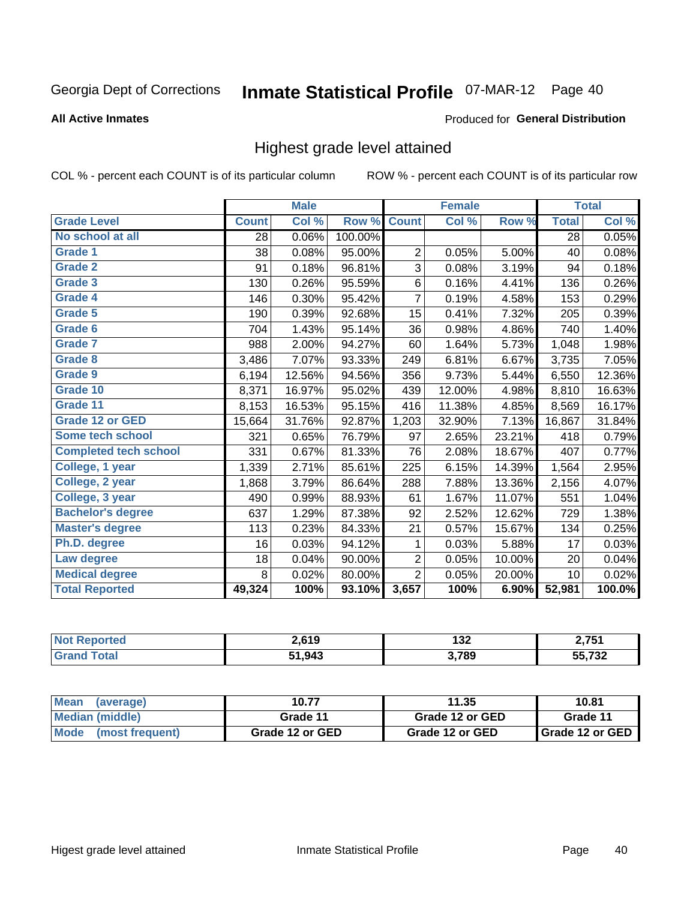Georgia Dept of Corrections **Inmate Statistical Profile** 07-MAR-12

**All Active Inmates**

Produced for **General Distribution**

## Highest grade level attained

COL % - percent each COUNT is of its particular column

ROW % - percent each COUNT is of its particular row

| | Male | | | Female | | | Total | |
|---|---|---|---|---|---|---|---|---|
| **Grade Level** | **Count** | **Col %** | **Row %** | **Count** | **Col %** | **Row %** | **Total** | **Col %** |
| No school at all | 28 | 0.06% | 100.00% | | | | 28 | 0.05% |
| Grade 1 | 38 | 0.08% | 95.00% | 2 | 0.05% | 5.00% | 40 | 0.08% |
| Grade 2 | 91 | 0.18% | 96.81% | 3 | 0.08% | 3.19% | 94 | 0.18% |
| Grade 3 | 130 | 0.26% | 95.59% | 6 | 0.16% | 4.41% | 136 | 0.26% |
| Grade 4 | 146 | 0.30% | 95.42% | 7 | 0.19% | 4.58% | 153 | 0.29% |
| Grade 5 | 190 | 0.39% | 92.68% | 15 | 0.41% | 7.32% | 205 | 0.39% |
| Grade 6 | 704 | 1.43% | 95.14% | 36 | 0.98% | 4.86% | 740 | 1.40% |
| Grade 7 | 988 | 2.00% | 94.27% | 60 | 1.64% | 5.73% | 1,048 | 1.98% |
| Grade 8 | 3,486 | 7.07% | 93.33% | 249 | 6.81% | 6.67% | 3,735 | 7.05% |
| Grade 9 | 6,194 | 12.56% | 94.56% | 356 | 9.73% | 5.44% | 6,550 | 12.36% |
| Grade 10 | 8,371 | 16.97% | 95.02% | 439 | 12.00% | 4.98% | 8,810 | 16.63% |
| Grade 11 | 8,153 | 16.53% | 95.15% | 416 | 11.38% | 4.85% | 8,569 | 16.17% |
| Grade 12 or GED | 15,664 | 31.76% | 92.87% | 1,203 | 32.90% | 7.13% | 16,867 | 31.84% |
| Some tech school | 321 | 0.65% | 76.79% | 97 | 2.65% | 23.21% | 418 | 0.79% |
| Completed tech school | 331 | 0.67% | 81.33% | 76 | 2.08% | 18.67% | 407 | 0.77% |
| College, 1 year | 1,339 | 2.71% | 85.61% | 225 | 6.15% | 14.39% | 1,564 | 2.95% |
| College, 2 year | 1,868 | 3.79% | 86.64% | 288 | 7.88% | 13.36% | 2,156 | 4.07% |
| College, 3 year | 490 | 0.99% | 88.93% | 61 | 1.67% | 11.07% | 551 | 1.04% |
| Bachelor's degree | 637 | 1.29% | 87.38% | 92 | 2.52% | 12.62% | 729 | 1.38% |
| Master's degree | 113 | 0.23% | 84.33% | 21 | 0.57% | 15.67% | 134 | 0.25% |
| Ph.D. degree | 16 | 0.03% | 94.12% | 1 | 0.03% | 5.88% | 17 | 0.03% |
| Law degree | 18 | 0.04% | 90.00% | 2 | 0.05% | 10.00% | 20 | 0.04% |
| Medical degree | 8 | 0.02% | 80.00% | 2 | 0.05% | 20.00% | 10 | 0.02% |
| **Total Reported** | **49,324** | **100%** | **93.10%** | **3,657** | **100%** | **6.90%** | **52,981** | **100.0%** |

| | Male | Female | Total |
|---|---|---|---|
| Not Reported | 2,619 | 132 | 2,751 |
| Grand Total | 51,943 | 3,789 | 55,732 |

| | Male | Female | Total |
|---|---|---|---|
| Mean (average) | 10.77 | 11.35 | 10.81 |
| Median (middle) | Grade 11 | Grade 12 or GED | Grade 11 |
| Mode (most frequent) | Grade 12 or GED | Grade 12 or GED | Grade 12 or GED |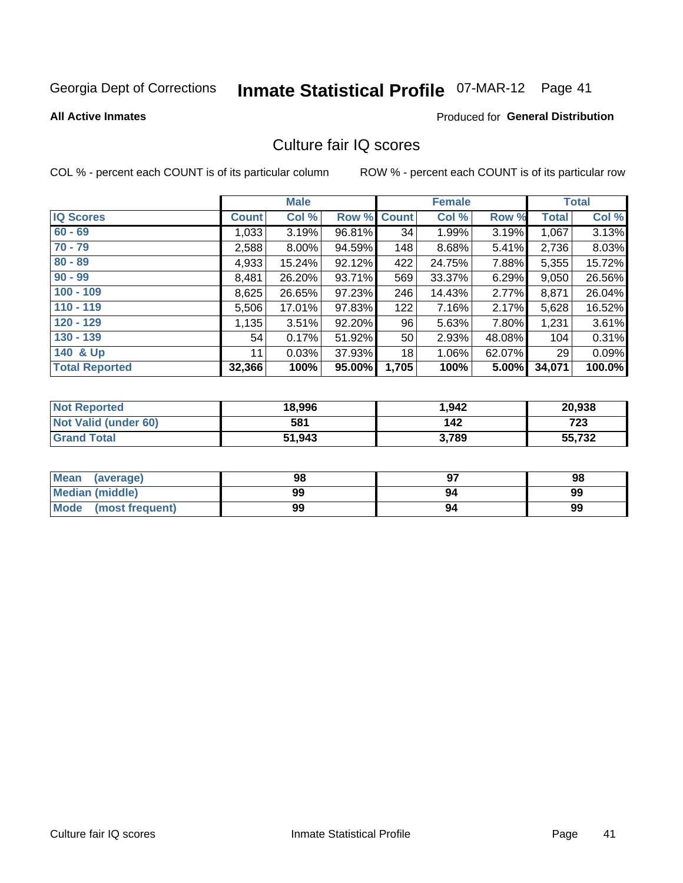Georgia Dept of Corrections **Inmate Statistical Profile** 07-MAR-12 Page 41

**All Active Inmates**

Produced for **General Distribution**

## Culture fair IQ scores

COL % - percent each COUNT is of its particular column

ROW % - percent each COUNT is of its particular row

| | Male | | | Female | | | Total | |
|---|---|---|---|---|---|---|---|---|
| **IQ Scores** | **Count** | **Col %** | **Row %** | **Count** | **Col %** | **Row %** | **Total** | **Col %** |
| 60 - 69 | 1,033 | 3.19% | 96.81% | 34 | 1.99% | 3.19% | 1,067 | 3.13% |
| 70 - 79 | 2,588 | 8.00% | 94.59% | 148 | 8.68% | 5.41% | 2,736 | 8.03% |
| 80 - 89 | 4,933 | 15.24% | 92.12% | 422 | 24.75% | 7.88% | 5,355 | 15.72% |
| 90 - 99 | 8,481 | 26.20% | 93.71% | 569 | 33.37% | 6.29% | 9,050 | 26.56% |
| 100 - 109 | 8,625 | 26.65% | 97.23% | 246 | 14.43% | 2.77% | 8,871 | 26.04% |
| 110 - 119 | 5,506 | 17.01% | 97.83% | 122 | 7.16% | 2.17% | 5,628 | 16.52% |
| 120 - 129 | 1,135 | 3.51% | 92.20% | 96 | 5.63% | 7.80% | 1,231 | 3.61% |
| 130 - 139 | 54 | 0.17% | 51.92% | 50 | 2.93% | 48.08% | 104 | 0.31% |
| 140 & Up | 11 | 0.03% | 37.93% | 18 | 1.06% | 62.07% | 29 | 0.09% |
| **Total Reported** | **32,366** | **100%** | **95.00%** | **1,705** | **100%** | **5.00%** | **34,071** | **100.0%** |

| | Male | Female | Total |
|---|---|---|---|
| Not Reported | 18,996 | 1,942 | 20,938 |
| Not Valid (under 60) | 581 | 142 | 723 |
| Grand Total | 51,943 | 3,789 | 55,732 |

| | Male | Female | Total |
|---|---|---|---|
| Mean (average) | 98 | 97 | 98 |
| Median (middle) | 99 | 94 | 99 |
| Mode (most frequent) | 99 | 94 | 99 |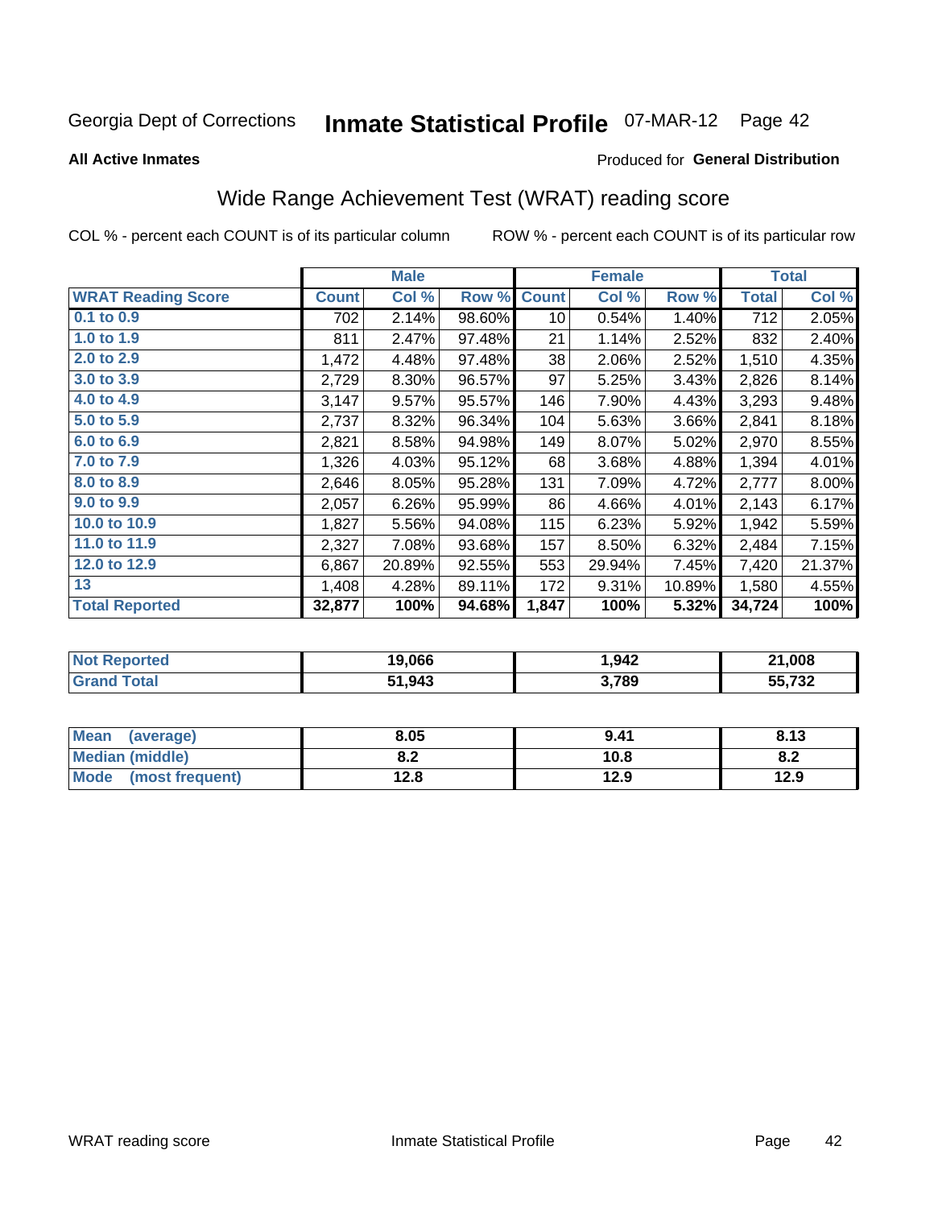Georgia Dept of Corrections **Inmate Statistical Profile** 07-MAR-12

**All Active Inmates** Produced for **General Distribution**

## Wide Range Achievement Test (WRAT) reading score

COL % - percent each COUNT is of its particular column ROW % - percent each COUNT is of its particular row

| | Male | | | Female | | | Total | |
|---|---|---|---|---|---|---|---|---|
| **WRAT Reading Score** | **Count** | **Col %** | **Row %** | **Count** | **Col %** | **Row %** | **Total** | **Col %** |
| 0.1 to 0.9 | 702 | 2.14% | 98.60% | 10 | 0.54% | 1.40% | 712 | 2.05% |
| 1.0 to 1.9 | 811 | 2.47% | 97.48% | 21 | 1.14% | 2.52% | 832 | 2.40% |
| 2.0 to 2.9 | 1,472 | 4.48% | 97.48% | 38 | 2.06% | 2.52% | 1,510 | 4.35% |
| 3.0 to 3.9 | 2,729 | 8.30% | 96.57% | 97 | 5.25% | 3.43% | 2,826 | 8.14% |
| 4.0 to 4.9 | 3,147 | 9.57% | 95.57% | 146 | 7.90% | 4.43% | 3,293 | 9.48% |
| 5.0 to 5.9 | 2,737 | 8.32% | 96.34% | 104 | 5.63% | 3.66% | 2,841 | 8.18% |
| 6.0 to 6.9 | 2,821 | 8.58% | 94.98% | 149 | 8.07% | 5.02% | 2,970 | 8.55% |
| 7.0 to 7.9 | 1,326 | 4.03% | 95.12% | 68 | 3.68% | 4.88% | 1,394 | 4.01% |
| 8.0 to 8.9 | 2,646 | 8.05% | 95.28% | 131 | 7.09% | 4.72% | 2,777 | 8.00% |
| 9.0 to 9.9 | 2,057 | 6.26% | 95.99% | 86 | 4.66% | 4.01% | 2,143 | 6.17% |
| 10.0 to 10.9 | 1,827 | 5.56% | 94.08% | 115 | 6.23% | 5.92% | 1,942 | 5.59% |
| 11.0 to 11.9 | 2,327 | 7.08% | 93.68% | 157 | 8.50% | 6.32% | 2,484 | 7.15% |
| 12.0 to 12.9 | 6,867 | 20.89% | 92.55% | 553 | 29.94% | 7.45% | 7,420 | 21.37% |
| 13 | 1,408 | 4.28% | 89.11% | 172 | 9.31% | 10.89% | 1,580 | 4.55% |
| **Total Reported** | **32,877** | **100%** | **94.68%** | **1,847** | **100%** | **5.32%** | **34,724** | **100%** |

| | Male | Female | Total |
|---|---|---|---|
| Not Reported | 19,066 | 1,942 | 21,008 |
| Grand Total | 51,943 | 3,789 | 55,732 |

| | Male | Female | Total |
|---|---|---|---|
| Mean (average) | 8.05 | 9.41 | 8.13 |
| Median (middle) | 8.2 | 10.8 | 8.2 |
| Mode (most frequent) | 12.8 | 12.9 | 12.9 |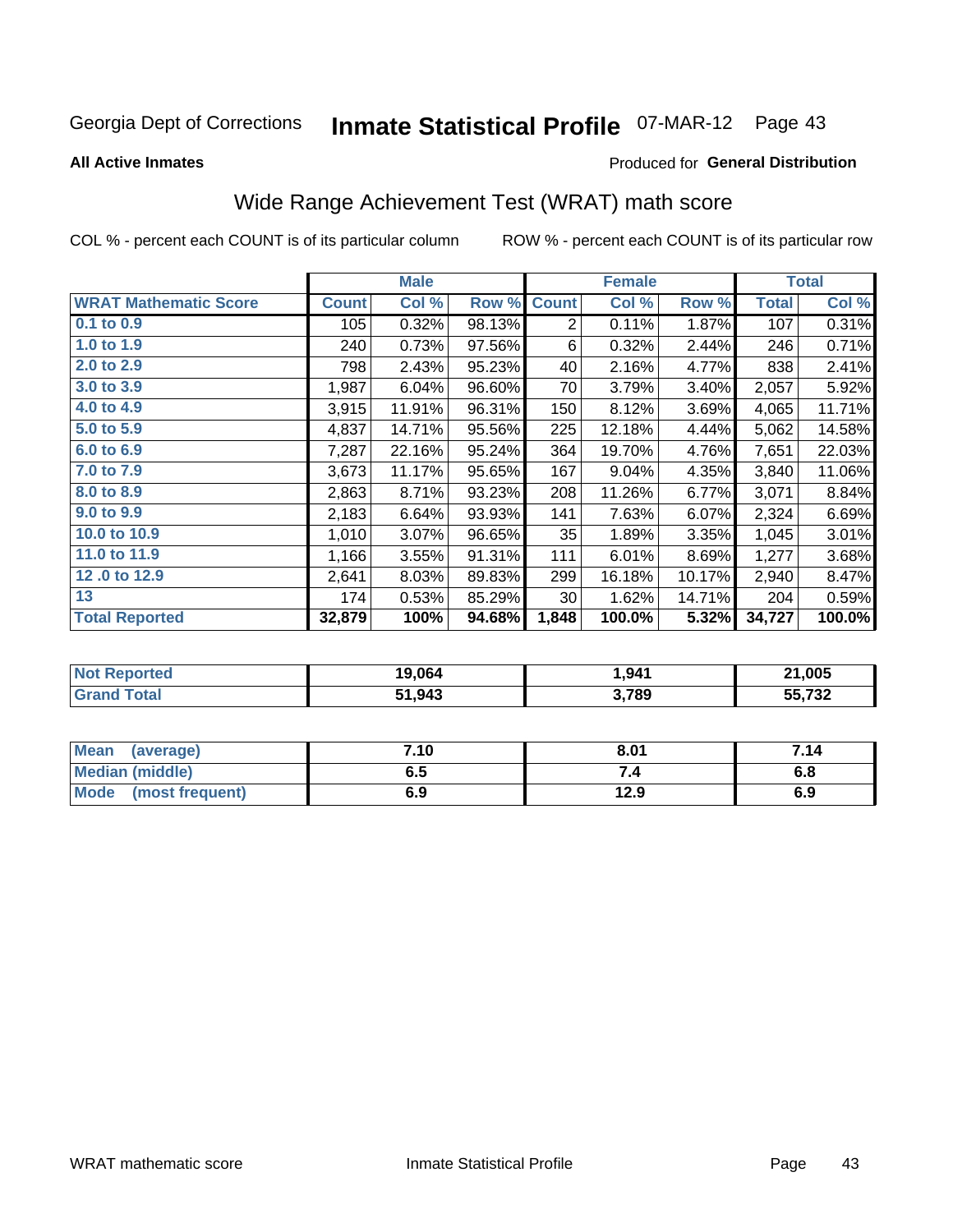Georgia Dept of Corrections **Inmate Statistical Profile** 07-MAR-12

**All Active Inmates**

Produced for **General Distribution**

## Wide Range Achievement Test (WRAT) math score

COL % - percent each COUNT is of its particular column

ROW % - percent each COUNT is of its particular row

| | Male | | | Female | | | Total | |
|---|---|---|---|---|---|---|---|---|
| **WRAT Mathematic Score** | **Count** | **Col %** | **Row %** | **Count** | **Col %** | **Row %** | **Total** | **Col %** |
| **0.1 to 0.9** | 105 | 0.32% | 98.13% | 2 | 0.11% | 1.87% | 107 | 0.31% |
| **1.0 to 1.9** | 240 | 0.73% | 97.56% | 6 | 0.32% | 2.44% | 246 | 0.71% |
| **2.0 to 2.9** | 798 | 2.43% | 95.23% | 40 | 2.16% | 4.77% | 838 | 2.41% |
| **3.0 to 3.9** | 1,987 | 6.04% | 96.60% | 70 | 3.79% | 3.40% | 2,057 | 5.92% |
| **4.0 to 4.9** | 3,915 | 11.91% | 96.31% | 150 | 8.12% | 3.69% | 4,065 | 11.71% |
| **5.0 to 5.9** | 4,837 | 14.71% | 95.56% | 225 | 12.18% | 4.44% | 5,062 | 14.58% |
| **6.0 to 6.9** | 7,287 | 22.16% | 95.24% | 364 | 19.70% | 4.76% | 7,651 | 22.03% |
| **7.0 to 7.9** | 3,673 | 11.17% | 95.65% | 167 | 9.04% | 4.35% | 3,840 | 11.06% |
| **8.0 to 8.9** | 2,863 | 8.71% | 93.23% | 208 | 11.26% | 6.77% | 3,071 | 8.84% |
| **9.0 to 9.9** | 2,183 | 6.64% | 93.93% | 141 | 7.63% | 6.07% | 2,324 | 6.69% |
| **10.0 to 10.9** | 1,010 | 3.07% | 96.65% | 35 | 1.89% | 3.35% | 1,045 | 3.01% |
| **11.0 to 11.9** | 1,166 | 3.55% | 91.31% | 111 | 6.01% | 8.69% | 1,277 | 3.68% |
| **12 .0 to 12.9** | 2,641 | 8.03% | 89.83% | 299 | 16.18% | 10.17% | 2,940 | 8.47% |
| **13** | 174 | 0.53% | 85.29% | 30 | 1.62% | 14.71% | 204 | 0.59% |
| **Total Reported** | **32,879** | **100%** | **94.68%** | **1,848** | **100.0%** | **5.32%** | **34,727** | **100.0%** |

| | Male | Female | Total |
|---|---|---|---|
| **Not Reported** | **19,064** | **1,941** | **21,005** |
| **Grand Total** | **51,943** | **3,789** | **55,732** |

| | Male | Female | Total |
|---|---|---|---|
| **Mean (average)** | **7.10** | **8.01** | **7.14** |
| **Median (middle)** | **6.5** | **7.4** | **6.8** |
| **Mode (most frequent)** | **6.9** | **12.9** | **6.9** |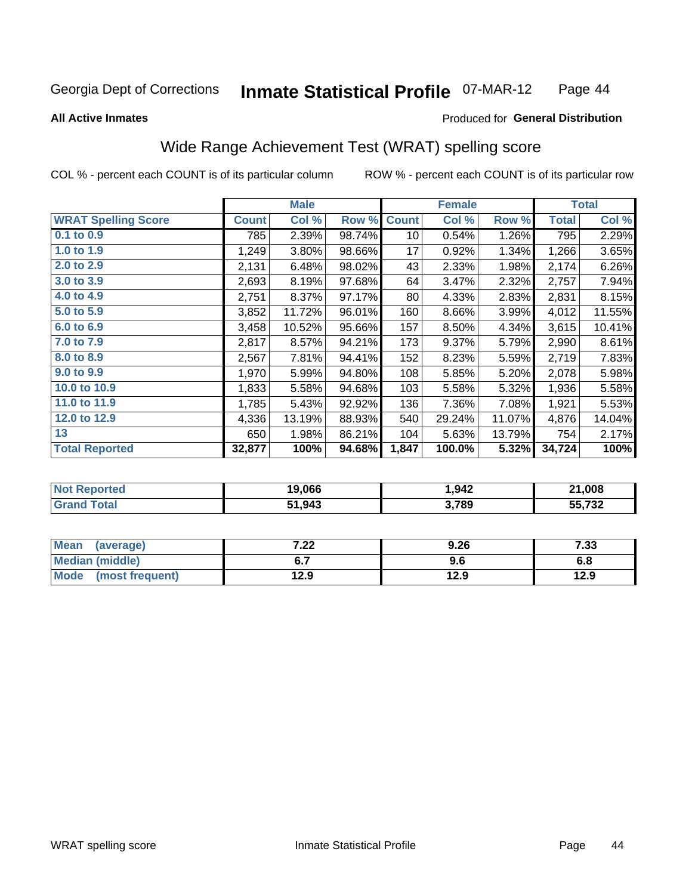Georgia Dept of Corrections **Inmate Statistical Profile** 07-MAR-12

**All Active Inmates**

Produced for **General Distribution**

## Wide Range Achievement Test (WRAT) spelling score

COL % - percent each COUNT is of its particular column ROW % - percent each COUNT is of its particular row

| | Male | | | Female | | | Total | |
|---|---|---|---|---|---|---|---|---|
| **WRAT Spelling Score** | **Count** | **Col %** | **Row %** | **Count** | **Col %** | **Row %** | **Total** | **Col %** |
| **0.1 to 0.9** | 785 | 2.39% | 98.74% | 10 | 0.54% | 1.26% | 795 | 2.29% |
| **1.0 to 1.9** | 1,249 | 3.80% | 98.66% | 17 | 0.92% | 1.34% | 1,266 | 3.65% |
| **2.0 to 2.9** | 2,131 | 6.48% | 98.02% | 43 | 2.33% | 1.98% | 2,174 | 6.26% |
| **3.0 to 3.9** | 2,693 | 8.19% | 97.68% | 64 | 3.47% | 2.32% | 2,757 | 7.94% |
| **4.0 to 4.9** | 2,751 | 8.37% | 97.17% | 80 | 4.33% | 2.83% | 2,831 | 8.15% |
| **5.0 to 5.9** | 3,852 | 11.72% | 96.01% | 160 | 8.66% | 3.99% | 4,012 | 11.55% |
| **6.0 to 6.9** | 3,458 | 10.52% | 95.66% | 157 | 8.50% | 4.34% | 3,615 | 10.41% |
| **7.0 to 7.9** | 2,817 | 8.57% | 94.21% | 173 | 9.37% | 5.79% | 2,990 | 8.61% |
| **8.0 to 8.9** | 2,567 | 7.81% | 94.41% | 152 | 8.23% | 5.59% | 2,719 | 7.83% |
| **9.0 to 9.9** | 1,970 | 5.99% | 94.80% | 108 | 5.85% | 5.20% | 2,078 | 5.98% |
| **10.0 to 10.9** | 1,833 | 5.58% | 94.68% | 103 | 5.58% | 5.32% | 1,936 | 5.58% |
| **11.0 to 11.9** | 1,785 | 5.43% | 92.92% | 136 | 7.36% | 7.08% | 1,921 | 5.53% |
| **12.0 to 12.9** | 4,336 | 13.19% | 88.93% | 540 | 29.24% | 11.07% | 4,876 | 14.04% |
| **13** | 650 | 1.98% | 86.21% | 104 | 5.63% | 13.79% | 754 | 2.17% |
| **Total Reported** | **32,877** | **100%** | **94.68%** | **1,847** | **100.0%** | **5.32%** | **34,724** | **100%** |

| | Male | Female | Total |
|---|---|---|---|
| **Not Reported** | **19,066** | **1,942** | **21,008** |
| **Grand Total** | **51,943** | **3,789** | **55,732** |

| | Male | Female | Total |
|---|---|---|---|
| **Mean (average)** | **7.22** | **9.26** | **7.33** |
| **Median (middle)** | **6.7** | **9.6** | **6.8** |
| **Mode (most frequent)** | **12.9** | **12.9** | **12.9** |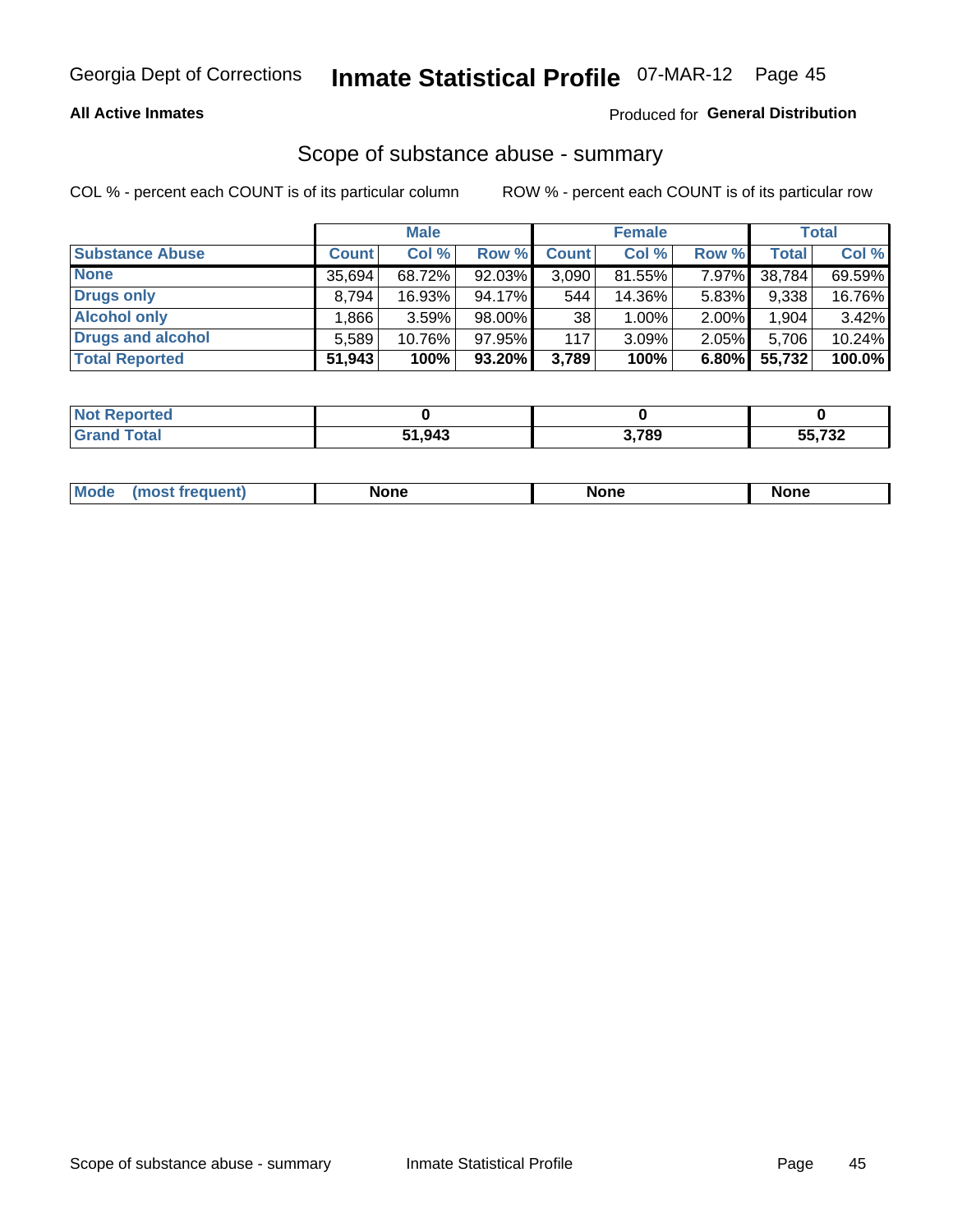Georgia Dept of Corrections **Inmate Statistical Profile** 07-MAR-12 Page 45

**All Active Inmates**

Produced for **General Distribution**

## Scope of substance abuse - summary

COL % - percent each COUNT is of its particular column     ROW % - percent each COUNT is of its particular row

| | Male | | | Female | | | Total | |
|---|---|---|---|---|---|---|---|---|
| **Substance Abuse** | **Count** | **Col %** | **Row %** | **Count** | **Col %** | **Row %** | **Total** | **Col %** |
| **None** | 35,694 | 68.72% | 92.03% | 3,090 | 81.55% | 7.97% | 38,784 | 69.59% |
| **Drugs only** | 8,794 | 16.93% | 94.17% | 544 | 14.36% | 5.83% | 9,338 | 16.76% |
| **Alcohol only** | 1,866 | 3.59% | 98.00% | 38 | 1.00% | 2.00% | 1,904 | 3.42% |
| **Drugs and alcohol** | 5,589 | 10.76% | 97.95% | 117 | 3.09% | 2.05% | 5,706 | 10.24% |
| **Total Reported** | **51,943** | **100%** | **93.20%** | **3,789** | **100%** | **6.80%** | **55,732** | **100.0%** |

| | Male | Female | Total |
|---|---|---|---|
| **Not Reported** | **0** | **0** | **0** |
| **Grand Total** | **51,943** | **3,789** | **55,732** |

| | Male | Female | Total |
|---|---|---|---|
| **Mode (most frequent)** | **None** | **None** | **None** |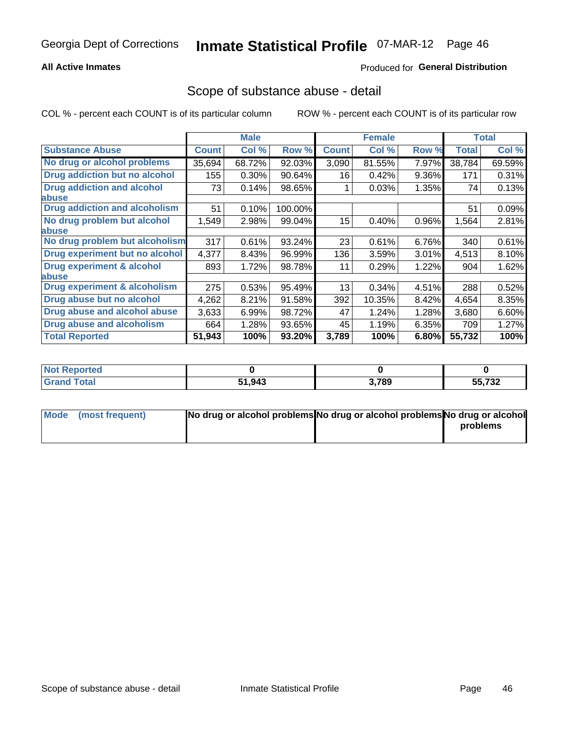Georgia Dept of Corrections **Inmate Statistical Profile** 07-MAR-12

**All Active Inmates**

Produced for **General Distribution**

## Scope of substance abuse - detail

COL % - percent each COUNT is of its particular column

ROW % - percent each COUNT is of its particular row

| | Male | | | Female | | | Total | |
|---|---|---|---|---|---|---|---|---|
| **Substance Abuse** | **Count** | **Col %** | **Row %** | **Count** | **Col %** | **Row %** | **Total** | **Col %** |
| **No drug or alcohol problems** | 35,694 | 68.72% | 92.03% | 3,090 | 81.55% | 7.97% | 38,784 | 69.59% |
| **Drug addiction but no alcohol** | 155 | 0.30% | 90.64% | 16 | 0.42% | 9.36% | 171 | 0.31% |
| **Drug addiction and alcohol abuse** | 73 | 0.14% | 98.65% | 1 | 0.03% | 1.35% | 74 | 0.13% |
| **Drug addiction and alcoholism** | 51 | 0.10% | 100.00% | | | | 51 | 0.09% |
| **No drug problem but alcohol abuse** | 1,549 | 2.98% | 99.04% | 15 | 0.40% | 0.96% | 1,564 | 2.81% |
| **No drug problem but alcoholism** | 317 | 0.61% | 93.24% | 23 | 0.61% | 6.76% | 340 | 0.61% |
| **Drug experiment but no alcohol** | 4,377 | 8.43% | 96.99% | 136 | 3.59% | 3.01% | 4,513 | 8.10% |
| **Drug experiment & alcohol abuse** | 893 | 1.72% | 98.78% | 11 | 0.29% | 1.22% | 904 | 1.62% |
| **Drug experiment & alcoholism** | 275 | 0.53% | 95.49% | 13 | 0.34% | 4.51% | 288 | 0.52% |
| **Drug abuse but no alcohol** | 4,262 | 8.21% | 91.58% | 392 | 10.35% | 8.42% | 4,654 | 8.35% |
| **Drug abuse and alcohol abuse** | 3,633 | 6.99% | 98.72% | 47 | 1.24% | 1.28% | 3,680 | 6.60% |
| **Drug abuse and alcoholism** | 664 | 1.28% | 93.65% | 45 | 1.19% | 6.35% | 709 | 1.27% |
| **Total Reported** | **51,943** | **100%** | **93.20%** | **3,789** | **100%** | **6.80%** | **55,732** | **100%** |

| | Male | Female | Total |
|---|---|---|---|
| **Not Reported** | **0** | **0** | **0** |
| **Grand Total** | **51,943** | **3,789** | **55,732** |

| | Male | Female | Total |
|---|---|---|---|
| **Mode (most frequent)** | **No drug or alcohol problems** | **No drug or alcohol problems** | **No drug or alcohol problems** |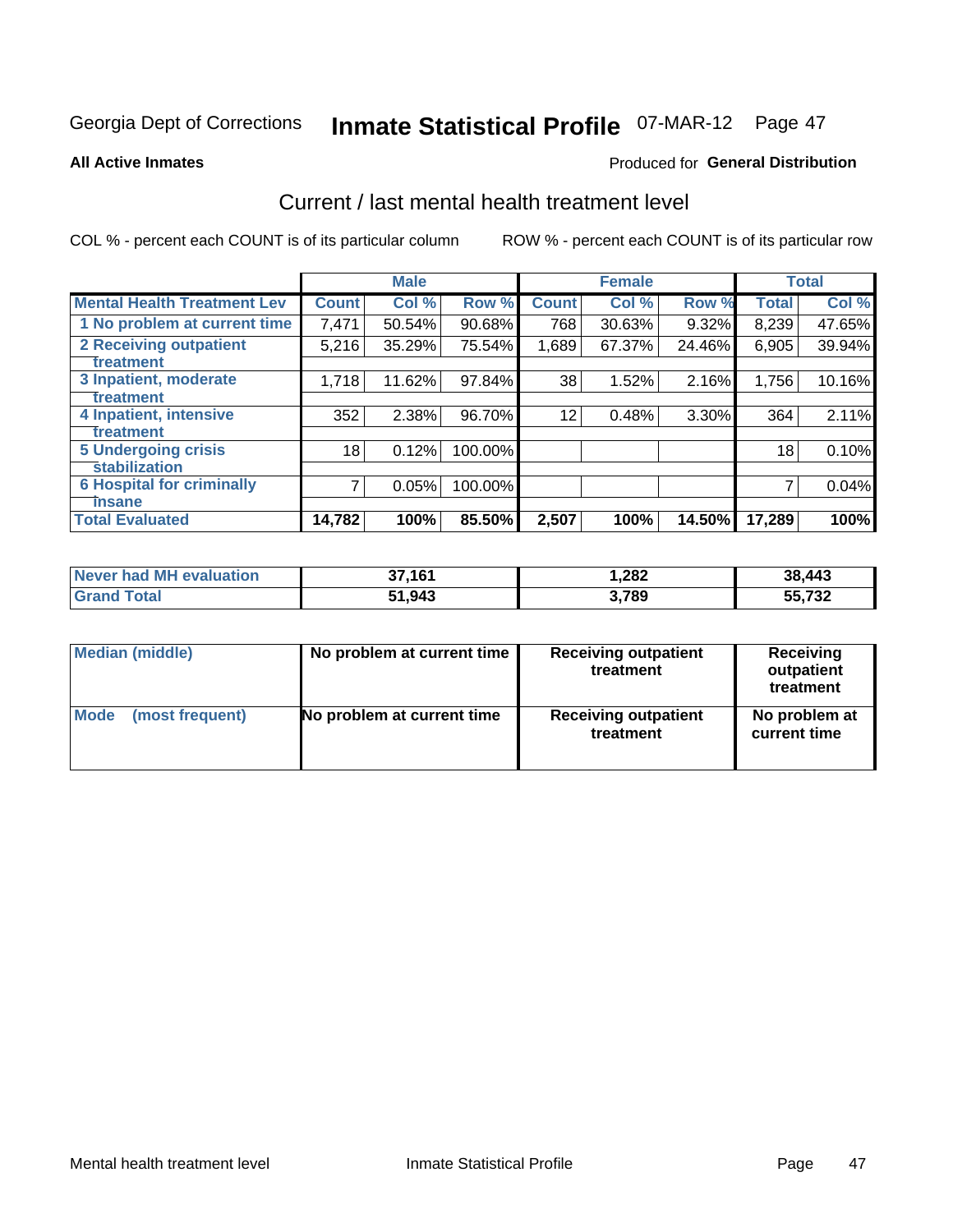Georgia Dept of Corrections **Inmate Statistical Profile** 07-MAR-12 Page 47

**All Active Inmates**

Produced for **General Distribution**

## Current / last mental health treatment level

COL % - percent each COUNT is of its particular column

ROW % - percent each COUNT is of its particular row

| | Male | | | Female | | | Total | |
|---|---|---|---|---|---|---|---|---|
| **Mental Health Treatment Lev** | **Count** | **Col %** | **Row %** | **Count** | **Col %** | **Row %** | **Total** | **Col %** |
| 1 No problem at current time | 7,471 | 50.54% | 90.68% | 768 | 30.63% | 9.32% | 8,239 | 47.65% |
| 2 Receiving outpatient treatment | 5,216 | 35.29% | 75.54% | 1,689 | 67.37% | 24.46% | 6,905 | 39.94% |
| 3 Inpatient, moderate treatment | 1,718 | 11.62% | 97.84% | 38 | 1.52% | 2.16% | 1,756 | 10.16% |
| 4 Inpatient, intensive treatment | 352 | 2.38% | 96.70% | 12 | 0.48% | 3.30% | 364 | 2.11% |
| 5 Undergoing crisis stabilization | 18 | 0.12% | 100.00% | | | | 18 | 0.10% |
| 6 Hospital for criminally insane | 7 | 0.05% | 100.00% | | | | 7 | 0.04% |
| **Total Evaluated** | **14,782** | **100%** | **85.50%** | **2,507** | **100%** | **14.50%** | **17,289** | **100%** |

| | Male | Female | Total |
|---|---|---|---|
| **Never had MH evaluation** | **37,161** | **1,282** | **38,443** |
| **Grand Total** | **51,943** | **3,789** | **55,732** |

| | Male | Female | Total |
|---|---|---|---|
| **Median (middle)** | **No problem at current time** | **Receiving outpatient treatment** | **Receiving outpatient treatment** |
| **Mode (most frequent)** | **No problem at current time** | **Receiving outpatient treatment** | **No problem at current time** |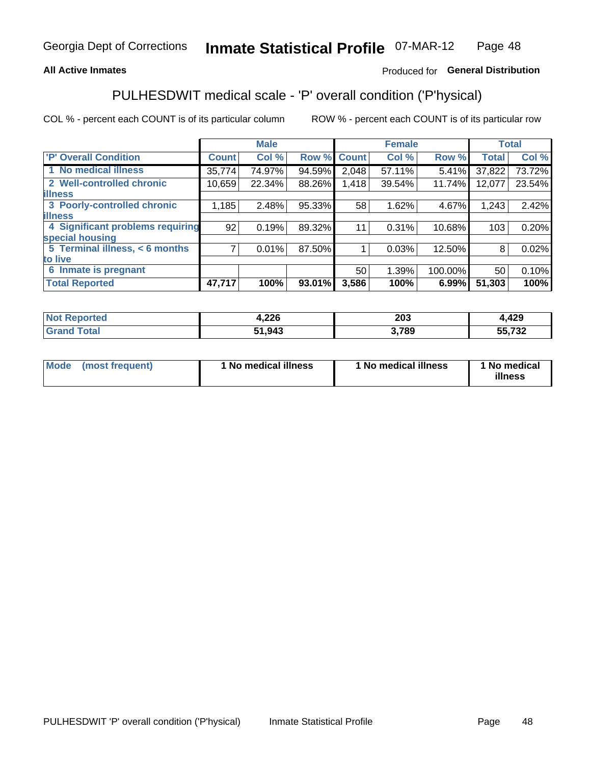Georgia Dept of Corrections **Inmate Statistical Profile** 07-MAR-12

**All Active Inmates**

Produced for **General Distribution**

## PULHESDWIT medical scale - 'P' overall condition ('P'hysical)

COL % - percent each COUNT is of its particular column

ROW % - percent each COUNT is of its particular row

| | Male | | | Female | | | Total | |
|---|---|---|---|---|---|---|---|---|
| 'P' Overall Condition | Count | Col % | Row % | Count | Col % | Row % | Total | Col % |
| 1 No medical illness | 35,774 | 74.97% | 94.59% | 2,048 | 57.11% | 5.41% | 37,822 | 73.72% |
| 2 Well-controlled chronic illness | 10,659 | 22.34% | 88.26% | 1,418 | 39.54% | 11.74% | 12,077 | 23.54% |
| 3 Poorly-controlled chronic illness | 1,185 | 2.48% | 95.33% | 58 | 1.62% | 4.67% | 1,243 | 2.42% |
| 4 Significant problems requiring special housing | 92 | 0.19% | 89.32% | 11 | 0.31% | 10.68% | 103 | 0.20% |
| 5 Terminal illness, < 6 months to live | 7 | 0.01% | 87.50% | 1 | 0.03% | 12.50% | 8 | 0.02% |
| 6 Inmate is pregnant | | | | 50 | 1.39% | 100.00% | 50 | 0.10% |
| **Total Reported** | **47,717** | **100%** | **93.01%** | **3,586** | **100%** | **6.99%** | **51,303** | **100%** |

| | Male | Female | Total |
|---|---|---|---|
| Not Reported | 4,226 | 203 | 4,429 |
| Grand Total | 51,943 | 3,789 | 55,732 |

| | Male | Female | Total |
|---|---|---|---|
| Mode (most frequent) | 1 No medical illness | 1 No medical illness | 1 No medical illness |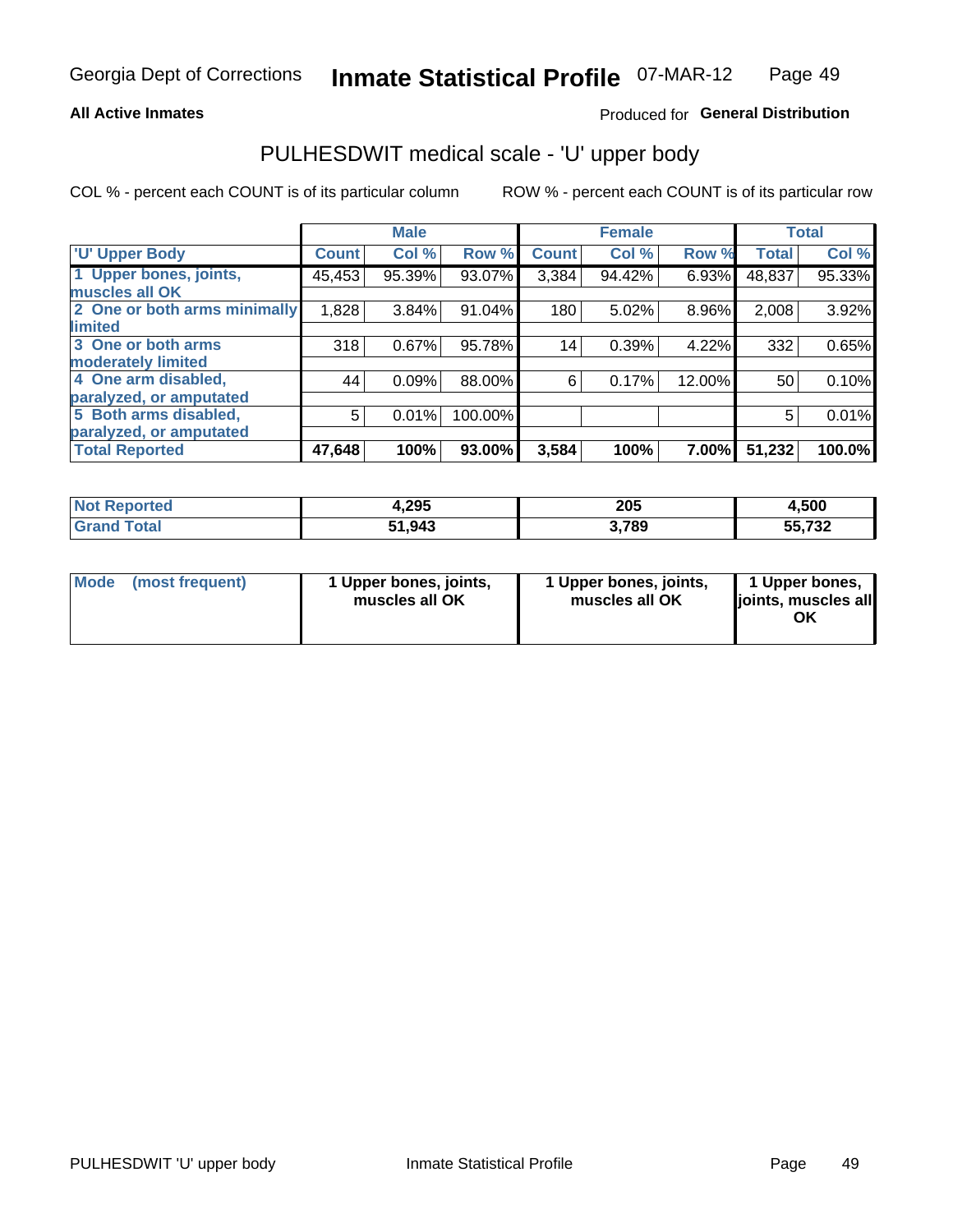Georgia Dept of Corrections **Inmate Statistical Profile** 07-MAR-12

**All Active Inmates**

Produced for **General Distribution**

## PULHESDWIT medical scale - 'U' upper body

COL % - percent each COUNT is of its particular column

ROW % - percent each COUNT is of its particular row

| | Male | | | Female | | | Total | |
|---|---|---|---|---|---|---|---|---|
| 'U' Upper Body | Count | Col % | Row % | Count | Col % | Row % | Total | Col % |
| 1 Upper bones, joints, muscles all OK | 45,453 | 95.39% | 93.07% | 3,384 | 94.42% | 6.93% | 48,837 | 95.33% |
| 2 One or both arms minimally limited | 1,828 | 3.84% | 91.04% | 180 | 5.02% | 8.96% | 2,008 | 3.92% |
| 3 One or both arms moderately limited | 318 | 0.67% | 95.78% | 14 | 0.39% | 4.22% | 332 | 0.65% |
| 4 One arm disabled, paralyzed, or amputated | 44 | 0.09% | 88.00% | 6 | 0.17% | 12.00% | 50 | 0.10% |
| 5 Both arms disabled, paralyzed, or amputated | 5 | 0.01% | 100.00% | | | | 5 | 0.01% |
| **Total Reported** | **47,648** | **100%** | **93.00%** | **3,584** | **100%** | **7.00%** | **51,232** | **100.0%** |

| | Male | Female | Total |
|---|---|---|---|
| Not Reported | 4,295 | 205 | 4,500 |
| Grand Total | 51,943 | 3,789 | 55,732 |

| | Male | Female | Total |
|---|---|---|---|
| Mode (most frequent) | 1 Upper bones, joints, muscles all OK | 1 Upper bones, joints, muscles all OK | 1 Upper bones, joints, muscles all OK |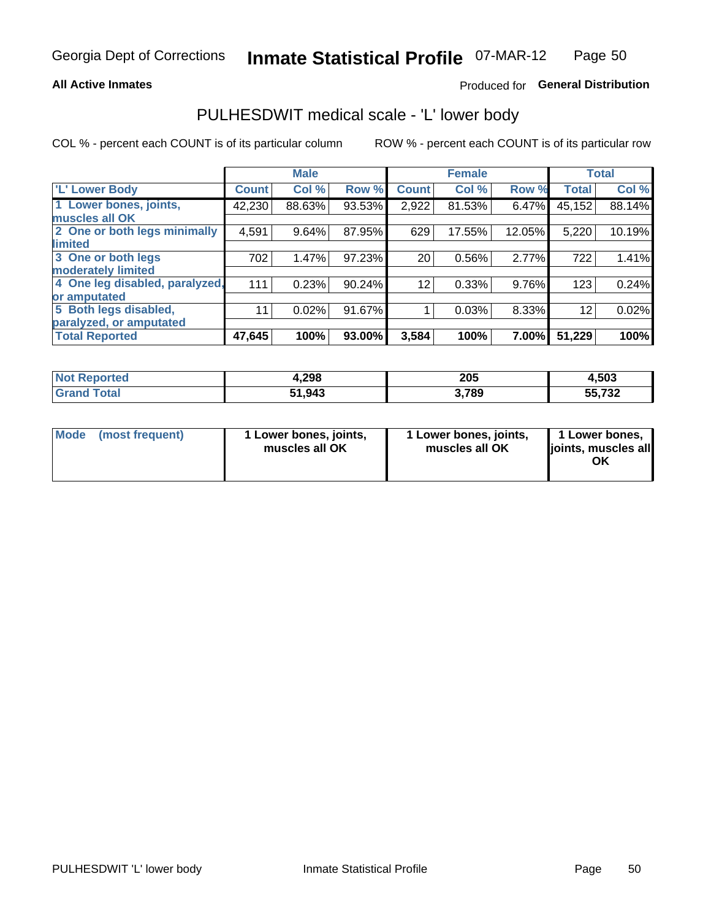Georgia Dept of Corrections **Inmate Statistical Profile** 07-MAR-12

**All Active Inmates**

Produced for **General Distribution**

## PULHESDWIT medical scale - 'L' lower body

COL % - percent each COUNT is of its particular column ROW % - percent each COUNT is of its particular row

| | Male | | | Female | | | Total | |
|---|---|---|---|---|---|---|---|---|
| 'L' Lower Body | Count | Col % | Row % | Count | Col % | Row % | Total | Col % |
| 1 Lower bones, joints, muscles all OK | 42,230 | 88.63% | 93.53% | 2,922 | 81.53% | 6.47% | 45,152 | 88.14% |
| 2 One or both legs minimally limited | 4,591 | 9.64% | 87.95% | 629 | 17.55% | 12.05% | 5,220 | 10.19% |
| 3 One or both legs moderately limited | 702 | 1.47% | 97.23% | 20 | 0.56% | 2.77% | 722 | 1.41% |
| 4 One leg disabled, paralyzed, or amputated | 111 | 0.23% | 90.24% | 12 | 0.33% | 9.76% | 123 | 0.24% |
| 5 Both legs disabled, paralyzed, or amputated | 11 | 0.02% | 91.67% | 1 | 0.03% | 8.33% | 12 | 0.02% |
| Total Reported | **47,645** | **100%** | **93.00%** | **3,584** | **100%** | **7.00%** | **51,229** | **100%** |

| | Male | Female | Total |
|---|---|---|---|
| Not Reported | **4,298** | **205** | **4,503** |
| Grand Total | **51,943** | **3,789** | **55,732** |

| | Male | Female | Total |
|---|---|---|---|
| Mode (most frequent) | **1 Lower bones, joints, muscles all OK** | **1 Lower bones, joints, muscles all OK** | **1 Lower bones, joints, muscles all OK** |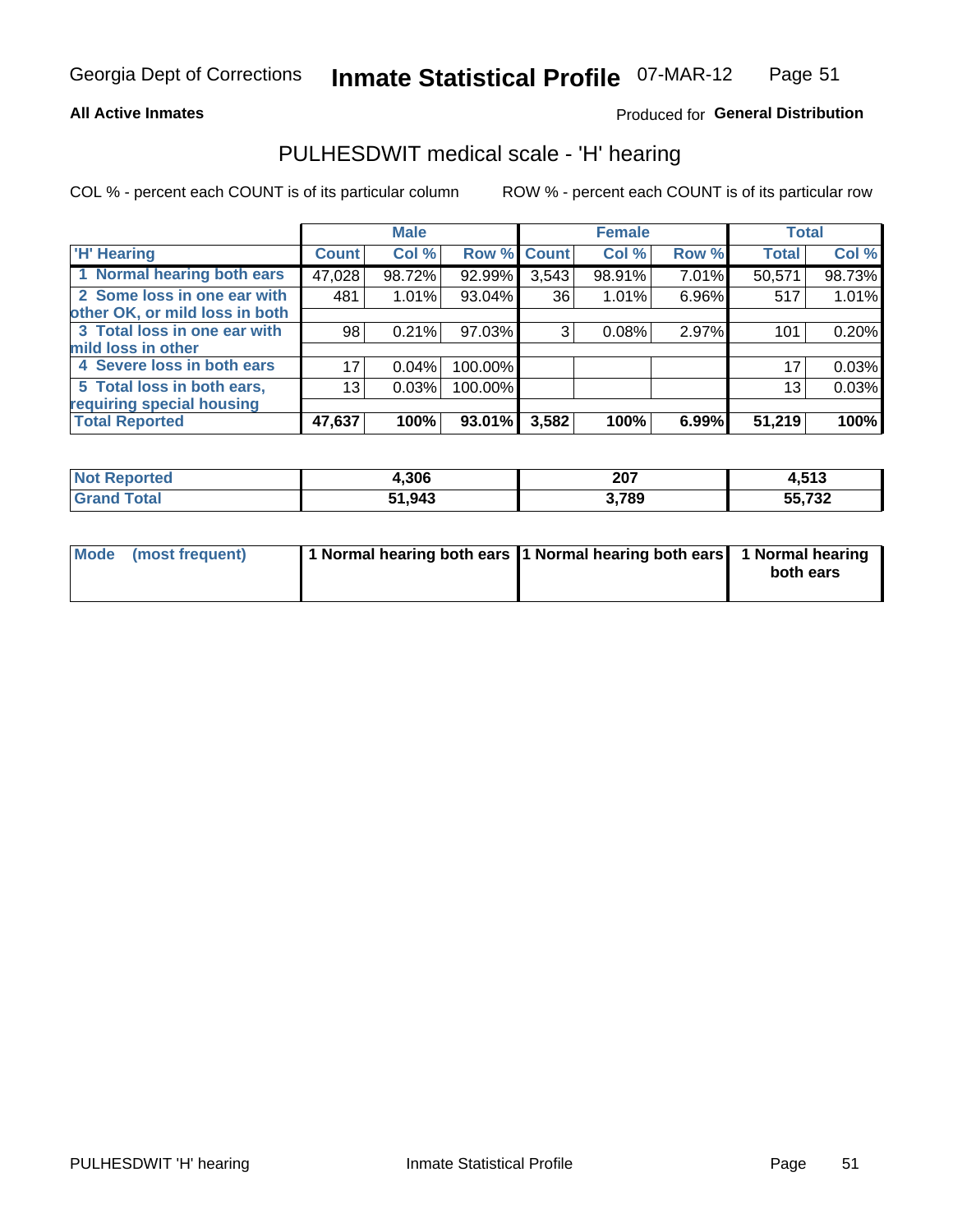Georgia Dept of Corrections **Inmate Statistical Profile** 07-MAR-12

**All Active Inmates**

Produced for **General Distribution**

## PULHESDWIT medical scale - 'H' hearing

COL % - percent each COUNT is of its particular column

ROW % - percent each COUNT is of its particular row

| | Male | | | Female | | | Total | |
|---|---|---|---|---|---|---|---|---|
| 'H' Hearing | Count | Col % | Row % | Count | Col % | Row % | Total | Col % |
| 1 Normal hearing both ears | 47,028 | 98.72% | 92.99% | 3,543 | 98.91% | 7.01% | 50,571 | 98.73% |
| 2 Some loss in one ear with other OK, or mild loss in both | 481 | 1.01% | 93.04% | 36 | 1.01% | 6.96% | 517 | 1.01% |
| 3 Total loss in one ear with mild loss in other | 98 | 0.21% | 97.03% | 3 | 0.08% | 2.97% | 101 | 0.20% |
| 4 Severe loss in both ears | 17 | 0.04% | 100.00% | | | | 17 | 0.03% |
| 5 Total loss in both ears, requiring special housing | 13 | 0.03% | 100.00% | | | | 13 | 0.03% |
| **Total Reported** | **47,637** | **100%** | **93.01%** | **3,582** | **100%** | **6.99%** | **51,219** | **100%** |

| | Male | Female | Total |
|---|---|---|---|
| Not Reported | 4,306 | 207 | 4,513 |
| Grand Total | 51,943 | 3,789 | 55,732 |

| | Male | Female | Total |
|---|---|---|---|
| Mode (most frequent) | 1 Normal hearing both ears | 1 Normal hearing both ears | 1 Normal hearing both ears |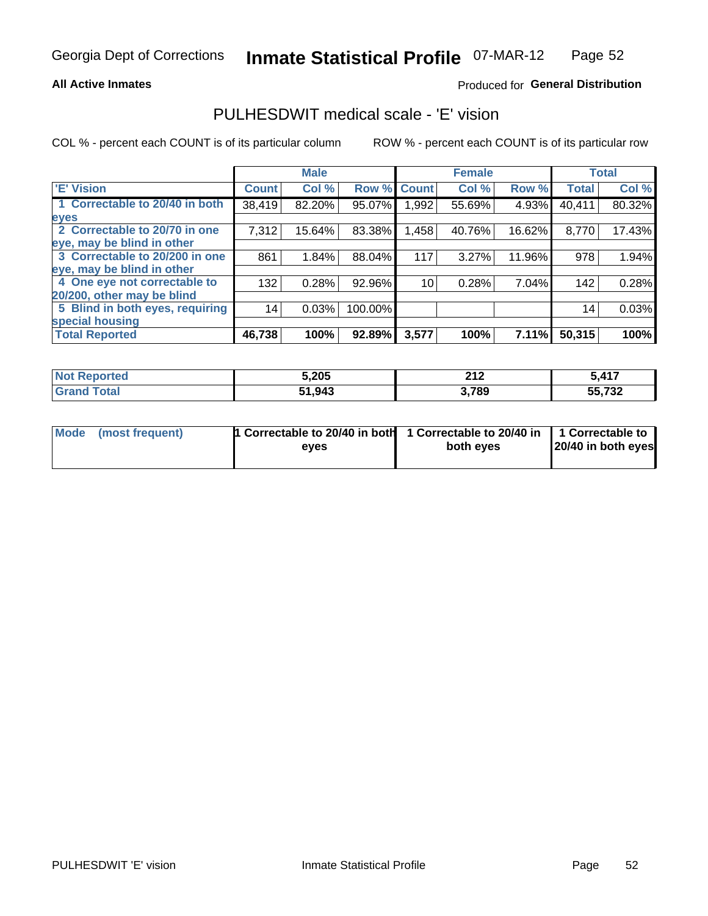Georgia Dept of Corrections **Inmate Statistical Profile** 07-MAR-12

**All Active Inmates**

Produced for **General Distribution**

## PULHESDWIT medical scale - 'E' vision

COL % - percent each COUNT is of its particular column

ROW % - percent each COUNT is of its particular row

| | Male | | | Female | | | Total | |
|---|---|---|---|---|---|---|---|---|
| 'E' Vision | Count | Col % | Row % | Count | Col % | Row % | Total | Col % |
| 1 Correctable to 20/40 in both eyes | 38,419 | 82.20% | 95.07% | 1,992 | 55.69% | 4.93% | 40,411 | 80.32% |
| 2 Correctable to 20/70 in one eye, may be blind in other | 7,312 | 15.64% | 83.38% | 1,458 | 40.76% | 16.62% | 8,770 | 17.43% |
| 3 Correctable to 20/200 in one eye, may be blind in other | 861 | 1.84% | 88.04% | 117 | 3.27% | 11.96% | 978 | 1.94% |
| 4 One eye not correctable to 20/200, other may be blind | 132 | 0.28% | 92.96% | 10 | 0.28% | 7.04% | 142 | 0.28% |
| 5 Blind in both eyes, requiring special housing | 14 | 0.03% | 100.00% | | | | 14 | 0.03% |
| **Total Reported** | **46,738** | **100%** | **92.89%** | **3,577** | **100%** | **7.11%** | **50,315** | **100%** |

| | Male | Female | Total |
|---|---|---|---|
| Not Reported | 5,205 | 212 | 5,417 |
| Grand Total | 51,943 | 3,789 | 55,732 |

| | Male | Female | Total |
|---|---|---|---|
| Mode (most frequent) | 1 Correctable to 20/40 in both eyes | 1 Correctable to 20/40 in both eyes | 1 Correctable to 20/40 in both eyes |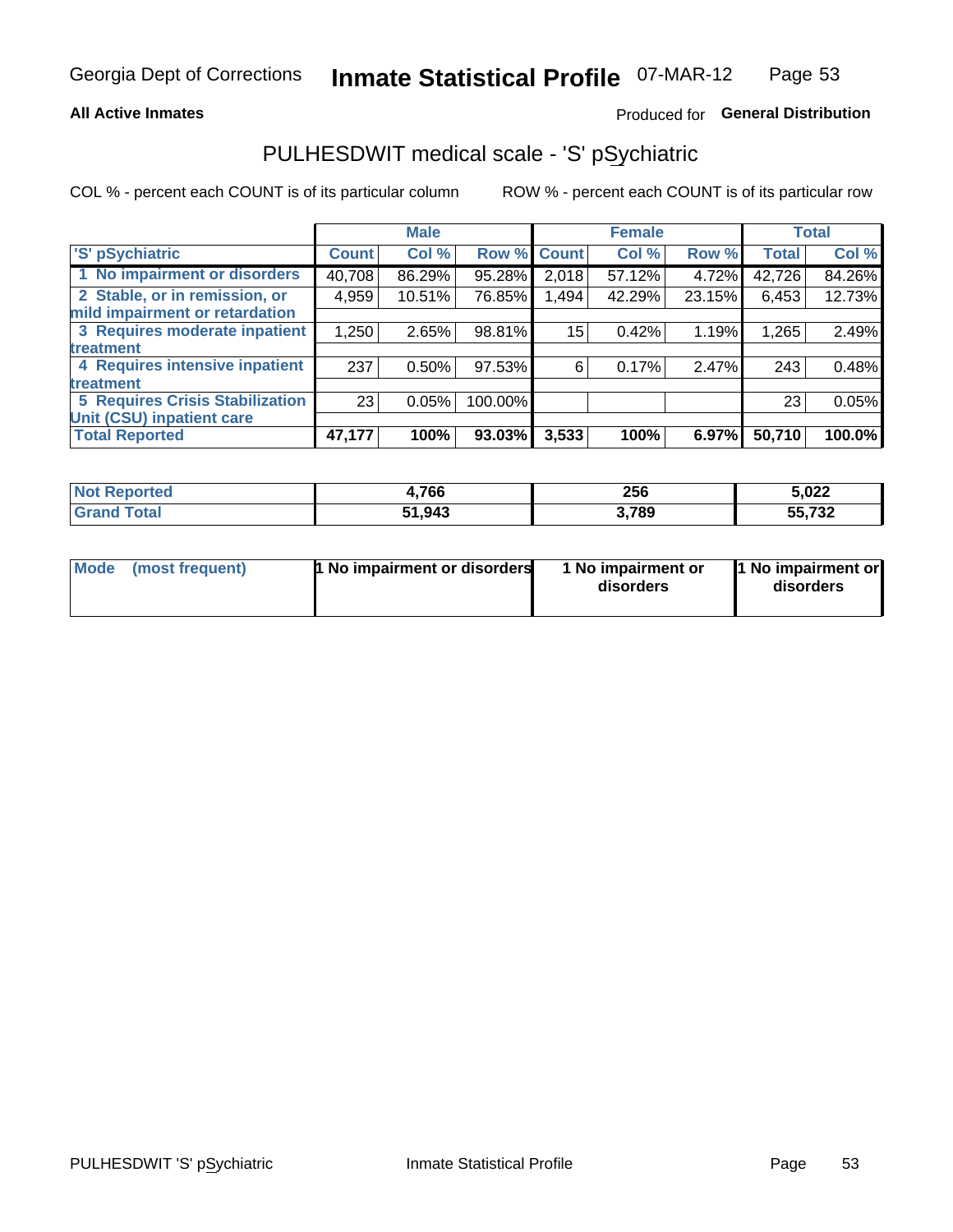Georgia Dept of Corrections **Inmate Statistical Profile** 07-MAR-12

**All Active Inmates**

Produced for **General Distribution**

## PULHESDWIT medical scale - 'S' pSychiatric

COL % - percent each COUNT is of its particular column

ROW % - percent each COUNT is of its particular row

| 'S' pSychiatric | Male | | | Female | | | Total | |
|---|---|---|---|---|---|---|---|---|
| | Count | Col % | Row % | Count | Col % | Row % | Total | Col % |
| 1 No impairment or disorders | 40,708 | 86.29% | 95.28% | 2,018 | 57.12% | 4.72% | 42,726 | 84.26% |
| 2 Stable, or in remission, or mild impairment or retardation | 4,959 | 10.51% | 76.85% | 1,494 | 42.29% | 23.15% | 6,453 | 12.73% |
| 3 Requires moderate inpatient treatment | 1,250 | 2.65% | 98.81% | 15 | 0.42% | 1.19% | 1,265 | 2.49% |
| 4 Requires intensive inpatient treatment | 237 | 0.50% | 97.53% | 6 | 0.17% | 2.47% | 243 | 0.48% |
| 5 Requires Crisis Stabilization Unit (CSU) inpatient care | 23 | 0.05% | 100.00% | | | | 23 | 0.05% |
| **Total Reported** | **47,177** | **100%** | **93.03%** | **3,533** | **100%** | **6.97%** | **50,710** | **100.0%** |

| | Male | Female | Total |
|---|---|---|---|
| Not Reported | 4,766 | 256 | 5,022 |
| Grand Total | 51,943 | 3,789 | 55,732 |

| | Male | Female | Total |
|---|---|---|---|
| Mode (most frequent) | 1 No impairment or disorders | 1 No impairment or disorders | 1 No impairment or disorders |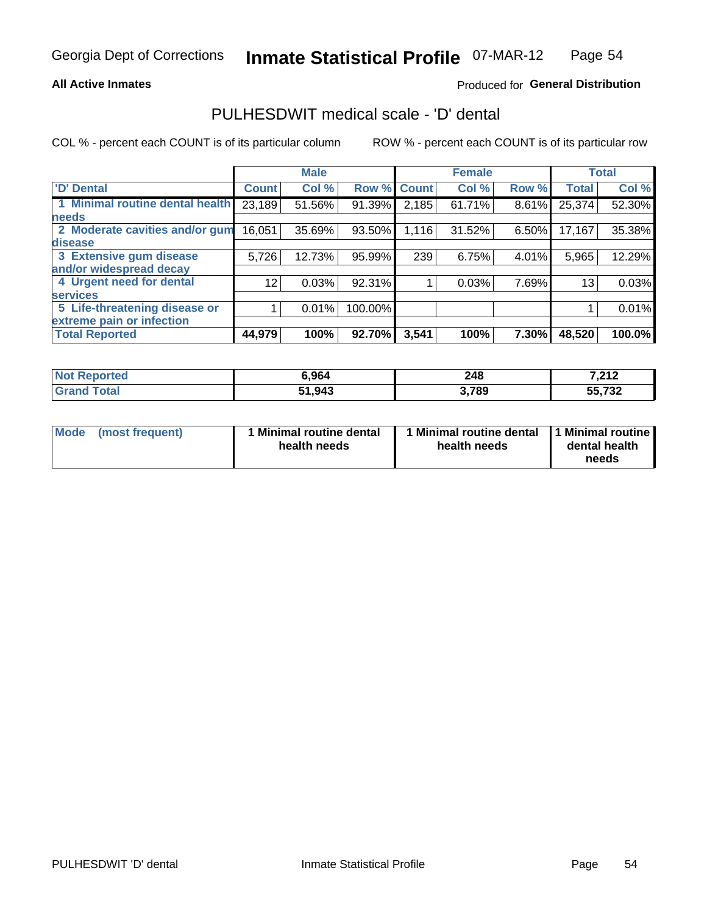Georgia Dept of Corrections **Inmate Statistical Profile** 07-MAR-12

**All Active Inmates**

Produced for **General Distribution**

## PULHESDWIT medical scale - 'D' dental

COL % - percent each COUNT is of its particular column    ROW % - percent each COUNT is of its particular row

| | Male | | | Female | | | Total | |
|---|---|---|---|---|---|---|---|---|
| 'D' Dental | Count | Col % | Row % | Count | Col % | Row % | Total | Col % |
| 1 Minimal routine dental health needs | 23,189 | 51.56% | 91.39% | 2,185 | 61.71% | 8.61% | 25,374 | 52.30% |
| 2 Moderate cavities and/or gum disease | 16,051 | 35.69% | 93.50% | 1,116 | 31.52% | 6.50% | 17,167 | 35.38% |
| 3 Extensive gum disease and/or widespread decay | 5,726 | 12.73% | 95.99% | 239 | 6.75% | 4.01% | 5,965 | 12.29% |
| 4 Urgent need for dental services | 12 | 0.03% | 92.31% | 1 | 0.03% | 7.69% | 13 | 0.03% |
| 5 Life-threatening disease or extreme pain or infection | 1 | 0.01% | 100.00% | | | | 1 | 0.01% |
| **Total Reported** | **44,979** | **100%** | **92.70%** | **3,541** | **100%** | **7.30%** | **48,520** | **100.0%** |

| | Male | Female | Total |
|---|---|---|---|
| Not Reported | 6,964 | 248 | 7,212 |
| Grand Total | 51,943 | 3,789 | 55,732 |

| Mode (most frequent) | 1 Minimal routine dental health needs | 1 Minimal routine dental health needs | 1 Minimal routine dental health needs |
|---|---|---|---|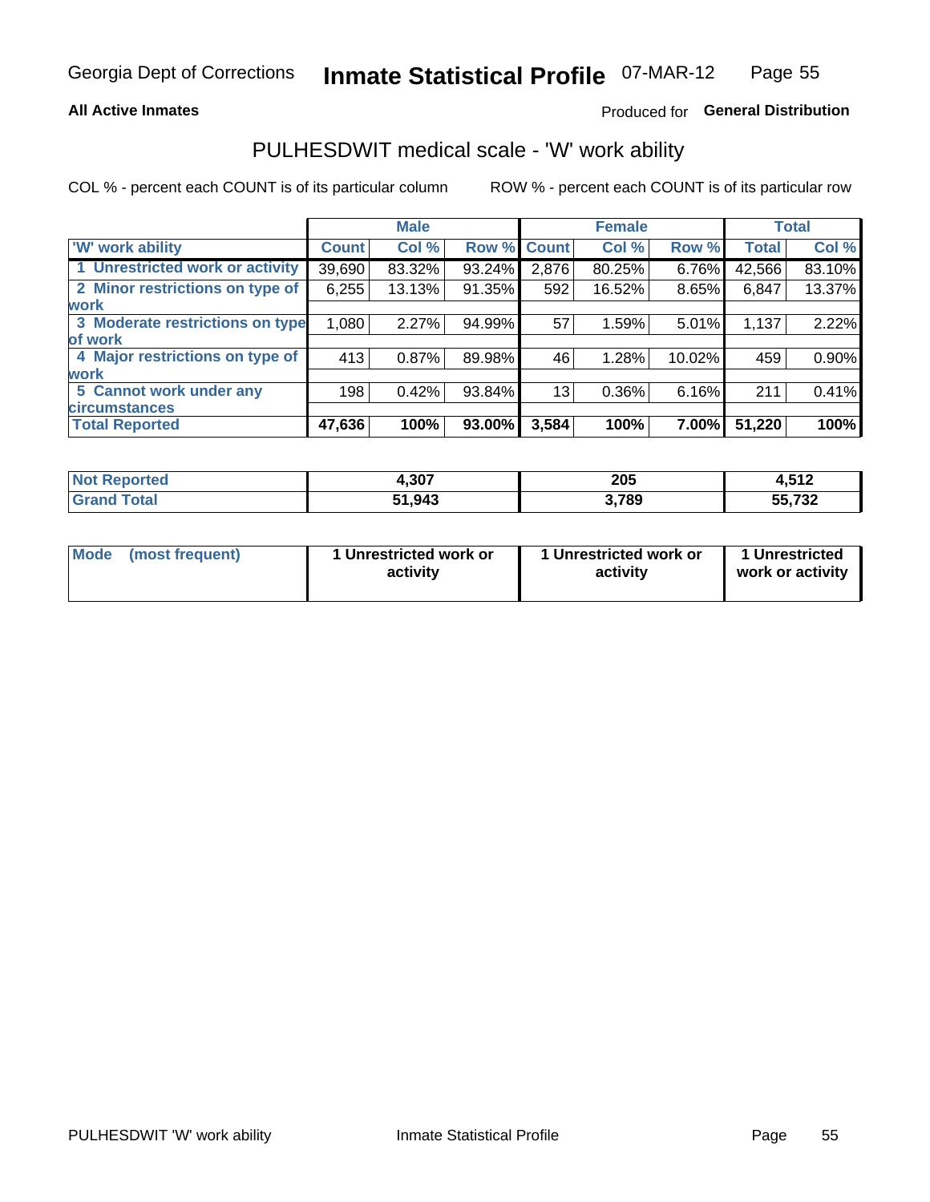Georgia Dept of Corrections **Inmate Statistical Profile** 07-MAR-12

**All Active Inmates**

Produced for **General Distribution**

## PULHESDWIT medical scale - 'W' work ability

COL % - percent each COUNT is of its particular column

ROW % - percent each COUNT is of its particular row

| | Male | | | Female | | | Total | |
|---|---|---|---|---|---|---|---|---|
| 'W' work ability | Count | Col % | Row % | Count | Col % | Row % | Total | Col % |
| 1 Unrestricted work or activity | 39,690 | 83.32% | 93.24% | 2,876 | 80.25% | 6.76% | 42,566 | 83.10% |
| 2 Minor restrictions on type of work | 6,255 | 13.13% | 91.35% | 592 | 16.52% | 8.65% | 6,847 | 13.37% |
| 3 Moderate restrictions on type of work | 1,080 | 2.27% | 94.99% | 57 | 1.59% | 5.01% | 1,137 | 2.22% |
| 4 Major restrictions on type of work | 413 | 0.87% | 89.98% | 46 | 1.28% | 10.02% | 459 | 0.90% |
| 5 Cannot work under any circumstances | 198 | 0.42% | 93.84% | 13 | 0.36% | 6.16% | 211 | 0.41% |
| **Total Reported** | **47,636** | **100%** | **93.00%** | **3,584** | **100%** | **7.00%** | **51,220** | **100%** |

| | Male | Female | Total |
|---|---|---|---|
| Not Reported | 4,307 | 205 | 4,512 |
| Grand Total | 51,943 | 3,789 | 55,732 |

| | Male | Female | Total |
|---|---|---|---|
| Mode (most frequent) | 1 Unrestricted work or activity | 1 Unrestricted work or activity | 1 Unrestricted work or activity |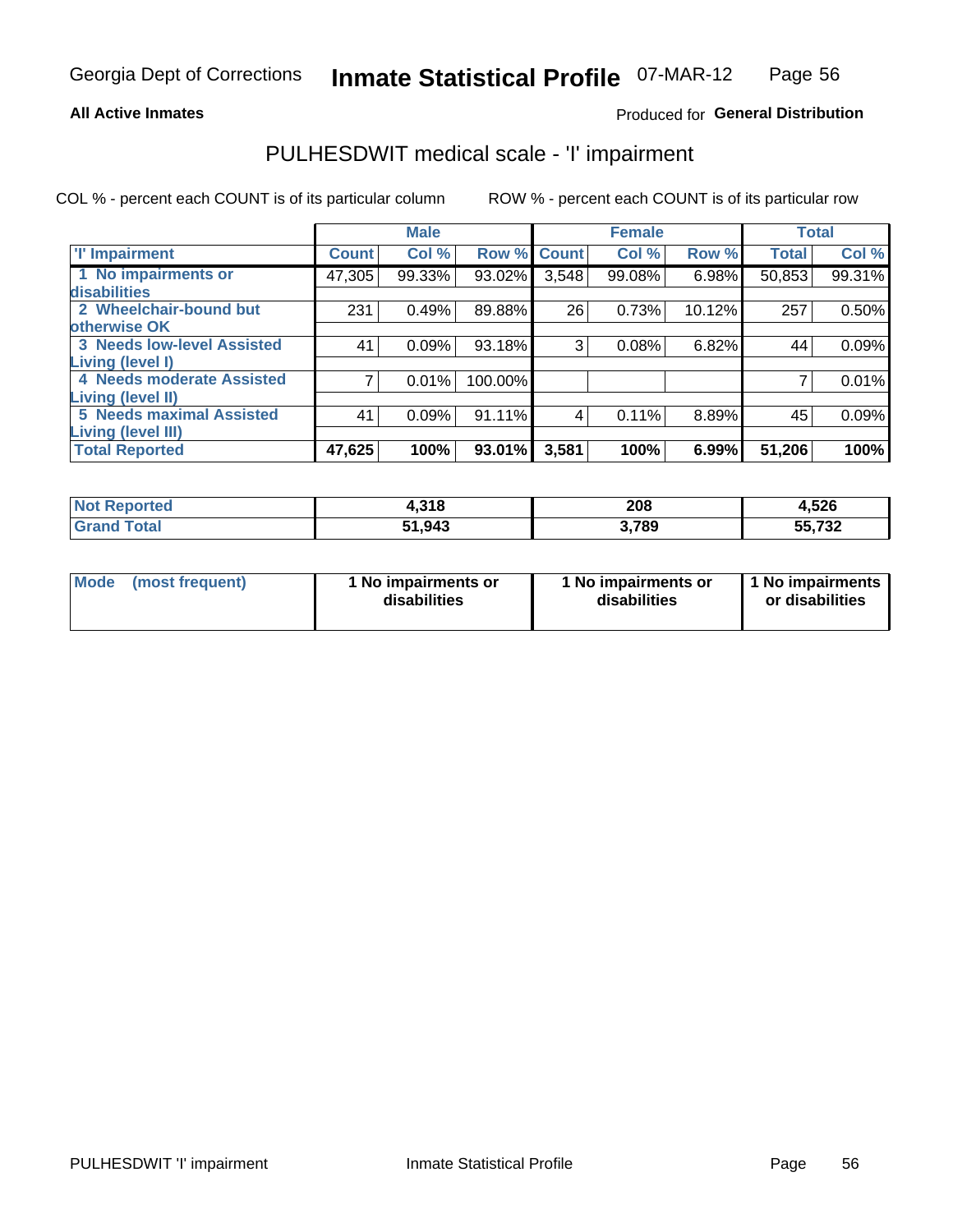Georgia Dept of Corrections **Inmate Statistical Profile** 07-MAR-12

**All Active Inmates**

Produced for **General Distribution**

## PULHESDWIT medical scale - 'I' impairment

COL % - percent each COUNT is of its particular column

ROW % - percent each COUNT is of its particular row

| | Male | | | Female | | | Total | |
|---|---|---|---|---|---|---|---|---|
| 'I' Impairment | Count | Col % | Row % | Count | Col % | Row % | Total | Col % |
| 1 No impairments or disabilities | 47,305 | 99.33% | 93.02% | 3,548 | 99.08% | 6.98% | 50,853 | 99.31% |
| 2 Wheelchair-bound but otherwise OK | 231 | 0.49% | 89.88% | 26 | 0.73% | 10.12% | 257 | 0.50% |
| 3 Needs low-level Assisted Living (level I) | 41 | 0.09% | 93.18% | 3 | 0.08% | 6.82% | 44 | 0.09% |
| 4 Needs moderate Assisted Living (level II) | 7 | 0.01% | 100.00% | | | | 7 | 0.01% |
| 5 Needs maximal Assisted Living (level III) | 41 | 0.09% | 91.11% | 4 | 0.11% | 8.89% | 45 | 0.09% |
| **Total Reported** | **47,625** | **100%** | **93.01%** | **3,581** | **100%** | **6.99%** | **51,206** | **100%** |

| | Male | Female | Total |
|---|---|---|---|
| **Not Reported** | **4,318** | **208** | **4,526** |
| **Grand Total** | **51,943** | **3,789** | **55,732** |

| | Male | Female | Total |
|---|---|---|---|
| **Mode (most frequent)** | **1 No impairments or disabilities** | **1 No impairments or disabilities** | **1 No impairments or disabilities** |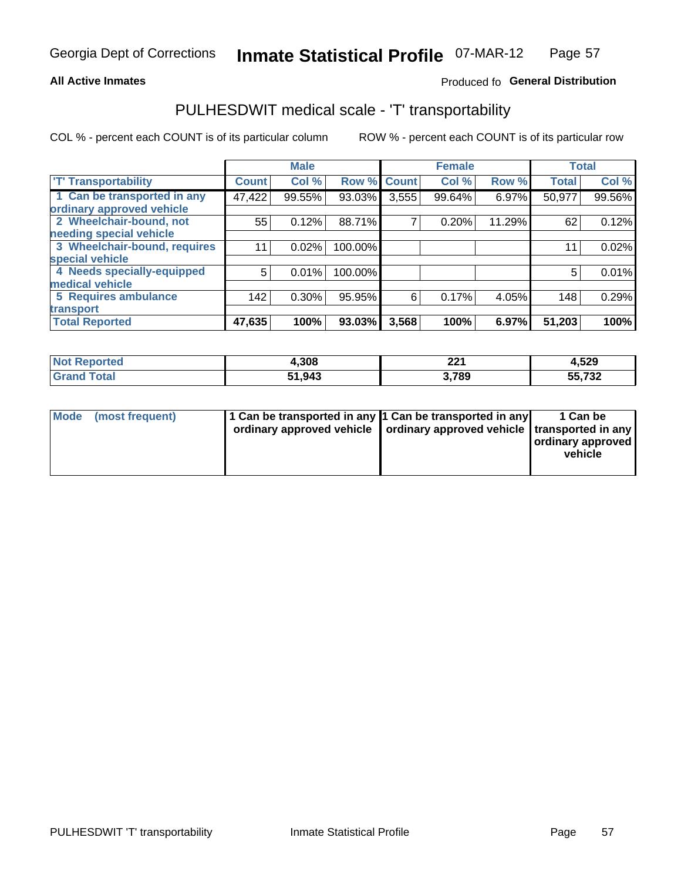Georgia Dept of Corrections **Inmate Statistical Profile** 07-MAR-12

**All Active Inmates** Produced fo **General Distribution**

## PULHESDWIT medical scale - 'T' transportability

COL % - percent each COUNT is of its particular column ROW % - percent each COUNT is of its particular row

| | Male | | | Female | | | Total | |
|---|---|---|---|---|---|---|---|---|
| 'T' Transportability | Count | Col % | Row % | Count | Col % | Row % | Total | Col % |
| 1 Can be transported in any ordinary approved vehicle | 47,422 | 99.55% | 93.03% | 3,555 | 99.64% | 6.97% | 50,977 | 99.56% |
| 2 Wheelchair-bound, not needing special vehicle | 55 | 0.12% | 88.71% | 7 | 0.20% | 11.29% | 62 | 0.12% |
| 3 Wheelchair-bound, requires special vehicle | 11 | 0.02% | 100.00% | | | | 11 | 0.02% |
| 4 Needs specially-equipped medical vehicle | 5 | 0.01% | 100.00% | | | | 5 | 0.01% |
| 5 Requires ambulance transport | 142 | 0.30% | 95.95% | 6 | 0.17% | 4.05% | 148 | 0.29% |
| **Total Reported** | **47,635** | **100%** | **93.03%** | **3,568** | **100%** | **6.97%** | **51,203** | **100%** |

| | Male | Female | Total |
|---|---|---|---|
| **Not Reported** | **4,308** | **221** | **4,529** |
| **Grand Total** | **51,943** | **3,789** | **55,732** |

| | Male | Female | Total |
|---|---|---|---|
| **Mode (most frequent)** | **1 Can be transported in any ordinary approved vehicle** | **1 Can be transported in any ordinary approved vehicle** | **1 Can be transported in any ordinary approved vehicle** |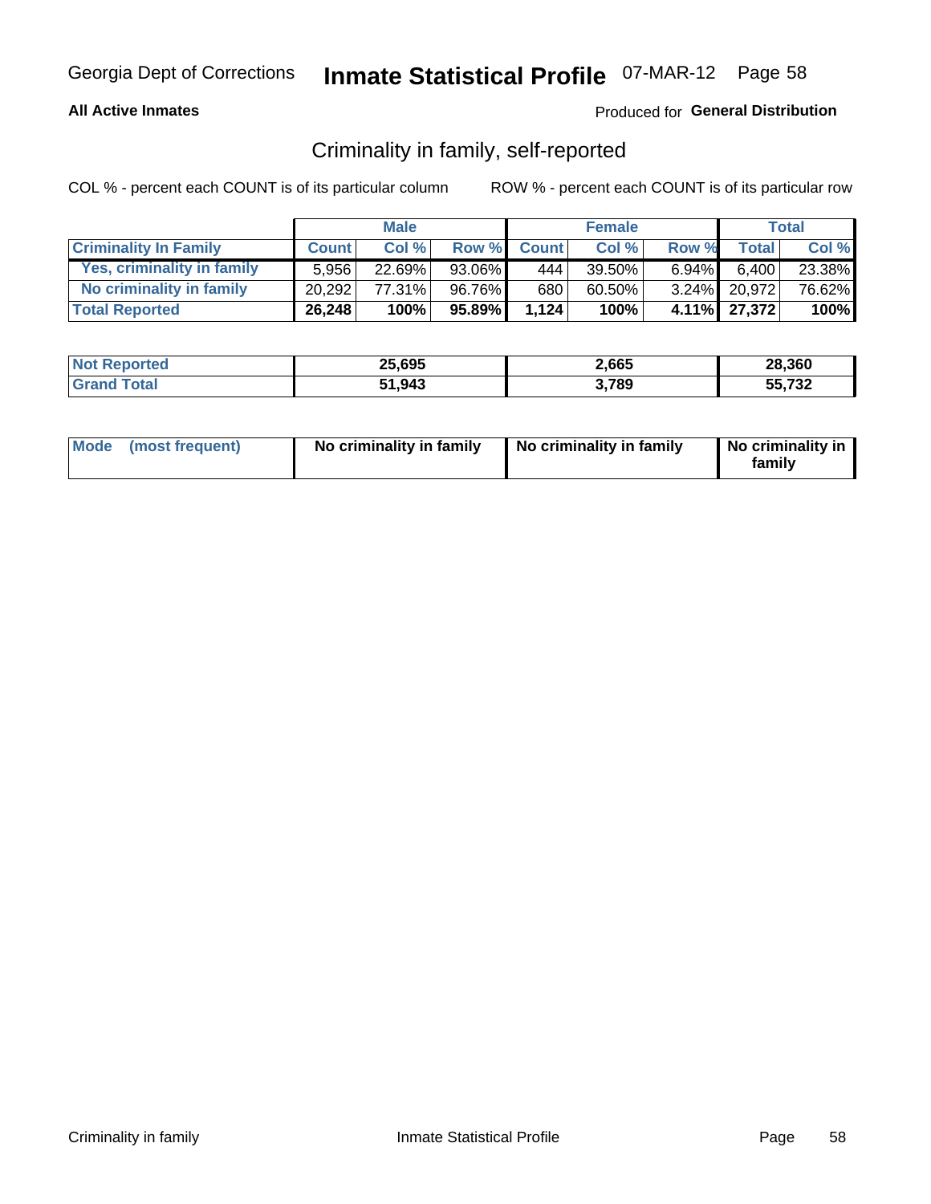Georgia Dept of Corrections **Inmate Statistical Profile** 07-MAR-12

**All Active Inmates**

Produced for **General Distribution**

## Criminality in family, self-reported

COL % - percent each COUNT is of its particular column

ROW % - percent each COUNT is of its particular row

| | Male | | | Female | | | Total | |
|---|---|---|---|---|---|---|---|---|
| **Criminality In Family** | **Count** | **Col %** | **Row %** | **Count** | **Col %** | **Row %** | **Total** | **Col %** |
| Yes, criminality in family | 5,956 | 22.69% | 93.06% | 444 | 39.50% | 6.94% | 6,400 | 23.38% |
| No criminality in family | 20,292 | 77.31% | 96.76% | 680 | 60.50% | 3.24% | 20,972 | 76.62% |
| **Total Reported** | **26,248** | **100%** | **95.89%** | **1,124** | **100%** | **4.11%** | **27,372** | **100%** |

| | Male | Female | Total |
|---|---|---|---|
| **Not Reported** | **25,695** | **2,665** | **28,360** |
| **Grand Total** | **51,943** | **3,789** | **55,732** |

| | Male | Female | Total |
|---|---|---|---|
| **Mode (most frequent)** | **No criminality in family** | **No criminality in family** | **No criminality in family** |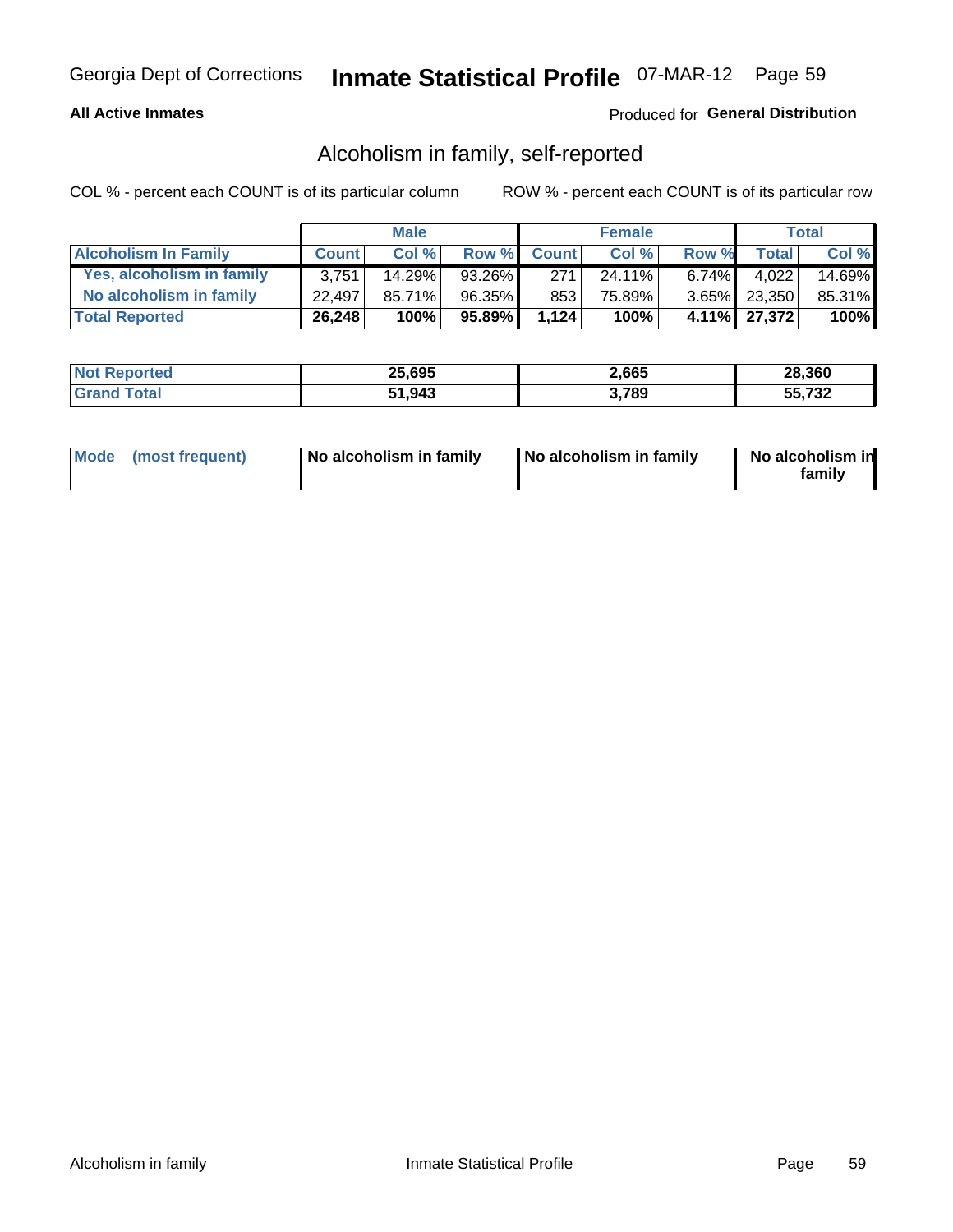Georgia Dept of Corrections **Inmate Statistical Profile** 07-MAR-12

**All Active Inmates**

Produced for **General Distribution**

## Alcoholism in family, self-reported

COL % - percent each COUNT is of its particular column

ROW % - percent each COUNT is of its particular row

| | Male | | | Female | | | Total | |
|---|---|---|---|---|---|---|---|---|
| **Alcoholism In Family** | **Count** | **Col %** | **Row %** | **Count** | **Col %** | **Row %** | **Total** | **Col %** |
| Yes, alcoholism in family | 3,751 | 14.29% | 93.26% | 271 | 24.11% | 6.74% | 4,022 | 14.69% |
| No alcoholism in family | 22,497 | 85.71% | 96.35% | 853 | 75.89% | 3.65% | 23,350 | 85.31% |
| **Total Reported** | **26,248** | **100%** | **95.89%** | **1,124** | **100%** | **4.11%** | **27,372** | **100%** |

| | Male | Female | Total |
|---|---|---|---|
| Not Reported | 25,695 | 2,665 | 28,360 |
| Grand Total | 51,943 | 3,789 | 55,732 |

| | Male | Female | Total |
|---|---|---|---|
| Mode (most frequent) | No alcoholism in family | No alcoholism in family | No alcoholism in family |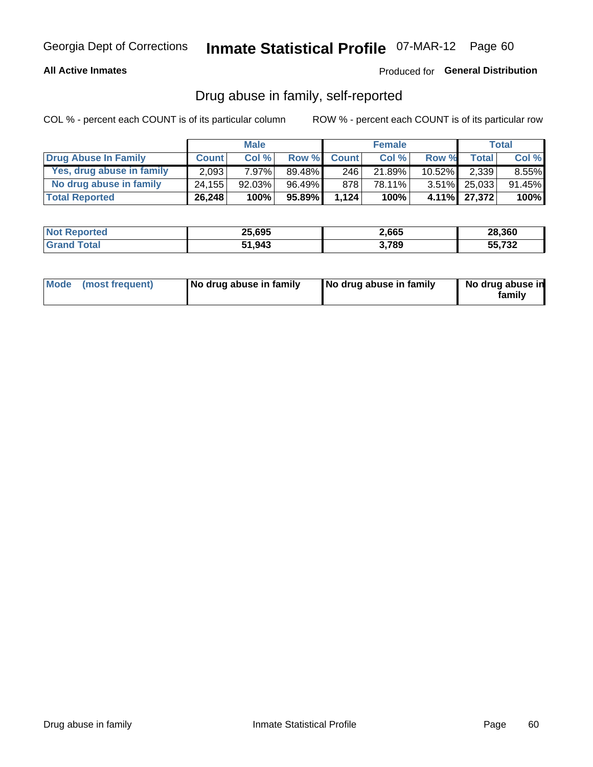Georgia Dept of Corrections **Inmate Statistical Profile** 07-MAR-12 Page 60

**All Active Inmates**

Produced for **General Distribution**

## Drug abuse in family, self-reported

COL % - percent each COUNT is of its particular column

ROW % - percent each COUNT is of its particular row

| | Male | | | Female | | | Total | |
|---|---|---|---|---|---|---|---|---|
| **Drug Abuse In Family** | **Count** | **Col %** | **Row %** | **Count** | **Col %** | **Row %** | **Total** | **Col %** |
| Yes, drug abuse in family | 2,093 | 7.97% | 89.48% | 246 | 21.89% | 10.52% | 2,339 | 8.55% |
| No drug abuse in family | 24,155 | 92.03% | 96.49% | 878 | 78.11% | 3.51% | 25,033 | 91.45% |
| **Total Reported** | **26,248** | **100%** | **95.89%** | **1,124** | **100%** | **4.11%** | **27,372** | **100%** |

| | Male | Female | Total |
|---|---|---|---|
| **Not Reported** | **25,695** | **2,665** | **28,360** |
| **Grand Total** | **51,943** | **3,789** | **55,732** |

| | Male | Female | Total |
|---|---|---|---|
| **Mode (most frequent)** | **No drug abuse in family** | **No drug abuse in family** | **No drug abuse in family** |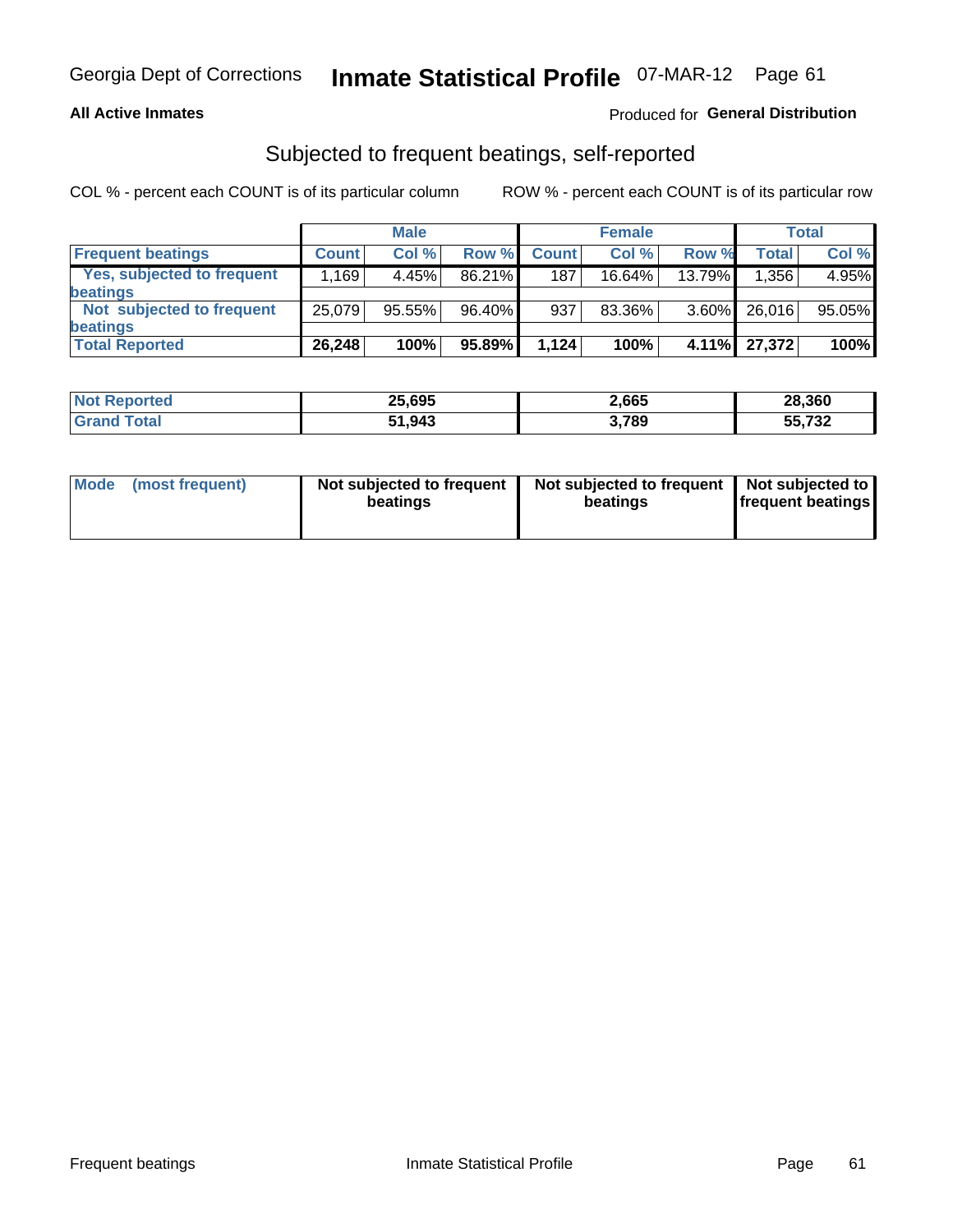Georgia Dept of Corrections **Inmate Statistical Profile** 07-MAR-12

**All Active Inmates**

Produced for **General Distribution**

## Subjected to frequent beatings, self-reported

COL % - percent each COUNT is of its particular column

ROW % - percent each COUNT is of its particular row

| | Male | | | Female | | | Total | |
|---|---|---|---|---|---|---|---|---|
| **Frequent beatings** | **Count** | **Col %** | **Row %** | **Count** | **Col %** | **Row %** | **Total** | **Col %** |
| Yes, subjected to frequent beatings | 1,169 | 4.45% | 86.21% | 187 | 16.64% | 13.79% | 1,356 | 4.95% |
| Not subjected to frequent beatings | 25,079 | 95.55% | 96.40% | 937 | 83.36% | 3.60% | 26,016 | 95.05% |
| **Total Reported** | **26,248** | **100%** | **95.89%** | **1,124** | **100%** | **4.11%** | **27,372** | **100%** |

| | Male | Female | Total |
|---|---|---|---|
| **Not Reported** | **25,695** | **2,665** | **28,360** |
| **Grand Total** | **51,943** | **3,789** | **55,732** |

| | Male | Female | Total |
|---|---|---|---|
| **Mode (most frequent)** | **Not subjected to frequent beatings** | **Not subjected to frequent beatings** | **Not subjected to frequent beatings** |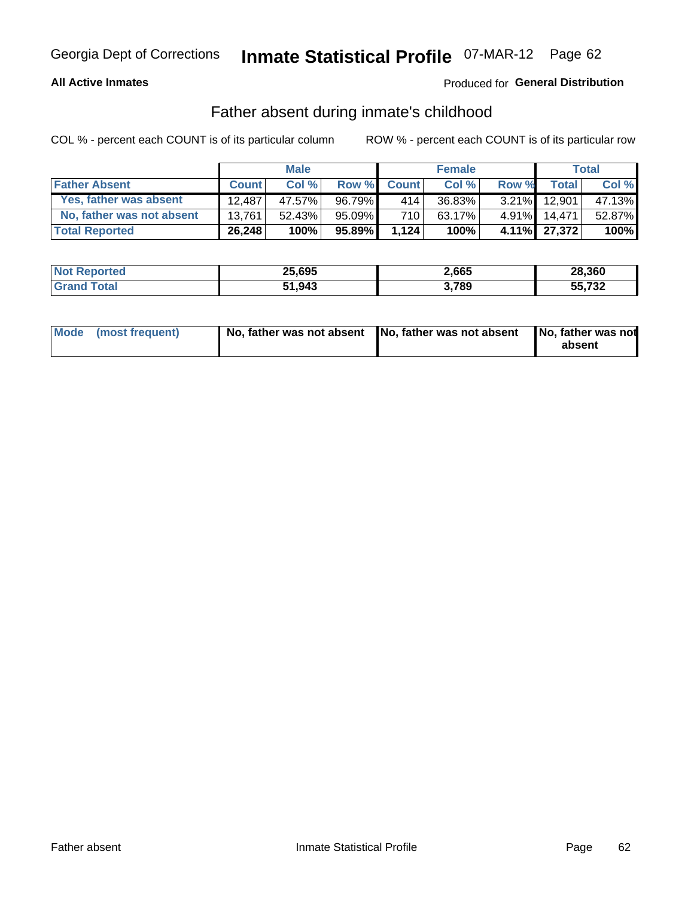Georgia Dept of Corrections **Inmate Statistical Profile** 07-MAR-12

**All Active Inmates**

Produced for **General Distribution**

## Father absent during inmate's childhood

COL % - percent each COUNT is of its particular column

ROW % - percent each COUNT is of its particular row

| | Male | | | Female | | | Total | |
|---|---|---|---|---|---|---|---|---|
| **Father Absent** | **Count** | **Col %** | **Row %** | **Count** | **Col %** | **Row %** | **Total** | **Col %** |
| Yes, father was absent | 12,487 | 47.57% | 96.79% | 414 | 36.83% | 3.21% | 12,901 | 47.13% |
| No, father was not absent | 13,761 | 52.43% | 95.09% | 710 | 63.17% | 4.91% | 14,471 | 52.87% |
| **Total Reported** | **26,248** | **100%** | **95.89%** | **1,124** | **100%** | **4.11%** | **27,372** | **100%** |

| | Male | Female | Total |
|---|---|---|---|
| **Not Reported** | **25,695** | **2,665** | **28,360** |
| **Grand Total** | **51,943** | **3,789** | **55,732** |

| | Male | Female | Total |
|---|---|---|---|
| **Mode (most frequent)** | **No, father was not absent** | **No, father was not absent** | **No, father was not absent** |

Father absent — Inmate Statistical Profile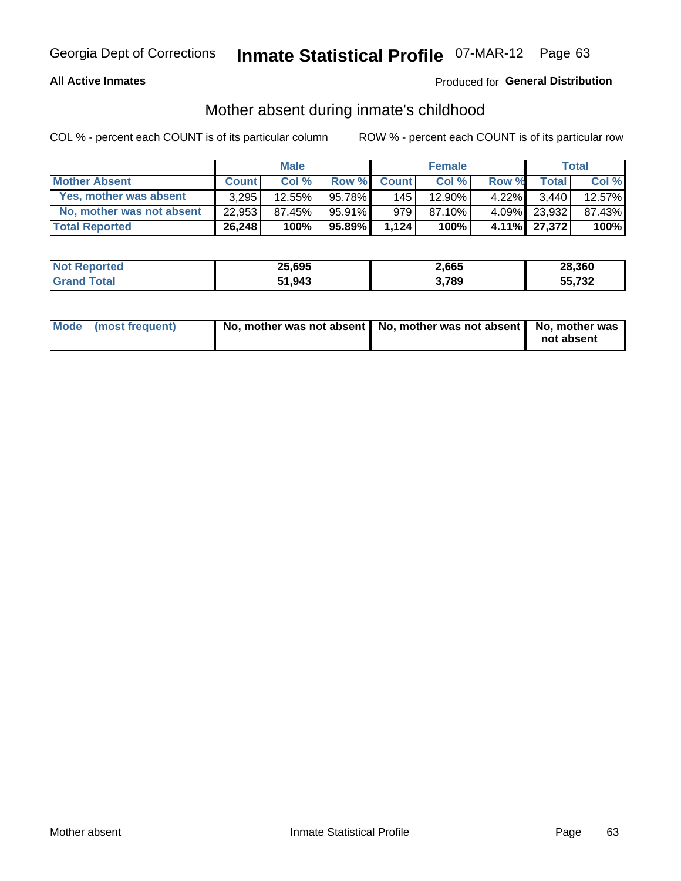**All Active Inmates**

Produced for **General Distribution**

## Mother absent during inmate's childhood

COL % - percent each COUNT is of its particular column

ROW % - percent each COUNT is of its particular row

| | Male | | | Female | | | Total | |
|---|---|---|---|---|---|---|---|---|
| **Mother Absent** | **Count** | **Col %** | **Row %** | **Count** | **Col %** | **Row %** | **Total** | **Col %** |
| Yes, mother was absent | 3,295 | 12.55% | 95.78% | 145 | 12.90% | 4.22% | 3,440 | 12.57% |
| No, mother was not absent | 22,953 | 87.45% | 95.91% | 979 | 87.10% | 4.09% | 23,932 | 87.43% |
| **Total Reported** | **26,248** | **100%** | **95.89%** | **1,124** | **100%** | **4.11%** | **27,372** | **100%** |

| | Male | Female | Total |
|---|---|---|---|
| **Not Reported** | **25,695** | **2,665** | **28,360** |
| **Grand Total** | **51,943** | **3,789** | **55,732** |

| | Male | Female | Total |
|---|---|---|---|
| **Mode (most frequent)** | **No, mother was not absent** | **No, mother was not absent** | **No, mother was not absent** |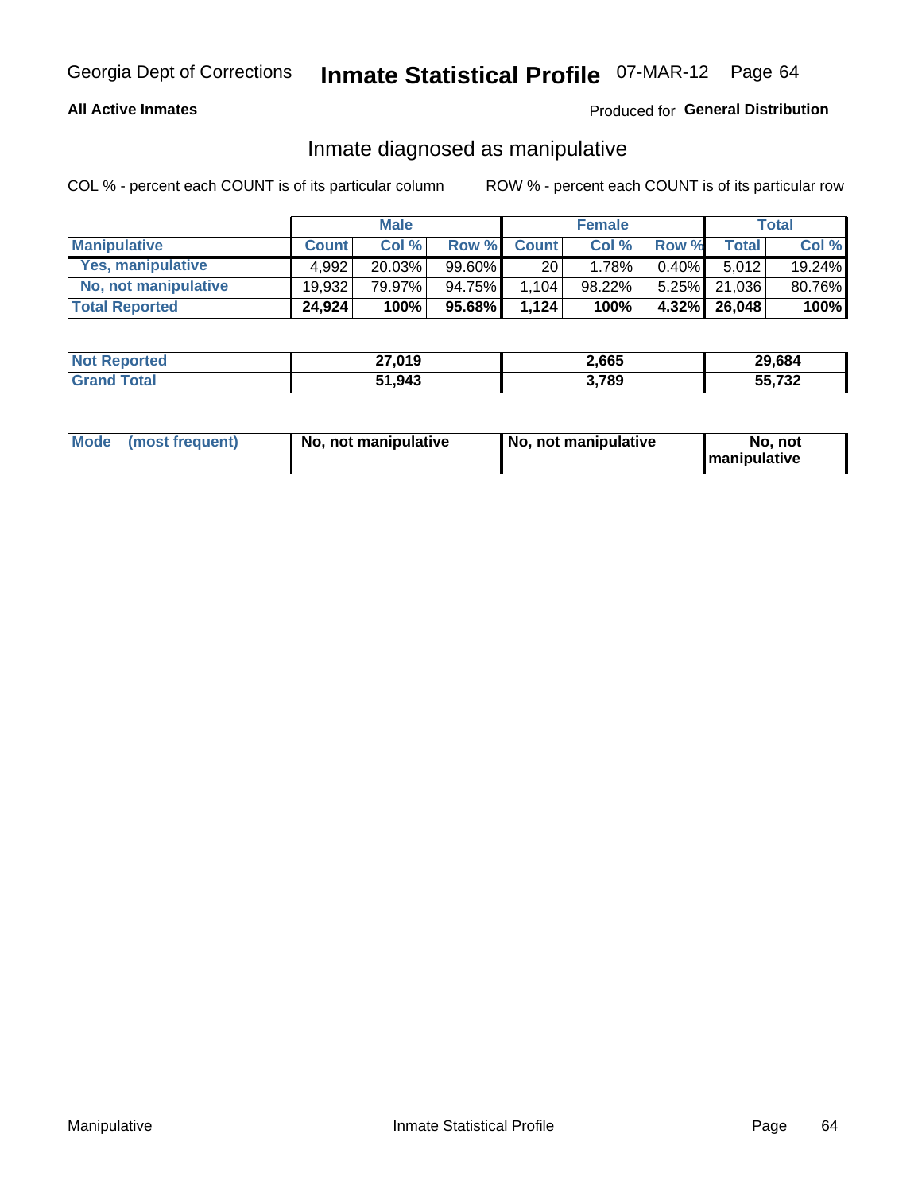Georgia Dept of Corrections **Inmate Statistical Profile** 07-MAR-12 Page 64

**All Active Inmates**

Produced for **General Distribution**

## Inmate diagnosed as manipulative

COL % - percent each COUNT is of its particular column

ROW % - percent each COUNT is of its particular row

| | Male | | | Female | | | Total | |
|---|---|---|---|---|---|---|---|---|
| **Manipulative** | **Count** | **Col %** | **Row %** | **Count** | **Col %** | **Row %** | **Total** | **Col %** |
| **Yes, manipulative** | 4,992 | 20.03% | 99.60% | 20 | 1.78% | 0.40% | 5,012 | 19.24% |
| **No, not manipulative** | 19,932 | 79.97% | 94.75% | 1,104 | 98.22% | 5.25% | 21,036 | 80.76% |
| **Total Reported** | **24,924** | **100%** | **95.68%** | **1,124** | **100%** | **4.32%** | **26,048** | **100%** |

| | Male | Female | Total |
|---|---|---|---|
| **Not Reported** | **27,019** | **2,665** | **29,684** |
| **Grand Total** | **51,943** | **3,789** | **55,732** |

| | Male | Female | Total |
|---|---|---|---|
| **Mode (most frequent)** | **No, not manipulative** | **No, not manipulative** | **No, not manipulative** |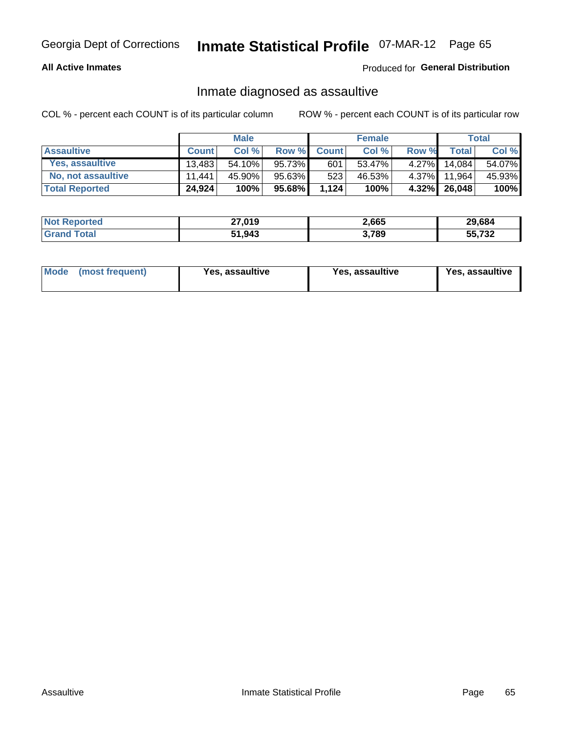Georgia Dept of Corrections **Inmate Statistical Profile** 07-MAR-12

**All Active Inmates**

Produced for **General Distribution**

## Inmate diagnosed as assaultive

COL % - percent each COUNT is of its particular column

ROW % - percent each COUNT is of its particular row

| | Male | | | Female | | | Total | |
|---|---|---|---|---|---|---|---|---|
| **Assaultive** | **Count** | **Col %** | **Row %** | **Count** | **Col %** | **Row %** | **Total** | **Col %** |
| **Yes, assaultive** | 13,483 | 54.10% | 95.73% | 601 | 53.47% | 4.27% | 14,084 | 54.07% |
| **No, not assaultive** | 11,441 | 45.90% | 95.63% | 523 | 46.53% | 4.37% | 11,964 | 45.93% |
| **Total Reported** | **24,924** | **100%** | **95.68%** | **1,124** | **100%** | **4.32%** | **26,048** | **100%** |

| | Male | Female | Total |
|---|---|---|---|
| **Not Reported** | **27,019** | **2,665** | **29,684** |
| **Grand Total** | **51,943** | **3,789** | **55,732** |

| | Male | Female | Total |
|---|---|---|---|
| **Mode (most frequent)** | **Yes, assaultive** | **Yes, assaultive** | **Yes, assaultive** |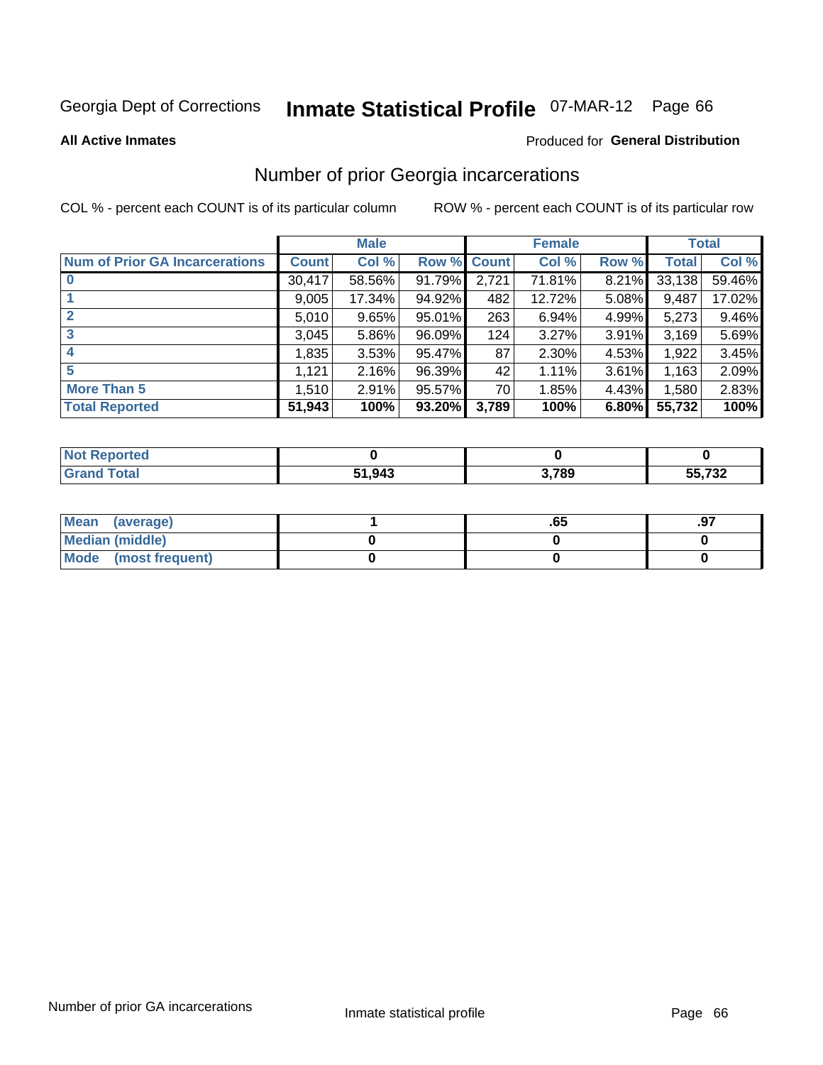Georgia Dept of Corrections **Inmate Statistical Profile** 07-MAR-12 Page 66

**All Active Inmates**

Produced for **General Distribution**

## Number of prior Georgia incarcerations

COL % - percent each COUNT is of its particular column

ROW % - percent each COUNT is of its particular row

| | Male | | | Female | | | Total | |
|---|---|---|---|---|---|---|---|---|
| **Num of Prior GA Incarcerations** | **Count** | **Col %** | **Row %** | **Count** | **Col %** | **Row %** | **Total** | **Col %** |
| **0** | 30,417 | 58.56% | 91.79% | 2,721 | 71.81% | 8.21% | 33,138 | 59.46% |
| **1** | 9,005 | 17.34% | 94.92% | 482 | 12.72% | 5.08% | 9,487 | 17.02% |
| **2** | 5,010 | 9.65% | 95.01% | 263 | 6.94% | 4.99% | 5,273 | 9.46% |
| **3** | 3,045 | 5.86% | 96.09% | 124 | 3.27% | 3.91% | 3,169 | 5.69% |
| **4** | 1,835 | 3.53% | 95.47% | 87 | 2.30% | 4.53% | 1,922 | 3.45% |
| **5** | 1,121 | 2.16% | 96.39% | 42 | 1.11% | 3.61% | 1,163 | 2.09% |
| **More Than 5** | 1,510 | 2.91% | 95.57% | 70 | 1.85% | 4.43% | 1,580 | 2.83% |
| **Total Reported** | **51,943** | **100%** | **93.20%** | **3,789** | **100%** | **6.80%** | **55,732** | **100%** |

| | Male | Female | Total |
|---|---|---|---|
| **Not Reported** | **0** | **0** | **0** |
| **Grand Total** | **51,943** | **3,789** | **55,732** |

| | Male | Female | Total |
|---|---|---|---|
| **Mean (average)** | **1** | **.65** | **.97** |
| **Median (middle)** | **0** | **0** | **0** |
| **Mode (most frequent)** | **0** | **0** | **0** |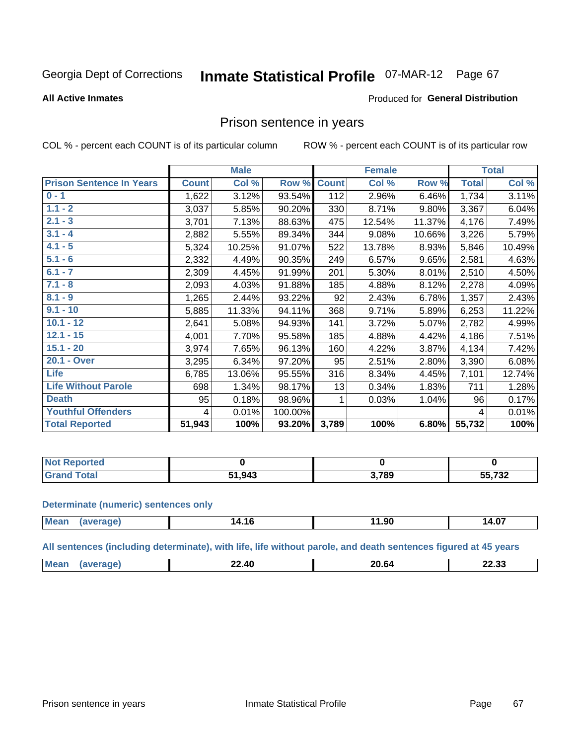Georgia Dept of Corrections **Inmate Statistical Profile** 07-MAR-12 Page 67

**All Active Inmates**

Produced for **General Distribution**

## Prison sentence in years

COL % - percent each COUNT is of its particular column

ROW % - percent each COUNT is of its particular row

| | Male | | | Female | | | Total | |
|---|---|---|---|---|---|---|---|---|
| **Prison Sentence In Years** | **Count** | **Col %** | **Row %** | **Count** | **Col %** | **Row %** | **Total** | **Col %** |
| 0 - 1 | 1,622 | 3.12% | 93.54% | 112 | 2.96% | 6.46% | 1,734 | 3.11% |
| 1.1 - 2 | 3,037 | 5.85% | 90.20% | 330 | 8.71% | 9.80% | 3,367 | 6.04% |
| 2.1 - 3 | 3,701 | 7.13% | 88.63% | 475 | 12.54% | 11.37% | 4,176 | 7.49% |
| 3.1 - 4 | 2,882 | 5.55% | 89.34% | 344 | 9.08% | 10.66% | 3,226 | 5.79% |
| 4.1 - 5 | 5,324 | 10.25% | 91.07% | 522 | 13.78% | 8.93% | 5,846 | 10.49% |
| 5.1 - 6 | 2,332 | 4.49% | 90.35% | 249 | 6.57% | 9.65% | 2,581 | 4.63% |
| 6.1 - 7 | 2,309 | 4.45% | 91.99% | 201 | 5.30% | 8.01% | 2,510 | 4.50% |
| 7.1 - 8 | 2,093 | 4.03% | 91.88% | 185 | 4.88% | 8.12% | 2,278 | 4.09% |
| 8.1 - 9 | 1,265 | 2.44% | 93.22% | 92 | 2.43% | 6.78% | 1,357 | 2.43% |
| 9.1 - 10 | 5,885 | 11.33% | 94.11% | 368 | 9.71% | 5.89% | 6,253 | 11.22% |
| 10.1 - 12 | 2,641 | 5.08% | 94.93% | 141 | 3.72% | 5.07% | 2,782 | 4.99% |
| 12.1 - 15 | 4,001 | 7.70% | 95.58% | 185 | 4.88% | 4.42% | 4,186 | 7.51% |
| 15.1 - 20 | 3,974 | 7.65% | 96.13% | 160 | 4.22% | 3.87% | 4,134 | 7.42% |
| 20.1 - Over | 3,295 | 6.34% | 97.20% | 95 | 2.51% | 2.80% | 3,390 | 6.08% |
| Life | 6,785 | 13.06% | 95.55% | 316 | 8.34% | 4.45% | 7,101 | 12.74% |
| Life Without Parole | 698 | 1.34% | 98.17% | 13 | 0.34% | 1.83% | 711 | 1.28% |
| Death | 95 | 0.18% | 98.96% | 1 | 0.03% | 1.04% | 96 | 0.17% |
| Youthful Offenders | 4 | 0.01% | 100.00% | | | | 4 | 0.01% |
| **Total Reported** | **51,943** | **100%** | **93.20%** | **3,789** | **100%** | **6.80%** | **55,732** | **100%** |

| | Male | Female | Total |
|---|---|---|---|
| Not Reported | 0 | 0 | 0 |
| Grand Total | 51,943 | 3,789 | 55,732 |

### Determinate (numeric) sentences only

| | Male | Female | Total |
|---|---|---|---|
| Mean (average) | 14.16 | 11.90 | 14.07 |

### All sentences (including determinate), with life, life without parole, and death sentences figured at 45 years

| | Male | Female | Total |
|---|---|---|---|
| Mean (average) | 22.40 | 20.64 | 22.33 |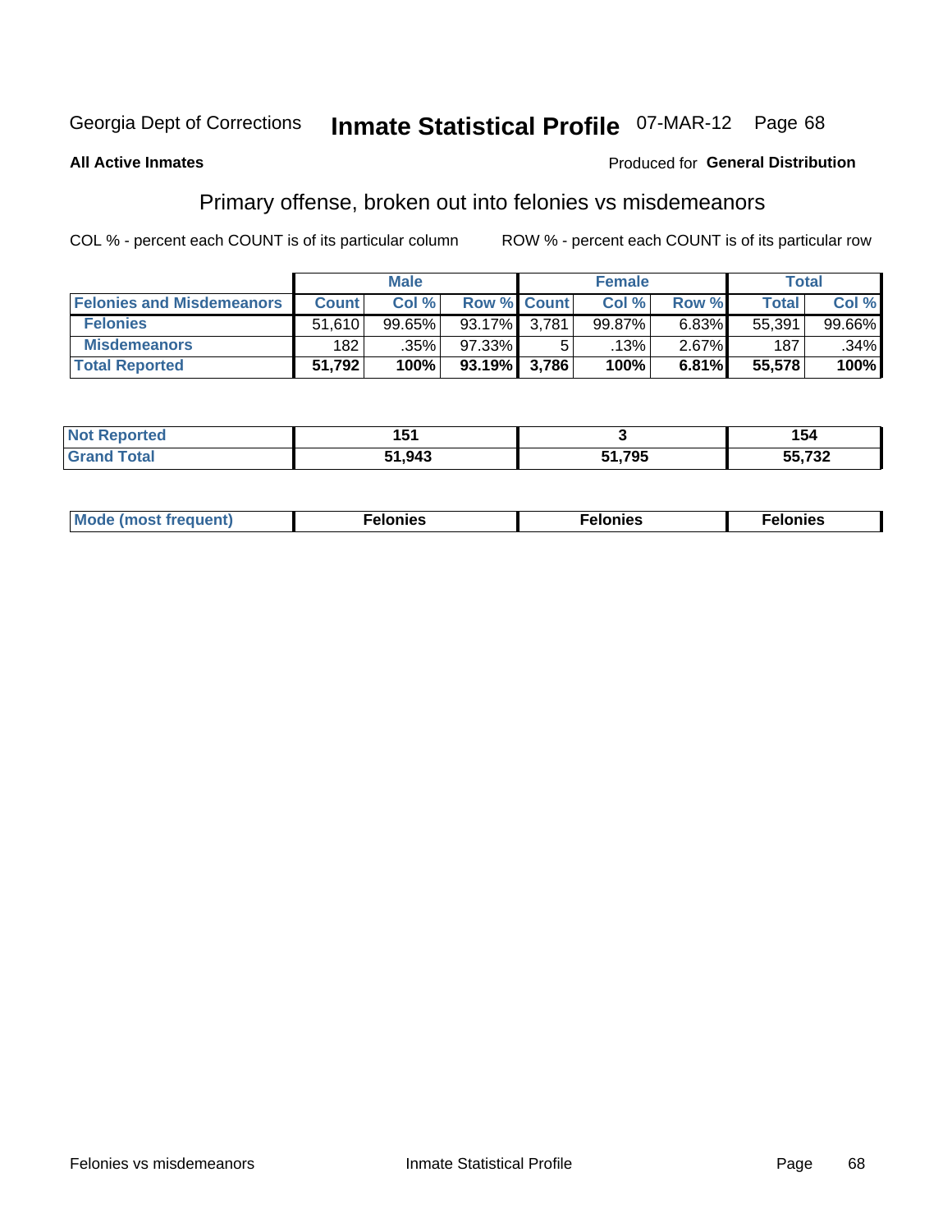Georgia Dept of Corrections **Inmate Statistical Profile** 07-MAR-12

**All Active Inmates**

Produced for **General Distribution**

## Primary offense, broken out into felonies vs misdemeanors

COL % - percent each COUNT is of its particular column

ROW % - percent each COUNT is of its particular row

| | Male | | | Female | | | Total | |
|---|---|---|---|---|---|---|---|---|
| **Felonies and Misdemeanors** | **Count** | **Col %** | **Row %** | **Count** | **Col %** | **Row %** | **Total** | **Col %** |
| **Felonies** | 51,610 | 99.65% | 93.17% | 3,781 | 99.87% | 6.83% | 55,391 | 99.66% |
| **Misdemeanors** | 182 | .35% | 97.33% | 5 | .13% | 2.67% | 187 | .34% |
| **Total Reported** | **51,792** | **100%** | **93.19%** | **3,786** | **100%** | **6.81%** | **55,578** | **100%** |

| | Male | Female | Total |
|---|---|---|---|
| **Not Reported** | **151** | **3** | **154** |
| **Grand Total** | **51,943** | **51,795** | **55,732** |

| | Male | Female | Total |
|---|---|---|---|
| **Mode (most frequent)** | **Felonies** | **Felonies** | **Felonies** |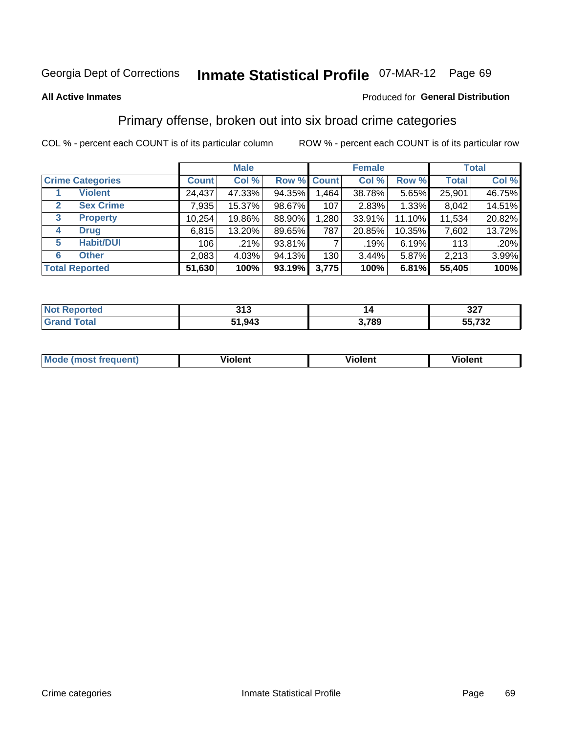Georgia Dept of Corrections **Inmate Statistical Profile** 07-MAR-12 Page 69

**All Active Inmates**

Produced for **General Distribution**

## Primary offense, broken out into six broad crime categories

COL % - percent each COUNT is of its particular column

ROW % - percent each COUNT is of its particular row

| Crime Categories | | Male | | | Female | | | Total | |
|---|---|---|---|---|---|---|---|---|---|
| | | Count | Col % | Row % | Count | Col % | Row % | Total | Col % |
| 1 | Violent | 24,437 | 47.33% | 94.35% | 1,464 | 38.78% | 5.65% | 25,901 | 46.75% |
| 2 | Sex Crime | 7,935 | 15.37% | 98.67% | 107 | 2.83% | 1.33% | 8,042 | 14.51% |
| 3 | Property | 10,254 | 19.86% | 88.90% | 1,280 | 33.91% | 11.10% | 11,534 | 20.82% |
| 4 | Drug | 6,815 | 13.20% | 89.65% | 787 | 20.85% | 10.35% | 7,602 | 13.72% |
| 5 | Habit/DUI | 106 | .21% | 93.81% | 7 | .19% | 6.19% | 113 | .20% |
| 6 | Other | 2,083 | 4.03% | 94.13% | 130 | 3.44% | 5.87% | 2,213 | 3.99% |
| **Total Reported** | | **51,630** | **100%** | **93.19%** | **3,775** | **100%** | **6.81%** | **55,405** | **100%** |

| | Male | Female | Total |
|---|---|---|---|
| Not Reported | **313** | **14** | **327** |
| Grand Total | **51,943** | **3,789** | **55,732** |

| | Male | Female | Total |
|---|---|---|---|
| Mode (most frequent) | **Violent** | **Violent** | **Violent** |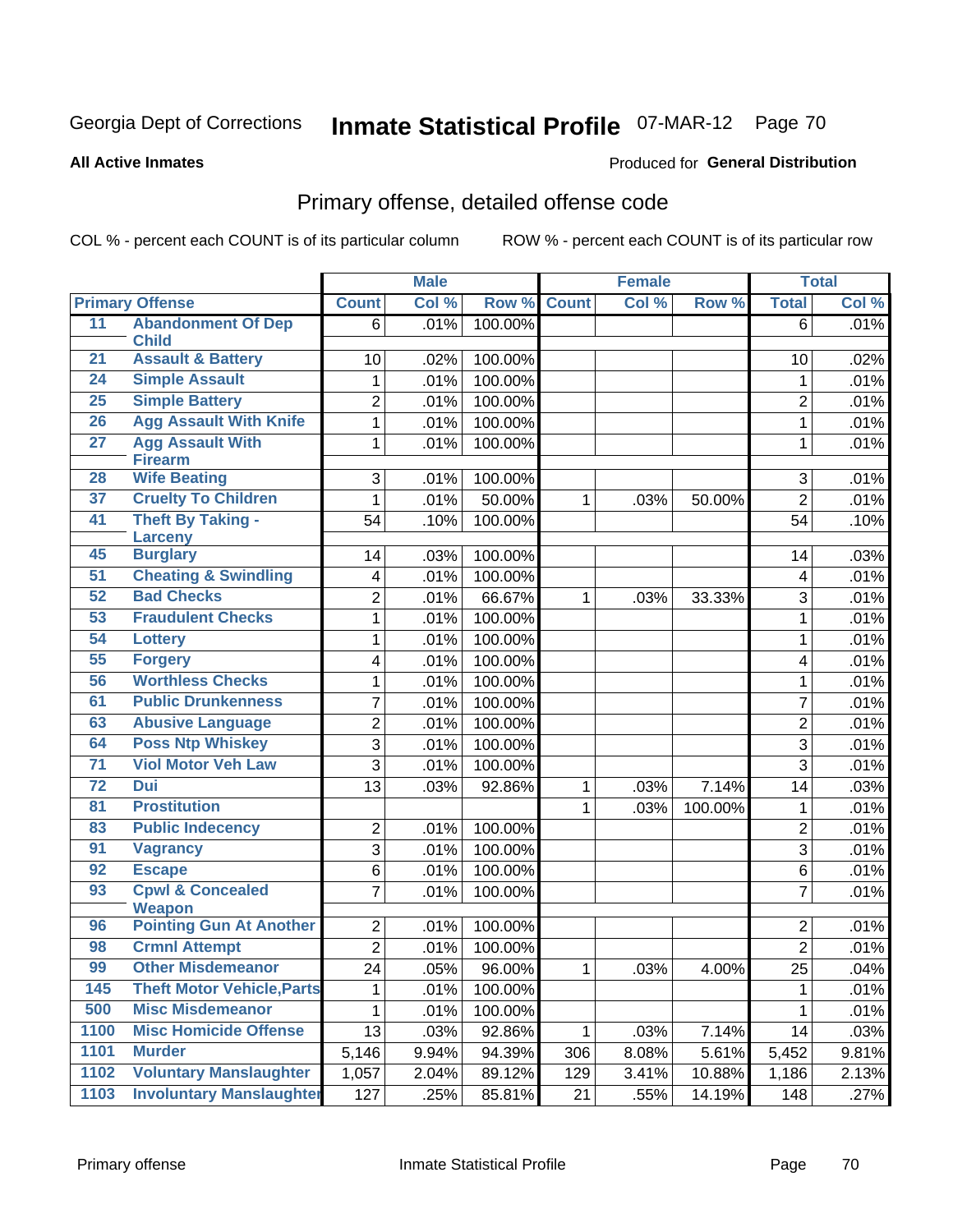Georgia Dept of Corrections **Inmate Statistical Profile** 07-MAR-12 Page 70

**All Active Inmates**

Produced for **General Distribution**

## Primary offense, detailed offense code

COL % - percent each COUNT is of its particular column ROW % - percent each COUNT is of its particular row

| Primary Offense | | Male | | | Female | | | Total | |
|---|---|---|---|---|---|---|---|---|---|
| | | Count | Col % | Row % | Count | Col % | Row % | Total | Col % |
| 11 | Abandonment Of Dep Child | 6 | .01% | 100.00% | | | | 6 | .01% |
| 21 | Assault & Battery | 10 | .02% | 100.00% | | | | 10 | .02% |
| 24 | Simple Assault | 1 | .01% | 100.00% | | | | 1 | .01% |
| 25 | Simple Battery | 2 | .01% | 100.00% | | | | 2 | .01% |
| 26 | Agg Assault With Knife | 1 | .01% | 100.00% | | | | 1 | .01% |
| 27 | Agg Assault With Firearm | 1 | .01% | 100.00% | | | | 1 | .01% |
| 28 | Wife Beating | 3 | .01% | 100.00% | | | | 3 | .01% |
| 37 | Cruelty To Children | 1 | .01% | 50.00% | 1 | .03% | 50.00% | 2 | .01% |
| 41 | Theft By Taking - Larceny | 54 | .10% | 100.00% | | | | 54 | .10% |
| 45 | Burglary | 14 | .03% | 100.00% | | | | 14 | .03% |
| 51 | Cheating & Swindling | 4 | .01% | 100.00% | | | | 4 | .01% |
| 52 | Bad Checks | 2 | .01% | 66.67% | 1 | .03% | 33.33% | 3 | .01% |
| 53 | Fraudulent Checks | 1 | .01% | 100.00% | | | | 1 | .01% |
| 54 | Lottery | 1 | .01% | 100.00% | | | | 1 | .01% |
| 55 | Forgery | 4 | .01% | 100.00% | | | | 4 | .01% |
| 56 | Worthless Checks | 1 | .01% | 100.00% | | | | 1 | .01% |
| 61 | Public Drunkenness | 7 | .01% | 100.00% | | | | 7 | .01% |
| 63 | Abusive Language | 2 | .01% | 100.00% | | | | 2 | .01% |
| 64 | Poss Ntp Whiskey | 3 | .01% | 100.00% | | | | 3 | .01% |
| 71 | Viol Motor Veh Law | 3 | .01% | 100.00% | | | | 3 | .01% |
| 72 | Dui | 13 | .03% | 92.86% | 1 | .03% | 7.14% | 14 | .03% |
| 81 | Prostitution | | | | 1 | .03% | 100.00% | 1 | .01% |
| 83 | Public Indecency | 2 | .01% | 100.00% | | | | 2 | .01% |
| 91 | Vagrancy | 3 | .01% | 100.00% | | | | 3 | .01% |
| 92 | Escape | 6 | .01% | 100.00% | | | | 6 | .01% |
| 93 | Cpwl & Concealed Weapon | 7 | .01% | 100.00% | | | | 7 | .01% |
| 96 | Pointing Gun At Another | 2 | .01% | 100.00% | | | | 2 | .01% |
| 98 | Crmnl Attempt | 2 | .01% | 100.00% | | | | 2 | .01% |
| 99 | Other Misdemeanor | 24 | .05% | 96.00% | 1 | .03% | 4.00% | 25 | .04% |
| 145 | Theft Motor Vehicle,Parts | 1 | .01% | 100.00% | | | | 1 | .01% |
| 500 | Misc Misdemeanor | 1 | .01% | 100.00% | | | | 1 | .01% |
| 1100 | Misc Homicide Offense | 13 | .03% | 92.86% | 1 | .03% | 7.14% | 14 | .03% |
| 1101 | Murder | 5,146 | 9.94% | 94.39% | 306 | 8.08% | 5.61% | 5,452 | 9.81% |
| 1102 | Voluntary Manslaughter | 1,057 | 2.04% | 89.12% | 129 | 3.41% | 10.88% | 1,186 | 2.13% |
| 1103 | Involuntary Manslaughter | 127 | .25% | 85.81% | 21 | .55% | 14.19% | 148 | .27% |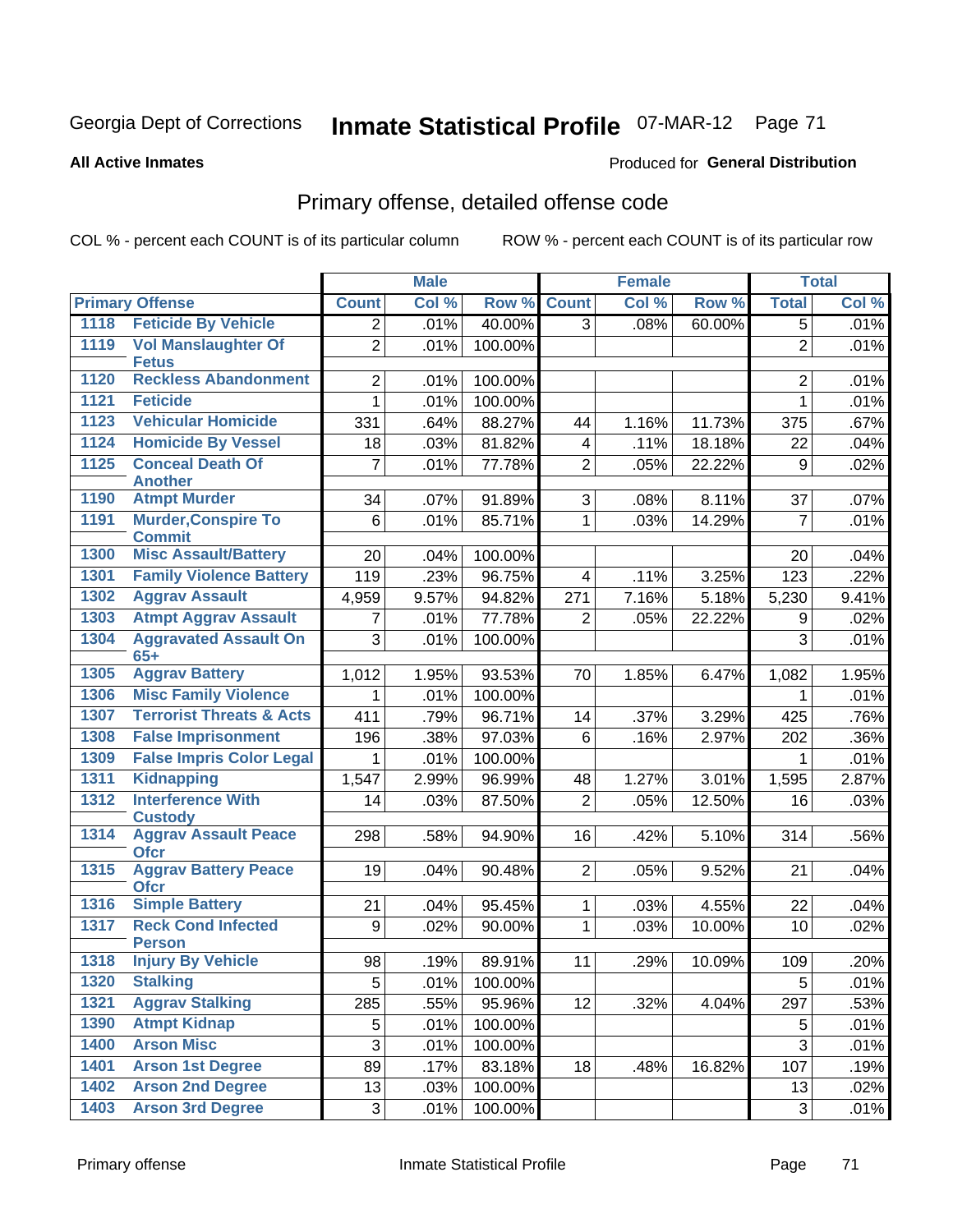Georgia Dept of Corrections **Inmate Statistical Profile** 07-MAR-12 Page 71

**All Active Inmates**

Produced for **General Distribution**

## Primary offense, detailed offense code

COL % - percent each COUNT is of its particular column ROW % - percent each COUNT is of its particular row

| Primary Offense | | Male | | | Female | | | Total | |
|---|---|---|---|---|---|---|---|---|---|
| | | Count | Col % | Row % | Count | Col % | Row % | Total | Col % |
| 1118 | Feticide By Vehicle | 2 | .01% | 40.00% | 3 | .08% | 60.00% | 5 | .01% |
| 1119 | Vol Manslaughter Of Fetus | 2 | .01% | 100.00% | | | | 2 | .01% |
| 1120 | Reckless Abandonment | 2 | .01% | 100.00% | | | | 2 | .01% |
| 1121 | Feticide | 1 | .01% | 100.00% | | | | 1 | .01% |
| 1123 | Vehicular Homicide | 331 | .64% | 88.27% | 44 | 1.16% | 11.73% | 375 | .67% |
| 1124 | Homicide By Vessel | 18 | .03% | 81.82% | 4 | .11% | 18.18% | 22 | .04% |
| 1125 | Conceal Death Of Another | 7 | .01% | 77.78% | 2 | .05% | 22.22% | 9 | .02% |
| 1190 | Atmpt Murder | 34 | .07% | 91.89% | 3 | .08% | 8.11% | 37 | .07% |
| 1191 | Murder,Conspire To Commit | 6 | .01% | 85.71% | 1 | .03% | 14.29% | 7 | .01% |
| 1300 | Misc Assault/Battery | 20 | .04% | 100.00% | | | | 20 | .04% |
| 1301 | Family Violence Battery | 119 | .23% | 96.75% | 4 | .11% | 3.25% | 123 | .22% |
| 1302 | Aggrav Assault | 4,959 | 9.57% | 94.82% | 271 | 7.16% | 5.18% | 5,230 | 9.41% |
| 1303 | Atmpt Aggrav Assault | 7 | .01% | 77.78% | 2 | .05% | 22.22% | 9 | .02% |
| 1304 | Aggravated Assault On 65+ | 3 | .01% | 100.00% | | | | 3 | .01% |
| 1305 | Aggrav Battery | 1,012 | 1.95% | 93.53% | 70 | 1.85% | 6.47% | 1,082 | 1.95% |
| 1306 | Misc Family Violence | 1 | .01% | 100.00% | | | | 1 | .01% |
| 1307 | Terrorist Threats & Acts | 411 | .79% | 96.71% | 14 | .37% | 3.29% | 425 | .76% |
| 1308 | False Imprisonment | 196 | .38% | 97.03% | 6 | .16% | 2.97% | 202 | .36% |
| 1309 | False Impris Color Legal | 1 | .01% | 100.00% | | | | 1 | .01% |
| 1311 | Kidnapping | 1,547 | 2.99% | 96.99% | 48 | 1.27% | 3.01% | 1,595 | 2.87% |
| 1312 | Interference With Custody | 14 | .03% | 87.50% | 2 | .05% | 12.50% | 16 | .03% |
| 1314 | Aggrav Assault Peace Ofcr | 298 | .58% | 94.90% | 16 | .42% | 5.10% | 314 | .56% |
| 1315 | Aggrav Battery Peace Ofcr | 19 | .04% | 90.48% | 2 | .05% | 9.52% | 21 | .04% |
| 1316 | Simple Battery | 21 | .04% | 95.45% | 1 | .03% | 4.55% | 22 | .04% |
| 1317 | Reck Cond Infected Person | 9 | .02% | 90.00% | 1 | .03% | 10.00% | 10 | .02% |
| 1318 | Injury By Vehicle | 98 | .19% | 89.91% | 11 | .29% | 10.09% | 109 | .20% |
| 1320 | Stalking | 5 | .01% | 100.00% | | | | 5 | .01% |
| 1321 | Aggrav Stalking | 285 | .55% | 95.96% | 12 | .32% | 4.04% | 297 | .53% |
| 1390 | Atmpt Kidnap | 5 | .01% | 100.00% | | | | 5 | .01% |
| 1400 | Arson Misc | 3 | .01% | 100.00% | | | | 3 | .01% |
| 1401 | Arson 1st Degree | 89 | .17% | 83.18% | 18 | .48% | 16.82% | 107 | .19% |
| 1402 | Arson 2nd Degree | 13 | .03% | 100.00% | | | | 13 | .02% |
| 1403 | Arson 3rd Degree | 3 | .01% | 100.00% | | | | 3 | .01% |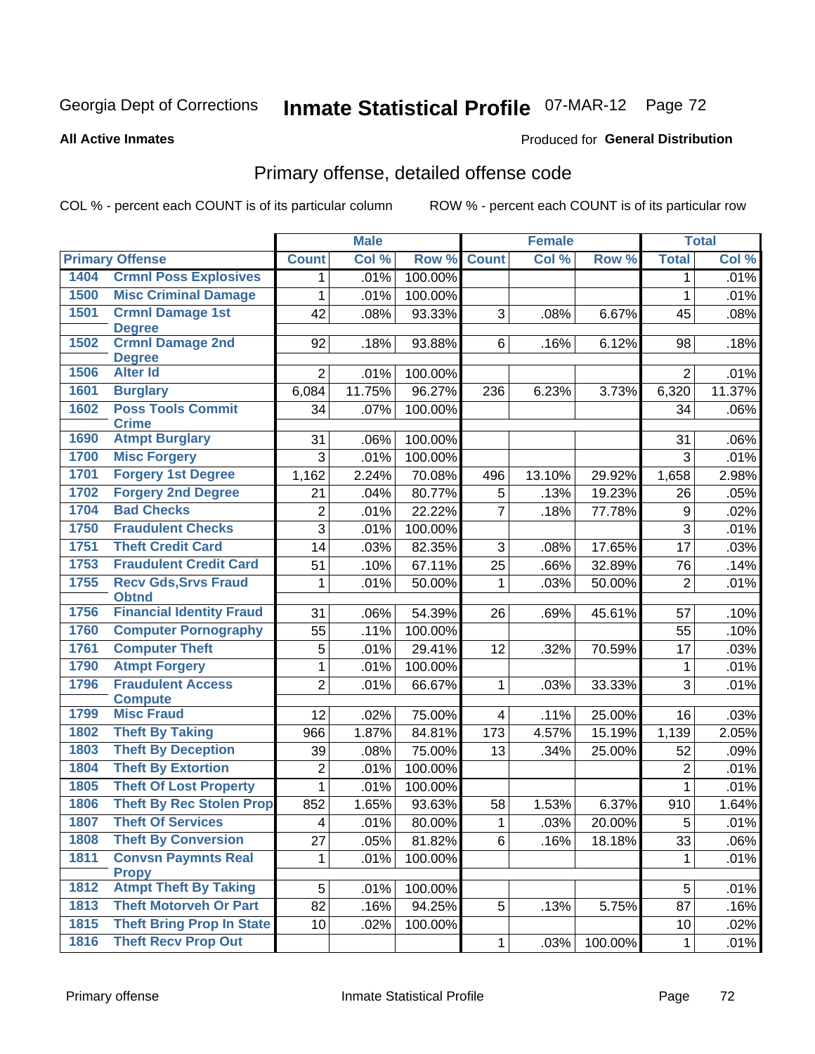Georgia Dept of Corrections **Inmate Statistical Profile** 07-MAR-12

**All Active Inmates**

Produced for **General Distribution**

## Primary offense, detailed offense code

COL % - percent each COUNT is of its particular column ROW % - percent each COUNT is of its particular row

| Primary Offense | | Male | | | Female | | | Total | |
|---|---|---|---|---|---|---|---|---|---|
| | | Count | Col % | Row % | Count | Col % | Row % | Total | Col % |
| 1404 | Crmnl Poss Explosives | 1 | .01% | 100.00% | | | | 1 | .01% |
| 1500 | Misc Criminal Damage | 1 | .01% | 100.00% | | | | 1 | .01% |
| 1501 | Crmnl Damage 1st Degree | 42 | .08% | 93.33% | 3 | .08% | 6.67% | 45 | .08% |
| 1502 | Crmnl Damage 2nd Degree | 92 | .18% | 93.88% | 6 | .16% | 6.12% | 98 | .18% |
| 1506 | Alter Id | 2 | .01% | 100.00% | | | | 2 | .01% |
| 1601 | Burglary | 6,084 | 11.75% | 96.27% | 236 | 6.23% | 3.73% | 6,320 | 11.37% |
| 1602 | Poss Tools Commit Crime | 34 | .07% | 100.00% | | | | 34 | .06% |
| 1690 | Atmpt Burglary | 31 | .06% | 100.00% | | | | 31 | .06% |
| 1700 | Misc Forgery | 3 | .01% | 100.00% | | | | 3 | .01% |
| 1701 | Forgery 1st Degree | 1,162 | 2.24% | 70.08% | 496 | 13.10% | 29.92% | 1,658 | 2.98% |
| 1702 | Forgery 2nd Degree | 21 | .04% | 80.77% | 5 | .13% | 19.23% | 26 | .05% |
| 1704 | Bad Checks | 2 | .01% | 22.22% | 7 | .18% | 77.78% | 9 | .02% |
| 1750 | Fraudulent Checks | 3 | .01% | 100.00% | | | | 3 | .01% |
| 1751 | Theft Credit Card | 14 | .03% | 82.35% | 3 | .08% | 17.65% | 17 | .03% |
| 1753 | Fraudulent Credit Card | 51 | .10% | 67.11% | 25 | .66% | 32.89% | 76 | .14% |
| 1755 | Recv Gds,Srvs Fraud Obtnd | 1 | .01% | 50.00% | 1 | .03% | 50.00% | 2 | .01% |
| 1756 | Financial Identity Fraud | 31 | .06% | 54.39% | 26 | .69% | 45.61% | 57 | .10% |
| 1760 | Computer Pornography | 55 | .11% | 100.00% | | | | 55 | .10% |
| 1761 | Computer Theft | 5 | .01% | 29.41% | 12 | .32% | 70.59% | 17 | .03% |
| 1790 | Atmpt Forgery | 1 | .01% | 100.00% | | | | 1 | .01% |
| 1796 | Fraudulent Access Compute | 2 | .01% | 66.67% | 1 | .03% | 33.33% | 3 | .01% |
| 1799 | Misc Fraud | 12 | .02% | 75.00% | 4 | .11% | 25.00% | 16 | .03% |
| 1802 | Theft By Taking | 966 | 1.87% | 84.81% | 173 | 4.57% | 15.19% | 1,139 | 2.05% |
| 1803 | Theft By Deception | 39 | .08% | 75.00% | 13 | .34% | 25.00% | 52 | .09% |
| 1804 | Theft By Extortion | 2 | .01% | 100.00% | | | | 2 | .01% |
| 1805 | Theft Of Lost Property | 1 | .01% | 100.00% | | | | 1 | .01% |
| 1806 | Theft By Rec Stolen Prop | 852 | 1.65% | 93.63% | 58 | 1.53% | 6.37% | 910 | 1.64% |
| 1807 | Theft Of Services | 4 | .01% | 80.00% | 1 | .03% | 20.00% | 5 | .01% |
| 1808 | Theft By Conversion | 27 | .05% | 81.82% | 6 | .16% | 18.18% | 33 | .06% |
| 1811 | Convsn Paymnts Real Propy | 1 | .01% | 100.00% | | | | 1 | .01% |
| 1812 | Atmpt Theft By Taking | 5 | .01% | 100.00% | | | | 5 | .01% |
| 1813 | Theft Motorveh Or Part | 82 | .16% | 94.25% | 5 | .13% | 5.75% | 87 | .16% |
| 1815 | Theft Bring Prop In State | 10 | .02% | 100.00% | | | | 10 | .02% |
| 1816 | Theft Recv Prop Out | | | | 1 | .03% | 100.00% | 1 | .01% |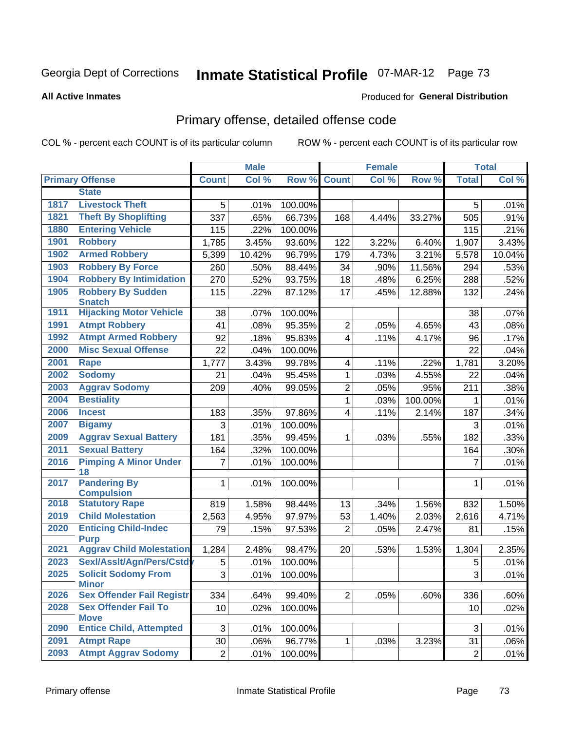Georgia Dept of Corrections **Inmate Statistical Profile** 07-MAR-12 Page 73

**All Active Inmates**

Produced for **General Distribution**

## Primary offense, detailed offense code

COL % - percent each COUNT is of its particular column ROW % - percent each COUNT is of its particular row

| Primary Offense | | Male | | | Female | | | Total | |
|---|---|---|---|---|---|---|---|---|---|
| | | Count | Col % | Row % | Count | Col % | Row % | Total | Col % |
| | State | | | | | | | | |
| 1817 | Livestock Theft | 5 | .01% | 100.00% | | | | 5 | .01% |
| 1821 | Theft By Shoplifting | 337 | .65% | 66.73% | 168 | 4.44% | 33.27% | 505 | .91% |
| 1880 | Entering Vehicle | 115 | .22% | 100.00% | | | | 115 | .21% |
| 1901 | Robbery | 1,785 | 3.45% | 93.60% | 122 | 3.22% | 6.40% | 1,907 | 3.43% |
| 1902 | Armed Robbery | 5,399 | 10.42% | 96.79% | 179 | 4.73% | 3.21% | 5,578 | 10.04% |
| 1903 | Robbery By Force | 260 | .50% | 88.44% | 34 | .90% | 11.56% | 294 | .53% |
| 1904 | Robbery By Intimidation | 270 | .52% | 93.75% | 18 | .48% | 6.25% | 288 | .52% |
| 1905 | Robbery By Sudden Snatch | 115 | .22% | 87.12% | 17 | .45% | 12.88% | 132 | .24% |
| 1911 | Hijacking Motor Vehicle | 38 | .07% | 100.00% | | | | 38 | .07% |
| 1991 | Atmpt Robbery | 41 | .08% | 95.35% | 2 | .05% | 4.65% | 43 | .08% |
| 1992 | Atmpt Armed Robbery | 92 | .18% | 95.83% | 4 | .11% | 4.17% | 96 | .17% |
| 2000 | Misc Sexual Offense | 22 | .04% | 100.00% | | | | 22 | .04% |
| 2001 | Rape | 1,777 | 3.43% | 99.78% | 4 | .11% | .22% | 1,781 | 3.20% |
| 2002 | Sodomy | 21 | .04% | 95.45% | 1 | .03% | 4.55% | 22 | .04% |
| 2003 | Aggrav Sodomy | 209 | .40% | 99.05% | 2 | .05% | .95% | 211 | .38% |
| 2004 | Bestiality | | | | 1 | .03% | 100.00% | 1 | .01% |
| 2006 | Incest | 183 | .35% | 97.86% | 4 | .11% | 2.14% | 187 | .34% |
| 2007 | Bigamy | 3 | .01% | 100.00% | | | | 3 | .01% |
| 2009 | Aggrav Sexual Battery | 181 | .35% | 99.45% | 1 | .03% | .55% | 182 | .33% |
| 2011 | Sexual Battery | 164 | .32% | 100.00% | | | | 164 | .30% |
| 2016 | Pimping A Minor Under 18 | 7 | .01% | 100.00% | | | | 7 | .01% |
| 2017 | Pandering By Compulsion | 1 | .01% | 100.00% | | | | 1 | .01% |
| 2018 | Statutory Rape | 819 | 1.58% | 98.44% | 13 | .34% | 1.56% | 832 | 1.50% |
| 2019 | Child Molestation | 2,563 | 4.95% | 97.97% | 53 | 1.40% | 2.03% | 2,616 | 4.71% |
| 2020 | Enticing Child-Indec Purp | 79 | .15% | 97.53% | 2 | .05% | 2.47% | 81 | .15% |
| 2021 | Aggrav Child Molestation | 1,284 | 2.48% | 98.47% | 20 | .53% | 1.53% | 1,304 | 2.35% |
| 2023 | Sexl/Asslt/Agn/Pers/Cstdy | 5 | .01% | 100.00% | | | | 5 | .01% |
| 2025 | Solicit Sodomy From Minor | 3 | .01% | 100.00% | | | | 3 | .01% |
| 2026 | Sex Offender Fail Registr | 334 | .64% | 99.40% | 2 | .05% | .60% | 336 | .60% |
| 2028 | Sex Offender Fail To Move | 10 | .02% | 100.00% | | | | 10 | .02% |
| 2090 | Entice Child, Attempted | 3 | .01% | 100.00% | | | | 3 | .01% |
| 2091 | Atmpt Rape | 30 | .06% | 96.77% | 1 | .03% | 3.23% | 31 | .06% |
| 2093 | Atmpt Aggrav Sodomy | 2 | .01% | 100.00% | | | | 2 | .01% |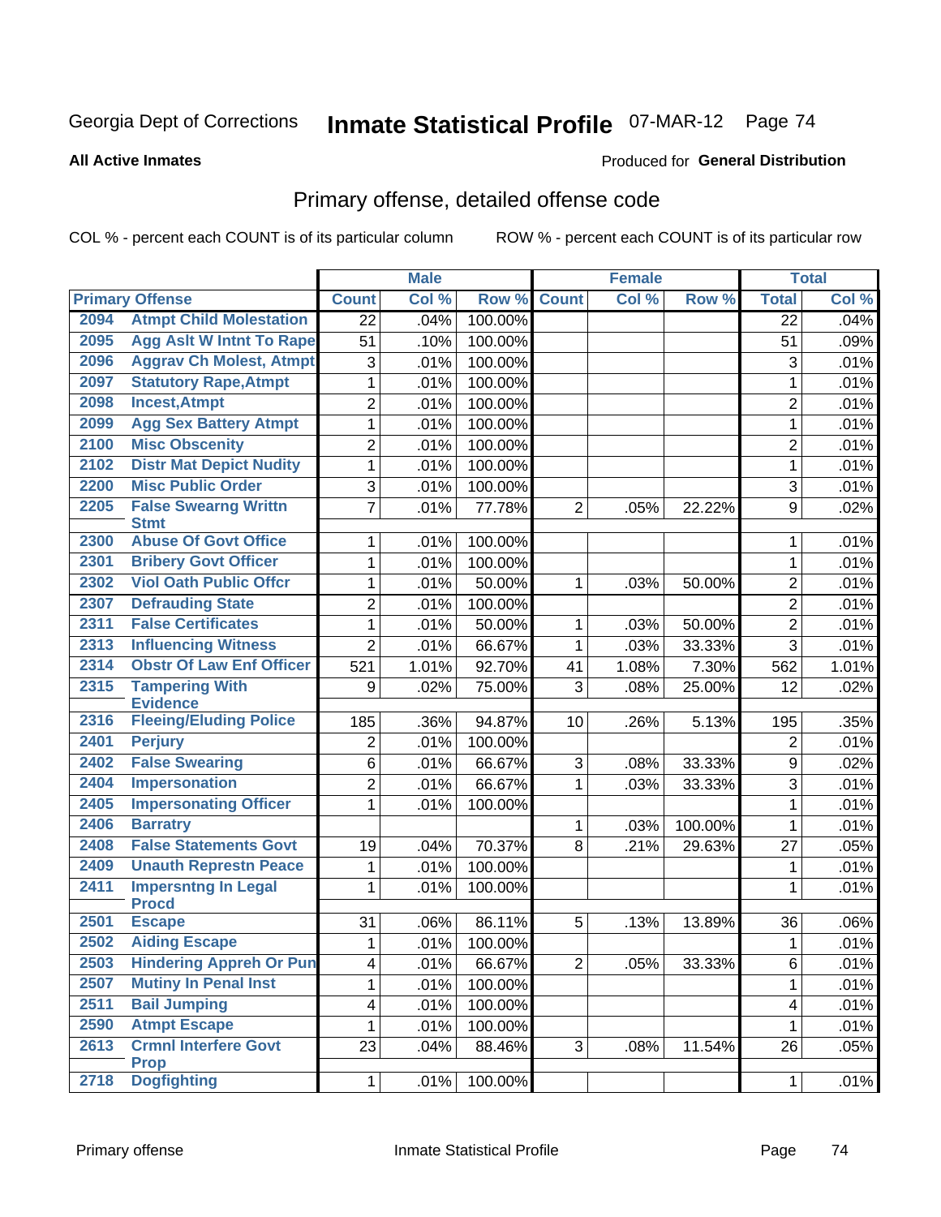Georgia Dept of Corrections **Inmate Statistical Profile** 07-MAR-12

**All Active Inmates**

Produced for **General Distribution**

## Primary offense, detailed offense code

COL % - percent each COUNT is of its particular column ROW % - percent each COUNT is of its particular row

| Primary Offense | | Male | | | Female | | | Total | |
|---|---|---|---|---|---|---|---|---|---|
| | | Count | Col % | Row % | Count | Col % | Row % | Total | Col % |
| 2094 | Atmpt Child Molestation | 22 | .04% | 100.00% | | | | 22 | .04% |
| 2095 | Agg Aslt W Intnt To Rape | 51 | .10% | 100.00% | | | | 51 | .09% |
| 2096 | Aggrav Ch Molest, Atmpt | 3 | .01% | 100.00% | | | | 3 | .01% |
| 2097 | Statutory Rape,Atmpt | 1 | .01% | 100.00% | | | | 1 | .01% |
| 2098 | Incest,Atmpt | 2 | .01% | 100.00% | | | | 2 | .01% |
| 2099 | Agg Sex Battery Atmpt | 1 | .01% | 100.00% | | | | 1 | .01% |
| 2100 | Misc Obscenity | 2 | .01% | 100.00% | | | | 2 | .01% |
| 2102 | Distr Mat Depict Nudity | 1 | .01% | 100.00% | | | | 1 | .01% |
| 2200 | Misc Public Order | 3 | .01% | 100.00% | | | | 3 | .01% |
| 2205 | False Swearng Writtn Stmt | 7 | .01% | 77.78% | 2 | .05% | 22.22% | 9 | .02% |
| 2300 | Abuse Of Govt Office | 1 | .01% | 100.00% | | | | 1 | .01% |
| 2301 | Bribery Govt Officer | 1 | .01% | 100.00% | | | | 1 | .01% |
| 2302 | Viol Oath Public Offcr | 1 | .01% | 50.00% | 1 | .03% | 50.00% | 2 | .01% |
| 2307 | Defrauding State | 2 | .01% | 100.00% | | | | 2 | .01% |
| 2311 | False Certificates | 1 | .01% | 50.00% | 1 | .03% | 50.00% | 2 | .01% |
| 2313 | Influencing Witness | 2 | .01% | 66.67% | 1 | .03% | 33.33% | 3 | .01% |
| 2314 | Obstr Of Law Enf Officer | 521 | 1.01% | 92.70% | 41 | 1.08% | 7.30% | 562 | 1.01% |
| 2315 | Tampering With Evidence | 9 | .02% | 75.00% | 3 | .08% | 25.00% | 12 | .02% |
| 2316 | Fleeing/Eluding Police | 185 | .36% | 94.87% | 10 | .26% | 5.13% | 195 | .35% |
| 2401 | Perjury | 2 | .01% | 100.00% | | | | 2 | .01% |
| 2402 | False Swearing | 6 | .01% | 66.67% | 3 | .08% | 33.33% | 9 | .02% |
| 2404 | Impersonation | 2 | .01% | 66.67% | 1 | .03% | 33.33% | 3 | .01% |
| 2405 | Impersonating Officer | 1 | .01% | 100.00% | | | | 1 | .01% |
| 2406 | Barratry | | | | 1 | .03% | 100.00% | 1 | .01% |
| 2408 | False Statements Govt | 19 | .04% | 70.37% | 8 | .21% | 29.63% | 27 | .05% |
| 2409 | Unauth Represtn Peace | 1 | .01% | 100.00% | | | | 1 | .01% |
| 2411 | Impersntng In Legal Procd | 1 | .01% | 100.00% | | | | 1 | .01% |
| 2501 | Escape | 31 | .06% | 86.11% | 5 | .13% | 13.89% | 36 | .06% |
| 2502 | Aiding Escape | 1 | .01% | 100.00% | | | | 1 | .01% |
| 2503 | Hindering Appreh Or Pun | 4 | .01% | 66.67% | 2 | .05% | 33.33% | 6 | .01% |
| 2507 | Mutiny In Penal Inst | 1 | .01% | 100.00% | | | | 1 | .01% |
| 2511 | Bail Jumping | 4 | .01% | 100.00% | | | | 4 | .01% |
| 2590 | Atmpt Escape | 1 | .01% | 100.00% | | | | 1 | .01% |
| 2613 | Crmnl Interfere Govt Prop | 23 | .04% | 88.46% | 3 | .08% | 11.54% | 26 | .05% |
| 2718 | Dogfighting | 1 | .01% | 100.00% | | | | 1 | .01% |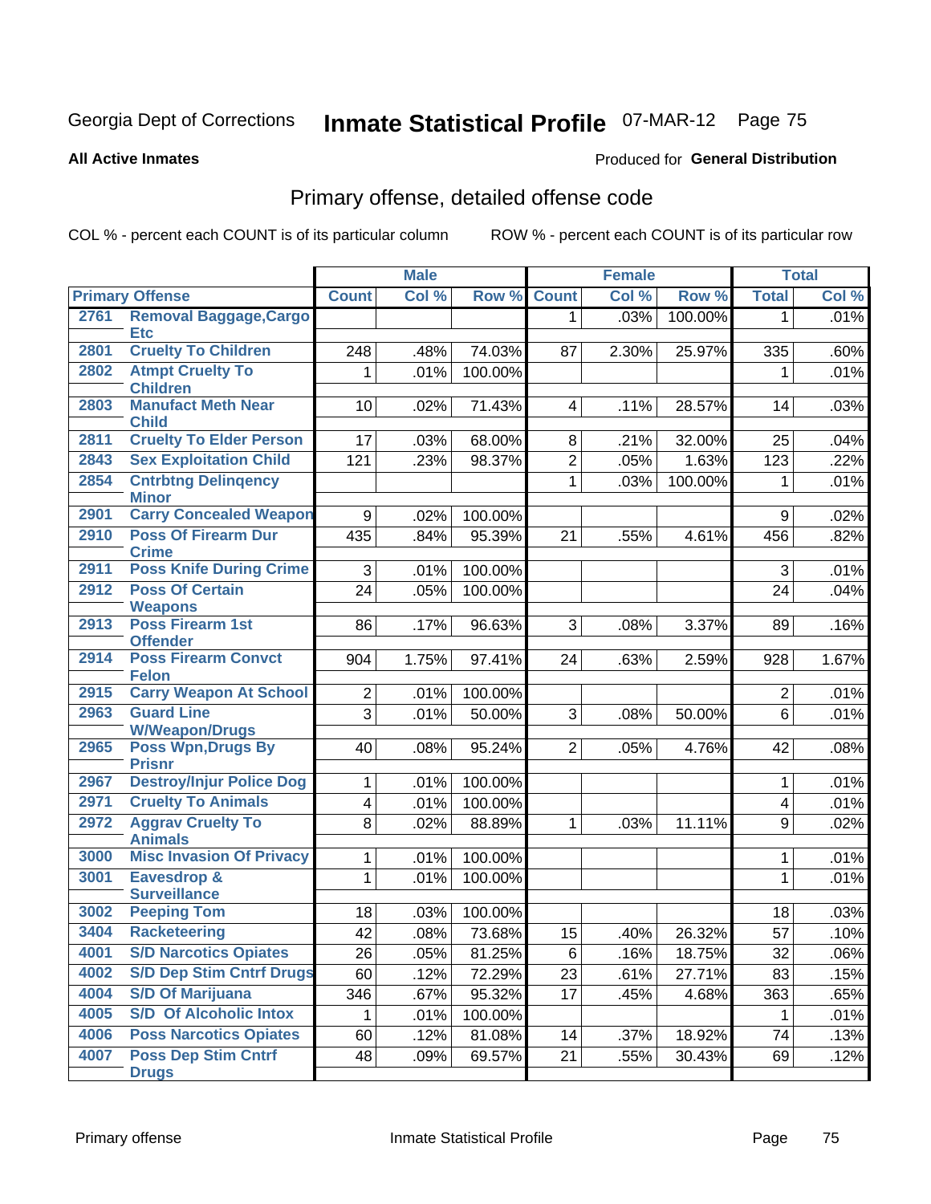Georgia Dept of Corrections **Inmate Statistical Profile** 07-MAR-12

**All Active Inmates**

Produced for **General Distribution**

## Primary offense, detailed offense code

COL % - percent each COUNT is of its particular column

ROW % - percent each COUNT is of its particular row

| Primary Offense | | Male | | | Female | | | Total | |
|---|---|---|---|---|---|---|---|---|---|
| | | Count | Col % | Row % | Count | Col % | Row % | Total | Col % |
| 2761 | Removal Baggage,Cargo Etc | | | | 1 | .03% | 100.00% | 1 | .01% |
| 2801 | Cruelty To Children | 248 | .48% | 74.03% | 87 | 2.30% | 25.97% | 335 | .60% |
| 2802 | Atmpt Cruelty To Children | 1 | .01% | 100.00% | | | | 1 | .01% |
| 2803 | Manufact Meth Near Child | 10 | .02% | 71.43% | 4 | .11% | 28.57% | 14 | .03% |
| 2811 | Cruelty To Elder Person | 17 | .03% | 68.00% | 8 | .21% | 32.00% | 25 | .04% |
| 2843 | Sex Exploitation Child | 121 | .23% | 98.37% | 2 | .05% | 1.63% | 123 | .22% |
| 2854 | Cntrbtng Delinqency Minor | | | | 1 | .03% | 100.00% | 1 | .01% |
| 2901 | Carry Concealed Weapon | 9 | .02% | 100.00% | | | | 9 | .02% |
| 2910 | Poss Of Firearm Dur Crime | 435 | .84% | 95.39% | 21 | .55% | 4.61% | 456 | .82% |
| 2911 | Poss Knife During Crime | 3 | .01% | 100.00% | | | | 3 | .01% |
| 2912 | Poss Of Certain Weapons | 24 | .05% | 100.00% | | | | 24 | .04% |
| 2913 | Poss Firearm 1st Offender | 86 | .17% | 96.63% | 3 | .08% | 3.37% | 89 | .16% |
| 2914 | Poss Firearm Convct Felon | 904 | 1.75% | 97.41% | 24 | .63% | 2.59% | 928 | 1.67% |
| 2915 | Carry Weapon At School | 2 | .01% | 100.00% | | | | 2 | .01% |
| 2963 | Guard Line W/Weapon/Drugs | 3 | .01% | 50.00% | 3 | .08% | 50.00% | 6 | .01% |
| 2965 | Poss Wpn,Drugs By Prisnr | 40 | .08% | 95.24% | 2 | .05% | 4.76% | 42 | .08% |
| 2967 | Destroy/Injur Police Dog | 1 | .01% | 100.00% | | | | 1 | .01% |
| 2971 | Cruelty To Animals | 4 | .01% | 100.00% | | | | 4 | .01% |
| 2972 | Aggrav Cruelty To Animals | 8 | .02% | 88.89% | 1 | .03% | 11.11% | 9 | .02% |
| 3000 | Misc Invasion Of Privacy | 1 | .01% | 100.00% | | | | 1 | .01% |
| 3001 | Eavesdrop & Surveillance | 1 | .01% | 100.00% | | | | 1 | .01% |
| 3002 | Peeping Tom | 18 | .03% | 100.00% | | | | 18 | .03% |
| 3404 | Racketeering | 42 | .08% | 73.68% | 15 | .40% | 26.32% | 57 | .10% |
| 4001 | S/D Narcotics Opiates | 26 | .05% | 81.25% | 6 | .16% | 18.75% | 32 | .06% |
| 4002 | S/D Dep Stim Cntrf Drugs | 60 | .12% | 72.29% | 23 | .61% | 27.71% | 83 | .15% |
| 4004 | S/D Of Marijuana | 346 | .67% | 95.32% | 17 | .45% | 4.68% | 363 | .65% |
| 4005 | S/D Of Alcoholic Intox | 1 | .01% | 100.00% | | | | 1 | .01% |
| 4006 | Poss Narcotics Opiates | 60 | .12% | 81.08% | 14 | .37% | 18.92% | 74 | .13% |
| 4007 | Poss Dep Stim Cntrf Drugs | 48 | .09% | 69.57% | 21 | .55% | 30.43% | 69 | .12% |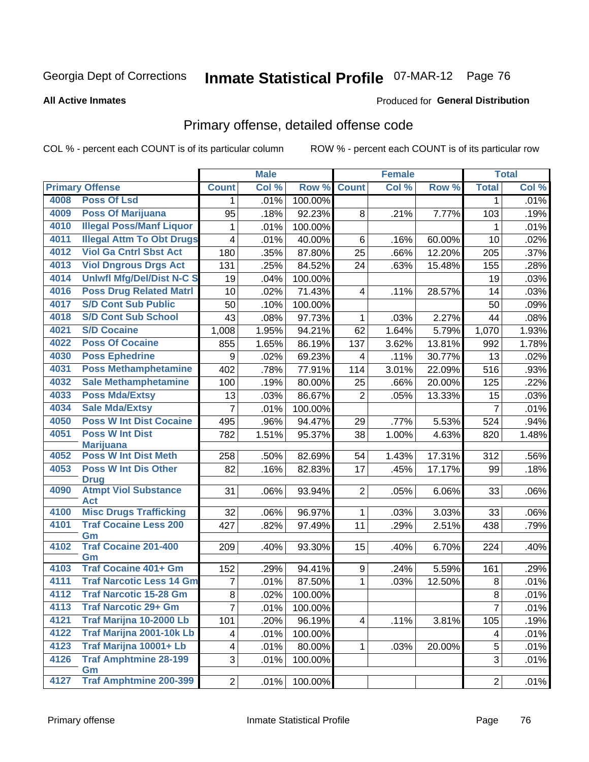Georgia Dept of Corrections **Inmate Statistical Profile** 07-MAR-12 Page 76

**All Active Inmates**

Produced for **General Distribution**

## Primary offense, detailed offense code

COL % - percent each COUNT is of its particular column ROW % - percent each COUNT is of its particular row

| Primary Offense | | Male | | | Female | | | Total | |
|---|---|---|---|---|---|---|---|---|---|
| | | Count | Col % | Row % | Count | Col % | Row % | Total | Col % |
| 4008 | Poss Of Lsd | 1 | .01% | 100.00% | | | | 1 | .01% |
| 4009 | Poss Of Marijuana | 95 | .18% | 92.23% | 8 | .21% | 7.77% | 103 | .19% |
| 4010 | Illegal Poss/Manf Liquor | 1 | .01% | 100.00% | | | | 1 | .01% |
| 4011 | Illegal Attm To Obt Drugs | 4 | .01% | 40.00% | 6 | .16% | 60.00% | 10 | .02% |
| 4012 | Viol Ga Cntrl Sbst Act | 180 | .35% | 87.80% | 25 | .66% | 12.20% | 205 | .37% |
| 4013 | Viol Dngrous Drgs Act | 131 | .25% | 84.52% | 24 | .63% | 15.48% | 155 | .28% |
| 4014 | Unlwfl Mfg/Del/Dist N-C S | 19 | .04% | 100.00% | | | | 19 | .03% |
| 4016 | Poss Drug Related Matrl | 10 | .02% | 71.43% | 4 | .11% | 28.57% | 14 | .03% |
| 4017 | S/D Cont Sub Public | 50 | .10% | 100.00% | | | | 50 | .09% |
| 4018 | S/D Cont Sub School | 43 | .08% | 97.73% | 1 | .03% | 2.27% | 44 | .08% |
| 4021 | S/D Cocaine | 1,008 | 1.95% | 94.21% | 62 | 1.64% | 5.79% | 1,070 | 1.93% |
| 4022 | Poss Of Cocaine | 855 | 1.65% | 86.19% | 137 | 3.62% | 13.81% | 992 | 1.78% |
| 4030 | Poss Ephedrine | 9 | .02% | 69.23% | 4 | .11% | 30.77% | 13 | .02% |
| 4031 | Poss Methamphetamine | 402 | .78% | 77.91% | 114 | 3.01% | 22.09% | 516 | .93% |
| 4032 | Sale Methamphetamine | 100 | .19% | 80.00% | 25 | .66% | 20.00% | 125 | .22% |
| 4033 | Poss Mda/Extsy | 13 | .03% | 86.67% | 2 | .05% | 13.33% | 15 | .03% |
| 4034 | Sale Mda/Extsy | 7 | .01% | 100.00% | | | | 7 | .01% |
| 4050 | Poss W Int Dist Cocaine | 495 | .96% | 94.47% | 29 | .77% | 5.53% | 524 | .94% |
| 4051 | Poss W Int Dist Marijuana | 782 | 1.51% | 95.37% | 38 | 1.00% | 4.63% | 820 | 1.48% |
| 4052 | Poss W Int Dist Meth | 258 | .50% | 82.69% | 54 | 1.43% | 17.31% | 312 | .56% |
| 4053 | Poss W Int Dis Other Drug | 82 | .16% | 82.83% | 17 | .45% | 17.17% | 99 | .18% |
| 4090 | Atmpt Viol Substance Act | 31 | .06% | 93.94% | 2 | .05% | 6.06% | 33 | .06% |
| 4100 | Misc Drugs Trafficking | 32 | .06% | 96.97% | 1 | .03% | 3.03% | 33 | .06% |
| 4101 | Traf Cocaine Less 200 Gm | 427 | .82% | 97.49% | 11 | .29% | 2.51% | 438 | .79% |
| 4102 | Traf Cocaine 201-400 Gm | 209 | .40% | 93.30% | 15 | .40% | 6.70% | 224 | .40% |
| 4103 | Traf Cocaine 401+ Gm | 152 | .29% | 94.41% | 9 | .24% | 5.59% | 161 | .29% |
| 4111 | Traf Narcotic Less 14 Gm | 7 | .01% | 87.50% | 1 | .03% | 12.50% | 8 | .01% |
| 4112 | Traf Narcotic 15-28 Gm | 8 | .02% | 100.00% | | | | 8 | .01% |
| 4113 | Traf Narcotic 29+ Gm | 7 | .01% | 100.00% | | | | 7 | .01% |
| 4121 | Traf Marijna 10-2000 Lb | 101 | .20% | 96.19% | 4 | .11% | 3.81% | 105 | .19% |
| 4122 | Traf Marijna 2001-10k Lb | 4 | .01% | 100.00% | | | | 4 | .01% |
| 4123 | Traf Marijna 10001+ Lb | 4 | .01% | 80.00% | 1 | .03% | 20.00% | 5 | .01% |
| 4126 | Traf Amphtmine 28-199 Gm | 3 | .01% | 100.00% | | | | 3 | .01% |
| 4127 | Traf Amphtmine 200-399 | 2 | .01% | 100.00% | | | | 2 | .01% |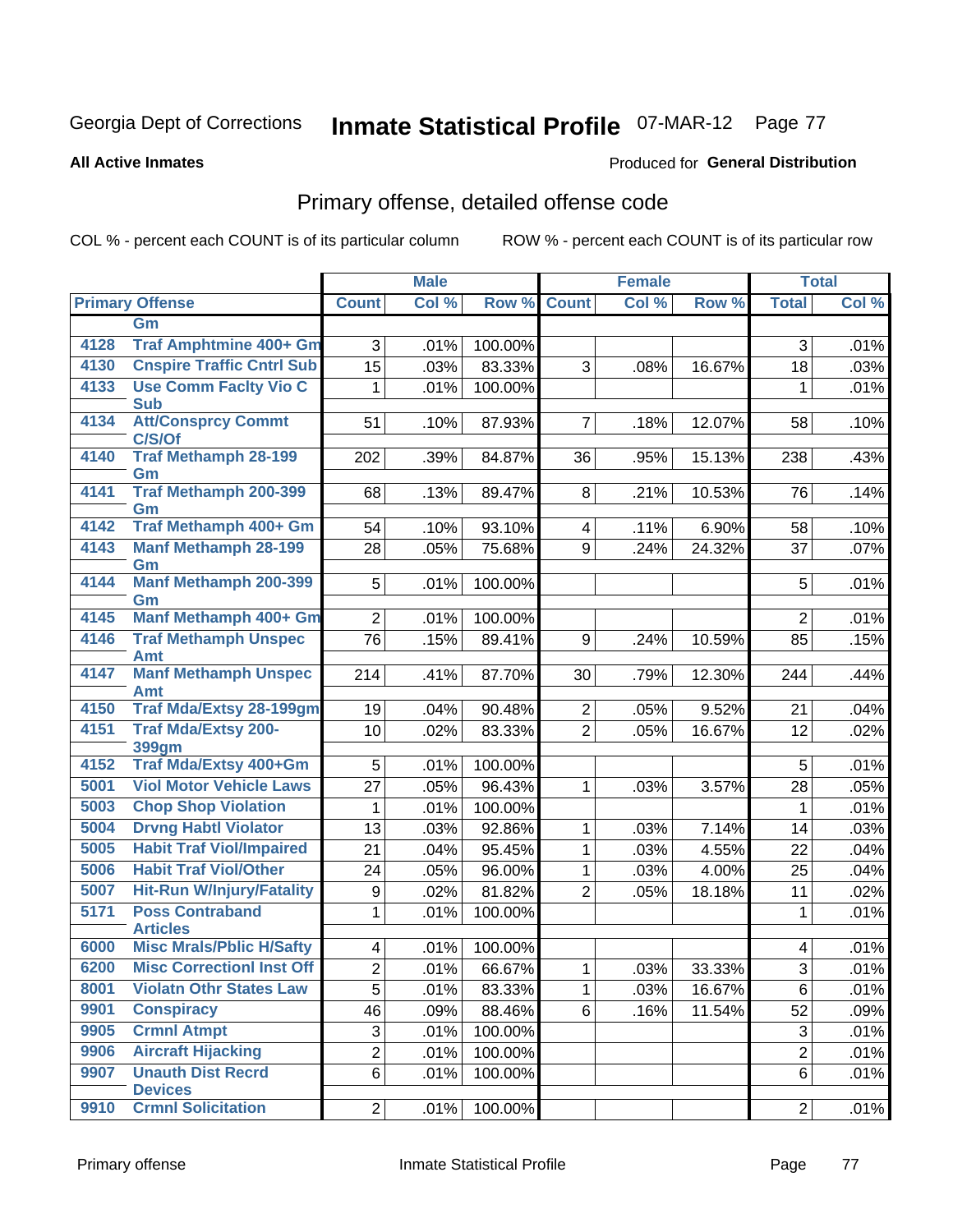Georgia Dept of Corrections **Inmate Statistical Profile** 07-MAR-12 Page 77

**All Active Inmates**

Produced for **General Distribution**

## Primary offense, detailed offense code

COL % - percent each COUNT is of its particular column

ROW % - percent each COUNT is of its particular row

| Primary Offense | | Male | | | Female | | | Total | |
|---|---|---|---|---|---|---|---|---|---|
| | | Count | Col % | Row % | Count | Col % | Row % | Total | Col % |
| | Gm | | | | | | | | |
| 4128 | Traf Amphtmine 400+ Gm | 3 | .01% | 100.00% | | | | 3 | .01% |
| 4130 | Cnspire Traffic Cntrl Sub | 15 | .03% | 83.33% | 3 | .08% | 16.67% | 18 | .03% |
| 4133 | Use Comm Faclty Vio C Sub | 1 | .01% | 100.00% | | | | 1 | .01% |
| 4134 | Att/Consprcy Commt C/S/Of | 51 | .10% | 87.93% | 7 | .18% | 12.07% | 58 | .10% |
| 4140 | Traf Methamph 28-199 Gm | 202 | .39% | 84.87% | 36 | .95% | 15.13% | 238 | .43% |
| 4141 | Traf Methamph 200-399 Gm | 68 | .13% | 89.47% | 8 | .21% | 10.53% | 76 | .14% |
| 4142 | Traf Methamph 400+ Gm | 54 | .10% | 93.10% | 4 | .11% | 6.90% | 58 | .10% |
| 4143 | Manf Methamph 28-199 Gm | 28 | .05% | 75.68% | 9 | .24% | 24.32% | 37 | .07% |
| 4144 | Manf Methamph 200-399 Gm | 5 | .01% | 100.00% | | | | 5 | .01% |
| 4145 | Manf Methamph 400+ Gm | 2 | .01% | 100.00% | | | | 2 | .01% |
| 4146 | Traf Methamph Unspec Amt | 76 | .15% | 89.41% | 9 | .24% | 10.59% | 85 | .15% |
| 4147 | Manf Methamph Unspec Amt | 214 | .41% | 87.70% | 30 | .79% | 12.30% | 244 | .44% |
| 4150 | Traf Mda/Extsy 28-199gm | 19 | .04% | 90.48% | 2 | .05% | 9.52% | 21 | .04% |
| 4151 | Traf Mda/Extsy 200-399gm | 10 | .02% | 83.33% | 2 | .05% | 16.67% | 12 | .02% |
| 4152 | Traf Mda/Extsy 400+Gm | 5 | .01% | 100.00% | | | | 5 | .01% |
| 5001 | Viol Motor Vehicle Laws | 27 | .05% | 96.43% | 1 | .03% | 3.57% | 28 | .05% |
| 5003 | Chop Shop Violation | 1 | .01% | 100.00% | | | | 1 | .01% |
| 5004 | Drvng Habtl Violator | 13 | .03% | 92.86% | 1 | .03% | 7.14% | 14 | .03% |
| 5005 | Habit Traf Viol/Impaired | 21 | .04% | 95.45% | 1 | .03% | 4.55% | 22 | .04% |
| 5006 | Habit Traf Viol/Other | 24 | .05% | 96.00% | 1 | .03% | 4.00% | 25 | .04% |
| 5007 | Hit-Run W/Injury/Fatality | 9 | .02% | 81.82% | 2 | .05% | 18.18% | 11 | .02% |
| 5171 | Poss Contraband Articles | 1 | .01% | 100.00% | | | | 1 | .01% |
| 6000 | Misc Mrals/Pblic H/Safty | 4 | .01% | 100.00% | | | | 4 | .01% |
| 6200 | Misc Correctionl Inst Off | 2 | .01% | 66.67% | 1 | .03% | 33.33% | 3 | .01% |
| 8001 | Violatn Othr States Law | 5 | .01% | 83.33% | 1 | .03% | 16.67% | 6 | .01% |
| 9901 | Conspiracy | 46 | .09% | 88.46% | 6 | .16% | 11.54% | 52 | .09% |
| 9905 | Crmnl Atmpt | 3 | .01% | 100.00% | | | | 3 | .01% |
| 9906 | Aircraft Hijacking | 2 | .01% | 100.00% | | | | 2 | .01% |
| 9907 | Unauth Dist Recrd Devices | 6 | .01% | 100.00% | | | | 6 | .01% |
| 9910 | Crmnl Solicitation | 2 | .01% | 100.00% | | | | 2 | .01% |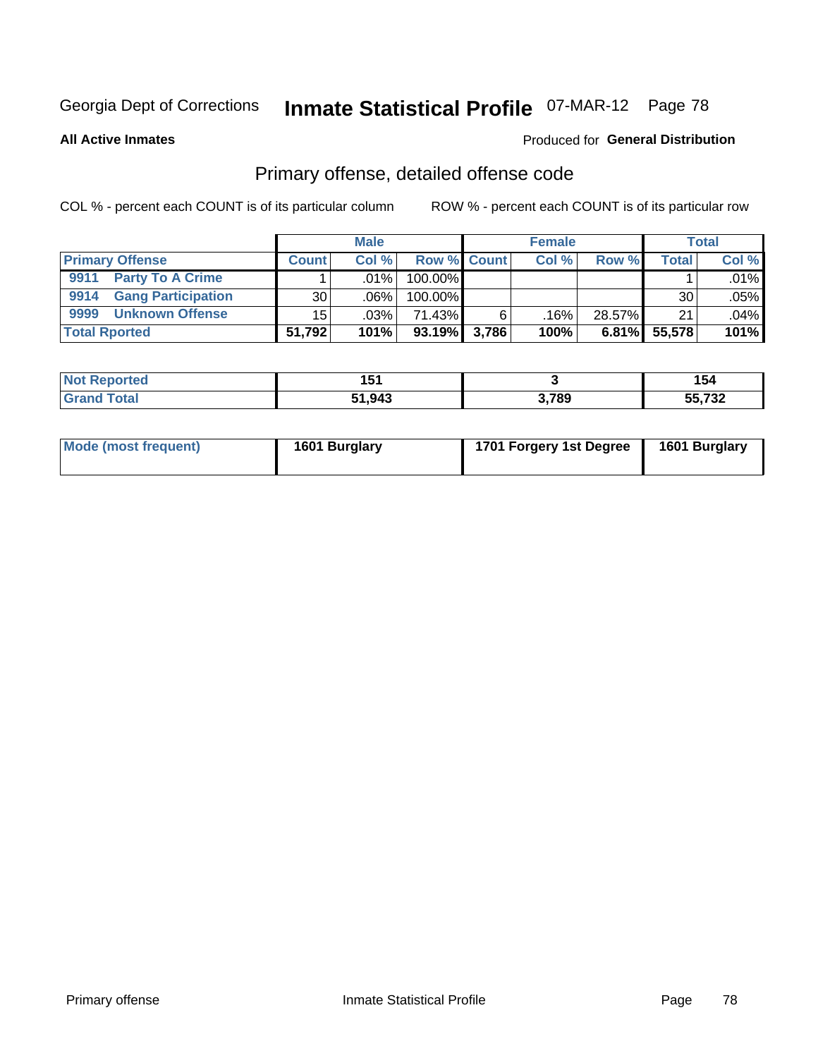Georgia Dept of Corrections **Inmate Statistical Profile** 07-MAR-12

**All Active Inmates**

Produced for **General Distribution**

## Primary offense, detailed offense code

COL % - percent each COUNT is of its particular column

ROW % - percent each COUNT is of its particular row

| | Male | | | Female | | | Total | |
|---|---|---|---|---|---|---|---|---|
| **Primary Offense** | **Count** | **Col %** | **Row %** | **Count** | **Col %** | **Row %** | **Total** | **Col %** |
| 9911 Party To A Crime | 1 | .01% | 100.00% | | | | 1 | .01% |
| 9914 Gang Participation | 30 | .06% | 100.00% | | | | 30 | .05% |
| 9999 Unknown Offense | 15 | .03% | 71.43% | 6 | .16% | 28.57% | 21 | .04% |
| **Total Rported** | **51,792** | **101%** | **93.19%** | **3,786** | **100%** | **6.81%** | **55,578** | **101%** |

| | Male | Female | Total |
|---|---|---|---|
| **Not Reported** | **151** | **3** | **154** |
| **Grand Total** | **51,943** | **3,789** | **55,732** |

| | Male | Female | Total |
|---|---|---|---|
| **Mode (most frequent)** | **1601 Burglary** | **1701 Forgery 1st Degree** | **1601 Burglary** |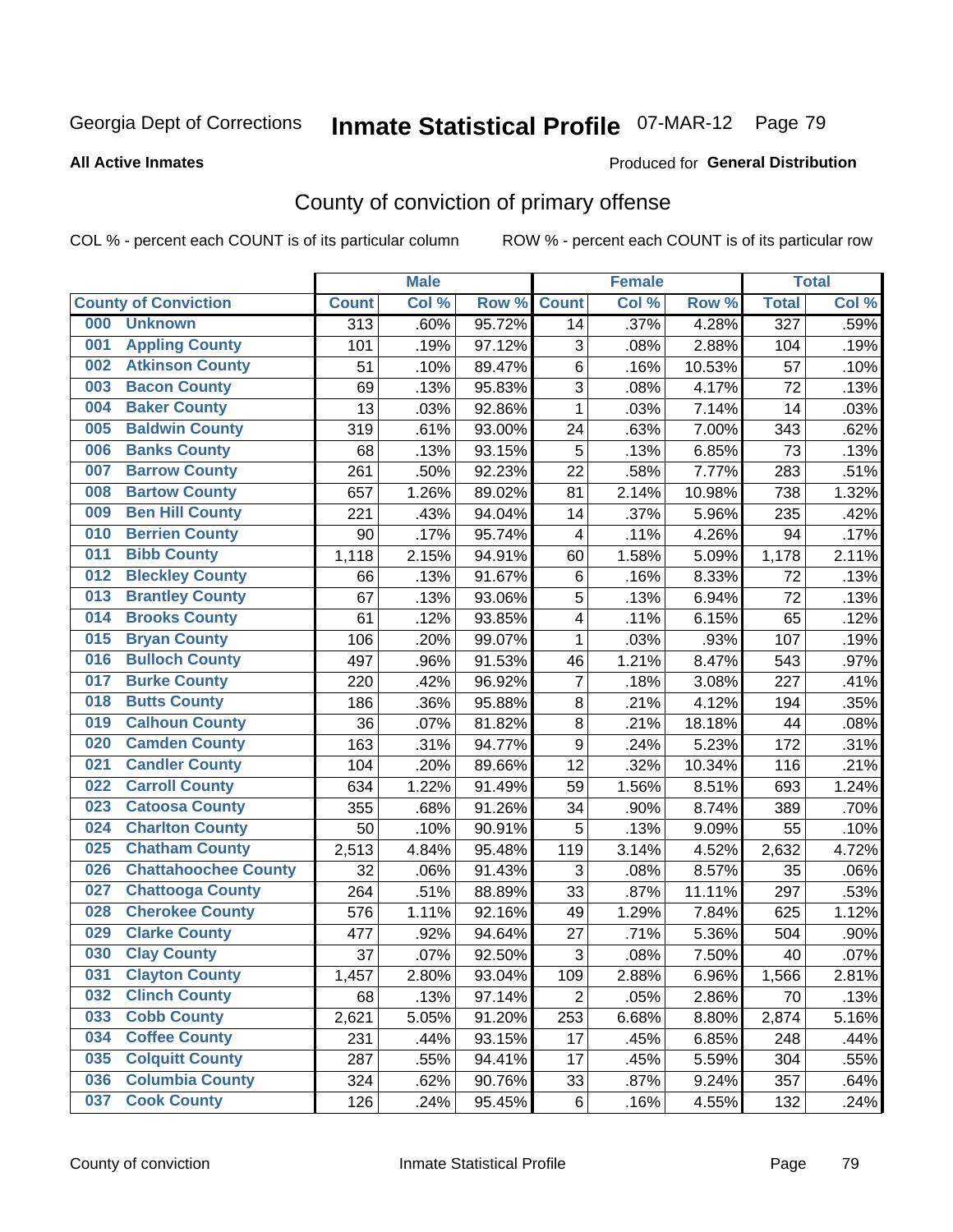Georgia Dept of Corrections **Inmate Statistical Profile** 07-MAR-12

**All Active Inmates**

Produced for **General Distribution**

## County of conviction of primary offense

COL % - percent each COUNT is of its particular column ROW % - percent each COUNT is of its particular row

| County of Conviction | Male | | | Female | | | Total | |
|---|---|---|---|---|---|---|---|---|
| | Count | Col % | Row % | Count | Col % | Row % | Total | Col % |
| 000 Unknown | 313 | .60% | 95.72% | 14 | .37% | 4.28% | 327 | .59% |
| 001 Appling County | 101 | .19% | 97.12% | 3 | .08% | 2.88% | 104 | .19% |
| 002 Atkinson County | 51 | .10% | 89.47% | 6 | .16% | 10.53% | 57 | .10% |
| 003 Bacon County | 69 | .13% | 95.83% | 3 | .08% | 4.17% | 72 | .13% |
| 004 Baker County | 13 | .03% | 92.86% | 1 | .03% | 7.14% | 14 | .03% |
| 005 Baldwin County | 319 | .61% | 93.00% | 24 | .63% | 7.00% | 343 | .62% |
| 006 Banks County | 68 | .13% | 93.15% | 5 | .13% | 6.85% | 73 | .13% |
| 007 Barrow County | 261 | .50% | 92.23% | 22 | .58% | 7.77% | 283 | .51% |
| 008 Bartow County | 657 | 1.26% | 89.02% | 81 | 2.14% | 10.98% | 738 | 1.32% |
| 009 Ben Hill County | 221 | .43% | 94.04% | 14 | .37% | 5.96% | 235 | .42% |
| 010 Berrien County | 90 | .17% | 95.74% | 4 | .11% | 4.26% | 94 | .17% |
| 011 Bibb County | 1,118 | 2.15% | 94.91% | 60 | 1.58% | 5.09% | 1,178 | 2.11% |
| 012 Bleckley County | 66 | .13% | 91.67% | 6 | .16% | 8.33% | 72 | .13% |
| 013 Brantley County | 67 | .13% | 93.06% | 5 | .13% | 6.94% | 72 | .13% |
| 014 Brooks County | 61 | .12% | 93.85% | 4 | .11% | 6.15% | 65 | .12% |
| 015 Bryan County | 106 | .20% | 99.07% | 1 | .03% | .93% | 107 | .19% |
| 016 Bulloch County | 497 | .96% | 91.53% | 46 | 1.21% | 8.47% | 543 | .97% |
| 017 Burke County | 220 | .42% | 96.92% | 7 | .18% | 3.08% | 227 | .41% |
| 018 Butts County | 186 | .36% | 95.88% | 8 | .21% | 4.12% | 194 | .35% |
| 019 Calhoun County | 36 | .07% | 81.82% | 8 | .21% | 18.18% | 44 | .08% |
| 020 Camden County | 163 | .31% | 94.77% | 9 | .24% | 5.23% | 172 | .31% |
| 021 Candler County | 104 | .20% | 89.66% | 12 | .32% | 10.34% | 116 | .21% |
| 022 Carroll County | 634 | 1.22% | 91.49% | 59 | 1.56% | 8.51% | 693 | 1.24% |
| 023 Catoosa County | 355 | .68% | 91.26% | 34 | .90% | 8.74% | 389 | .70% |
| 024 Charlton County | 50 | .10% | 90.91% | 5 | .13% | 9.09% | 55 | .10% |
| 025 Chatham County | 2,513 | 4.84% | 95.48% | 119 | 3.14% | 4.52% | 2,632 | 4.72% |
| 026 Chattahoochee County | 32 | .06% | 91.43% | 3 | .08% | 8.57% | 35 | .06% |
| 027 Chattooga County | 264 | .51% | 88.89% | 33 | .87% | 11.11% | 297 | .53% |
| 028 Cherokee County | 576 | 1.11% | 92.16% | 49 | 1.29% | 7.84% | 625 | 1.12% |
| 029 Clarke County | 477 | .92% | 94.64% | 27 | .71% | 5.36% | 504 | .90% |
| 030 Clay County | 37 | .07% | 92.50% | 3 | .08% | 7.50% | 40 | .07% |
| 031 Clayton County | 1,457 | 2.80% | 93.04% | 109 | 2.88% | 6.96% | 1,566 | 2.81% |
| 032 Clinch County | 68 | .13% | 97.14% | 2 | .05% | 2.86% | 70 | .13% |
| 033 Cobb County | 2,621 | 5.05% | 91.20% | 253 | 6.68% | 8.80% | 2,874 | 5.16% |
| 034 Coffee County | 231 | .44% | 93.15% | 17 | .45% | 6.85% | 248 | .44% |
| 035 Colquitt County | 287 | .55% | 94.41% | 17 | .45% | 5.59% | 304 | .55% |
| 036 Columbia County | 324 | .62% | 90.76% | 33 | .87% | 9.24% | 357 | .64% |
| 037 Cook County | 126 | .24% | 95.45% | 6 | .16% | 4.55% | 132 | .24% |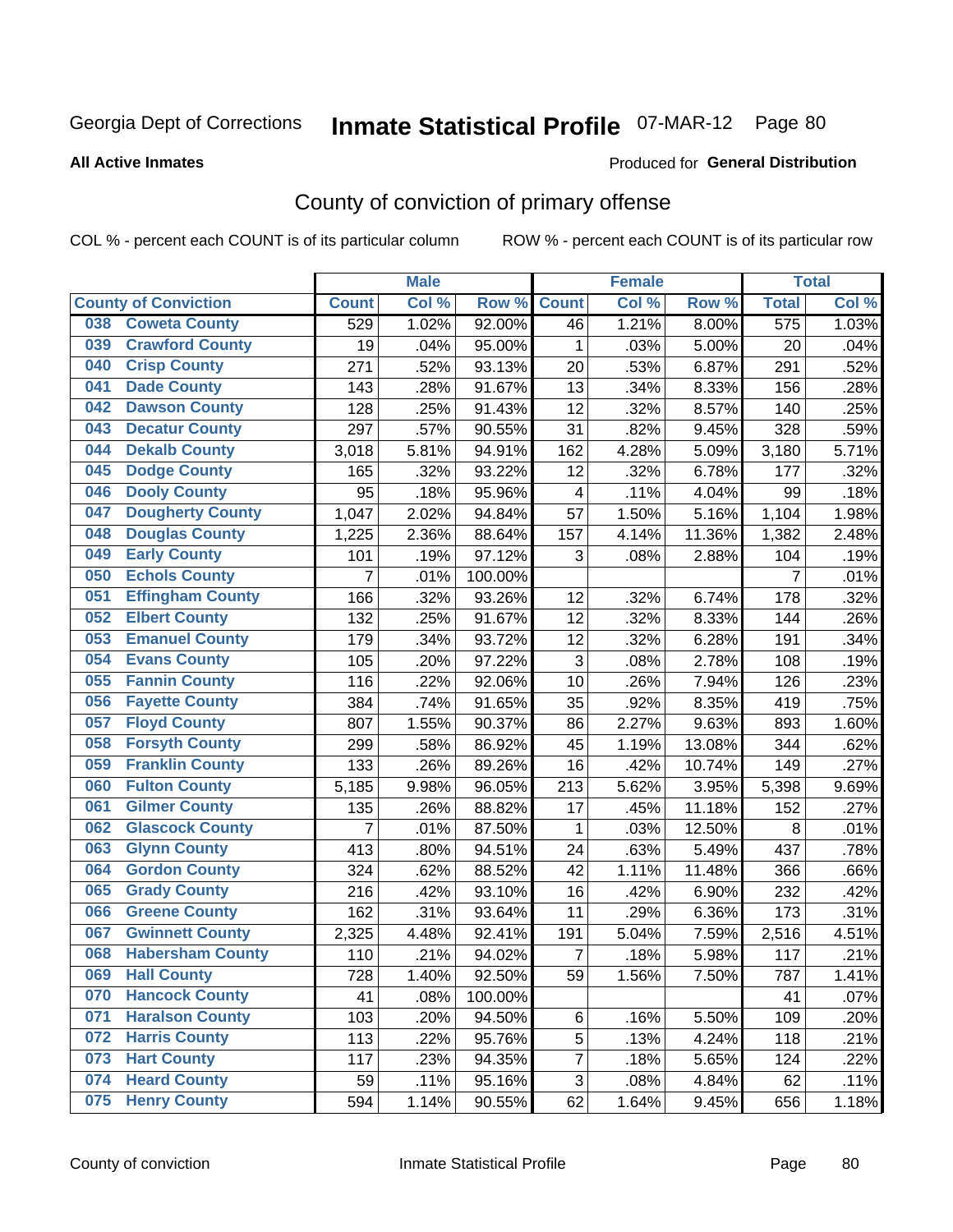Georgia Dept of Corrections

# Inmate Statistical Profile 07-MAR-12

**All Active Inmates**

Produced for **General Distribution**

## County of conviction of primary offense

COL % - percent each COUNT is of its particular column    ROW % - percent each COUNT is of its particular row

| County of Conviction | Male | | | Female | | | Total | |
|---|---|---|---|---|---|---|---|---|
| | Count | Col % | Row % | Count | Col % | Row % | Total | Col % |
| 038 Coweta County | 529 | 1.02% | 92.00% | 46 | 1.21% | 8.00% | 575 | 1.03% |
| 039 Crawford County | 19 | .04% | 95.00% | 1 | .03% | 5.00% | 20 | .04% |
| 040 Crisp County | 271 | .52% | 93.13% | 20 | .53% | 6.87% | 291 | .52% |
| 041 Dade County | 143 | .28% | 91.67% | 13 | .34% | 8.33% | 156 | .28% |
| 042 Dawson County | 128 | .25% | 91.43% | 12 | .32% | 8.57% | 140 | .25% |
| 043 Decatur County | 297 | .57% | 90.55% | 31 | .82% | 9.45% | 328 | .59% |
| 044 Dekalb County | 3,018 | 5.81% | 94.91% | 162 | 4.28% | 5.09% | 3,180 | 5.71% |
| 045 Dodge County | 165 | .32% | 93.22% | 12 | .32% | 6.78% | 177 | .32% |
| 046 Dooly County | 95 | .18% | 95.96% | 4 | .11% | 4.04% | 99 | .18% |
| 047 Dougherty County | 1,047 | 2.02% | 94.84% | 57 | 1.50% | 5.16% | 1,104 | 1.98% |
| 048 Douglas County | 1,225 | 2.36% | 88.64% | 157 | 4.14% | 11.36% | 1,382 | 2.48% |
| 049 Early County | 101 | .19% | 97.12% | 3 | .08% | 2.88% | 104 | .19% |
| 050 Echols County | 7 | .01% | 100.00% | | | | 7 | .01% |
| 051 Effingham County | 166 | .32% | 93.26% | 12 | .32% | 6.74% | 178 | .32% |
| 052 Elbert County | 132 | .25% | 91.67% | 12 | .32% | 8.33% | 144 | .26% |
| 053 Emanuel County | 179 | .34% | 93.72% | 12 | .32% | 6.28% | 191 | .34% |
| 054 Evans County | 105 | .20% | 97.22% | 3 | .08% | 2.78% | 108 | .19% |
| 055 Fannin County | 116 | .22% | 92.06% | 10 | .26% | 7.94% | 126 | .23% |
| 056 Fayette County | 384 | .74% | 91.65% | 35 | .92% | 8.35% | 419 | .75% |
| 057 Floyd County | 807 | 1.55% | 90.37% | 86 | 2.27% | 9.63% | 893 | 1.60% |
| 058 Forsyth County | 299 | .58% | 86.92% | 45 | 1.19% | 13.08% | 344 | .62% |
| 059 Franklin County | 133 | .26% | 89.26% | 16 | .42% | 10.74% | 149 | .27% |
| 060 Fulton County | 5,185 | 9.98% | 96.05% | 213 | 5.62% | 3.95% | 5,398 | 9.69% |
| 061 Gilmer County | 135 | .26% | 88.82% | 17 | .45% | 11.18% | 152 | .27% |
| 062 Glascock County | 7 | .01% | 87.50% | 1 | .03% | 12.50% | 8 | .01% |
| 063 Glynn County | 413 | .80% | 94.51% | 24 | .63% | 5.49% | 437 | .78% |
| 064 Gordon County | 324 | .62% | 88.52% | 42 | 1.11% | 11.48% | 366 | .66% |
| 065 Grady County | 216 | .42% | 93.10% | 16 | .42% | 6.90% | 232 | .42% |
| 066 Greene County | 162 | .31% | 93.64% | 11 | .29% | 6.36% | 173 | .31% |
| 067 Gwinnett County | 2,325 | 4.48% | 92.41% | 191 | 5.04% | 7.59% | 2,516 | 4.51% |
| 068 Habersham County | 110 | .21% | 94.02% | 7 | .18% | 5.98% | 117 | .21% |
| 069 Hall County | 728 | 1.40% | 92.50% | 59 | 1.56% | 7.50% | 787 | 1.41% |
| 070 Hancock County | 41 | .08% | 100.00% | | | | 41 | .07% |
| 071 Haralson County | 103 | .20% | 94.50% | 6 | .16% | 5.50% | 109 | .20% |
| 072 Harris County | 113 | .22% | 95.76% | 5 | .13% | 4.24% | 118 | .21% |
| 073 Hart County | 117 | .23% | 94.35% | 7 | .18% | 5.65% | 124 | .22% |
| 074 Heard County | 59 | .11% | 95.16% | 3 | .08% | 4.84% | 62 | .11% |
| 075 Henry County | 594 | 1.14% | 90.55% | 62 | 1.64% | 9.45% | 656 | 1.18% |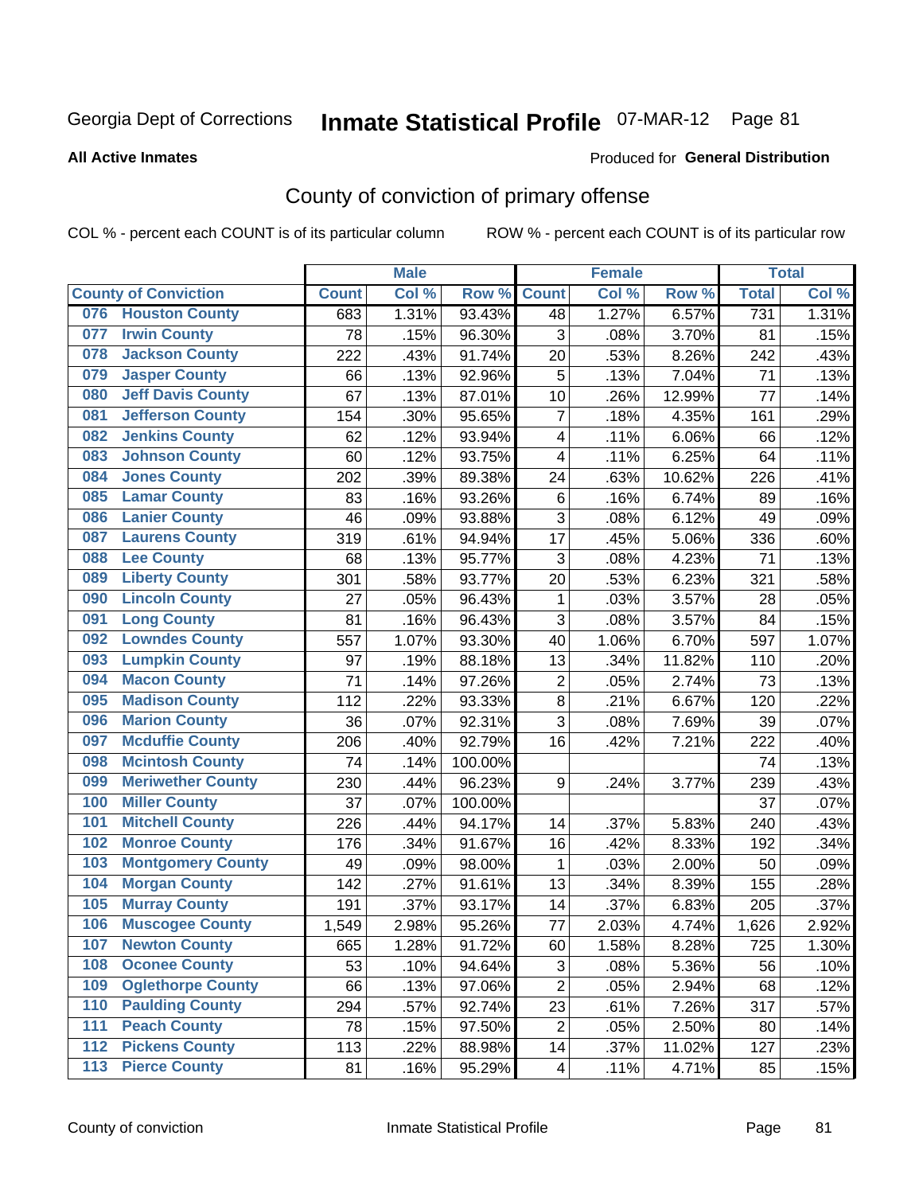Georgia Dept of Corrections

# Inmate Statistical Profile 07-MAR-12 Page 81

**All Active Inmates**

Produced for **General Distribution**

## County of conviction of primary offense

COL % - percent each COUNT is of its particular column ROW % - percent each COUNT is of its particular row

| County of Conviction | Male | | | Female | | | Total | |
|---|---|---|---|---|---|---|---|---|
| | Count | Col % | Row % | Count | Col % | Row % | Total | Col % |
| 076 Houston County | 683 | 1.31% | 93.43% | 48 | 1.27% | 6.57% | 731 | 1.31% |
| 077 Irwin County | 78 | .15% | 96.30% | 3 | .08% | 3.70% | 81 | .15% |
| 078 Jackson County | 222 | .43% | 91.74% | 20 | .53% | 8.26% | 242 | .43% |
| 079 Jasper County | 66 | .13% | 92.96% | 5 | .13% | 7.04% | 71 | .13% |
| 080 Jeff Davis County | 67 | .13% | 87.01% | 10 | .26% | 12.99% | 77 | .14% |
| 081 Jefferson County | 154 | .30% | 95.65% | 7 | .18% | 4.35% | 161 | .29% |
| 082 Jenkins County | 62 | .12% | 93.94% | 4 | .11% | 6.06% | 66 | .12% |
| 083 Johnson County | 60 | .12% | 93.75% | 4 | .11% | 6.25% | 64 | .11% |
| 084 Jones County | 202 | .39% | 89.38% | 24 | .63% | 10.62% | 226 | .41% |
| 085 Lamar County | 83 | .16% | 93.26% | 6 | .16% | 6.74% | 89 | .16% |
| 086 Lanier County | 46 | .09% | 93.88% | 3 | .08% | 6.12% | 49 | .09% |
| 087 Laurens County | 319 | .61% | 94.94% | 17 | .45% | 5.06% | 336 | .60% |
| 088 Lee County | 68 | .13% | 95.77% | 3 | .08% | 4.23% | 71 | .13% |
| 089 Liberty County | 301 | .58% | 93.77% | 20 | .53% | 6.23% | 321 | .58% |
| 090 Lincoln County | 27 | .05% | 96.43% | 1 | .03% | 3.57% | 28 | .05% |
| 091 Long County | 81 | .16% | 96.43% | 3 | .08% | 3.57% | 84 | .15% |
| 092 Lowndes County | 557 | 1.07% | 93.30% | 40 | 1.06% | 6.70% | 597 | 1.07% |
| 093 Lumpkin County | 97 | .19% | 88.18% | 13 | .34% | 11.82% | 110 | .20% |
| 094 Macon County | 71 | .14% | 97.26% | 2 | .05% | 2.74% | 73 | .13% |
| 095 Madison County | 112 | .22% | 93.33% | 8 | .21% | 6.67% | 120 | .22% |
| 096 Marion County | 36 | .07% | 92.31% | 3 | .08% | 7.69% | 39 | .07% |
| 097 Mcduffie County | 206 | .40% | 92.79% | 16 | .42% | 7.21% | 222 | .40% |
| 098 Mcintosh County | 74 | .14% | 100.00% | | | | 74 | .13% |
| 099 Meriwether County | 230 | .44% | 96.23% | 9 | .24% | 3.77% | 239 | .43% |
| 100 Miller County | 37 | .07% | 100.00% | | | | 37 | .07% |
| 101 Mitchell County | 226 | .44% | 94.17% | 14 | .37% | 5.83% | 240 | .43% |
| 102 Monroe County | 176 | .34% | 91.67% | 16 | .42% | 8.33% | 192 | .34% |
| 103 Montgomery County | 49 | .09% | 98.00% | 1 | .03% | 2.00% | 50 | .09% |
| 104 Morgan County | 142 | .27% | 91.61% | 13 | .34% | 8.39% | 155 | .28% |
| 105 Murray County | 191 | .37% | 93.17% | 14 | .37% | 6.83% | 205 | .37% |
| 106 Muscogee County | 1,549 | 2.98% | 95.26% | 77 | 2.03% | 4.74% | 1,626 | 2.92% |
| 107 Newton County | 665 | 1.28% | 91.72% | 60 | 1.58% | 8.28% | 725 | 1.30% |
| 108 Oconee County | 53 | .10% | 94.64% | 3 | .08% | 5.36% | 56 | .10% |
| 109 Oglethorpe County | 66 | .13% | 97.06% | 2 | .05% | 2.94% | 68 | .12% |
| 110 Paulding County | 294 | .57% | 92.74% | 23 | .61% | 7.26% | 317 | .57% |
| 111 Peach County | 78 | .15% | 97.50% | 2 | .05% | 2.50% | 80 | .14% |
| 112 Pickens County | 113 | .22% | 88.98% | 14 | .37% | 11.02% | 127 | .23% |
| 113 Pierce County | 81 | .16% | 95.29% | 4 | .11% | 4.71% | 85 | .15% |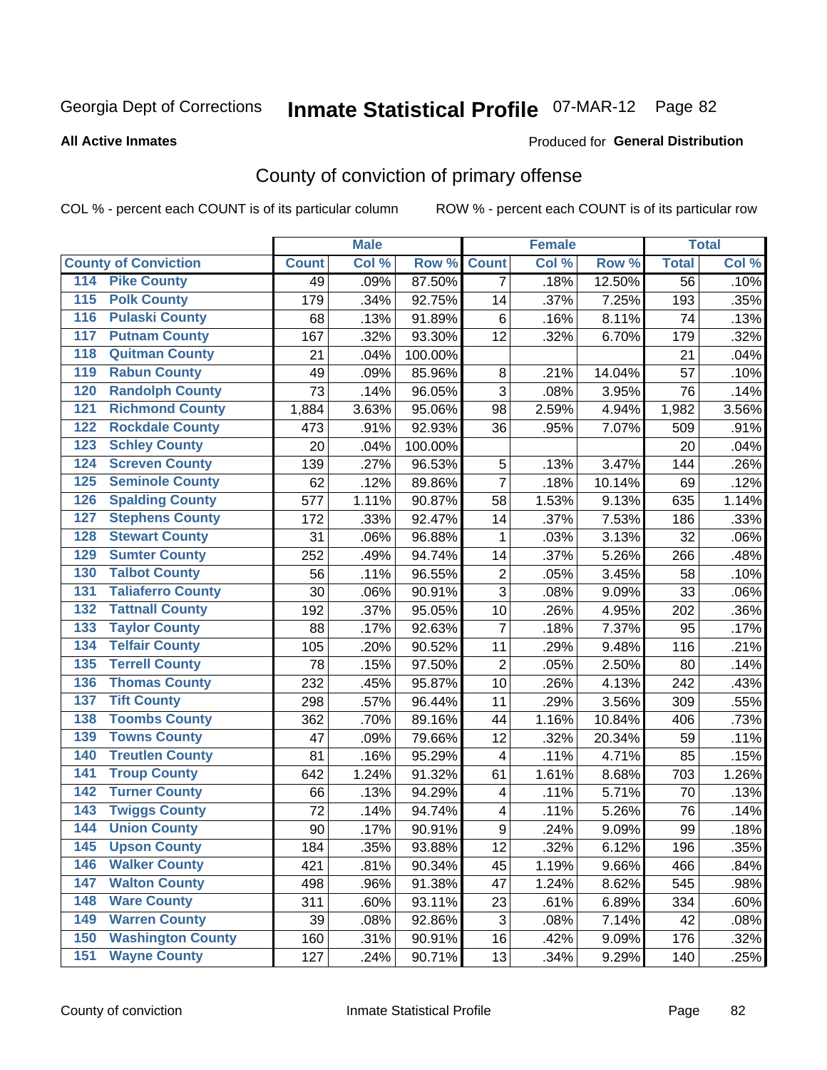Georgia Dept of Corrections **Inmate Statistical Profile** 07-MAR-12

**All Active Inmates**

Produced for **General Distribution**

## County of conviction of primary offense

COL % - percent each COUNT is of its particular column ROW % - percent each COUNT is of its particular row

| County of Conviction | Male | | | Female | | | Total | |
|---|---|---|---|---|---|---|---|---|
| | Count | Col % | Row % | Count | Col % | Row % | Total | Col % |
| 114 Pike County | 49 | .09% | 87.50% | 7 | .18% | 12.50% | 56 | .10% |
| 115 Polk County | 179 | .34% | 92.75% | 14 | .37% | 7.25% | 193 | .35% |
| 116 Pulaski County | 68 | .13% | 91.89% | 6 | .16% | 8.11% | 74 | .13% |
| 117 Putnam County | 167 | .32% | 93.30% | 12 | .32% | 6.70% | 179 | .32% |
| 118 Quitman County | 21 | .04% | 100.00% | | | | 21 | .04% |
| 119 Rabun County | 49 | .09% | 85.96% | 8 | .21% | 14.04% | 57 | .10% |
| 120 Randolph County | 73 | .14% | 96.05% | 3 | .08% | 3.95% | 76 | .14% |
| 121 Richmond County | 1,884 | 3.63% | 95.06% | 98 | 2.59% | 4.94% | 1,982 | 3.56% |
| 122 Rockdale County | 473 | .91% | 92.93% | 36 | .95% | 7.07% | 509 | .91% |
| 123 Schley County | 20 | .04% | 100.00% | | | | 20 | .04% |
| 124 Screven County | 139 | .27% | 96.53% | 5 | .13% | 3.47% | 144 | .26% |
| 125 Seminole County | 62 | .12% | 89.86% | 7 | .18% | 10.14% | 69 | .12% |
| 126 Spalding County | 577 | 1.11% | 90.87% | 58 | 1.53% | 9.13% | 635 | 1.14% |
| 127 Stephens County | 172 | .33% | 92.47% | 14 | .37% | 7.53% | 186 | .33% |
| 128 Stewart County | 31 | .06% | 96.88% | 1 | .03% | 3.13% | 32 | .06% |
| 129 Sumter County | 252 | .49% | 94.74% | 14 | .37% | 5.26% | 266 | .48% |
| 130 Talbot County | 56 | .11% | 96.55% | 2 | .05% | 3.45% | 58 | .10% |
| 131 Taliaferro County | 30 | .06% | 90.91% | 3 | .08% | 9.09% | 33 | .06% |
| 132 Tattnall County | 192 | .37% | 95.05% | 10 | .26% | 4.95% | 202 | .36% |
| 133 Taylor County | 88 | .17% | 92.63% | 7 | .18% | 7.37% | 95 | .17% |
| 134 Telfair County | 105 | .20% | 90.52% | 11 | .29% | 9.48% | 116 | .21% |
| 135 Terrell County | 78 | .15% | 97.50% | 2 | .05% | 2.50% | 80 | .14% |
| 136 Thomas County | 232 | .45% | 95.87% | 10 | .26% | 4.13% | 242 | .43% |
| 137 Tift County | 298 | .57% | 96.44% | 11 | .29% | 3.56% | 309 | .55% |
| 138 Toombs County | 362 | .70% | 89.16% | 44 | 1.16% | 10.84% | 406 | .73% |
| 139 Towns County | 47 | .09% | 79.66% | 12 | .32% | 20.34% | 59 | .11% |
| 140 Treutlen County | 81 | .16% | 95.29% | 4 | .11% | 4.71% | 85 | .15% |
| 141 Troup County | 642 | 1.24% | 91.32% | 61 | 1.61% | 8.68% | 703 | 1.26% |
| 142 Turner County | 66 | .13% | 94.29% | 4 | .11% | 5.71% | 70 | .13% |
| 143 Twiggs County | 72 | .14% | 94.74% | 4 | .11% | 5.26% | 76 | .14% |
| 144 Union County | 90 | .17% | 90.91% | 9 | .24% | 9.09% | 99 | .18% |
| 145 Upson County | 184 | .35% | 93.88% | 12 | .32% | 6.12% | 196 | .35% |
| 146 Walker County | 421 | .81% | 90.34% | 45 | 1.19% | 9.66% | 466 | .84% |
| 147 Walton County | 498 | .96% | 91.38% | 47 | 1.24% | 8.62% | 545 | .98% |
| 148 Ware County | 311 | .60% | 93.11% | 23 | .61% | 6.89% | 334 | .60% |
| 149 Warren County | 39 | .08% | 92.86% | 3 | .08% | 7.14% | 42 | .08% |
| 150 Washington County | 160 | .31% | 90.91% | 16 | .42% | 9.09% | 176 | .32% |
| 151 Wayne County | 127 | .24% | 90.71% | 13 | .34% | 9.29% | 140 | .25% |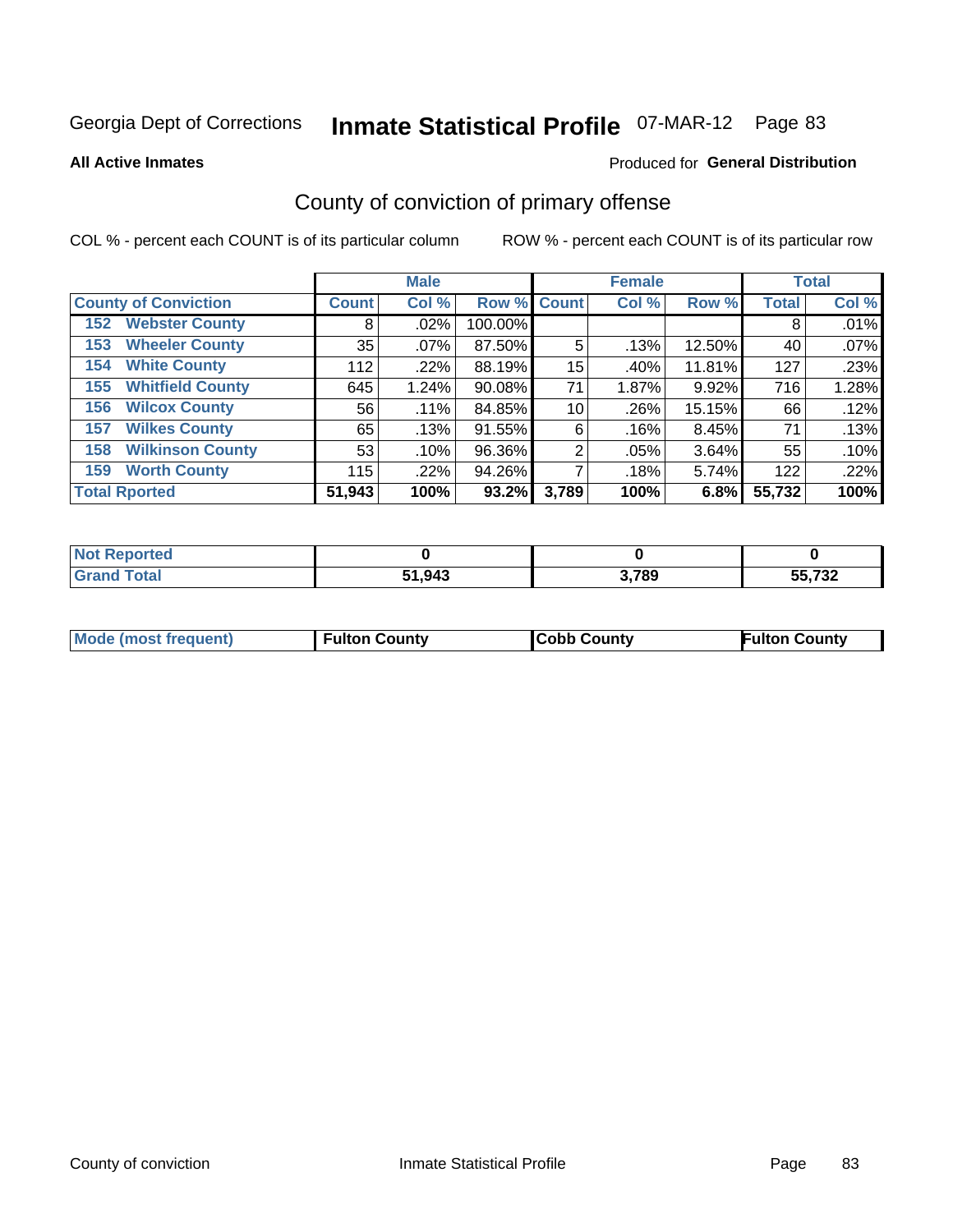Georgia Dept of Corrections **Inmate Statistical Profile** 07-MAR-12

**All Active Inmates**

Produced for **General Distribution**

## County of conviction of primary offense

COL % - percent each COUNT is of its particular column

ROW % - percent each COUNT is of its particular row

| | Male | | | Female | | | Total | |
|---|---|---|---|---|---|---|---|---|
| **County of Conviction** | **Count** | **Col %** | **Row %** | **Count** | **Col %** | **Row %** | **Total** | **Col %** |
| 152 Webster County | 8 | .02% | 100.00% | | | | 8 | .01% |
| 153 Wheeler County | 35 | .07% | 87.50% | 5 | .13% | 12.50% | 40 | .07% |
| 154 White County | 112 | .22% | 88.19% | 15 | .40% | 11.81% | 127 | .23% |
| 155 Whitfield County | 645 | 1.24% | 90.08% | 71 | 1.87% | 9.92% | 716 | 1.28% |
| 156 Wilcox County | 56 | .11% | 84.85% | 10 | .26% | 15.15% | 66 | .12% |
| 157 Wilkes County | 65 | .13% | 91.55% | 6 | .16% | 8.45% | 71 | .13% |
| 158 Wilkinson County | 53 | .10% | 96.36% | 2 | .05% | 3.64% | 55 | .10% |
| 159 Worth County | 115 | .22% | 94.26% | 7 | .18% | 5.74% | 122 | .22% |
| **Total Rported** | **51,943** | **100%** | **93.2%** | **3,789** | **100%** | **6.8%** | **55,732** | **100%** |

| | Male | Female | Total |
|---|---|---|---|
| Not Reported | 0 | 0 | 0 |
| Grand Total | 51,943 | 3,789 | 55,732 |

| | Male | Female | Total |
|---|---|---|---|
| Mode (most frequent) | Fulton County | Cobb County | Fulton County |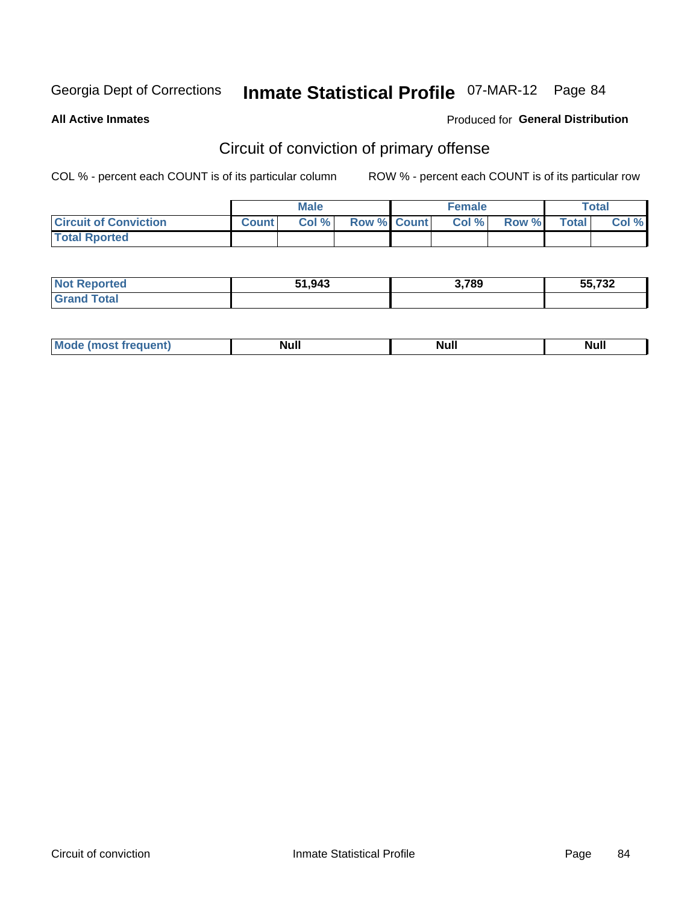Georgia Dept of Corrections **Inmate Statistical Profile** 07-MAR-12

**All Active Inmates**

Produced for **General Distribution**

## Circuit of conviction of primary offense

COL % - percent each COUNT is of its particular column    ROW % - percent each COUNT is of its particular row

| | Male | | | Female | | | Total | |
|---|---|---|---|---|---|---|---|---|
| **Circuit of Conviction** | **Count** | **Col %** | **Row %** | **Count** | **Col %** | **Row %** | **Total** | **Col %** |
| **Total Rported** | | | | | | | | |
| **Not Reported** | 51,943 | | | 3,789 | | | 55,732 | |
| **Grand Total** | | | | | | | | |
| **Mode (most frequent)** | Null | | | Null | | | Null | |

Circuit of conviction    Inmate Statistical Profile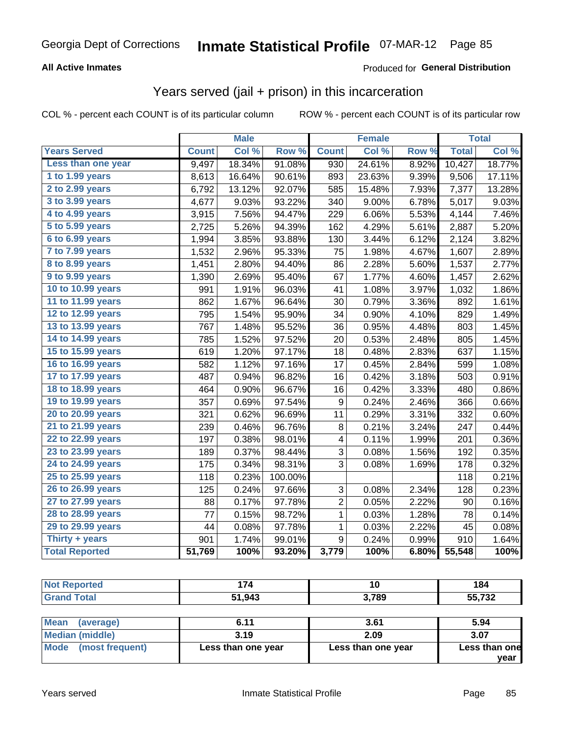Georgia Dept of Corrections **Inmate Statistical Profile** 07-MAR-12 Page 85

**All Active Inmates**

Produced for **General Distribution**

## Years served (jail + prison) in this incarceration

COL % - percent each COUNT is of its particular column ROW % - percent each COUNT is of its particular row

| | Male | | | Female | | | Total | |
|---|---|---|---|---|---|---|---|---|
| Years Served | Count | Col % | Row % | Count | Col % | Row % | Total | Col % |
| Less than one year | 9,497 | 18.34% | 91.08% | 930 | 24.61% | 8.92% | 10,427 | 18.77% |
| 1 to 1.99 years | 8,613 | 16.64% | 90.61% | 893 | 23.63% | 9.39% | 9,506 | 17.11% |
| 2 to 2.99 years | 6,792 | 13.12% | 92.07% | 585 | 15.48% | 7.93% | 7,377 | 13.28% |
| 3 to 3.99 years | 4,677 | 9.03% | 93.22% | 340 | 9.00% | 6.78% | 5,017 | 9.03% |
| 4 to 4.99 years | 3,915 | 7.56% | 94.47% | 229 | 6.06% | 5.53% | 4,144 | 7.46% |
| 5 to 5.99 years | 2,725 | 5.26% | 94.39% | 162 | 4.29% | 5.61% | 2,887 | 5.20% |
| 6 to 6.99 years | 1,994 | 3.85% | 93.88% | 130 | 3.44% | 6.12% | 2,124 | 3.82% |
| 7 to 7.99 years | 1,532 | 2.96% | 95.33% | 75 | 1.98% | 4.67% | 1,607 | 2.89% |
| 8 to 8.99 years | 1,451 | 2.80% | 94.40% | 86 | 2.28% | 5.60% | 1,537 | 2.77% |
| 9 to 9.99 years | 1,390 | 2.69% | 95.40% | 67 | 1.77% | 4.60% | 1,457 | 2.62% |
| 10 to 10.99 years | 991 | 1.91% | 96.03% | 41 | 1.08% | 3.97% | 1,032 | 1.86% |
| 11 to 11.99 years | 862 | 1.67% | 96.64% | 30 | 0.79% | 3.36% | 892 | 1.61% |
| 12 to 12.99 years | 795 | 1.54% | 95.90% | 34 | 0.90% | 4.10% | 829 | 1.49% |
| 13 to 13.99 years | 767 | 1.48% | 95.52% | 36 | 0.95% | 4.48% | 803 | 1.45% |
| 14 to 14.99 years | 785 | 1.52% | 97.52% | 20 | 0.53% | 2.48% | 805 | 1.45% |
| 15 to 15.99 years | 619 | 1.20% | 97.17% | 18 | 0.48% | 2.83% | 637 | 1.15% |
| 16 to 16.99 years | 582 | 1.12% | 97.16% | 17 | 0.45% | 2.84% | 599 | 1.08% |
| 17 to 17.99 years | 487 | 0.94% | 96.82% | 16 | 0.42% | 3.18% | 503 | 0.91% |
| 18 to 18.99 years | 464 | 0.90% | 96.67% | 16 | 0.42% | 3.33% | 480 | 0.86% |
| 19 to 19.99 years | 357 | 0.69% | 97.54% | 9 | 0.24% | 2.46% | 366 | 0.66% |
| 20 to 20.99 years | 321 | 0.62% | 96.69% | 11 | 0.29% | 3.31% | 332 | 0.60% |
| 21 to 21.99 years | 239 | 0.46% | 96.76% | 8 | 0.21% | 3.24% | 247 | 0.44% |
| 22 to 22.99 years | 197 | 0.38% | 98.01% | 4 | 0.11% | 1.99% | 201 | 0.36% |
| 23 to 23.99 years | 189 | 0.37% | 98.44% | 3 | 0.08% | 1.56% | 192 | 0.35% |
| 24 to 24.99 years | 175 | 0.34% | 98.31% | 3 | 0.08% | 1.69% | 178 | 0.32% |
| 25 to 25.99 years | 118 | 0.23% | 100.00% | | | | 118 | 0.21% |
| 26 to 26.99 years | 125 | 0.24% | 97.66% | 3 | 0.08% | 2.34% | 128 | 0.23% |
| 27 to 27.99 years | 88 | 0.17% | 97.78% | 2 | 0.05% | 2.22% | 90 | 0.16% |
| 28 to 28.99 years | 77 | 0.15% | 98.72% | 1 | 0.03% | 1.28% | 78 | 0.14% |
| 29 to 29.99 years | 44 | 0.08% | 97.78% | 1 | 0.03% | 2.22% | 45 | 0.08% |
| Thirty + years | 901 | 1.74% | 99.01% | 9 | 0.24% | 0.99% | 910 | 1.64% |
| **Total Reported** | **51,769** | **100%** | **93.20%** | **3,779** | **100%** | **6.80%** | **55,548** | **100%** |

| | Male | Female | Total |
|---|---|---|---|
| Not Reported | 174 | 10 | 184 |
| Grand Total | 51,943 | 3,789 | 55,732 |

| | Male | Female | Total |
|---|---|---|---|
| Mean (average) | 6.11 | 3.61 | 5.94 |
| Median (middle) | 3.19 | 2.09 | 3.07 |
| Mode (most frequent) | Less than one year | Less than one year | Less than one year |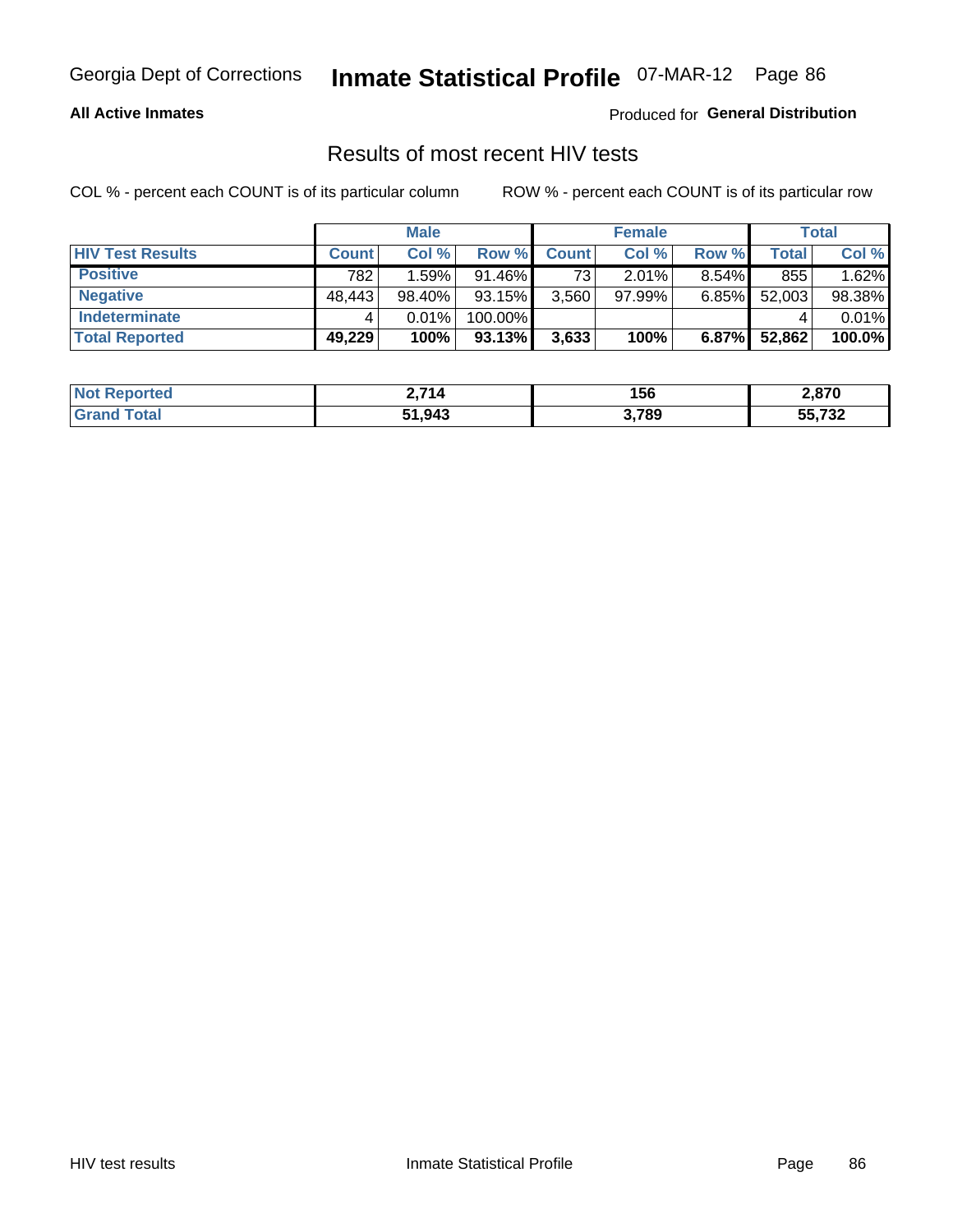Georgia Dept of Corrections **Inmate Statistical Profile** 07-MAR-12

**All Active Inmates**

Produced for **General Distribution**

## Results of most recent HIV tests

COL % - percent each COUNT is of its particular column

ROW % - percent each COUNT is of its particular row

| | Male | | | Female | | | Total | |
|---|---|---|---|---|---|---|---|---|
| **HIV Test Results** | **Count** | **Col %** | **Row %** | **Count** | **Col %** | **Row %** | **Total** | **Col %** |
| **Positive** | 782 | 1.59% | 91.46% | 73 | 2.01% | 8.54% | 855 | 1.62% |
| **Negative** | 48,443 | 98.40% | 93.15% | 3,560 | 97.99% | 6.85% | 52,003 | 98.38% |
| **Indeterminate** | 4 | 0.01% | 100.00% | | | | 4 | 0.01% |
| **Total Reported** | **49,229** | **100%** | **93.13%** | **3,633** | **100%** | **6.87%** | **52,862** | **100.0%** |

| | Male | Female | Total |
|---|---|---|---|
| **Not Reported** | **2,714** | **156** | **2,870** |
| **Grand Total** | **51,943** | **3,789** | **55,732** |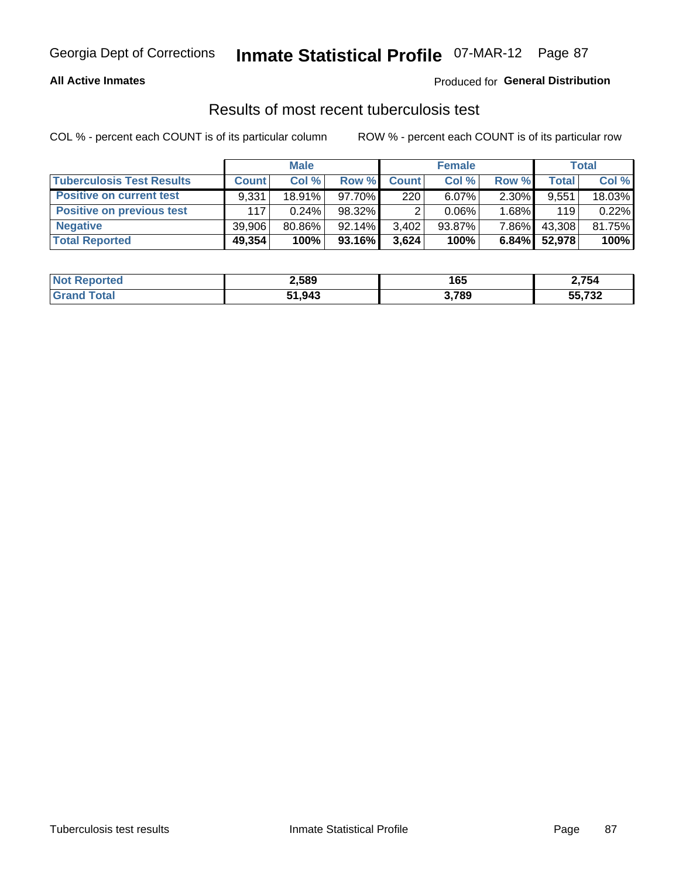Georgia Dept of Corrections **Inmate Statistical Profile** 07-MAR-12

**All Active Inmates**

Produced for **General Distribution**

## Results of most recent tuberculosis test

COL % - percent each COUNT is of its particular column ROW % - percent each COUNT is of its particular row

| | Male | | | Female | | | Total | |
|---|---|---|---|---|---|---|---|---|
| **Tuberculosis Test Results** | **Count** | **Col %** | **Row %** | **Count** | **Col %** | **Row %** | **Total** | **Col %** |
| **Positive on current test** | 9,331 | 18.91% | 97.70% | 220 | 6.07% | 2.30% | 9,551 | 18.03% |
| **Positive on previous test** | 117 | 0.24% | 98.32% | 2 | 0.06% | 1.68% | 119 | 0.22% |
| **Negative** | 39,906 | 80.86% | 92.14% | 3,402 | 93.87% | 7.86% | 43,308 | 81.75% |
| **Total Reported** | **49,354** | **100%** | **93.16%** | **3,624** | **100%** | **6.84%** | **52,978** | **100%** |

| | Male | Female | Total |
|---|---|---|---|
| **Not Reported** | **2,589** | **165** | **2,754** |
| **Grand Total** | **51,943** | **3,789** | **55,732** |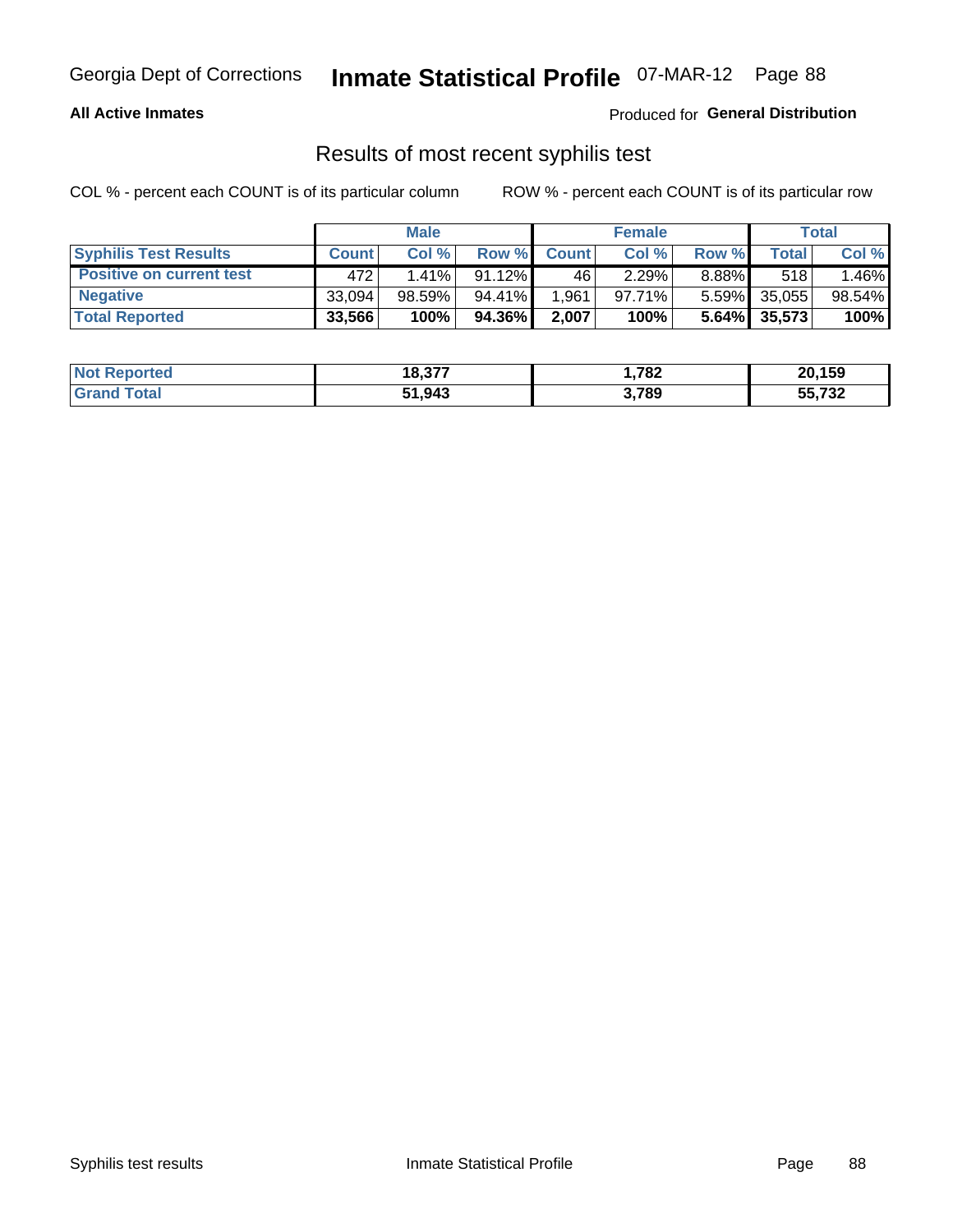Georgia Dept of Corrections **Inmate Statistical Profile** 07-MAR-12

**All Active Inmates**

Produced for **General Distribution**

## Results of most recent syphilis test

COL % - percent each COUNT is of its particular column

ROW % - percent each COUNT is of its particular row

| | Male | | | Female | | | Total | |
|---|---|---|---|---|---|---|---|---|
| **Syphilis Test Results** | **Count** | **Col %** | **Row %** | **Count** | **Col %** | **Row %** | **Total** | **Col %** |
| **Positive on current test** | 472 | 1.41% | 91.12% | 46 | 2.29% | 8.88% | 518 | 1.46% |
| **Negative** | 33,094 | 98.59% | 94.41% | 1,961 | 97.71% | 5.59% | 35,055 | 98.54% |
| **Total Reported** | **33,566** | **100%** | **94.36%** | **2,007** | **100%** | **5.64%** | **35,573** | **100%** |

| | Male | Female | Total |
|---|---|---|---|
| **Not Reported** | **18,377** | **1,782** | **20,159** |
| **Grand Total** | **51,943** | **3,789** | **55,732** |

Syphilis test results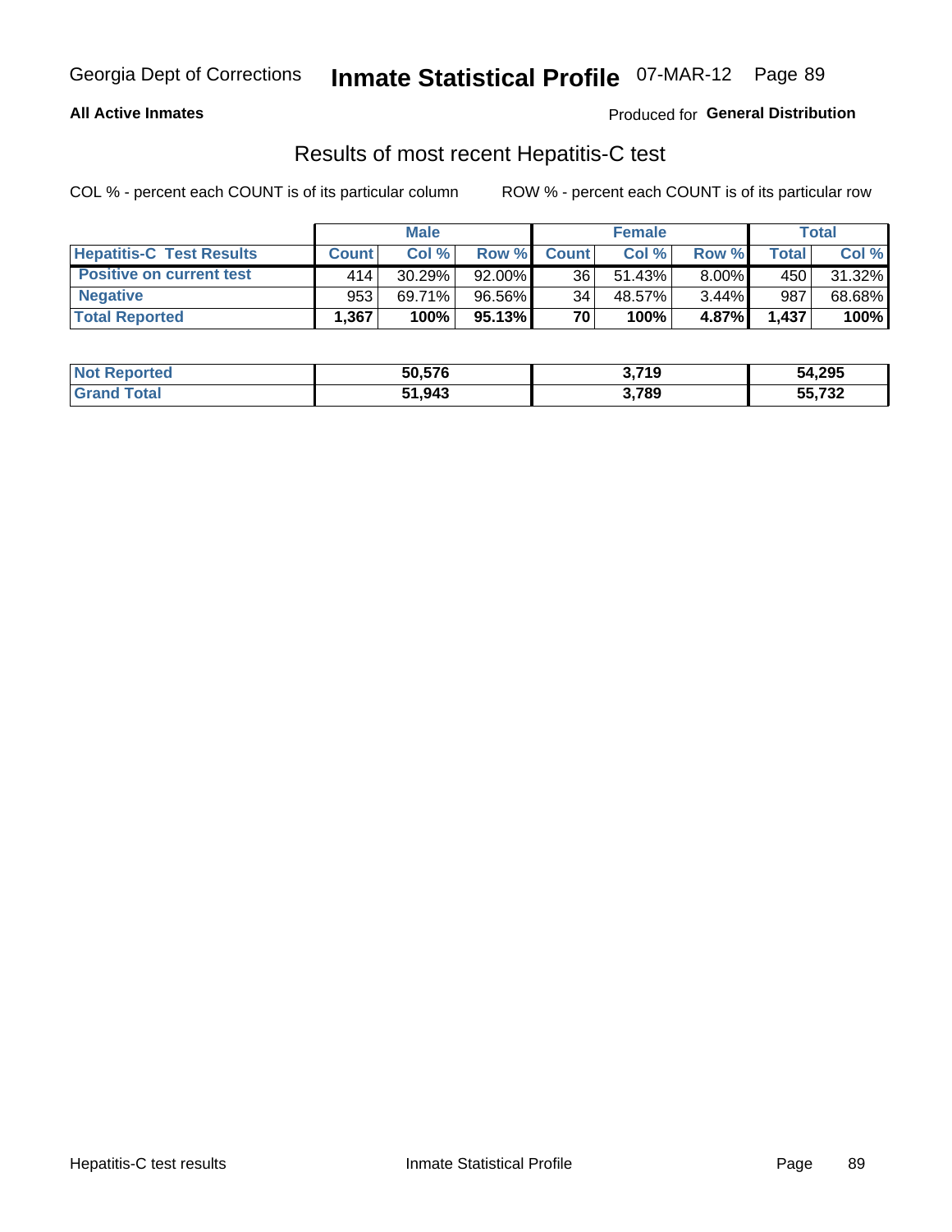Georgia Dept of Corrections **Inmate Statistical Profile** 07-MAR-12

**All Active Inmates**

Produced for **General Distribution**

## Results of most recent Hepatitis-C test

COL % - percent each COUNT is of its particular column

ROW % - percent each COUNT is of its particular row

| | Male | | | Female | | | Total | |
|---|---|---|---|---|---|---|---|---|
| **Hepatitis-C Test Results** | **Count** | **Col %** | **Row %** | **Count** | **Col %** | **Row %** | **Total** | **Col %** |
| **Positive on current test** | 414 | 30.29% | 92.00% | 36 | 51.43% | 8.00% | 450 | 31.32% |
| **Negative** | 953 | 69.71% | 96.56% | 34 | 48.57% | 3.44% | 987 | 68.68% |
| **Total Reported** | **1,367** | **100%** | **95.13%** | **70** | **100%** | **4.87%** | **1,437** | **100%** |

| | Male | Female | Total |
|---|---|---|---|
| **Not Reported** | **50,576** | **3,719** | **54,295** |
| **Grand Total** | **51,943** | **3,789** | **55,732** |